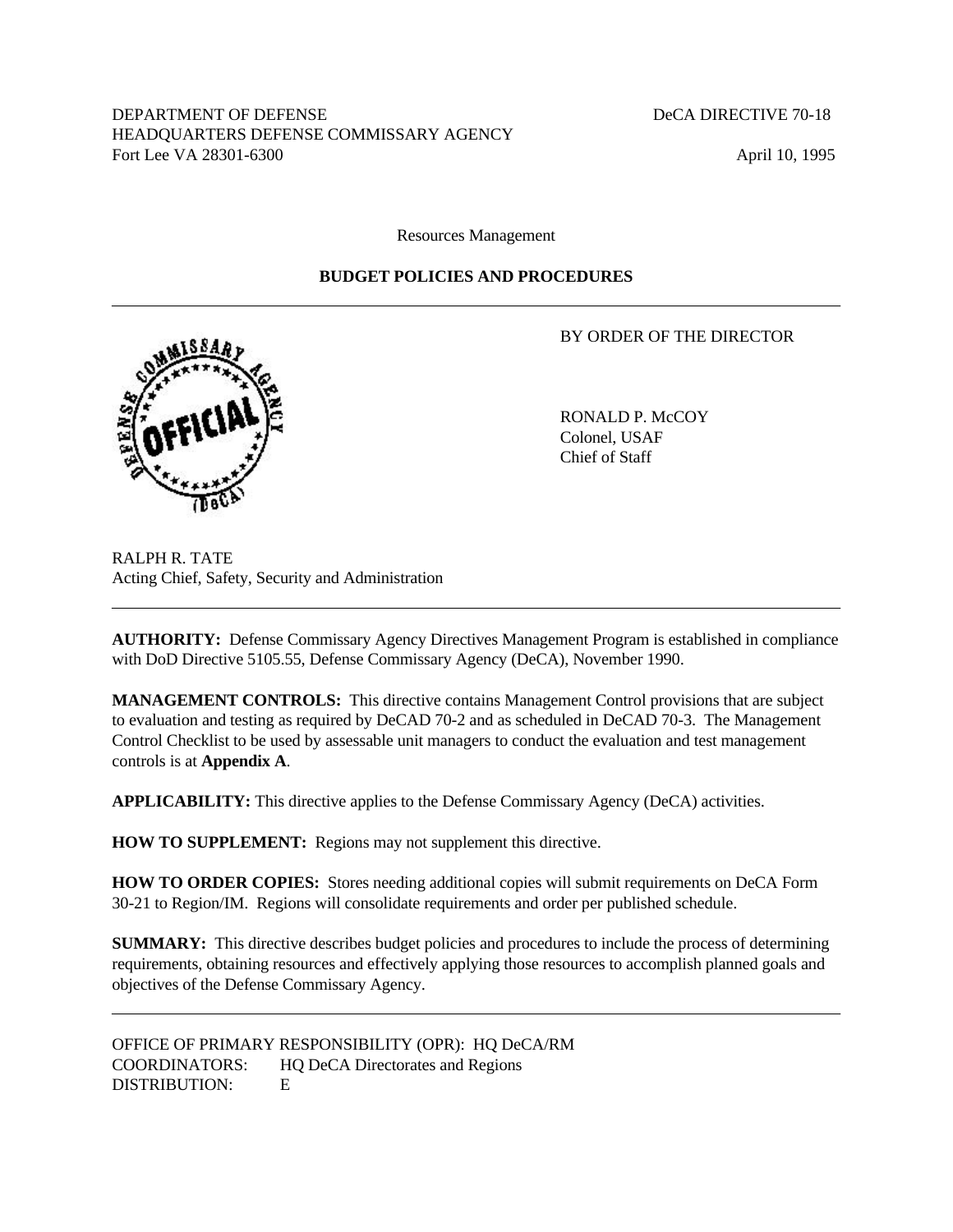DEPARTMENT OF DEFENSE
HEADQUARTERS DEFENSE COMMISSARY AGENCY
Fort Lee VA 28301-6300

DeCA DIRECTIVE 70-18

April 10, 1995

Resources Management

**BUDGET POLICIES AND PROCEDURES**

---

BY ORDER OF THE DIRECTOR

RONALD P. McCOY
Colonel, USAF
Chief of Staff

RALPH R. TATE
Acting Chief, Safety, Security and Administration

---

**AUTHORITY:** Defense Commissary Agency Directives Management Program is established in compliance with DoD Directive 5105.55, Defense Commissary Agency (DeCA), November 1990.

**MANAGEMENT CONTROLS:** This directive contains Management Control provisions that are subject to evaluation and testing as required by DeCAD 70-2 and as scheduled in DeCAD 70-3. The Management Control Checklist to be used by assessable unit managers to conduct the evaluation and test management controls is at **Appendix A**.

**APPLICABILITY:** This directive applies to the Defense Commissary Agency (DeCA) activities.

**HOW TO SUPPLEMENT:** Regions may not supplement this directive.

**HOW TO ORDER COPIES:** Stores needing additional copies will submit requirements on DeCA Form 30-21 to Region/IM. Regions will consolidate requirements and order per published schedule.

**SUMMARY:** This directive describes budget policies and procedures to include the process of determining requirements, obtaining resources and effectively applying those resources to accomplish planned goals and objectives of the Defense Commissary Agency.

---

OFFICE OF PRIMARY RESPONSIBILITY (OPR): HQ DeCA/RM
COORDINATORS: HQ DeCA Directorates and Regions
DISTRIBUTION: E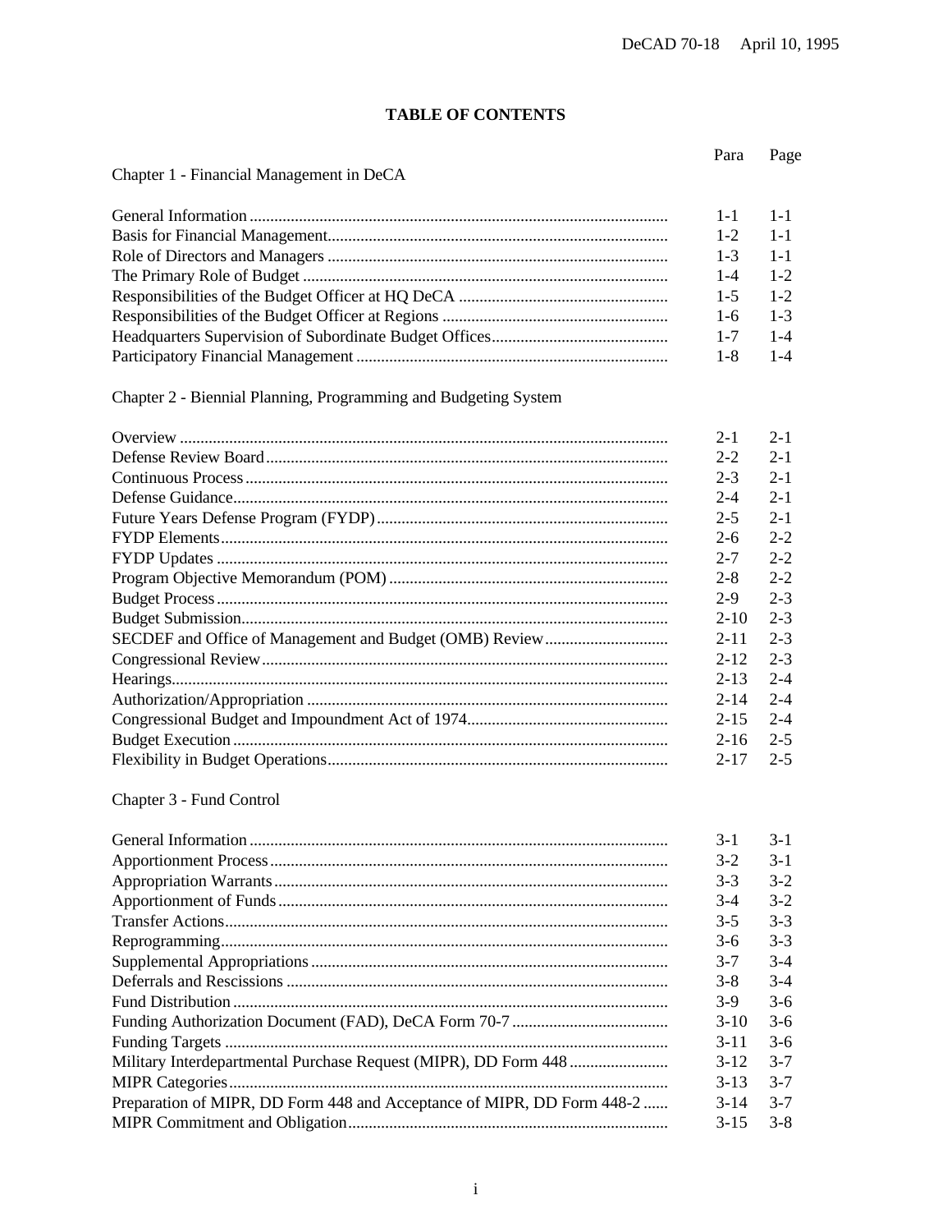# TABLE OF CONTENTS

| | Para | Page |
|---|---|---|
| **Chapter 1 - Financial Management in DeCA** | | |
| General Information | 1-1 | 1-1 |
| Basis for Financial Management | 1-2 | 1-1 |
| Role of Directors and Managers | 1-3 | 1-1 |
| The Primary Role of Budget | 1-4 | 1-2 |
| Responsibilities of the Budget Officer at HQ DeCA | 1-5 | 1-2 |
| Responsibilities of the Budget Officer at Regions | 1-6 | 1-3 |
| Headquarters Supervision of Subordinate Budget Offices | 1-7 | 1-4 |
| Participatory Financial Management | 1-8 | 1-4 |
| **Chapter 2 - Biennial Planning, Programming and Budgeting System** | | |
| Overview | 2-1 | 2-1 |
| Defense Review Board | 2-2 | 2-1 |
| Continuous Process | 2-3 | 2-1 |
| Defense Guidance | 2-4 | 2-1 |
| Future Years Defense Program (FYDP) | 2-5 | 2-1 |
| FYDP Elements | 2-6 | 2-2 |
| FYDP Updates | 2-7 | 2-2 |
| Program Objective Memorandum (POM) | 2-8 | 2-2 |
| Budget Process | 2-9 | 2-3 |
| Budget Submission | 2-10 | 2-3 |
| SECDEF and Office of Management and Budget (OMB) Review | 2-11 | 2-3 |
| Congressional Review | 2-12 | 2-3 |
| Hearings | 2-13 | 2-4 |
| Authorization/Appropriation | 2-14 | 2-4 |
| Congressional Budget and Impoundment Act of 1974 | 2-15 | 2-4 |
| Budget Execution | 2-16 | 2-5 |
| Flexibility in Budget Operations | 2-17 | 2-5 |
| **Chapter 3 - Fund Control** | | |
| General Information | 3-1 | 3-1 |
| Apportionment Process | 3-2 | 3-1 |
| Appropriation Warrants | 3-3 | 3-2 |
| Apportionment of Funds | 3-4 | 3-2 |
| Transfer Actions | 3-5 | 3-3 |
| Reprogramming | 3-6 | 3-3 |
| Supplemental Appropriations | 3-7 | 3-4 |
| Deferrals and Rescissions | 3-8 | 3-4 |
| Fund Distribution | 3-9 | 3-6 |
| Funding Authorization Document (FAD), DeCA Form 70-7 | 3-10 | 3-6 |
| Funding Targets | 3-11 | 3-6 |
| Military Interdepartmental Purchase Request (MIPR), DD Form 448 | 3-12 | 3-7 |
| MIPR Categories | 3-13 | 3-7 |
| Preparation of MIPR, DD Form 448 and Acceptance of MIPR, DD Form 448-2 | 3-14 | 3-7 |
| MIPR Commitment and Obligation | 3-15 | 3-8 |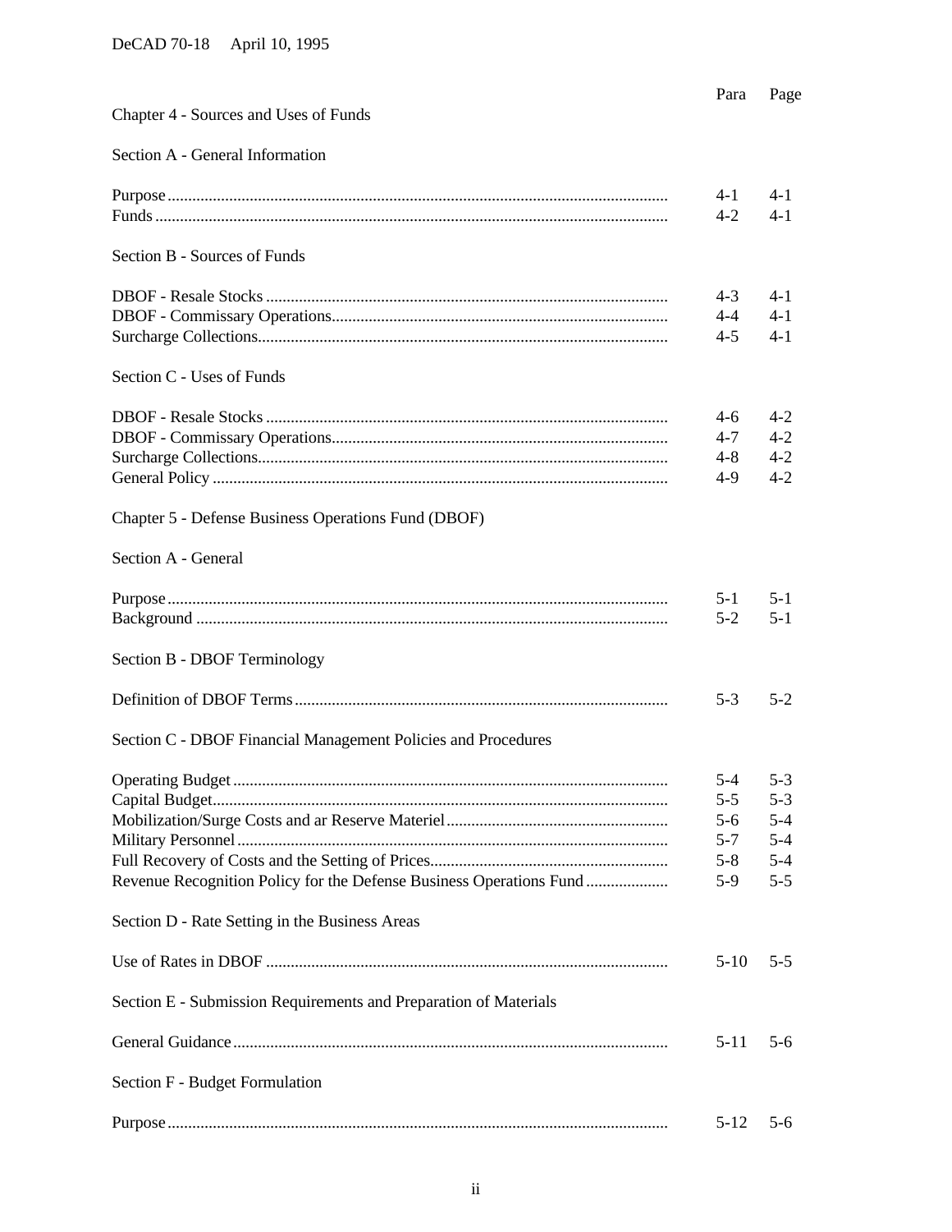| | Para | Page |
|---|---|---|
| **Chapter 4 - Sources and Uses of Funds** | | |
| **Section A - General Information** | | |
| Purpose | 4-1 | 4-1 |
| Funds | 4-2 | 4-1 |
| **Section B - Sources of Funds** | | |
| DBOF - Resale Stocks | 4-3 | 4-1 |
| DBOF - Commissary Operations | 4-4 | 4-1 |
| Surcharge Collections | 4-5 | 4-1 |
| **Section C - Uses of Funds** | | |
| DBOF - Resale Stocks | 4-6 | 4-2 |
| DBOF - Commissary Operations | 4-7 | 4-2 |
| Surcharge Collections | 4-8 | 4-2 |
| General Policy | 4-9 | 4-2 |
| **Chapter 5 - Defense Business Operations Fund (DBOF)** | | |
| **Section A - General** | | |
| Purpose | 5-1 | 5-1 |
| Background | 5-2 | 5-1 |
| **Section B - DBOF Terminology** | | |
| Definition of DBOF Terms | 5-3 | 5-2 |
| **Section C - DBOF Financial Management Policies and Procedures** | | |
| Operating Budget | 5-4 | 5-3 |
| Capital Budget | 5-5 | 5-3 |
| Mobilization/Surge Costs and ar Reserve Materiel | 5-6 | 5-4 |
| Military Personnel | 5-7 | 5-4 |
| Full Recovery of Costs and the Setting of Prices | 5-8 | 5-4 |
| Revenue Recognition Policy for the Defense Business Operations Fund | 5-9 | 5-5 |
| **Section D - Rate Setting in the Business Areas** | | |
| Use of Rates in DBOF | 5-10 | 5-5 |
| **Section E - Submission Requirements and Preparation of Materials** | | |
| General Guidance | 5-11 | 5-6 |
| **Section F - Budget Formulation** | | |
| Purpose | 5-12 | 5-6 |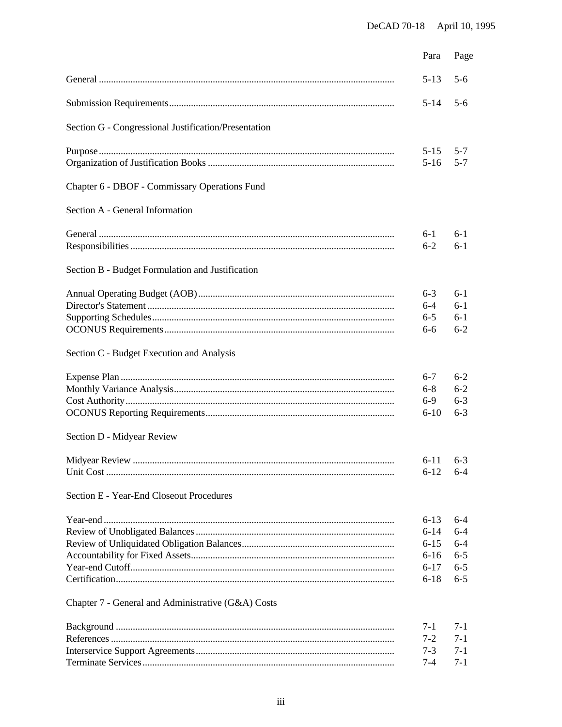| | Para | Page |
|---|---|---|
| General | 5-13 | 5-6 |
| Submission Requirements | 5-14 | 5-6 |
| **Section G - Congressional Justification/Presentation** | | |
| Purpose | 5-15 | 5-7 |
| Organization of Justification Books | 5-16 | 5-7 |
| **Chapter 6 - DBOF - Commissary Operations Fund** | | |
| **Section A - General Information** | | |
| General | 6-1 | 6-1 |
| Responsibilities | 6-2 | 6-1 |
| **Section B - Budget Formulation and Justification** | | |
| Annual Operating Budget (AOB) | 6-3 | 6-1 |
| Director's Statement | 6-4 | 6-1 |
| Supporting Schedules | 6-5 | 6-1 |
| OCONUS Requirements | 6-6 | 6-2 |
| **Section C - Budget Execution and Analysis** | | |
| Expense Plan | 6-7 | 6-2 |
| Monthly Variance Analysis | 6-8 | 6-2 |
| Cost Authority | 6-9 | 6-3 |
| OCONUS Reporting Requirements | 6-10 | 6-3 |
| **Section D - Midyear Review** | | |
| Midyear Review | 6-11 | 6-3 |
| Unit Cost | 6-12 | 6-4 |
| **Section E - Year-End Closeout Procedures** | | |
| Year-end | 6-13 | 6-4 |
| Review of Unobligated Balances | 6-14 | 6-4 |
| Review of Unliquidated Obligation Balances | 6-15 | 6-4 |
| Accountability for Fixed Assets | 6-16 | 6-5 |
| Year-end Cutoff | 6-17 | 6-5 |
| Certification | 6-18 | 6-5 |
| **Chapter 7 - General and Administrative (G&A) Costs** | | |
| Background | 7-1 | 7-1 |
| References | 7-2 | 7-1 |
| Interservice Support Agreements | 7-3 | 7-1 |
| Terminate Services | 7-4 | 7-1 |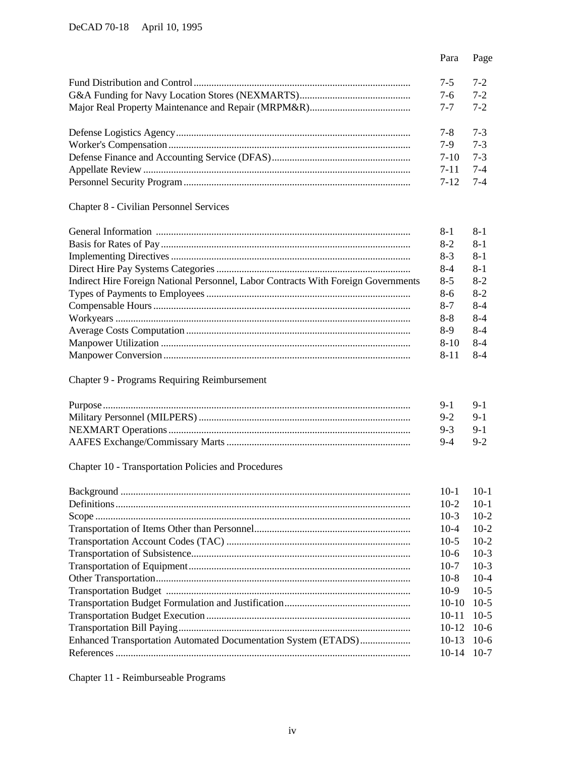| | Para | Page |
|---|---|---|
| Fund Distribution and Control | 7-5 | 7-2 |
| G&A Funding for Navy Location Stores (NEXMARTS) | 7-6 | 7-2 |
| Major Real Property Maintenance and Repair (MRPM&R) | 7-7 | 7-2 |
| Defense Logistics Agency | 7-8 | 7-3 |
| Worker's Compensation | 7-9 | 7-3 |
| Defense Finance and Accounting Service (DFAS) | 7-10 | 7-3 |
| Appellate Review | 7-11 | 7-4 |
| Personnel Security Program | 7-12 | 7-4 |

Chapter 8 - Civilian Personnel Services

| | | |
|---|---|---|
| General Information | 8-1 | 8-1 |
| Basis for Rates of Pay | 8-2 | 8-1 |
| Implementing Directives | 8-3 | 8-1 |
| Direct Hire Pay Systems Categories | 8-4 | 8-1 |
| Indirect Hire Foreign National Personnel, Labor Contracts With Foreign Governments | 8-5 | 8-2 |
| Types of Payments to Employees | 8-6 | 8-2 |
| Compensable Hours | 8-7 | 8-4 |
| Workyears | 8-8 | 8-4 |
| Average Costs Computation | 8-9 | 8-4 |
| Manpower Utilization | 8-10 | 8-4 |
| Manpower Conversion | 8-11 | 8-4 |

Chapter 9 - Programs Requiring Reimbursement

| | | |
|---|---|---|
| Purpose | 9-1 | 9-1 |
| Military Personnel (MILPERS) | 9-2 | 9-1 |
| NEXMART Operations | 9-3 | 9-1 |
| AAFES Exchange/Commissary Marts | 9-4 | 9-2 |

Chapter 10 - Transportation Policies and Procedures

| | | |
|---|---|---|
| Background | 10-1 | 10-1 |
| Definitions | 10-2 | 10-1 |
| Scope | 10-3 | 10-2 |
| Transportation of Items Other than Personnel | 10-4 | 10-2 |
| Transportation Account Codes (TAC) | 10-5 | 10-2 |
| Transportation of Subsistence | 10-6 | 10-3 |
| Transportation of Equipment | 10-7 | 10-3 |
| Other Transportation | 10-8 | 10-4 |
| Transportation Budget | 10-9 | 10-5 |
| Transportation Budget Formulation and Justification | 10-10 | 10-5 |
| Transportation Budget Execution | 10-11 | 10-5 |
| Transportation Bill Paying | 10-12 | 10-6 |
| Enhanced Transportation Automated Documentation System (ETADS) | 10-13 | 10-6 |
| References | 10-14 | 10-7 |

Chapter 11 - Reimburseable Programs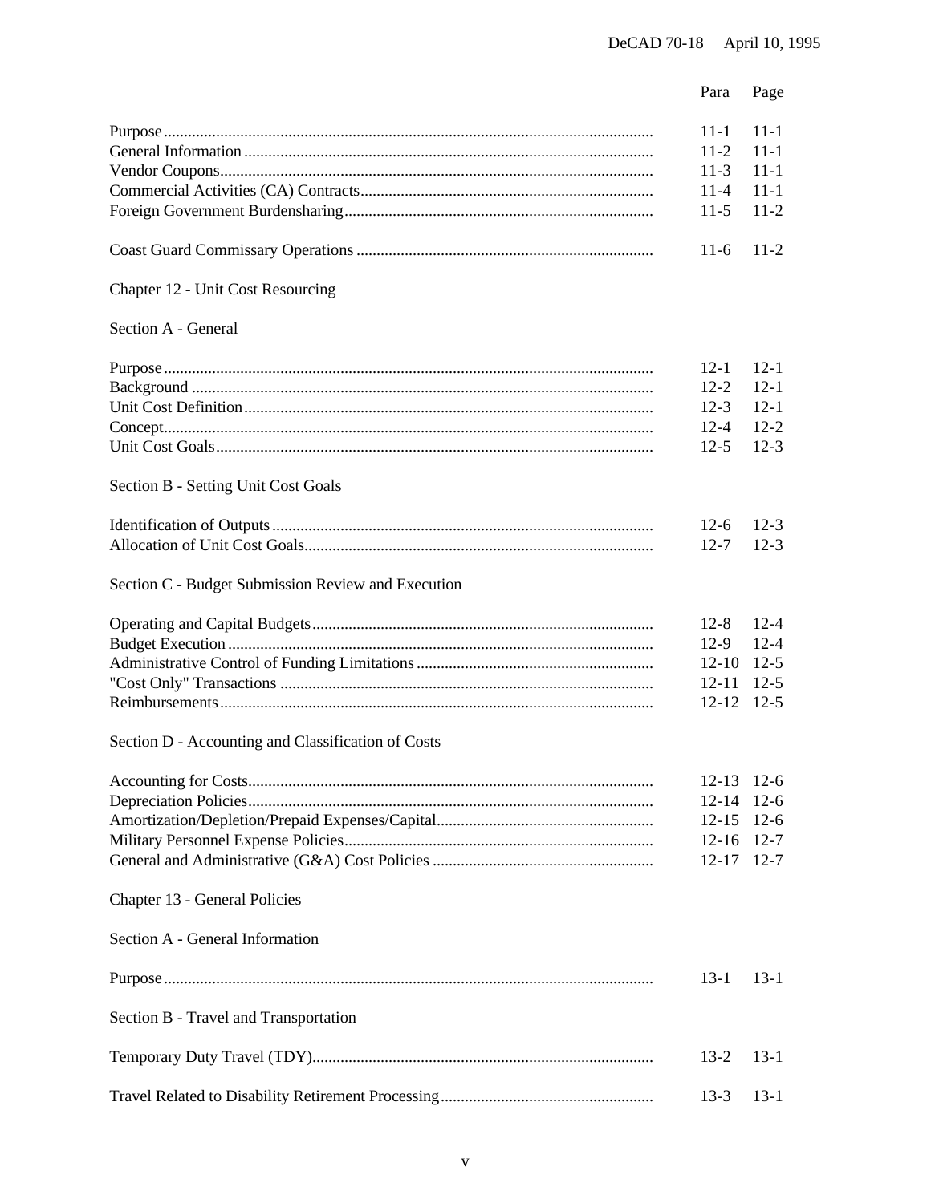| | Para | Page |
|---|---|---|
| Purpose | 11-1 | 11-1 |
| General Information | 11-2 | 11-1 |
| Vendor Coupons | 11-3 | 11-1 |
| Commercial Activities (CA) Contracts | 11-4 | 11-1 |
| Foreign Government Burdensharing | 11-5 | 11-2 |
| Coast Guard Commissary Operations | 11-6 | 11-2 |

Chapter 12 - Unit Cost Resourcing

Section A - General

| | | |
|---|---|---|
| Purpose | 12-1 | 12-1 |
| Background | 12-2 | 12-1 |
| Unit Cost Definition | 12-3 | 12-1 |
| Concept | 12-4 | 12-2 |
| Unit Cost Goals | 12-5 | 12-3 |

Section B - Setting Unit Cost Goals

| | | |
|---|---|---|
| Identification of Outputs | 12-6 | 12-3 |
| Allocation of Unit Cost Goals | 12-7 | 12-3 |

Section C - Budget Submission Review and Execution

| | | |
|---|---|---|
| Operating and Capital Budgets | 12-8 | 12-4 |
| Budget Execution | 12-9 | 12-4 |
| Administrative Control of Funding Limitations | 12-10 | 12-5 |
| "Cost Only" Transactions | 12-11 | 12-5 |
| Reimbursements | 12-12 | 12-5 |

Section D - Accounting and Classification of Costs

| | | |
|---|---|---|
| Accounting for Costs | 12-13 | 12-6 |
| Depreciation Policies | 12-14 | 12-6 |
| Amortization/Depletion/Prepaid Expenses/Capital | 12-15 | 12-6 |
| Military Personnel Expense Policies | 12-16 | 12-7 |
| General and Administrative (G&A) Cost Policies | 12-17 | 12-7 |

Chapter 13 - General Policies

Section A - General Information

| | | |
|---|---|---|
| Purpose | 13-1 | 13-1 |

Section B - Travel and Transportation

| | | |
|---|---|---|
| Temporary Duty Travel (TDY) | 13-2 | 13-1 |
| Travel Related to Disability Retirement Processing | 13-3 | 13-1 |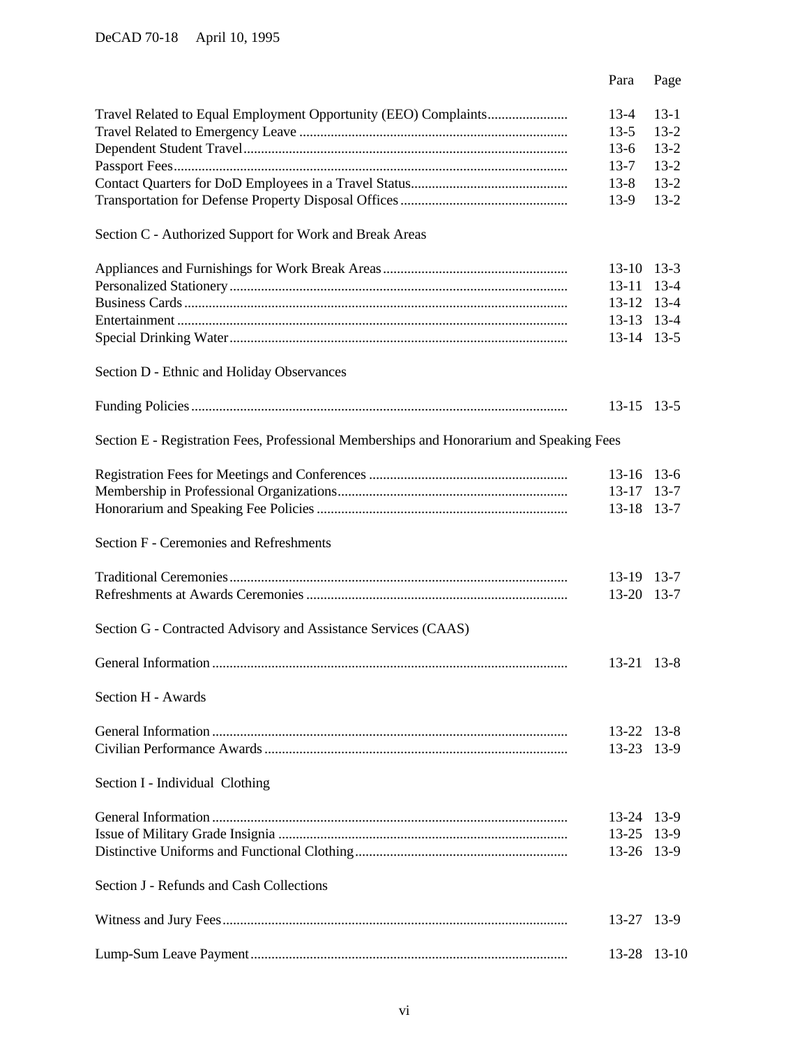| | Para | Page |
|---|---|---|
| Travel Related to Equal Employment Opportunity (EEO) Complaints | 13-4 | 13-1 |
| Travel Related to Emergency Leave | 13-5 | 13-2 |
| Dependent Student Travel | 13-6 | 13-2 |
| Passport Fees | 13-7 | 13-2 |
| Contact Quarters for DoD Employees in a Travel Status | 13-8 | 13-2 |
| Transportation for Defense Property Disposal Offices | 13-9 | 13-2 |
| **Section C - Authorized Support for Work and Break Areas** | | |
| Appliances and Furnishings for Work Break Areas | 13-10 | 13-3 |
| Personalized Stationery | 13-11 | 13-4 |
| Business Cards | 13-12 | 13-4 |
| Entertainment | 13-13 | 13-4 |
| Special Drinking Water | 13-14 | 13-5 |
| **Section D - Ethnic and Holiday Observances** | | |
| Funding Policies | 13-15 | 13-5 |
| **Section E - Registration Fees, Professional Memberships and Honorarium and Speaking Fees** | | |
| Registration Fees for Meetings and Conferences | 13-16 | 13-6 |
| Membership in Professional Organizations | 13-17 | 13-7 |
| Honorarium and Speaking Fee Policies | 13-18 | 13-7 |
| **Section F - Ceremonies and Refreshments** | | |
| Traditional Ceremonies | 13-19 | 13-7 |
| Refreshments at Awards Ceremonies | 13-20 | 13-7 |
| **Section G - Contracted Advisory and Assistance Services (CAAS)** | | |
| General Information | 13-21 | 13-8 |
| **Section H - Awards** | | |
| General Information | 13-22 | 13-8 |
| Civilian Performance Awards | 13-23 | 13-9 |
| **Section I - Individual Clothing** | | |
| General Information | 13-24 | 13-9 |
| Issue of Military Grade Insignia | 13-25 | 13-9 |
| Distinctive Uniforms and Functional Clothing | 13-26 | 13-9 |
| **Section J - Refunds and Cash Collections** | | |
| Witness and Jury Fees | 13-27 | 13-9 |
| Lump-Sum Leave Payment | 13-28 | 13-10 |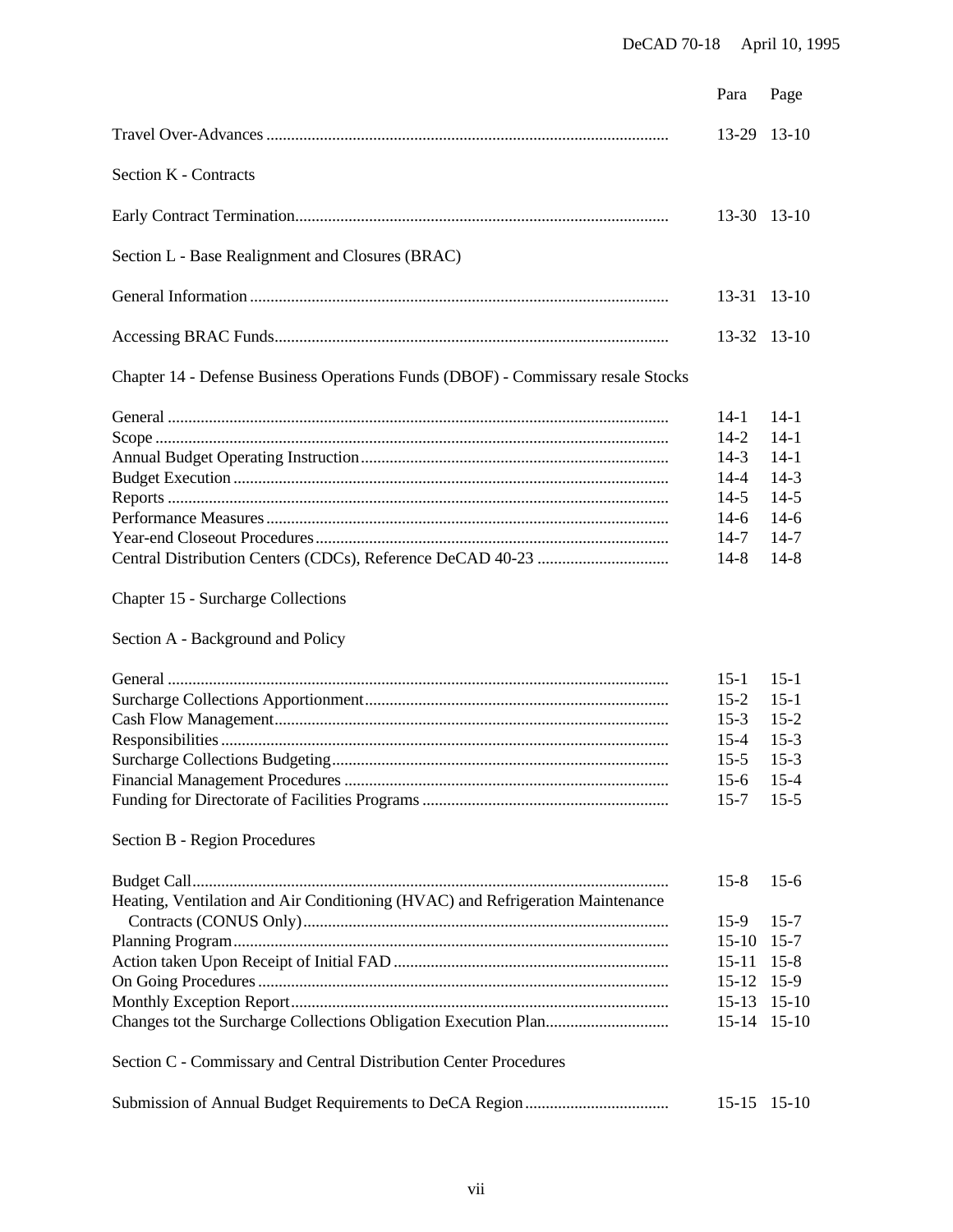| | Para | Page |
|---|---|---|
| Travel Over-Advances | 13-29 | 13-10 |
| Section K - Contracts | | |
| Early Contract Termination | 13-30 | 13-10 |
| Section L - Base Realignment and Closures (BRAC) | | |
| General Information | 13-31 | 13-10 |
| Accessing BRAC Funds | 13-32 | 13-10 |
| Chapter 14 - Defense Business Operations Funds (DBOF) - Commissary resale Stocks | | |
| General | 14-1 | 14-1 |
| Scope | 14-2 | 14-1 |
| Annual Budget Operating Instruction | 14-3 | 14-1 |
| Budget Execution | 14-4 | 14-3 |
| Reports | 14-5 | 14-5 |
| Performance Measures | 14-6 | 14-6 |
| Year-end Closeout Procedures | 14-7 | 14-7 |
| Central Distribution Centers (CDCs), Reference DeCAD 40-23 | 14-8 | 14-8 |
| Chapter 15 - Surcharge Collections | | |
| Section A - Background and Policy | | |
| General | 15-1 | 15-1 |
| Surcharge Collections Apportionment | 15-2 | 15-1 |
| Cash Flow Management | 15-3 | 15-2 |
| Responsibilities | 15-4 | 15-3 |
| Surcharge Collections Budgeting | 15-5 | 15-3 |
| Financial Management Procedures | 15-6 | 15-4 |
| Funding for Directorate of Facilities Programs | 15-7 | 15-5 |
| Section B - Region Procedures | | |
| Budget Call | 15-8 | 15-6 |
| Heating, Ventilation and Air Conditioning (HVAC) and Refrigeration Maintenance Contracts (CONUS Only) | 15-9 | 15-7 |
| Planning Program | 15-10 | 15-7 |
| Action taken Upon Receipt of Initial FAD | 15-11 | 15-8 |
| On Going Procedures | 15-12 | 15-9 |
| Monthly Exception Report | 15-13 | 15-10 |
| Changes tot the Surcharge Collections Obligation Execution Plan | 15-14 | 15-10 |
| Section C - Commissary and Central Distribution Center Procedures | | |
| Submission of Annual Budget Requirements to DeCA Region | 15-15 | 15-10 |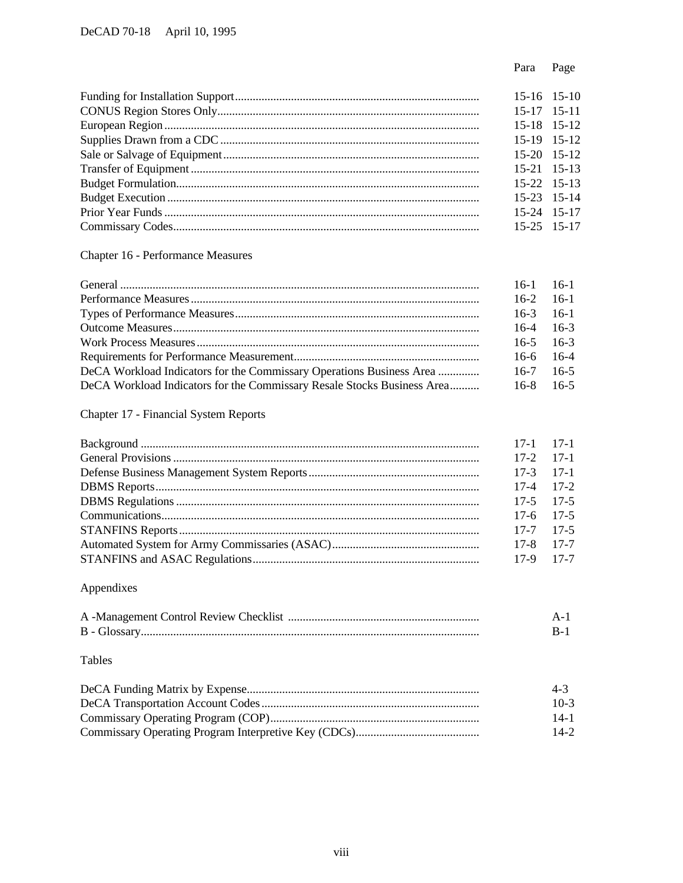| | Para | Page |
|---|---|---|
| Funding for Installation Support | 15-16 | 15-10 |
| CONUS Region Stores Only | 15-17 | 15-11 |
| European Region | 15-18 | 15-12 |
| Supplies Drawn from a CDC | 15-19 | 15-12 |
| Sale or Salvage of Equipment | 15-20 | 15-12 |
| Transfer of Equipment | 15-21 | 15-13 |
| Budget Formulation | 15-22 | 15-13 |
| Budget Execution | 15-23 | 15-14 |
| Prior Year Funds | 15-24 | 15-17 |
| Commissary Codes | 15-25 | 15-17 |

Chapter 16 - Performance Measures

| | Para | Page |
|---|---|---|
| General | 16-1 | 16-1 |
| Performance Measures | 16-2 | 16-1 |
| Types of Performance Measures | 16-3 | 16-1 |
| Outcome Measures | 16-4 | 16-3 |
| Work Process Measures | 16-5 | 16-3 |
| Requirements for Performance Measurement | 16-6 | 16-4 |
| DeCA Workload Indicators for the Commissary Operations Business Area | 16-7 | 16-5 |
| DeCA Workload Indicators for the Commissary Resale Stocks Business Area | 16-8 | 16-5 |

Chapter 17 - Financial System Reports

| | Para | Page |
|---|---|---|
| Background | 17-1 | 17-1 |
| General Provisions | 17-2 | 17-1 |
| Defense Business Management System Reports | 17-3 | 17-1 |
| DBMS Reports | 17-4 | 17-2 |
| DBMS Regulations | 17-5 | 17-5 |
| Communications | 17-6 | 17-5 |
| STANFINS Reports | 17-7 | 17-5 |
| Automated System for Army Commissaries (ASAC) | 17-8 | 17-7 |
| STANFINS and ASAC Regulations | 17-9 | 17-7 |

Appendixes

| | Page |
|---|---|
| A -Management Control Review Checklist | A-1 |
| B - Glossary | B-1 |

Tables

| | Page |
|---|---|
| DeCA Funding Matrix by Expense | 4-3 |
| DeCA Transportation Account Codes | 10-3 |
| Commissary Operating Program (COP) | 14-1 |
| Commissary Operating Program Interpretive Key (CDCs) | 14-2 |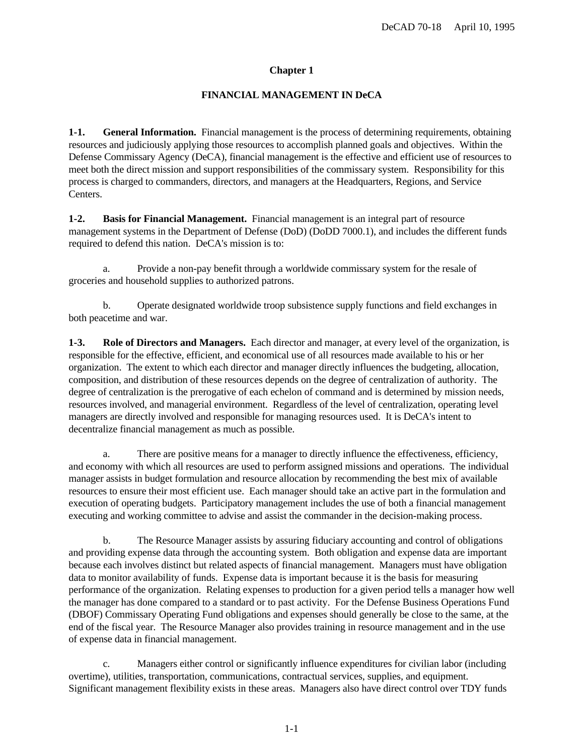# Chapter 1

## FINANCIAL MANAGEMENT IN DeCA

**1-1. General Information.** Financial management is the process of determining requirements, obtaining resources and judiciously applying those resources to accomplish planned goals and objectives. Within the Defense Commissary Agency (DeCA), financial management is the effective and efficient use of resources to meet both the direct mission and support responsibilities of the commissary system. Responsibility for this process is charged to commanders, directors, and managers at the Headquarters, Regions, and Service Centers.

**1-2. Basis for Financial Management.** Financial management is an integral part of resource management systems in the Department of Defense (DoD) (DoDD 7000.1), and includes the different funds required to defend this nation. DeCA's mission is to:

a. Provide a non-pay benefit through a worldwide commissary system for the resale of groceries and household supplies to authorized patrons.

b. Operate designated worldwide troop subsistence supply functions and field exchanges in both peacetime and war.

**1-3. Role of Directors and Managers.** Each director and manager, at every level of the organization, is responsible for the effective, efficient, and economical use of all resources made available to his or her organization. The extent to which each director and manager directly influences the budgeting, allocation, composition, and distribution of these resources depends on the degree of centralization of authority. The degree of centralization is the prerogative of each echelon of command and is determined by mission needs, resources involved, and managerial environment. Regardless of the level of centralization, operating level managers are directly involved and responsible for managing resources used. It is DeCA's intent to decentralize financial management as much as possible.

a. There are positive means for a manager to directly influence the effectiveness, efficiency, and economy with which all resources are used to perform assigned missions and operations. The individual manager assists in budget formulation and resource allocation by recommending the best mix of available resources to ensure their most efficient use. Each manager should take an active part in the formulation and execution of operating budgets. Participatory management includes the use of both a financial management executing and working committee to advise and assist the commander in the decision-making process.

b. The Resource Manager assists by assuring fiduciary accounting and control of obligations and providing expense data through the accounting system. Both obligation and expense data are important because each involves distinct but related aspects of financial management. Managers must have obligation data to monitor availability of funds. Expense data is important because it is the basis for measuring performance of the organization. Relating expenses to production for a given period tells a manager how well the manager has done compared to a standard or to past activity. For the Defense Business Operations Fund (DBOF) Commissary Operating Fund obligations and expenses should generally be close to the same, at the end of the fiscal year. The Resource Manager also provides training in resource management and in the use of expense data in financial management.

c. Managers either control or significantly influence expenditures for civilian labor (including overtime), utilities, transportation, communications, contractual services, supplies, and equipment. Significant management flexibility exists in these areas. Managers also have direct control over TDY funds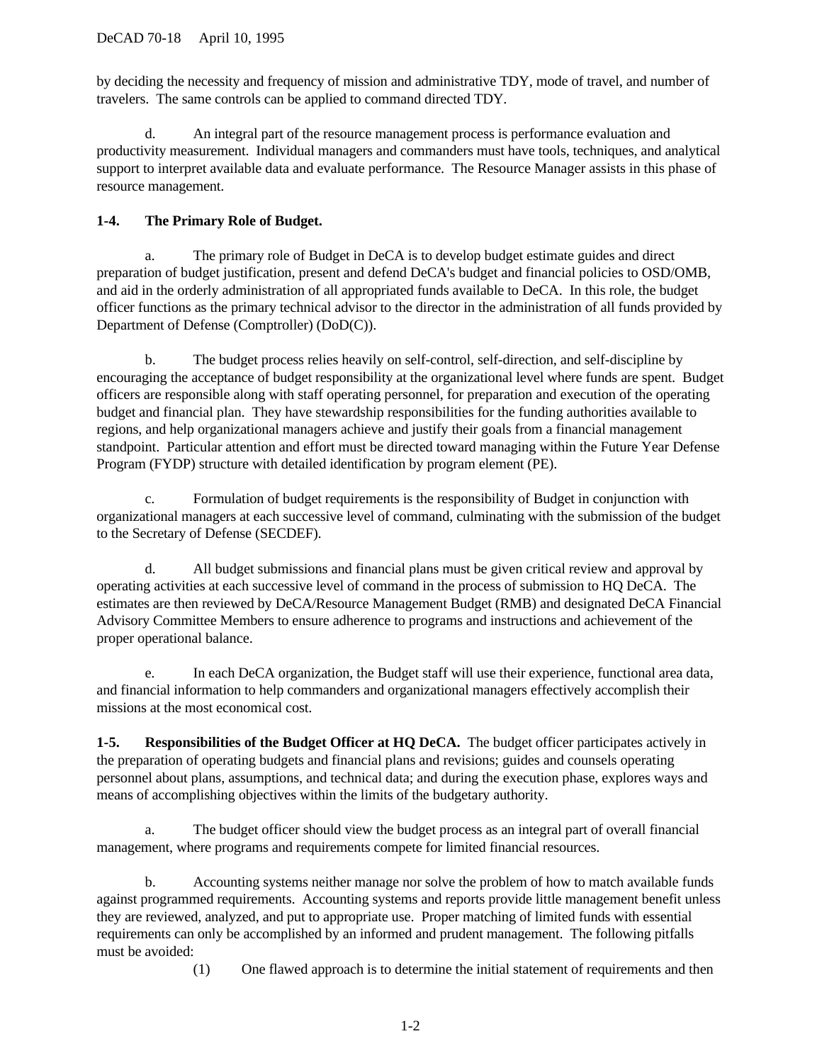by deciding the necessity and frequency of mission and administrative TDY, mode of travel, and number of travelers. The same controls can be applied to command directed TDY.

d. An integral part of the resource management process is performance evaluation and productivity measurement. Individual managers and commanders must have tools, techniques, and analytical support to interpret available data and evaluate performance. The Resource Manager assists in this phase of resource management.

**1-4. The Primary Role of Budget.**

a. The primary role of Budget in DeCA is to develop budget estimate guides and direct preparation of budget justification, present and defend DeCA's budget and financial policies to OSD/OMB, and aid in the orderly administration of all appropriated funds available to DeCA. In this role, the budget officer functions as the primary technical advisor to the director in the administration of all funds provided by Department of Defense (Comptroller) (DoD(C)).

b. The budget process relies heavily on self-control, self-direction, and self-discipline by encouraging the acceptance of budget responsibility at the organizational level where funds are spent. Budget officers are responsible along with staff operating personnel, for preparation and execution of the operating budget and financial plan. They have stewardship responsibilities for the funding authorities available to regions, and help organizational managers achieve and justify their goals from a financial management standpoint. Particular attention and effort must be directed toward managing within the Future Year Defense Program (FYDP) structure with detailed identification by program element (PE).

c. Formulation of budget requirements is the responsibility of Budget in conjunction with organizational managers at each successive level of command, culminating with the submission of the budget to the Secretary of Defense (SECDEF).

d. All budget submissions and financial plans must be given critical review and approval by operating activities at each successive level of command in the process of submission to HQ DeCA. The estimates are then reviewed by DeCA/Resource Management Budget (RMB) and designated DeCA Financial Advisory Committee Members to ensure adherence to programs and instructions and achievement of the proper operational balance.

e. In each DeCA organization, the Budget staff will use their experience, functional area data, and financial information to help commanders and organizational managers effectively accomplish their missions at the most economical cost.

**1-5. Responsibilities of the Budget Officer at HQ DeCA.** The budget officer participates actively in the preparation of operating budgets and financial plans and revisions; guides and counsels operating personnel about plans, assumptions, and technical data; and during the execution phase, explores ways and means of accomplishing objectives within the limits of the budgetary authority.

a. The budget officer should view the budget process as an integral part of overall financial management, where programs and requirements compete for limited financial resources.

b. Accounting systems neither manage nor solve the problem of how to match available funds against programmed requirements. Accounting systems and reports provide little management benefit unless they are reviewed, analyzed, and put to appropriate use. Proper matching of limited funds with essential requirements can only be accomplished by an informed and prudent management. The following pitfalls must be avoided:

(1) One flawed approach is to determine the initial statement of requirements and then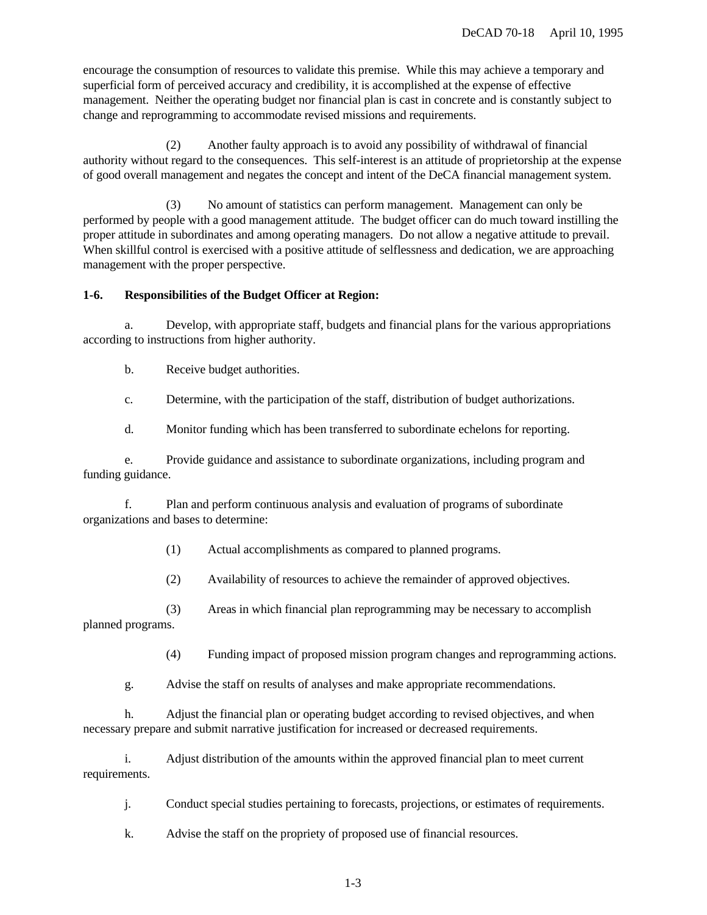encourage the consumption of resources to validate this premise. While this may achieve a temporary and superficial form of perceived accuracy and credibility, it is accomplished at the expense of effective management. Neither the operating budget nor financial plan is cast in concrete and is constantly subject to change and reprogramming to accommodate revised missions and requirements.

(2) Another faulty approach is to avoid any possibility of withdrawal of financial authority without regard to the consequences. This self-interest is an attitude of proprietorship at the expense of good overall management and negates the concept and intent of the DeCA financial management system.

(3) No amount of statistics can perform management. Management can only be performed by people with a good management attitude. The budget officer can do much toward instilling the proper attitude in subordinates and among operating managers. Do not allow a negative attitude to prevail. When skillful control is exercised with a positive attitude of selflessness and dedication, we are approaching management with the proper perspective.

**1-6. Responsibilities of the Budget Officer at Region:**

a. Develop, with appropriate staff, budgets and financial plans for the various appropriations according to instructions from higher authority.

b. Receive budget authorities.

c. Determine, with the participation of the staff, distribution of budget authorizations.

d. Monitor funding which has been transferred to subordinate echelons for reporting.

e. Provide guidance and assistance to subordinate organizations, including program and funding guidance.

f. Plan and perform continuous analysis and evaluation of programs of subordinate organizations and bases to determine:

(1) Actual accomplishments as compared to planned programs.

(2) Availability of resources to achieve the remainder of approved objectives.

(3) Areas in which financial plan reprogramming may be necessary to accomplish planned programs.

(4) Funding impact of proposed mission program changes and reprogramming actions.

g. Advise the staff on results of analyses and make appropriate recommendations.

h. Adjust the financial plan or operating budget according to revised objectives, and when necessary prepare and submit narrative justification for increased or decreased requirements.

i. Adjust distribution of the amounts within the approved financial plan to meet current requirements.

j. Conduct special studies pertaining to forecasts, projections, or estimates of requirements.

k. Advise the staff on the propriety of proposed use of financial resources.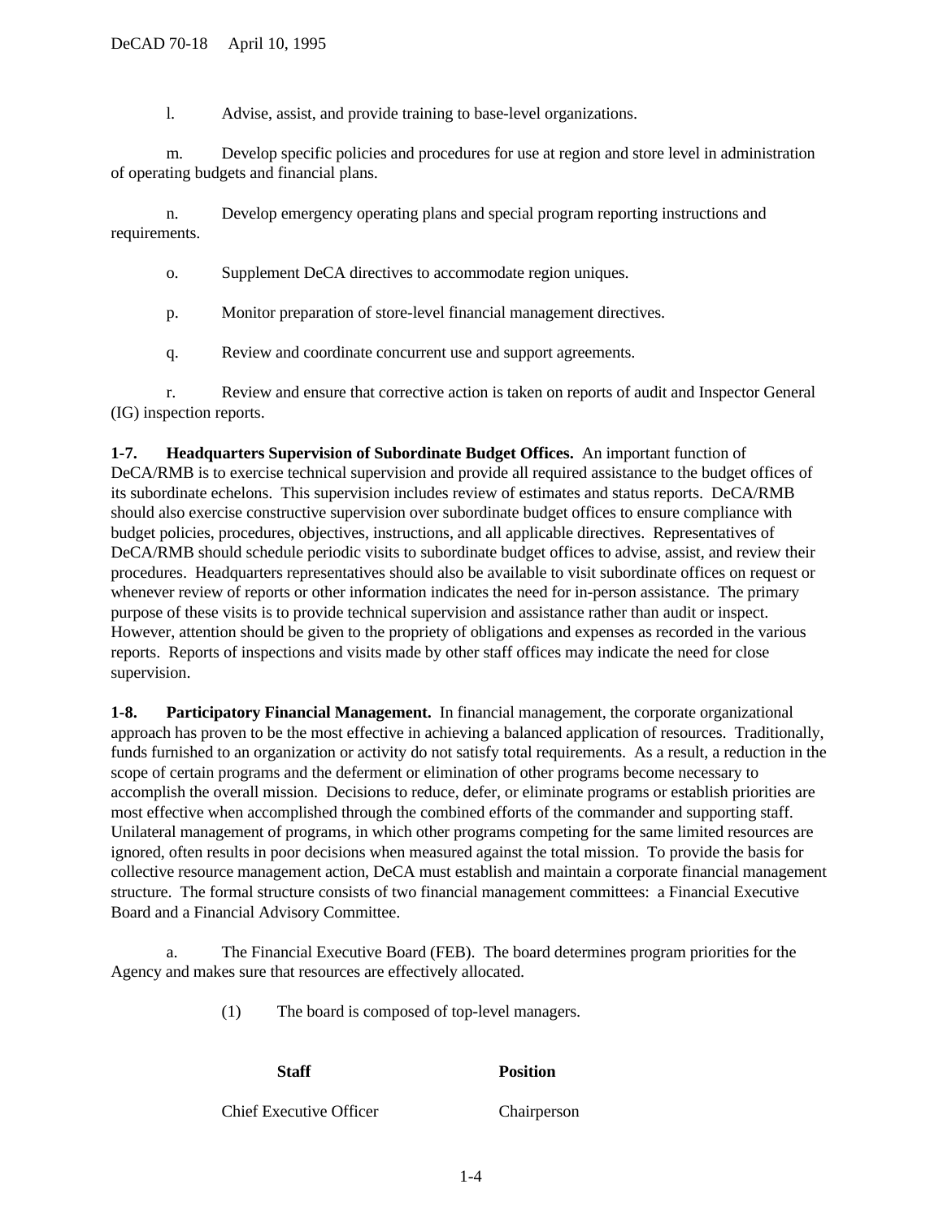l. Advise, assist, and provide training to base-level organizations.

m. Develop specific policies and procedures for use at region and store level in administration of operating budgets and financial plans.

n. Develop emergency operating plans and special program reporting instructions and requirements.

o. Supplement DeCA directives to accommodate region uniques.

p. Monitor preparation of store-level financial management directives.

q. Review and coordinate concurrent use and support agreements.

r. Review and ensure that corrective action is taken on reports of audit and Inspector General (IG) inspection reports.

**1-7. Headquarters Supervision of Subordinate Budget Offices.** An important function of DeCA/RMB is to exercise technical supervision and provide all required assistance to the budget offices of its subordinate echelons. This supervision includes review of estimates and status reports. DeCA/RMB should also exercise constructive supervision over subordinate budget offices to ensure compliance with budget policies, procedures, objectives, instructions, and all applicable directives. Representatives of DeCA/RMB should schedule periodic visits to subordinate budget offices to advise, assist, and review their procedures. Headquarters representatives should also be available to visit subordinate offices on request or whenever review of reports or other information indicates the need for in-person assistance. The primary purpose of these visits is to provide technical supervision and assistance rather than audit or inspect. However, attention should be given to the propriety of obligations and expenses as recorded in the various reports. Reports of inspections and visits made by other staff offices may indicate the need for close supervision.

**1-8. Participatory Financial Management.** In financial management, the corporate organizational approach has proven to be the most effective in achieving a balanced application of resources. Traditionally, funds furnished to an organization or activity do not satisfy total requirements. As a result, a reduction in the scope of certain programs and the deferment or elimination of other programs become necessary to accomplish the overall mission. Decisions to reduce, defer, or eliminate programs or establish priorities are most effective when accomplished through the combined efforts of the commander and supporting staff. Unilateral management of programs, in which other programs competing for the same limited resources are ignored, often results in poor decisions when measured against the total mission. To provide the basis for collective resource management action, DeCA must establish and maintain a corporate financial management structure. The formal structure consists of two financial management committees: a Financial Executive Board and a Financial Advisory Committee.

a. The Financial Executive Board (FEB). The board determines program priorities for the Agency and makes sure that resources are effectively allocated.

(1) The board is composed of top-level managers.

| **Staff** | **Position** |
|---|---|
| Chief Executive Officer | Chairperson |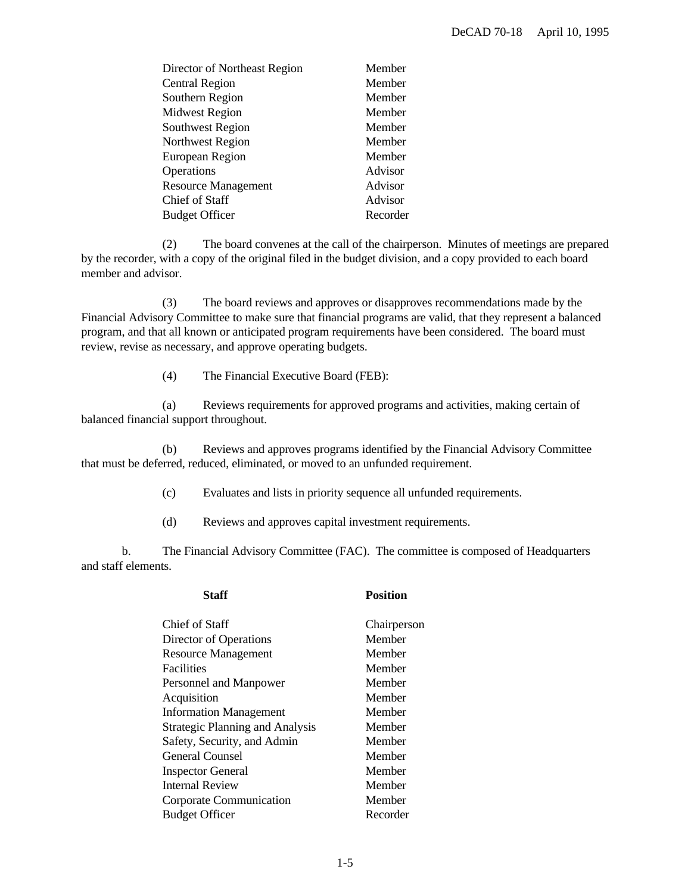| | |
|---|---|
| Director of Northeast Region | Member |
| Central Region | Member |
| Southern Region | Member |
| Midwest Region | Member |
| Southwest Region | Member |
| Northwest Region | Member |
| European Region | Member |
| Operations | Advisor |
| Resource Management | Advisor |
| Chief of Staff | Advisor |
| Budget Officer | Recorder |

(2) The board convenes at the call of the chairperson. Minutes of meetings are prepared by the recorder, with a copy of the original filed in the budget division, and a copy provided to each board member and advisor.

(3) The board reviews and approves or disapproves recommendations made by the Financial Advisory Committee to make sure that financial programs are valid, that they represent a balanced program, and that all known or anticipated program requirements have been considered. The board must review, revise as necessary, and approve operating budgets.

(4) The Financial Executive Board (FEB):

(a) Reviews requirements for approved programs and activities, making certain of balanced financial support throughout.

(b) Reviews and approves programs identified by the Financial Advisory Committee that must be deferred, reduced, eliminated, or moved to an unfunded requirement.

(c) Evaluates and lists in priority sequence all unfunded requirements.

(d) Reviews and approves capital investment requirements.

b. The Financial Advisory Committee (FAC). The committee is composed of Headquarters and staff elements.

| Staff | Position |
|---|---|
| Chief of Staff | Chairperson |
| Director of Operations | Member |
| Resource Management | Member |
| Facilities | Member |
| Personnel and Manpower | Member |
| Acquisition | Member |
| Information Management | Member |
| Strategic Planning and Analysis | Member |
| Safety, Security, and Admin | Member |
| General Counsel | Member |
| Inspector General | Member |
| Internal Review | Member |
| Corporate Communication | Member |
| Budget Officer | Recorder |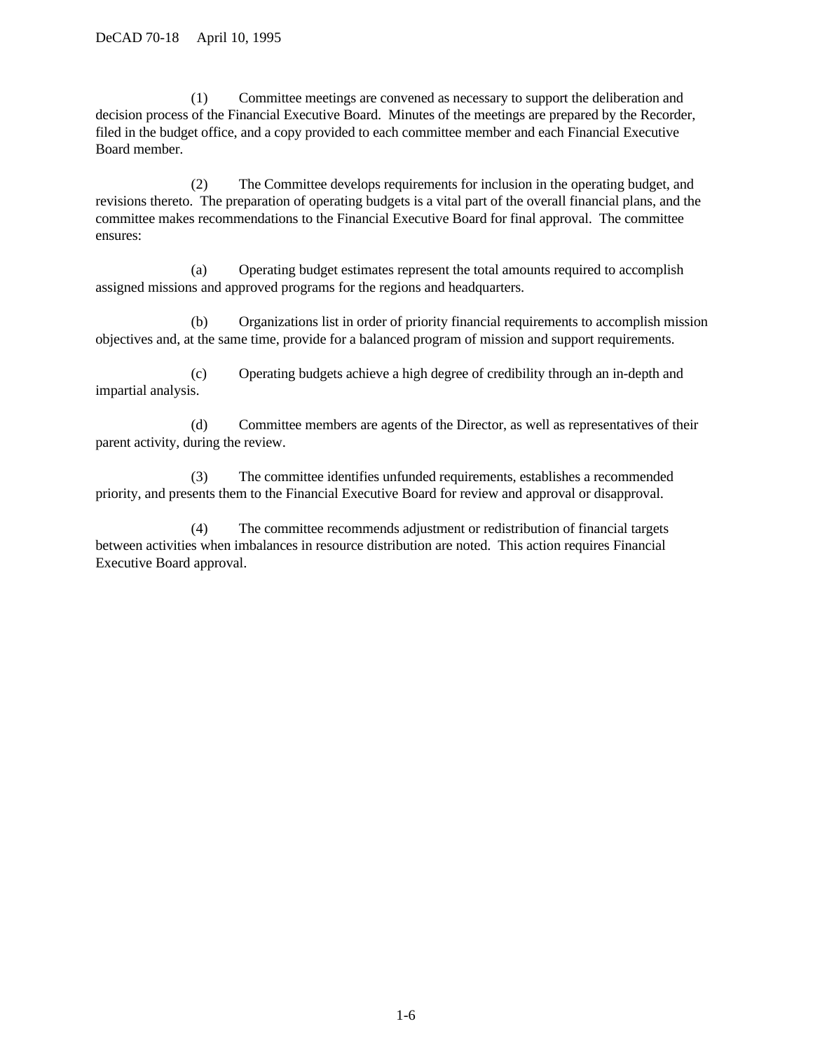(1) Committee meetings are convened as necessary to support the deliberation and decision process of the Financial Executive Board. Minutes of the meetings are prepared by the Recorder, filed in the budget office, and a copy provided to each committee member and each Financial Executive Board member.

(2) The Committee develops requirements for inclusion in the operating budget, and revisions thereto. The preparation of operating budgets is a vital part of the overall financial plans, and the committee makes recommendations to the Financial Executive Board for final approval. The committee ensures:

(a) Operating budget estimates represent the total amounts required to accomplish assigned missions and approved programs for the regions and headquarters.

(b) Organizations list in order of priority financial requirements to accomplish mission objectives and, at the same time, provide for a balanced program of mission and support requirements.

(c) Operating budgets achieve a high degree of credibility through an in-depth and impartial analysis.

(d) Committee members are agents of the Director, as well as representatives of their parent activity, during the review.

(3) The committee identifies unfunded requirements, establishes a recommended priority, and presents them to the Financial Executive Board for review and approval or disapproval.

(4) The committee recommends adjustment or redistribution of financial targets between activities when imbalances in resource distribution are noted. This action requires Financial Executive Board approval.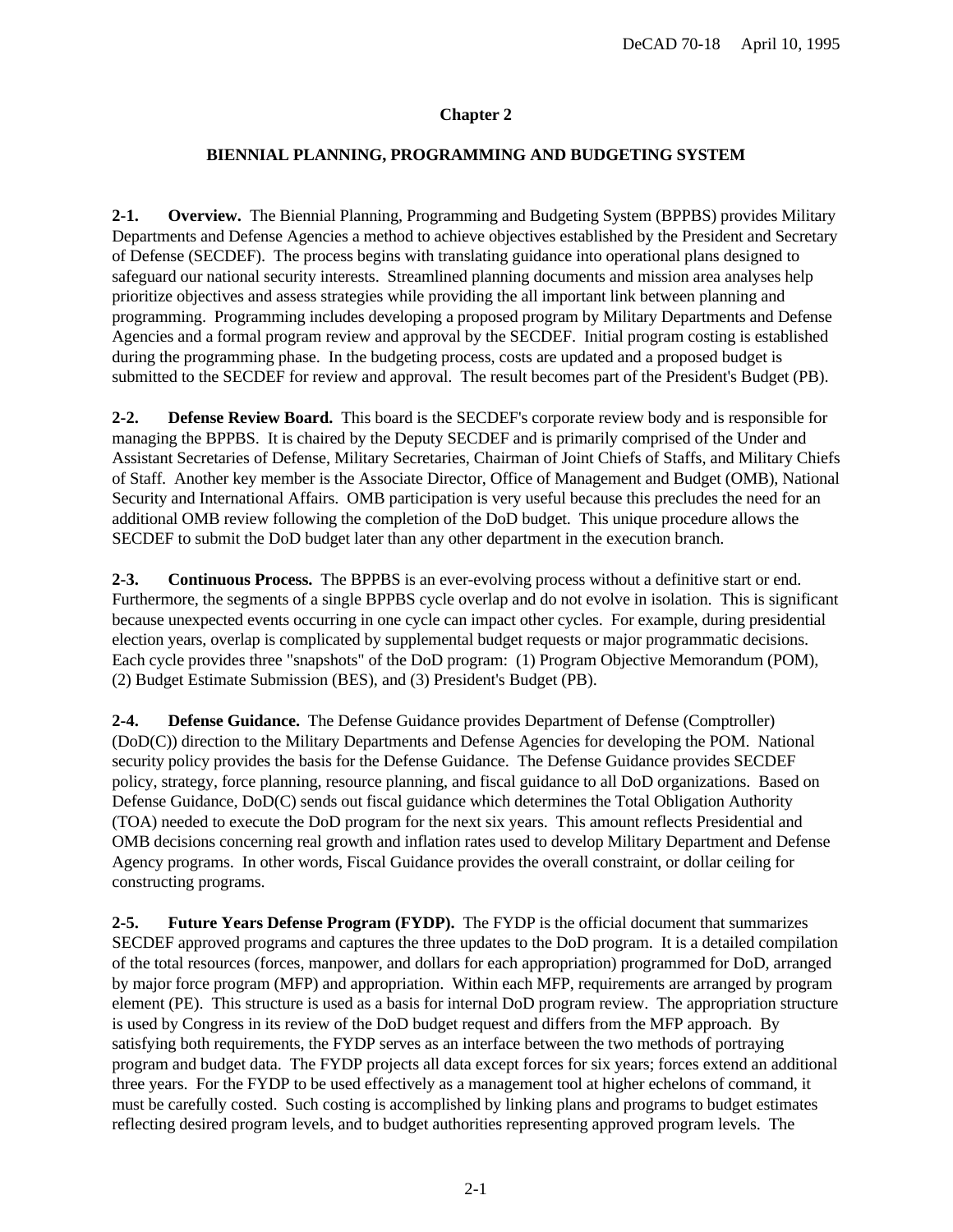# Chapter 2

## BIENNIAL PLANNING, PROGRAMMING AND BUDGETING SYSTEM

**2-1. Overview.** The Biennial Planning, Programming and Budgeting System (BPPBS) provides Military Departments and Defense Agencies a method to achieve objectives established by the President and Secretary of Defense (SECDEF). The process begins with translating guidance into operational plans designed to safeguard our national security interests. Streamlined planning documents and mission area analyses help prioritize objectives and assess strategies while providing the all important link between planning and programming. Programming includes developing a proposed program by Military Departments and Defense Agencies and a formal program review and approval by the SECDEF. Initial program costing is established during the programming phase. In the budgeting process, costs are updated and a proposed budget is submitted to the SECDEF for review and approval. The result becomes part of the President's Budget (PB).

**2-2. Defense Review Board.** This board is the SECDEF's corporate review body and is responsible for managing the BPPBS. It is chaired by the Deputy SECDEF and is primarily comprised of the Under and Assistant Secretaries of Defense, Military Secretaries, Chairman of Joint Chiefs of Staffs, and Military Chiefs of Staff. Another key member is the Associate Director, Office of Management and Budget (OMB), National Security and International Affairs. OMB participation is very useful because this precludes the need for an additional OMB review following the completion of the DoD budget. This unique procedure allows the SECDEF to submit the DoD budget later than any other department in the execution branch.

**2-3. Continuous Process.** The BPPBS is an ever-evolving process without a definitive start or end. Furthermore, the segments of a single BPPBS cycle overlap and do not evolve in isolation. This is significant because unexpected events occurring in one cycle can impact other cycles. For example, during presidential election years, overlap is complicated by supplemental budget requests or major programmatic decisions. Each cycle provides three "snapshots" of the DoD program: (1) Program Objective Memorandum (POM), (2) Budget Estimate Submission (BES), and (3) President's Budget (PB).

**2-4. Defense Guidance.** The Defense Guidance provides Department of Defense (Comptroller) (DoD(C)) direction to the Military Departments and Defense Agencies for developing the POM. National security policy provides the basis for the Defense Guidance. The Defense Guidance provides SECDEF policy, strategy, force planning, resource planning, and fiscal guidance to all DoD organizations. Based on Defense Guidance, DoD(C) sends out fiscal guidance which determines the Total Obligation Authority (TOA) needed to execute the DoD program for the next six years. This amount reflects Presidential and OMB decisions concerning real growth and inflation rates used to develop Military Department and Defense Agency programs. In other words, Fiscal Guidance provides the overall constraint, or dollar ceiling for constructing programs.

**2-5. Future Years Defense Program (FYDP).** The FYDP is the official document that summarizes SECDEF approved programs and captures the three updates to the DoD program. It is a detailed compilation of the total resources (forces, manpower, and dollars for each appropriation) programmed for DoD, arranged by major force program (MFP) and appropriation. Within each MFP, requirements are arranged by program element (PE). This structure is used as a basis for internal DoD program review. The appropriation structure is used by Congress in its review of the DoD budget request and differs from the MFP approach. By satisfying both requirements, the FYDP serves as an interface between the two methods of portraying program and budget data. The FYDP projects all data except forces for six years; forces extend an additional three years. For the FYDP to be used effectively as a management tool at higher echelons of command, it must be carefully costed. Such costing is accomplished by linking plans and programs to budget estimates reflecting desired program levels, and to budget authorities representing approved program levels. The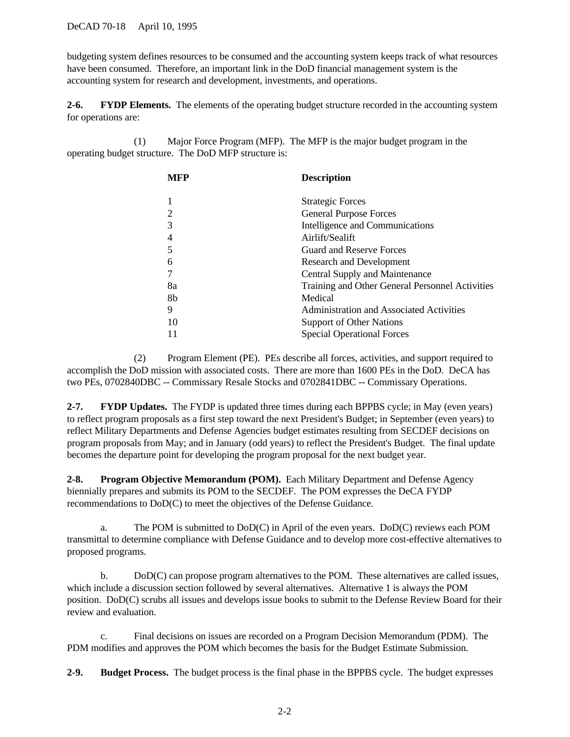budgeting system defines resources to be consumed and the accounting system keeps track of what resources have been consumed. Therefore, an important link in the DoD financial management system is the accounting system for research and development, investments, and operations.

**2-6. FYDP Elements.** The elements of the operating budget structure recorded in the accounting system for operations are:

(1) Major Force Program (MFP). The MFP is the major budget program in the operating budget structure. The DoD MFP structure is:

| MFP | Description |
|---|---|
| 1 | Strategic Forces |
| 2 | General Purpose Forces |
| 3 | Intelligence and Communications |
| 4 | Airlift/Sealift |
| 5 | Guard and Reserve Forces |
| 6 | Research and Development |
| 7 | Central Supply and Maintenance |
| 8a | Training and Other General Personnel Activities |
| 8b | Medical |
| 9 | Administration and Associated Activities |
| 10 | Support of Other Nations |
| 11 | Special Operational Forces |

(2) Program Element (PE). PEs describe all forces, activities, and support required to accomplish the DoD mission with associated costs. There are more than 1600 PEs in the DoD. DeCA has two PEs, 0702840DBC -- Commissary Resale Stocks and 0702841DBC -- Commissary Operations.

**2-7. FYDP Updates.** The FYDP is updated three times during each BPPBS cycle; in May (even years) to reflect program proposals as a first step toward the next President's Budget; in September (even years) to reflect Military Departments and Defense Agencies budget estimates resulting from SECDEF decisions on program proposals from May; and in January (odd years) to reflect the President's Budget. The final update becomes the departure point for developing the program proposal for the next budget year.

**2-8. Program Objective Memorandum (POM).** Each Military Department and Defense Agency biennially prepares and submits its POM to the SECDEF. The POM expresses the DeCA FYDP recommendations to DoD(C) to meet the objectives of the Defense Guidance.

a. The POM is submitted to DoD(C) in April of the even years. DoD(C) reviews each POM transmittal to determine compliance with Defense Guidance and to develop more cost-effective alternatives to proposed programs.

b. DoD(C) can propose program alternatives to the POM. These alternatives are called issues, which include a discussion section followed by several alternatives. Alternative 1 is always the POM position. DoD(C) scrubs all issues and develops issue books to submit to the Defense Review Board for their review and evaluation.

c. Final decisions on issues are recorded on a Program Decision Memorandum (PDM). The PDM modifies and approves the POM which becomes the basis for the Budget Estimate Submission.

**2-9. Budget Process.** The budget process is the final phase in the BPPBS cycle. The budget expresses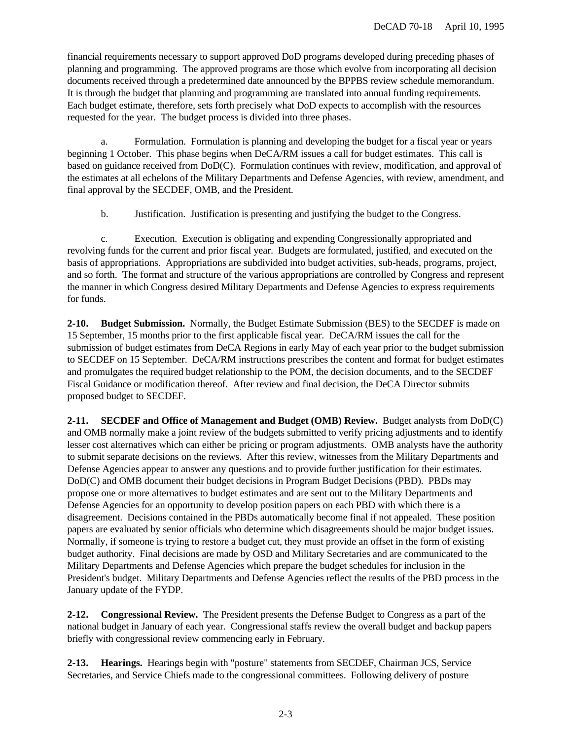financial requirements necessary to support approved DoD programs developed during preceding phases of planning and programming. The approved programs are those which evolve from incorporating all decision documents received through a predetermined date announced by the BPPBS review schedule memorandum. It is through the budget that planning and programming are translated into annual funding requirements. Each budget estimate, therefore, sets forth precisely what DoD expects to accomplish with the resources requested for the year. The budget process is divided into three phases.

a. Formulation. Formulation is planning and developing the budget for a fiscal year or years beginning 1 October. This phase begins when DeCA/RM issues a call for budget estimates. This call is based on guidance received from DoD(C). Formulation continues with review, modification, and approval of the estimates at all echelons of the Military Departments and Defense Agencies, with review, amendment, and final approval by the SECDEF, OMB, and the President.

b. Justification. Justification is presenting and justifying the budget to the Congress.

c. Execution. Execution is obligating and expending Congressionally appropriated and revolving funds for the current and prior fiscal year. Budgets are formulated, justified, and executed on the basis of appropriations. Appropriations are subdivided into budget activities, sub-heads, programs, project, and so forth. The format and structure of the various appropriations are controlled by Congress and represent the manner in which Congress desired Military Departments and Defense Agencies to express requirements for funds.

**2-10. Budget Submission.** Normally, the Budget Estimate Submission (BES) to the SECDEF is made on 15 September, 15 months prior to the first applicable fiscal year. DeCA/RM issues the call for the submission of budget estimates from DeCA Regions in early May of each year prior to the budget submission to SECDEF on 15 September. DeCA/RM instructions prescribes the content and format for budget estimates and promulgates the required budget relationship to the POM, the decision documents, and to the SECDEF Fiscal Guidance or modification thereof. After review and final decision, the DeCA Director submits proposed budget to SECDEF.

**2-11. SECDEF and Office of Management and Budget (OMB) Review.** Budget analysts from DoD(C) and OMB normally make a joint review of the budgets submitted to verify pricing adjustments and to identify lesser cost alternatives which can either be pricing or program adjustments. OMB analysts have the authority to submit separate decisions on the reviews. After this review, witnesses from the Military Departments and Defense Agencies appear to answer any questions and to provide further justification for their estimates. DoD(C) and OMB document their budget decisions in Program Budget Decisions (PBD). PBDs may propose one or more alternatives to budget estimates and are sent out to the Military Departments and Defense Agencies for an opportunity to develop position papers on each PBD with which there is a disagreement. Decisions contained in the PBDs automatically become final if not appealed. These position papers are evaluated by senior officials who determine which disagreements should be major budget issues. Normally, if someone is trying to restore a budget cut, they must provide an offset in the form of existing budget authority. Final decisions are made by OSD and Military Secretaries and are communicated to the Military Departments and Defense Agencies which prepare the budget schedules for inclusion in the President's budget. Military Departments and Defense Agencies reflect the results of the PBD process in the January update of the FYDP.

**2-12. Congressional Review.** The President presents the Defense Budget to Congress as a part of the national budget in January of each year. Congressional staffs review the overall budget and backup papers briefly with congressional review commencing early in February.

**2-13. Hearings.** Hearings begin with "posture" statements from SECDEF, Chairman JCS, Service Secretaries, and Service Chiefs made to the congressional committees. Following delivery of posture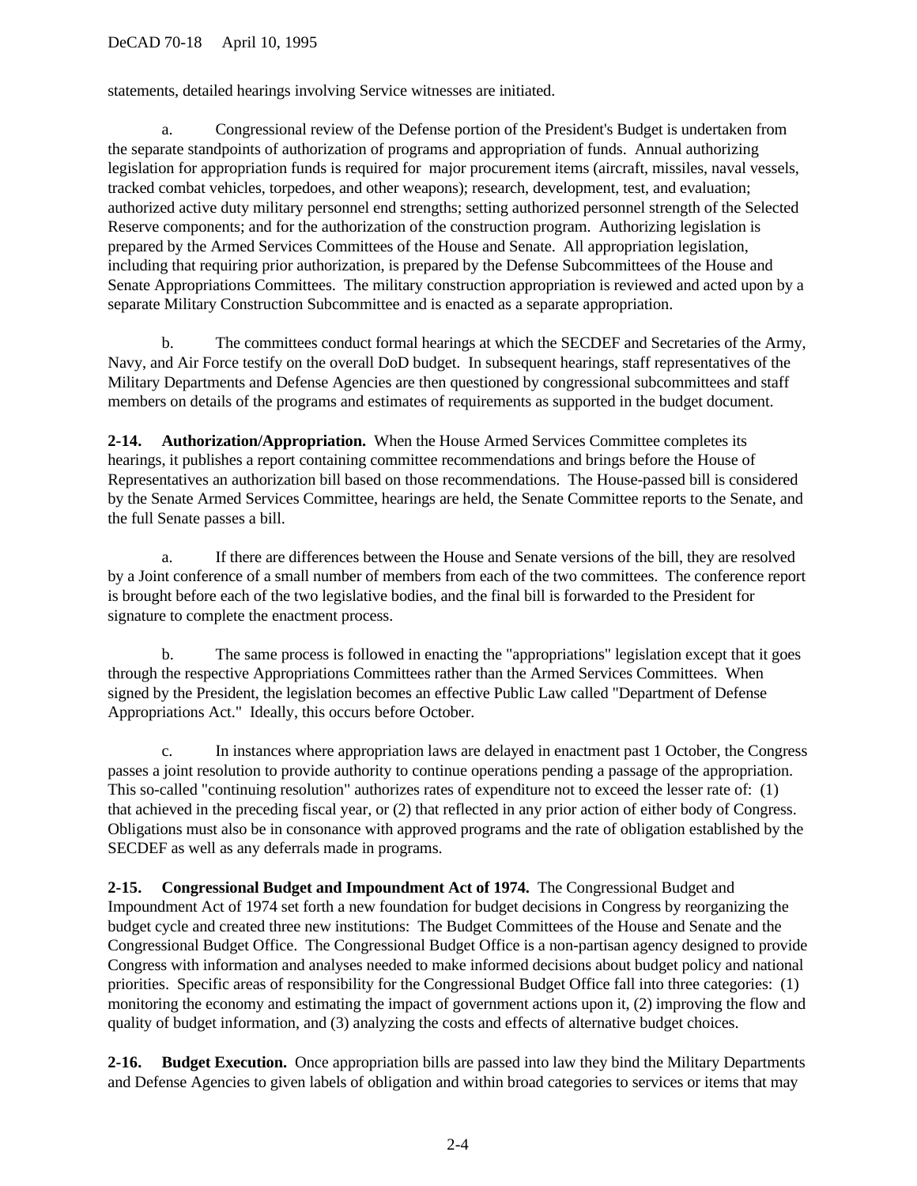statements, detailed hearings involving Service witnesses are initiated.

a. Congressional review of the Defense portion of the President's Budget is undertaken from the separate standpoints of authorization of programs and appropriation of funds. Annual authorizing legislation for appropriation funds is required for major procurement items (aircraft, missiles, naval vessels, tracked combat vehicles, torpedoes, and other weapons); research, development, test, and evaluation; authorized active duty military personnel end strengths; setting authorized personnel strength of the Selected Reserve components; and for the authorization of the construction program. Authorizing legislation is prepared by the Armed Services Committees of the House and Senate. All appropriation legislation, including that requiring prior authorization, is prepared by the Defense Subcommittees of the House and Senate Appropriations Committees. The military construction appropriation is reviewed and acted upon by a separate Military Construction Subcommittee and is enacted as a separate appropriation.

b. The committees conduct formal hearings at which the SECDEF and Secretaries of the Army, Navy, and Air Force testify on the overall DoD budget. In subsequent hearings, staff representatives of the Military Departments and Defense Agencies are then questioned by congressional subcommittees and staff members on details of the programs and estimates of requirements as supported in the budget document.

**2-14. Authorization/Appropriation.** When the House Armed Services Committee completes its hearings, it publishes a report containing committee recommendations and brings before the House of Representatives an authorization bill based on those recommendations. The House-passed bill is considered by the Senate Armed Services Committee, hearings are held, the Senate Committee reports to the Senate, and the full Senate passes a bill.

a. If there are differences between the House and Senate versions of the bill, they are resolved by a Joint conference of a small number of members from each of the two committees. The conference report is brought before each of the two legislative bodies, and the final bill is forwarded to the President for signature to complete the enactment process.

b. The same process is followed in enacting the "appropriations" legislation except that it goes through the respective Appropriations Committees rather than the Armed Services Committees. When signed by the President, the legislation becomes an effective Public Law called "Department of Defense Appropriations Act." Ideally, this occurs before October.

c. In instances where appropriation laws are delayed in enactment past 1 October, the Congress passes a joint resolution to provide authority to continue operations pending a passage of the appropriation. This so-called "continuing resolution" authorizes rates of expenditure not to exceed the lesser rate of: (1) that achieved in the preceding fiscal year, or (2) that reflected in any prior action of either body of Congress. Obligations must also be in consonance with approved programs and the rate of obligation established by the SECDEF as well as any deferrals made in programs.

**2-15. Congressional Budget and Impoundment Act of 1974.** The Congressional Budget and Impoundment Act of 1974 set forth a new foundation for budget decisions in Congress by reorganizing the budget cycle and created three new institutions: The Budget Committees of the House and Senate and the Congressional Budget Office. The Congressional Budget Office is a non-partisan agency designed to provide Congress with information and analyses needed to make informed decisions about budget policy and national priorities. Specific areas of responsibility for the Congressional Budget Office fall into three categories: (1) monitoring the economy and estimating the impact of government actions upon it, (2) improving the flow and quality of budget information, and (3) analyzing the costs and effects of alternative budget choices.

**2-16. Budget Execution.** Once appropriation bills are passed into law they bind the Military Departments and Defense Agencies to given labels of obligation and within broad categories to services or items that may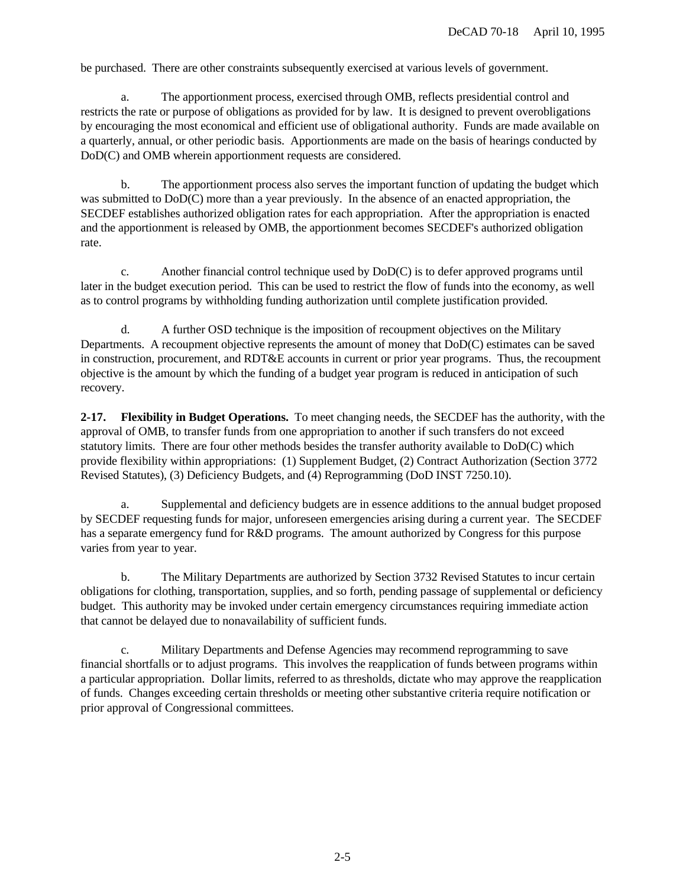be purchased. There are other constraints subsequently exercised at various levels of government.

a. The apportionment process, exercised through OMB, reflects presidential control and restricts the rate or purpose of obligations as provided for by law. It is designed to prevent overobligations by encouraging the most economical and efficient use of obligational authority. Funds are made available on a quarterly, annual, or other periodic basis. Apportionments are made on the basis of hearings conducted by DoD(C) and OMB wherein apportionment requests are considered.

b. The apportionment process also serves the important function of updating the budget which was submitted to DoD(C) more than a year previously. In the absence of an enacted appropriation, the SECDEF establishes authorized obligation rates for each appropriation. After the appropriation is enacted and the apportionment is released by OMB, the apportionment becomes SECDEF's authorized obligation rate.

c. Another financial control technique used by DoD(C) is to defer approved programs until later in the budget execution period. This can be used to restrict the flow of funds into the economy, as well as to control programs by withholding funding authorization until complete justification provided.

d. A further OSD technique is the imposition of recoupment objectives on the Military Departments. A recoupment objective represents the amount of money that DoD(C) estimates can be saved in construction, procurement, and RDT&E accounts in current or prior year programs. Thus, the recoupment objective is the amount by which the funding of a budget year program is reduced in anticipation of such recovery.

**2-17. Flexibility in Budget Operations.** To meet changing needs, the SECDEF has the authority, with the approval of OMB, to transfer funds from one appropriation to another if such transfers do not exceed statutory limits. There are four other methods besides the transfer authority available to DoD(C) which provide flexibility within appropriations: (1) Supplement Budget, (2) Contract Authorization (Section 3772 Revised Statutes), (3) Deficiency Budgets, and (4) Reprogramming (DoD INST 7250.10).

a. Supplemental and deficiency budgets are in essence additions to the annual budget proposed by SECDEF requesting funds for major, unforeseen emergencies arising during a current year. The SECDEF has a separate emergency fund for R&D programs. The amount authorized by Congress for this purpose varies from year to year.

b. The Military Departments are authorized by Section 3732 Revised Statutes to incur certain obligations for clothing, transportation, supplies, and so forth, pending passage of supplemental or deficiency budget. This authority may be invoked under certain emergency circumstances requiring immediate action that cannot be delayed due to nonavailability of sufficient funds.

c. Military Departments and Defense Agencies may recommend reprogramming to save financial shortfalls or to adjust programs. This involves the reapplication of funds between programs within a particular appropriation. Dollar limits, referred to as thresholds, dictate who may approve the reapplication of funds. Changes exceeding certain thresholds or meeting other substantive criteria require notification or prior approval of Congressional committees.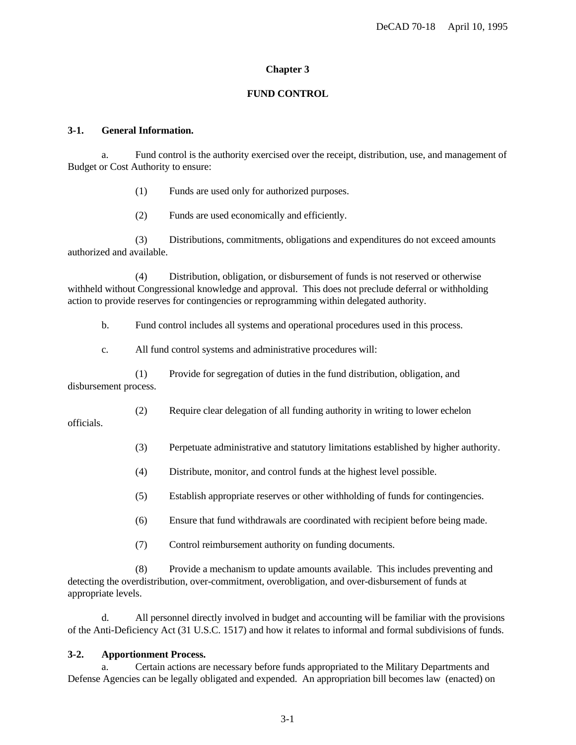# Chapter 3

## FUND CONTROL

### 3-1. General Information.

a. Fund control is the authority exercised over the receipt, distribution, use, and management of Budget or Cost Authority to ensure:

(1) Funds are used only for authorized purposes.

(2) Funds are used economically and efficiently.

(3) Distributions, commitments, obligations and expenditures do not exceed amounts authorized and available.

(4) Distribution, obligation, or disbursement of funds is not reserved or otherwise withheld without Congressional knowledge and approval. This does not preclude deferral or withholding action to provide reserves for contingencies or reprogramming within delegated authority.

b. Fund control includes all systems and operational procedures used in this process.

c. All fund control systems and administrative procedures will:

(1) Provide for segregation of duties in the fund distribution, obligation, and disbursement process.

(2) Require clear delegation of all funding authority in writing to lower echelon officials.

(3) Perpetuate administrative and statutory limitations established by higher authority.

(4) Distribute, monitor, and control funds at the highest level possible.

(5) Establish appropriate reserves or other withholding of funds for contingencies.

(6) Ensure that fund withdrawals are coordinated with recipient before being made.

(7) Control reimbursement authority on funding documents.

(8) Provide a mechanism to update amounts available. This includes preventing and detecting the overdistribution, over-commitment, overobligation, and over-disbursement of funds at appropriate levels.

d. All personnel directly involved in budget and accounting will be familiar with the provisions of the Anti-Deficiency Act (31 U.S.C. 1517) and how it relates to informal and formal subdivisions of funds.

### 3-2. Apportionment Process.

a. Certain actions are necessary before funds appropriated to the Military Departments and Defense Agencies can be legally obligated and expended. An appropriation bill becomes law (enacted) on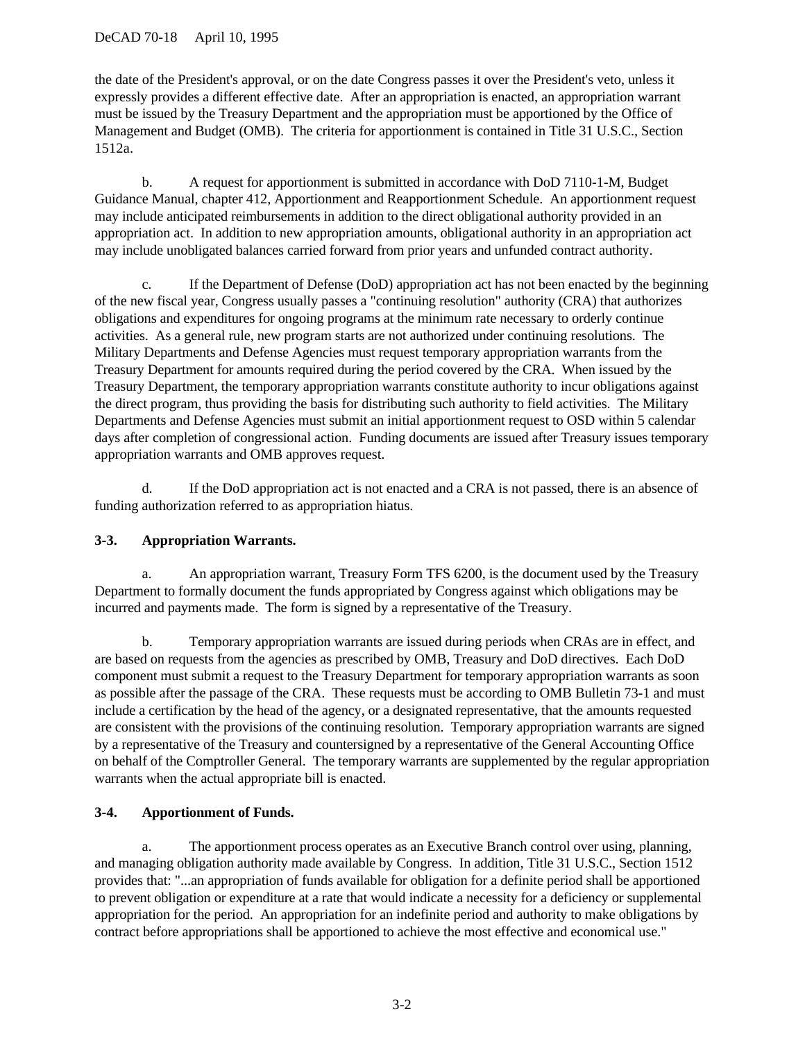the date of the President's approval, or on the date Congress passes it over the President's veto, unless it expressly provides a different effective date. After an appropriation is enacted, an appropriation warrant must be issued by the Treasury Department and the appropriation must be apportioned by the Office of Management and Budget (OMB). The criteria for apportionment is contained in Title 31 U.S.C., Section 1512a.

b. A request for apportionment is submitted in accordance with DoD 7110-1-M, Budget Guidance Manual, chapter 412, Apportionment and Reapportionment Schedule. An apportionment request may include anticipated reimbursements in addition to the direct obligational authority provided in an appropriation act. In addition to new appropriation amounts, obligational authority in an appropriation act may include unobligated balances carried forward from prior years and unfunded contract authority.

c. If the Department of Defense (DoD) appropriation act has not been enacted by the beginning of the new fiscal year, Congress usually passes a "continuing resolution" authority (CRA) that authorizes obligations and expenditures for ongoing programs at the minimum rate necessary to orderly continue activities. As a general rule, new program starts are not authorized under continuing resolutions. The Military Departments and Defense Agencies must request temporary appropriation warrants from the Treasury Department for amounts required during the period covered by the CRA. When issued by the Treasury Department, the temporary appropriation warrants constitute authority to incur obligations against the direct program, thus providing the basis for distributing such authority to field activities. The Military Departments and Defense Agencies must submit an initial apportionment request to OSD within 5 calendar days after completion of congressional action. Funding documents are issued after Treasury issues temporary appropriation warrants and OMB approves request.

d. If the DoD appropriation act is not enacted and a CRA is not passed, there is an absence of funding authorization referred to as appropriation hiatus.

**3-3. Appropriation Warrants.**

a. An appropriation warrant, Treasury Form TFS 6200, is the document used by the Treasury Department to formally document the funds appropriated by Congress against which obligations may be incurred and payments made. The form is signed by a representative of the Treasury.

b. Temporary appropriation warrants are issued during periods when CRAs are in effect, and are based on requests from the agencies as prescribed by OMB, Treasury and DoD directives. Each DoD component must submit a request to the Treasury Department for temporary appropriation warrants as soon as possible after the passage of the CRA. These requests must be according to OMB Bulletin 73-1 and must include a certification by the head of the agency, or a designated representative, that the amounts requested are consistent with the provisions of the continuing resolution. Temporary appropriation warrants are signed by a representative of the Treasury and countersigned by a representative of the General Accounting Office on behalf of the Comptroller General. The temporary warrants are supplemented by the regular appropriation warrants when the actual appropriate bill is enacted.

**3-4. Apportionment of Funds.**

a. The apportionment process operates as an Executive Branch control over using, planning, and managing obligation authority made available by Congress. In addition, Title 31 U.S.C., Section 1512 provides that: "...an appropriation of funds available for obligation for a definite period shall be apportioned to prevent obligation or expenditure at a rate that would indicate a necessity for a deficiency or supplemental appropriation for the period. An appropriation for an indefinite period and authority to make obligations by contract before appropriations shall be apportioned to achieve the most effective and economical use."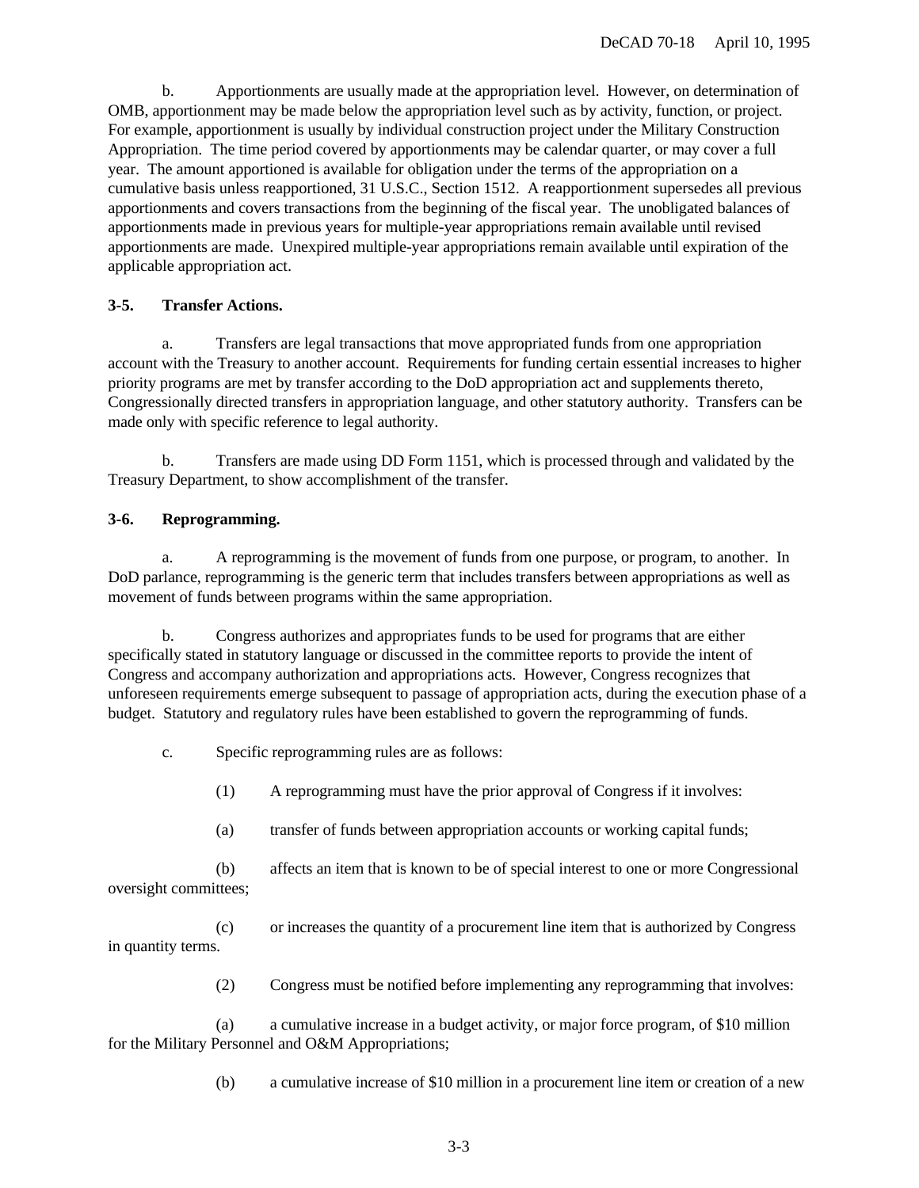b. Apportionments are usually made at the appropriation level. However, on determination of OMB, apportionment may be made below the appropriation level such as by activity, function, or project. For example, apportionment is usually by individual construction project under the Military Construction Appropriation. The time period covered by apportionments may be calendar quarter, or may cover a full year. The amount apportioned is available for obligation under the terms of the appropriation on a cumulative basis unless reapportioned, 31 U.S.C., Section 1512. A reapportionment supersedes all previous apportionments and covers transactions from the beginning of the fiscal year. The unobligated balances of apportionments made in previous years for multiple-year appropriations remain available until revised apportionments are made. Unexpired multiple-year appropriations remain available until expiration of the applicable appropriation act.

**3-5. Transfer Actions.**

a. Transfers are legal transactions that move appropriated funds from one appropriation account with the Treasury to another account. Requirements for funding certain essential increases to higher priority programs are met by transfer according to the DoD appropriation act and supplements thereto, Congressionally directed transfers in appropriation language, and other statutory authority. Transfers can be made only with specific reference to legal authority.

b. Transfers are made using DD Form 1151, which is processed through and validated by the Treasury Department, to show accomplishment of the transfer.

**3-6. Reprogramming.**

a. A reprogramming is the movement of funds from one purpose, or program, to another. In DoD parlance, reprogramming is the generic term that includes transfers between appropriations as well as movement of funds between programs within the same appropriation.

b. Congress authorizes and appropriates funds to be used for programs that are either specifically stated in statutory language or discussed in the committee reports to provide the intent of Congress and accompany authorization and appropriations acts. However, Congress recognizes that unforeseen requirements emerge subsequent to passage of appropriation acts, during the execution phase of a budget. Statutory and regulatory rules have been established to govern the reprogramming of funds.

c. Specific reprogramming rules are as follows:

(1) A reprogramming must have the prior approval of Congress if it involves:

(a) transfer of funds between appropriation accounts or working capital funds;

(b) affects an item that is known to be of special interest to one or more Congressional oversight committees;

(c) or increases the quantity of a procurement line item that is authorized by Congress in quantity terms.

(2) Congress must be notified before implementing any reprogramming that involves:

(a) a cumulative increase in a budget activity, or major force program, of $10 million for the Military Personnel and O&M Appropriations;

(b) a cumulative increase of $10 million in a procurement line item or creation of a new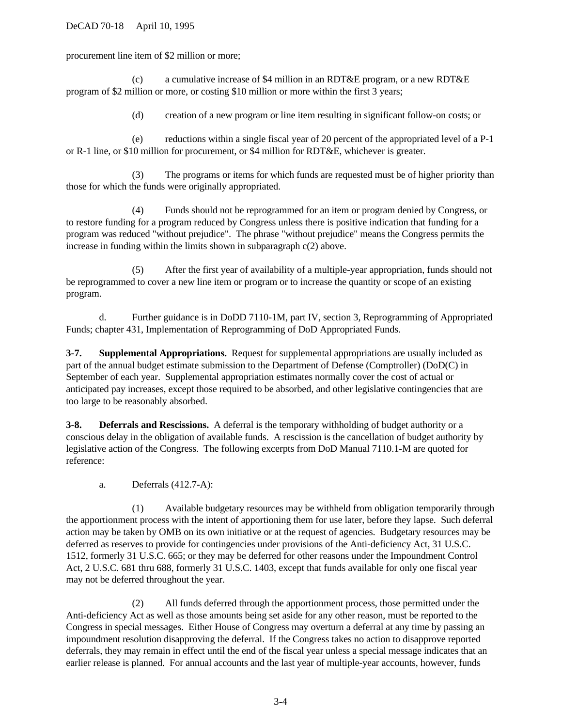procurement line item of $2 million or more;

(c) a cumulative increase of $4 million in an RDT&E program, or a new RDT&E program of $2 million or more, or costing $10 million or more within the first 3 years;

(d) creation of a new program or line item resulting in significant follow-on costs; or

(e) reductions within a single fiscal year of 20 percent of the appropriated level of a P-1 or R-1 line, or $10 million for procurement, or $4 million for RDT&E, whichever is greater.

(3) The programs or items for which funds are requested must be of higher priority than those for which the funds were originally appropriated.

(4) Funds should not be reprogrammed for an item or program denied by Congress, or to restore funding for a program reduced by Congress unless there is positive indication that funding for a program was reduced "without prejudice". The phrase "without prejudice" means the Congress permits the increase in funding within the limits shown in subparagraph c(2) above.

(5) After the first year of availability of a multiple-year appropriation, funds should not be reprogrammed to cover a new line item or program or to increase the quantity or scope of an existing program.

d. Further guidance is in DoDD 7110-1M, part IV, section 3, Reprogramming of Appropriated Funds; chapter 431, Implementation of Reprogramming of DoD Appropriated Funds.

**3-7. Supplemental Appropriations.** Request for supplemental appropriations are usually included as part of the annual budget estimate submission to the Department of Defense (Comptroller) (DoD(C) in September of each year. Supplemental appropriation estimates normally cover the cost of actual or anticipated pay increases, except those required to be absorbed, and other legislative contingencies that are too large to be reasonably absorbed.

**3-8. Deferrals and Rescissions.** A deferral is the temporary withholding of budget authority or a conscious delay in the obligation of available funds. A rescission is the cancellation of budget authority by legislative action of the Congress. The following excerpts from DoD Manual 7110.1-M are quoted for reference:

a. Deferrals (412.7-A):

(1) Available budgetary resources may be withheld from obligation temporarily through the apportionment process with the intent of apportioning them for use later, before they lapse. Such deferral action may be taken by OMB on its own initiative or at the request of agencies. Budgetary resources may be deferred as reserves to provide for contingencies under provisions of the Anti-deficiency Act, 31 U.S.C. 1512, formerly 31 U.S.C. 665; or they may be deferred for other reasons under the Impoundment Control Act, 2 U.S.C. 681 thru 688, formerly 31 U.S.C. 1403, except that funds available for only one fiscal year may not be deferred throughout the year.

(2) All funds deferred through the apportionment process, those permitted under the Anti-deficiency Act as well as those amounts being set aside for any other reason, must be reported to the Congress in special messages. Either House of Congress may overturn a deferral at any time by passing an impoundment resolution disapproving the deferral. If the Congress takes no action to disapprove reported deferrals, they may remain in effect until the end of the fiscal year unless a special message indicates that an earlier release is planned. For annual accounts and the last year of multiple-year accounts, however, funds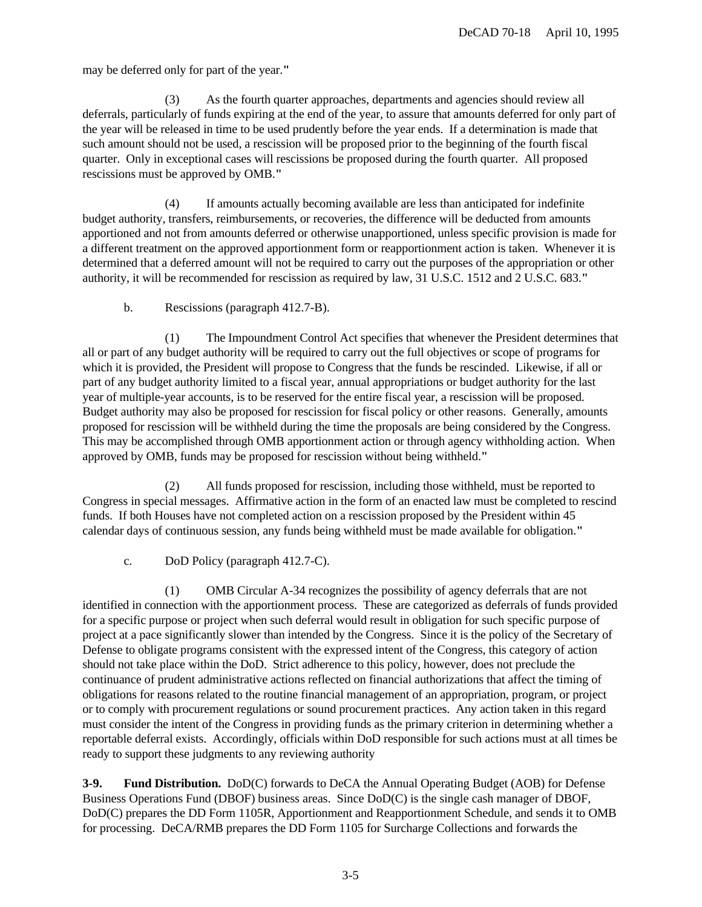may be deferred only for part of the year."

(3) As the fourth quarter approaches, departments and agencies should review all deferrals, particularly of funds expiring at the end of the year, to assure that amounts deferred for only part of the year will be released in time to be used prudently before the year ends. If a determination is made that such amount should not be used, a rescission will be proposed prior to the beginning of the fourth fiscal quarter. Only in exceptional cases will rescissions be proposed during the fourth quarter. All proposed rescissions must be approved by OMB."

(4) If amounts actually becoming available are less than anticipated for indefinite budget authority, transfers, reimbursements, or recoveries, the difference will be deducted from amounts apportioned and not from amounts deferred or otherwise unapportioned, unless specific provision is made for a different treatment on the approved apportionment form or reapportionment action is taken. Whenever it is determined that a deferred amount will not be required to carry out the purposes of the appropriation or other authority, it will be recommended for rescission as required by law, 31 U.S.C. 1512 and 2 U.S.C. 683."

b. Rescissions (paragraph 412.7-B).

(1) The Impoundment Control Act specifies that whenever the President determines that all or part of any budget authority will be required to carry out the full objectives or scope of programs for which it is provided, the President will propose to Congress that the funds be rescinded. Likewise, if all or part of any budget authority limited to a fiscal year, annual appropriations or budget authority for the last year of multiple-year accounts, is to be reserved for the entire fiscal year, a rescission will be proposed. Budget authority may also be proposed for rescission for fiscal policy or other reasons. Generally, amounts proposed for rescission will be withheld during the time the proposals are being considered by the Congress. This may be accomplished through OMB apportionment action or through agency withholding action. When approved by OMB, funds may be proposed for rescission without being withheld."

(2) All funds proposed for rescission, including those withheld, must be reported to Congress in special messages. Affirmative action in the form of an enacted law must be completed to rescind funds. If both Houses have not completed action on a rescission proposed by the President within 45 calendar days of continuous session, any funds being withheld must be made available for obligation."

c. DoD Policy (paragraph 412.7-C).

(1) OMB Circular A-34 recognizes the possibility of agency deferrals that are not identified in connection with the apportionment process. These are categorized as deferrals of funds provided for a specific purpose or project when such deferral would result in obligation for such specific purpose of project at a pace significantly slower than intended by the Congress. Since it is the policy of the Secretary of Defense to obligate programs consistent with the expressed intent of the Congress, this category of action should not take place within the DoD. Strict adherence to this policy, however, does not preclude the continuance of prudent administrative actions reflected on financial authorizations that affect the timing of obligations for reasons related to the routine financial management of an appropriation, program, or project or to comply with procurement regulations or sound procurement practices. Any action taken in this regard must consider the intent of the Congress in providing funds as the primary criterion in determining whether a reportable deferral exists. Accordingly, officials within DoD responsible for such actions must at all times be ready to support these judgments to any reviewing authority

**3-9. Fund Distribution.** DoD(C) forwards to DeCA the Annual Operating Budget (AOB) for Defense Business Operations Fund (DBOF) business areas. Since DoD(C) is the single cash manager of DBOF, DoD(C) prepares the DD Form 1105R, Apportionment and Reapportionment Schedule, and sends it to OMB for processing. DeCA/RMB prepares the DD Form 1105 for Surcharge Collections and forwards the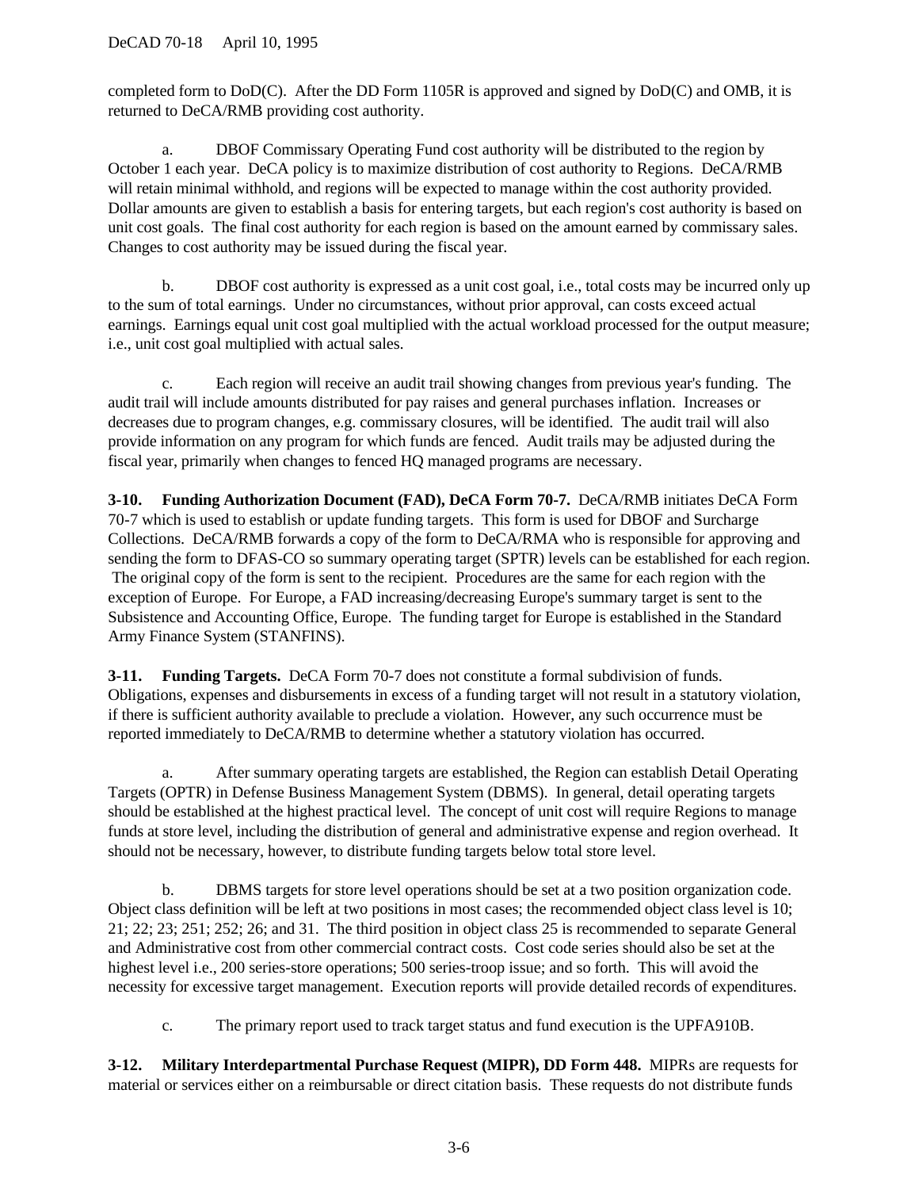completed form to DoD(C). After the DD Form 1105R is approved and signed by DoD(C) and OMB, it is returned to DeCA/RMB providing cost authority.

a. DBOF Commissary Operating Fund cost authority will be distributed to the region by October 1 each year. DeCA policy is to maximize distribution of cost authority to Regions. DeCA/RMB will retain minimal withhold, and regions will be expected to manage within the cost authority provided. Dollar amounts are given to establish a basis for entering targets, but each region's cost authority is based on unit cost goals. The final cost authority for each region is based on the amount earned by commissary sales. Changes to cost authority may be issued during the fiscal year.

b. DBOF cost authority is expressed as a unit cost goal, i.e., total costs may be incurred only up to the sum of total earnings. Under no circumstances, without prior approval, can costs exceed actual earnings. Earnings equal unit cost goal multiplied with the actual workload processed for the output measure; i.e., unit cost goal multiplied with actual sales.

c. Each region will receive an audit trail showing changes from previous year's funding. The audit trail will include amounts distributed for pay raises and general purchases inflation. Increases or decreases due to program changes, e.g. commissary closures, will be identified. The audit trail will also provide information on any program for which funds are fenced. Audit trails may be adjusted during the fiscal year, primarily when changes to fenced HQ managed programs are necessary.

**3-10. Funding Authorization Document (FAD), DeCA Form 70-7.** DeCA/RMB initiates DeCA Form 70-7 which is used to establish or update funding targets. This form is used for DBOF and Surcharge Collections. DeCA/RMB forwards a copy of the form to DeCA/RMA who is responsible for approving and sending the form to DFAS-CO so summary operating target (SPTR) levels can be established for each region. The original copy of the form is sent to the recipient. Procedures are the same for each region with the exception of Europe. For Europe, a FAD increasing/decreasing Europe's summary target is sent to the Subsistence and Accounting Office, Europe. The funding target for Europe is established in the Standard Army Finance System (STANFINS).

**3-11. Funding Targets.** DeCA Form 70-7 does not constitute a formal subdivision of funds. Obligations, expenses and disbursements in excess of a funding target will not result in a statutory violation, if there is sufficient authority available to preclude a violation. However, any such occurrence must be reported immediately to DeCA/RMB to determine whether a statutory violation has occurred.

a. After summary operating targets are established, the Region can establish Detail Operating Targets (OPTR) in Defense Business Management System (DBMS). In general, detail operating targets should be established at the highest practical level. The concept of unit cost will require Regions to manage funds at store level, including the distribution of general and administrative expense and region overhead. It should not be necessary, however, to distribute funding targets below total store level.

b. DBMS targets for store level operations should be set at a two position organization code. Object class definition will be left at two positions in most cases; the recommended object class level is 10; 21; 22; 23; 251; 252; 26; and 31. The third position in object class 25 is recommended to separate General and Administrative cost from other commercial contract costs. Cost code series should also be set at the highest level i.e., 200 series-store operations; 500 series-troop issue; and so forth. This will avoid the necessity for excessive target management. Execution reports will provide detailed records of expenditures.

c. The primary report used to track target status and fund execution is the UPFA910B.

**3-12. Military Interdepartmental Purchase Request (MIPR), DD Form 448.** MIPRs are requests for material or services either on a reimbursable or direct citation basis. These requests do not distribute funds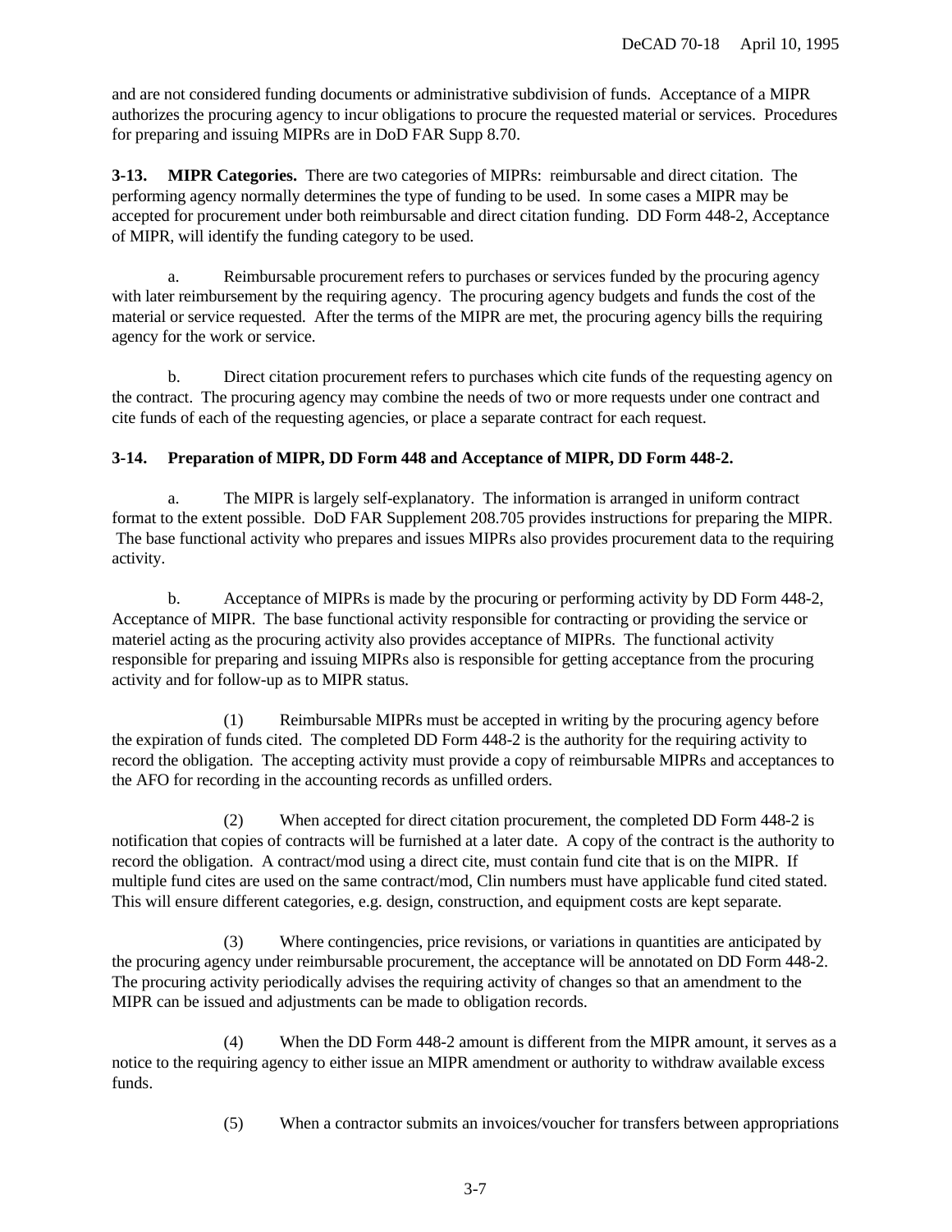and are not considered funding documents or administrative subdivision of funds. Acceptance of a MIPR authorizes the procuring agency to incur obligations to procure the requested material or services. Procedures for preparing and issuing MIPRs are in DoD FAR Supp 8.70.

**3-13. MIPR Categories.** There are two categories of MIPRs: reimbursable and direct citation. The performing agency normally determines the type of funding to be used. In some cases a MIPR may be accepted for procurement under both reimbursable and direct citation funding. DD Form 448-2, Acceptance of MIPR, will identify the funding category to be used.

a. Reimbursable procurement refers to purchases or services funded by the procuring agency with later reimbursement by the requiring agency. The procuring agency budgets and funds the cost of the material or service requested. After the terms of the MIPR are met, the procuring agency bills the requiring agency for the work or service.

b. Direct citation procurement refers to purchases which cite funds of the requesting agency on the contract. The procuring agency may combine the needs of two or more requests under one contract and cite funds of each of the requesting agencies, or place a separate contract for each request.

**3-14. Preparation of MIPR, DD Form 448 and Acceptance of MIPR, DD Form 448-2.**

a. The MIPR is largely self-explanatory. The information is arranged in uniform contract format to the extent possible. DoD FAR Supplement 208.705 provides instructions for preparing the MIPR. The base functional activity who prepares and issues MIPRs also provides procurement data to the requiring activity.

b. Acceptance of MIPRs is made by the procuring or performing activity by DD Form 448-2, Acceptance of MIPR. The base functional activity responsible for contracting or providing the service or materiel acting as the procuring activity also provides acceptance of MIPRs. The functional activity responsible for preparing and issuing MIPRs also is responsible for getting acceptance from the procuring activity and for follow-up as to MIPR status.

(1) Reimbursable MIPRs must be accepted in writing by the procuring agency before the expiration of funds cited. The completed DD Form 448-2 is the authority for the requiring activity to record the obligation. The accepting activity must provide a copy of reimbursable MIPRs and acceptances to the AFO for recording in the accounting records as unfilled orders.

(2) When accepted for direct citation procurement, the completed DD Form 448-2 is notification that copies of contracts will be furnished at a later date. A copy of the contract is the authority to record the obligation. A contract/mod using a direct cite, must contain fund cite that is on the MIPR. If multiple fund cites are used on the same contract/mod, Clin numbers must have applicable fund cited stated. This will ensure different categories, e.g. design, construction, and equipment costs are kept separate.

(3) Where contingencies, price revisions, or variations in quantities are anticipated by the procuring agency under reimbursable procurement, the acceptance will be annotated on DD Form 448-2. The procuring activity periodically advises the requiring activity of changes so that an amendment to the MIPR can be issued and adjustments can be made to obligation records.

(4) When the DD Form 448-2 amount is different from the MIPR amount, it serves as a notice to the requiring agency to either issue an MIPR amendment or authority to withdraw available excess funds.

(5) When a contractor submits an invoices/voucher for transfers between appropriations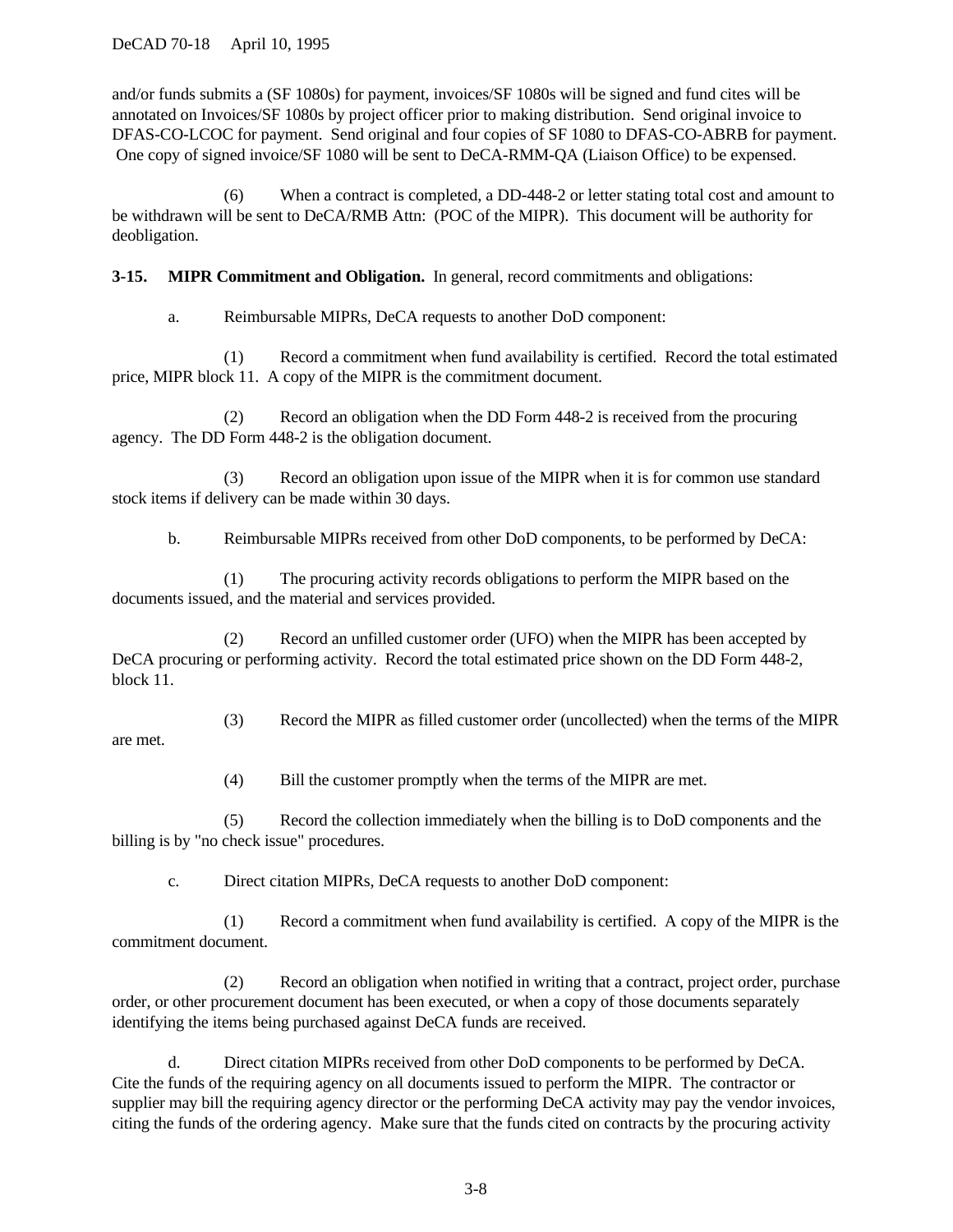and/or funds submits a (SF 1080s) for payment, invoices/SF 1080s will be signed and fund cites will be annotated on Invoices/SF 1080s by project officer prior to making distribution. Send original invoice to DFAS-CO-LCOC for payment. Send original and four copies of SF 1080 to DFAS-CO-ABRB for payment. One copy of signed invoice/SF 1080 will be sent to DeCA-RMM-QA (Liaison Office) to be expensed.

(6) When a contract is completed, a DD-448-2 or letter stating total cost and amount to be withdrawn will be sent to DeCA/RMB Attn: (POC of the MIPR). This document will be authority for deobligation.

**3-15. MIPR Commitment and Obligation.** In general, record commitments and obligations:

a. Reimbursable MIPRs, DeCA requests to another DoD component:

(1) Record a commitment when fund availability is certified. Record the total estimated price, MIPR block 11. A copy of the MIPR is the commitment document.

(2) Record an obligation when the DD Form 448-2 is received from the procuring agency. The DD Form 448-2 is the obligation document.

(3) Record an obligation upon issue of the MIPR when it is for common use standard stock items if delivery can be made within 30 days.

b. Reimbursable MIPRs received from other DoD components, to be performed by DeCA:

(1) The procuring activity records obligations to perform the MIPR based on the documents issued, and the material and services provided.

(2) Record an unfilled customer order (UFO) when the MIPR has been accepted by DeCA procuring or performing activity. Record the total estimated price shown on the DD Form 448-2, block 11.

(3) Record the MIPR as filled customer order (uncollected) when the terms of the MIPR are met.

(4) Bill the customer promptly when the terms of the MIPR are met.

(5) Record the collection immediately when the billing is to DoD components and the billing is by "no check issue" procedures.

c. Direct citation MIPRs, DeCA requests to another DoD component:

(1) Record a commitment when fund availability is certified. A copy of the MIPR is the commitment document.

(2) Record an obligation when notified in writing that a contract, project order, purchase order, or other procurement document has been executed, or when a copy of those documents separately identifying the items being purchased against DeCA funds are received.

d. Direct citation MIPRs received from other DoD components to be performed by DeCA. Cite the funds of the requiring agency on all documents issued to perform the MIPR. The contractor or supplier may bill the requiring agency director or the performing DeCA activity may pay the vendor invoices, citing the funds of the ordering agency. Make sure that the funds cited on contracts by the procuring activity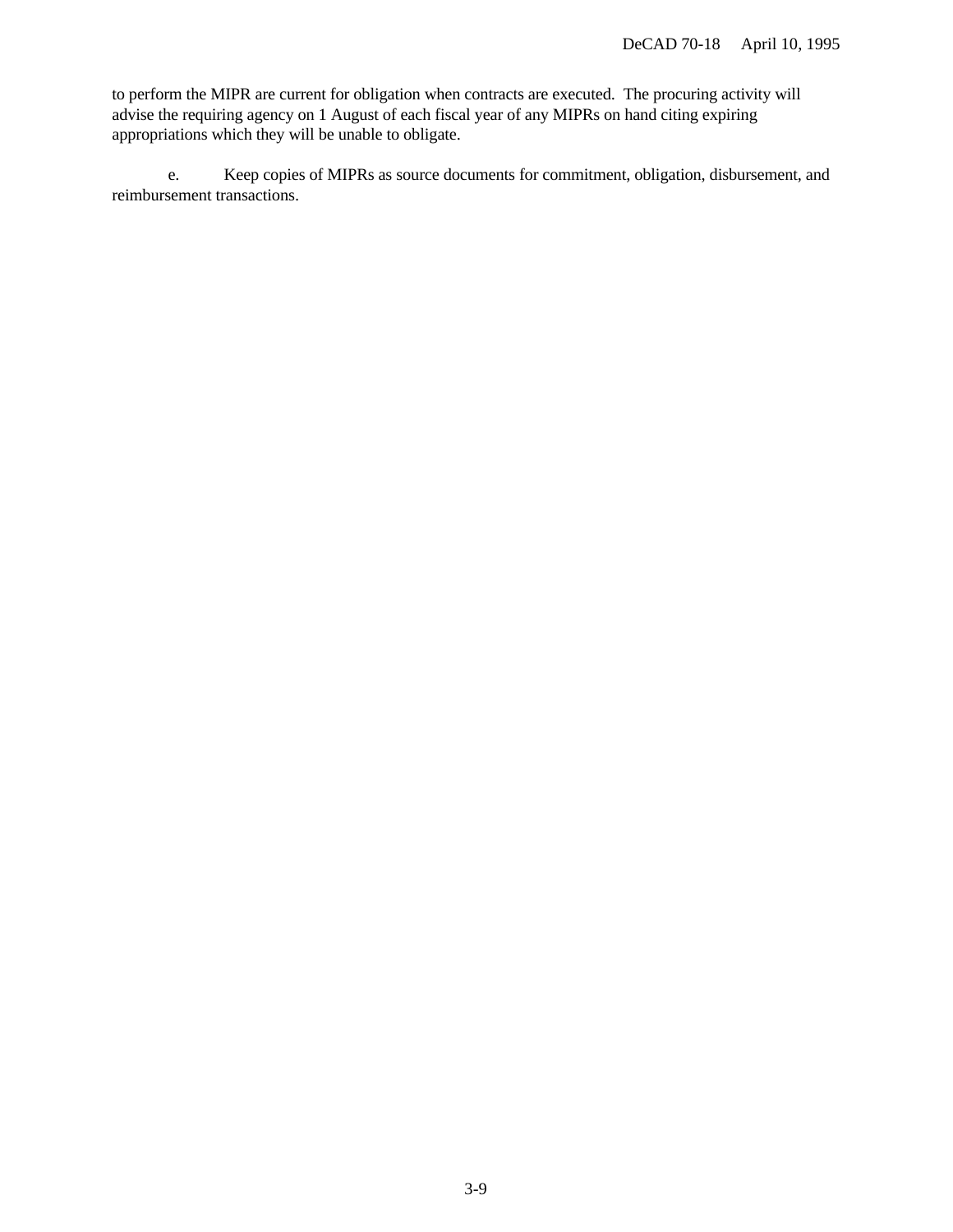to perform the MIPR are current for obligation when contracts are executed. The procuring activity will advise the requiring agency on 1 August of each fiscal year of any MIPRs on hand citing expiring appropriations which they will be unable to obligate.

e. Keep copies of MIPRs as source documents for commitment, obligation, disbursement, and reimbursement transactions.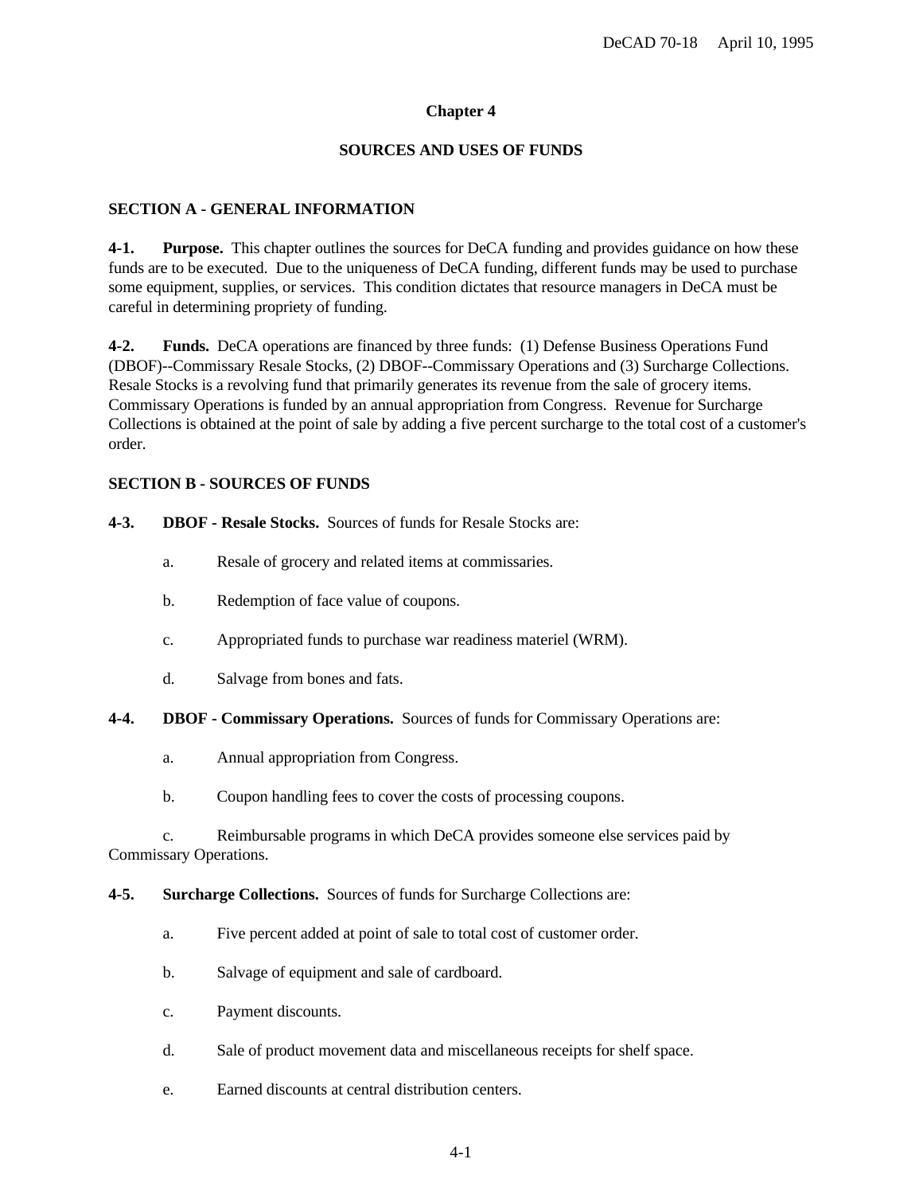# Chapter 4

## SOURCES AND USES OF FUNDS

### SECTION A - GENERAL INFORMATION

**4-1. Purpose.** This chapter outlines the sources for DeCA funding and provides guidance on how these funds are to be executed. Due to the uniqueness of DeCA funding, different funds may be used to purchase some equipment, supplies, or services. This condition dictates that resource managers in DeCA must be careful in determining propriety of funding.

**4-2. Funds.** DeCA operations are financed by three funds: (1) Defense Business Operations Fund (DBOF)--Commissary Resale Stocks, (2) DBOF--Commissary Operations and (3) Surcharge Collections. Resale Stocks is a revolving fund that primarily generates its revenue from the sale of grocery items. Commissary Operations is funded by an annual appropriation from Congress. Revenue for Surcharge Collections is obtained at the point of sale by adding a five percent surcharge to the total cost of a customer's order.

### SECTION B - SOURCES OF FUNDS

**4-3. DBOF - Resale Stocks.** Sources of funds for Resale Stocks are:

a. Resale of grocery and related items at commissaries.

b. Redemption of face value of coupons.

c. Appropriated funds to purchase war readiness materiel (WRM).

d. Salvage from bones and fats.

**4-4. DBOF - Commissary Operations.** Sources of funds for Commissary Operations are:

a. Annual appropriation from Congress.

b. Coupon handling fees to cover the costs of processing coupons.

c. Reimbursable programs in which DeCA provides someone else services paid by Commissary Operations.

**4-5. Surcharge Collections.** Sources of funds for Surcharge Collections are:

a. Five percent added at point of sale to total cost of customer order.

b. Salvage of equipment and sale of cardboard.

c. Payment discounts.

d. Sale of product movement data and miscellaneous receipts for shelf space.

e. Earned discounts at central distribution centers.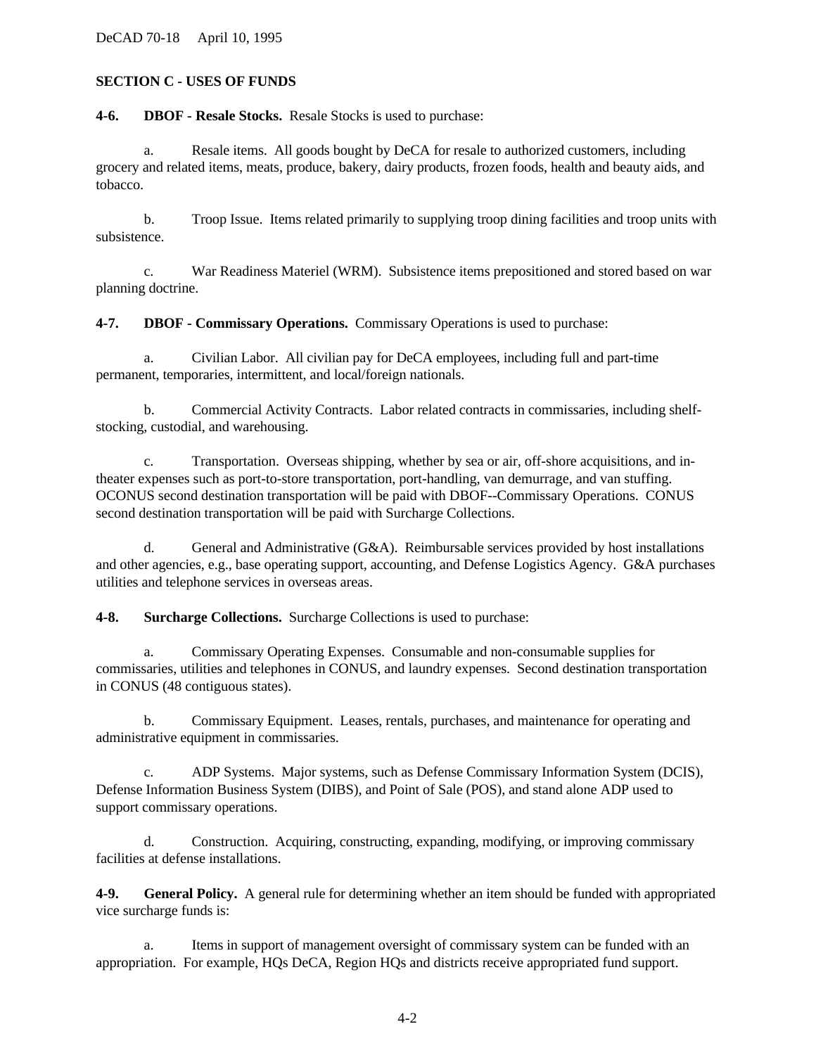## SECTION C - USES OF FUNDS

**4-6. DBOF - Resale Stocks.** Resale Stocks is used to purchase:

a. Resale items. All goods bought by DeCA for resale to authorized customers, including grocery and related items, meats, produce, bakery, dairy products, frozen foods, health and beauty aids, and tobacco.

b. Troop Issue. Items related primarily to supplying troop dining facilities and troop units with subsistence.

c. War Readiness Materiel (WRM). Subsistence items prepositioned and stored based on war planning doctrine.

**4-7. DBOF - Commissary Operations.** Commissary Operations is used to purchase:

a. Civilian Labor. All civilian pay for DeCA employees, including full and part-time permanent, temporaries, intermittent, and local/foreign nationals.

b. Commercial Activity Contracts. Labor related contracts in commissaries, including shelf-stocking, custodial, and warehousing.

c. Transportation. Overseas shipping, whether by sea or air, off-shore acquisitions, and in-theater expenses such as port-to-store transportation, port-handling, van demurrage, and van stuffing. OCONUS second destination transportation will be paid with DBOF--Commissary Operations. CONUS second destination transportation will be paid with Surcharge Collections.

d. General and Administrative (G&A). Reimbursable services provided by host installations and other agencies, e.g., base operating support, accounting, and Defense Logistics Agency. G&A purchases utilities and telephone services in overseas areas.

**4-8. Surcharge Collections.** Surcharge Collections is used to purchase:

a. Commissary Operating Expenses. Consumable and non-consumable supplies for commissaries, utilities and telephones in CONUS, and laundry expenses. Second destination transportation in CONUS (48 contiguous states).

b. Commissary Equipment. Leases, rentals, purchases, and maintenance for operating and administrative equipment in commissaries.

c. ADP Systems. Major systems, such as Defense Commissary Information System (DCIS), Defense Information Business System (DIBS), and Point of Sale (POS), and stand alone ADP used to support commissary operations.

d. Construction. Acquiring, constructing, expanding, modifying, or improving commissary facilities at defense installations.

**4-9. General Policy.** A general rule for determining whether an item should be funded with appropriated vice surcharge funds is:

a. Items in support of management oversight of commissary system can be funded with an appropriation. For example, HQs DeCA, Region HQs and districts receive appropriated fund support.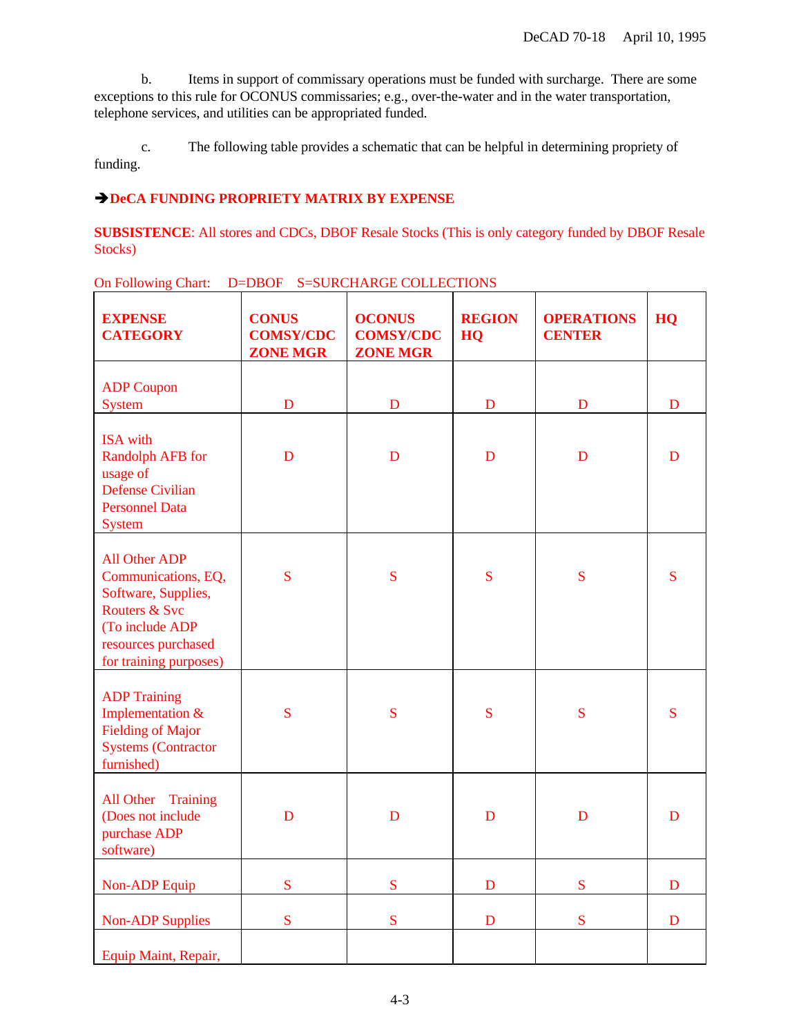b. Items in support of commissary operations must be funded with surcharge. There are some exceptions to this rule for OCONUS commissaries; e.g., over-the-water and in the water transportation, telephone services, and utilities can be appropriated funded.

c. The following table provides a schematic that can be helpful in determining propriety of funding.

**➔DeCA FUNDING PROPRIETY MATRIX BY EXPENSE**

**SUBSISTENCE**: All stores and CDCs, DBOF Resale Stocks (This is only category funded by DBOF Resale Stocks)

On Following Chart: D=DBOF S=SURCHARGE COLLECTIONS

| EXPENSE CATEGORY | CONUS COMSY/CDC ZONE MGR | OCONUS COMSY/CDC ZONE MGR | REGION HQ | OPERATIONS CENTER | HQ |
|---|---|---|---|---|---|
| ADP Coupon System | D | D | D | D | D |
| ISA with Randolph AFB for usage of Defense Civilian Personnel Data System | D | D | D | D | D |
| All Other ADP Communications, EQ, Software, Supplies, Routers & Svc (To include ADP resources purchased for training purposes) | S | S | S | S | S |
| ADP Training Implementation & Fielding of Major Systems (Contractor furnished) | S | S | S | S | S |
| All Other Training (Does not include purchase ADP software) | D | D | D | D | D |
| Non-ADP Equip | S | S | D | S | D |
| Non-ADP Supplies | S | S | D | S | D |
| Equip Maint, Repair, | | | | | |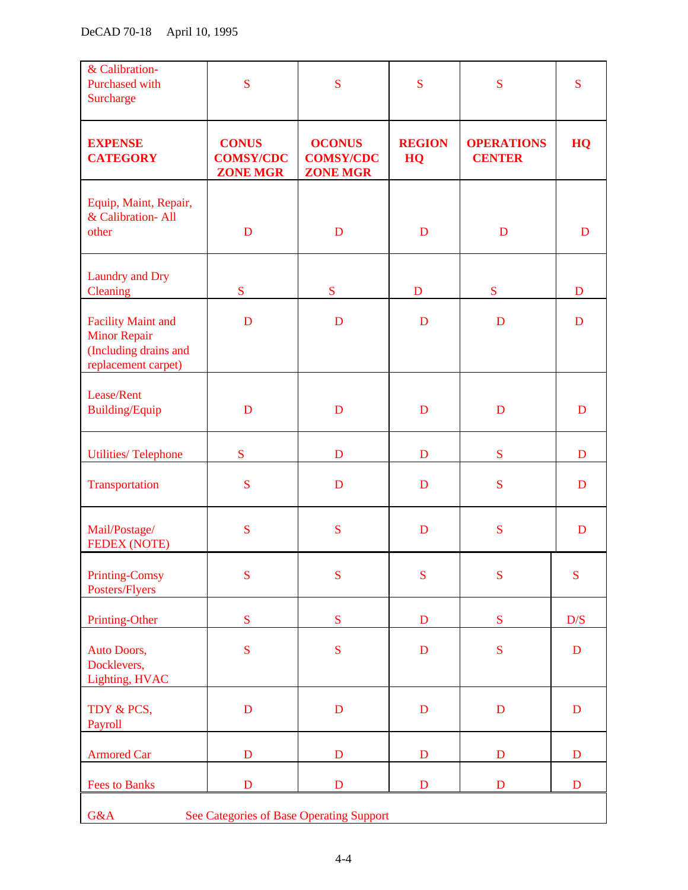| | | | | | |
|---|---|---|---|---|---|
| & Calibration-Purchased with Surcharge | S | S | S | S | S |
| **EXPENSE CATEGORY** | **CONUS COMSY/CDC ZONE MGR** | **OCONUS COMSY/CDC ZONE MGR** | **REGION HQ** | **OPERATIONS CENTER** | **HQ** |
| Equip, Maint, Repair, & Calibration- All other | D | D | D | D | D |
| Laundry and Dry Cleaning | S | S | D | S | D |
| Facility Maint and Minor Repair (Including drains and replacement carpet) | D | D | D | D | D |
| Lease/Rent Building/Equip | D | D | D | D | D |
| Utilities/ Telephone | S | D | D | S | D |
| Transportation | S | D | D | S | D |
| Mail/Postage/ FEDEX (NOTE) | S | S | D | S | D |
| Printing-Comsy Posters/Flyers | S | S | S | S | S |
| Printing-Other | S | S | D | S | D/S |
| Auto Doors, Docklevers, Lighting, HVAC | S | S | D | S | D |
| TDY & PCS, Payroll | D | D | D | D | D |
| Armored Car | D | D | D | D | D |
| Fees to Banks | D | D | D | D | D |
| G&A | See Categories of Base Operating Support | | | | |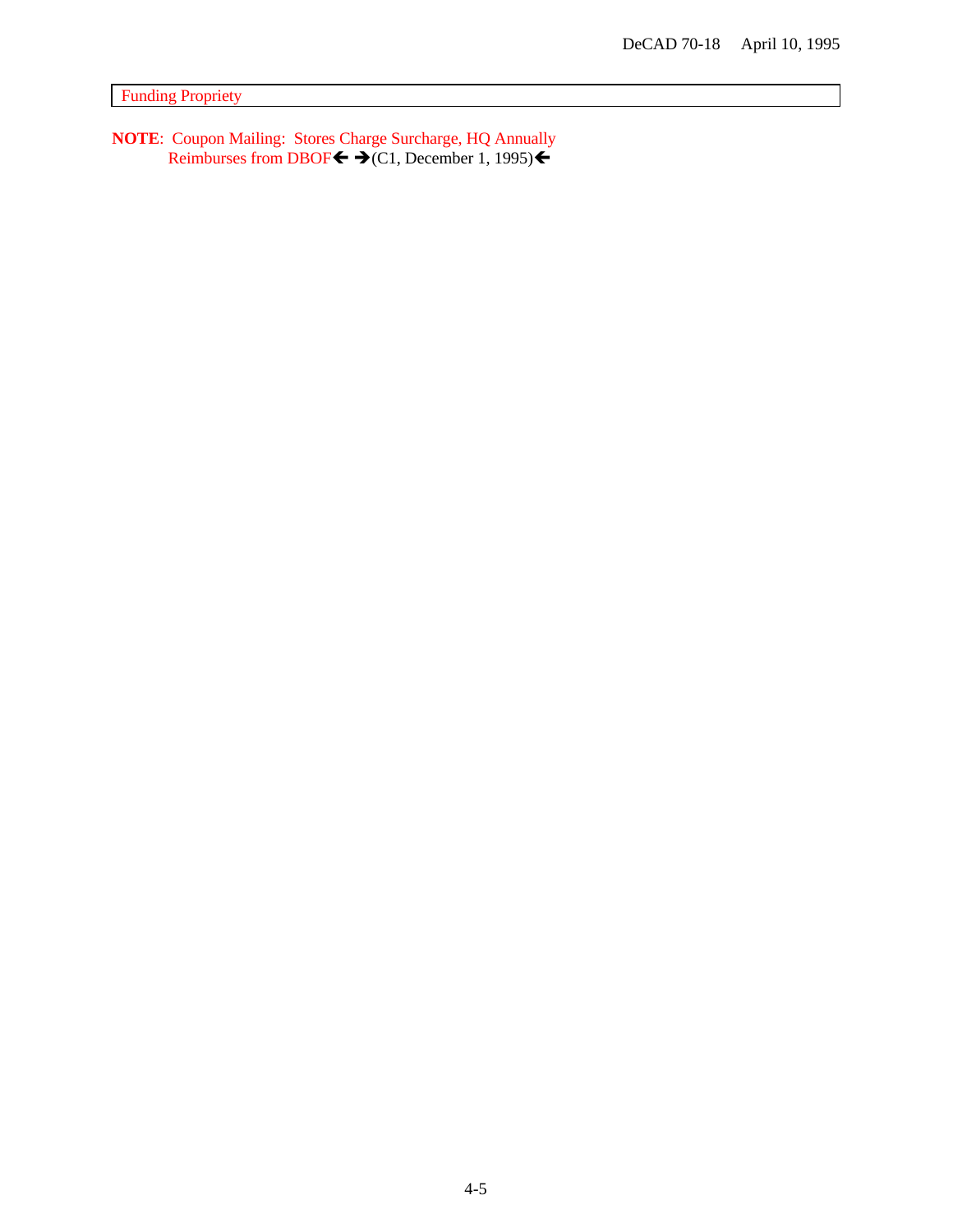Funding Propriety

**NOTE**: Coupon Mailing: Stores Charge Surcharge, HQ Annually Reimburses from DBOF← →(C1, December 1, 1995)←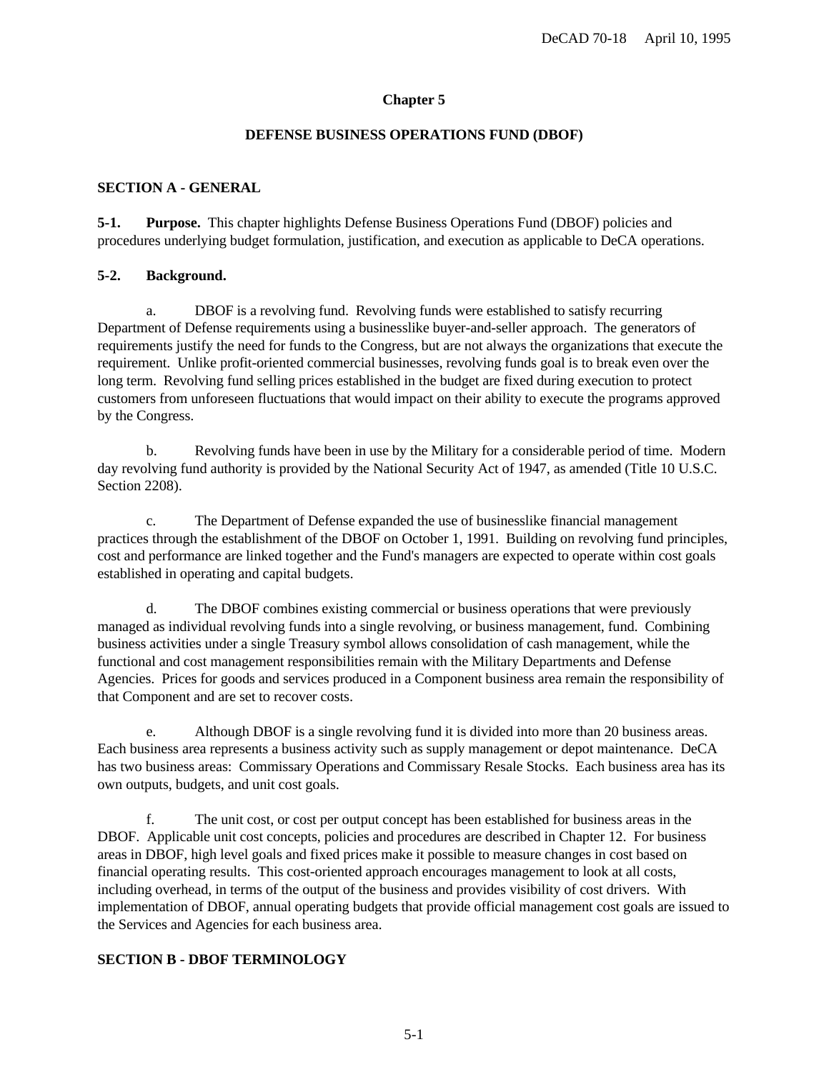# Chapter 5

## DEFENSE BUSINESS OPERATIONS FUND (DBOF)

### SECTION A - GENERAL

**5-1. Purpose.** This chapter highlights Defense Business Operations Fund (DBOF) policies and procedures underlying budget formulation, justification, and execution as applicable to DeCA operations.

**5-2. Background.**

a. DBOF is a revolving fund. Revolving funds were established to satisfy recurring Department of Defense requirements using a businesslike buyer-and-seller approach. The generators of requirements justify the need for funds to the Congress, but are not always the organizations that execute the requirement. Unlike profit-oriented commercial businesses, revolving funds goal is to break even over the long term. Revolving fund selling prices established in the budget are fixed during execution to protect customers from unforeseen fluctuations that would impact on their ability to execute the programs approved by the Congress.

b. Revolving funds have been in use by the Military for a considerable period of time. Modern day revolving fund authority is provided by the National Security Act of 1947, as amended (Title 10 U.S.C. Section 2208).

c. The Department of Defense expanded the use of businesslike financial management practices through the establishment of the DBOF on October 1, 1991. Building on revolving fund principles, cost and performance are linked together and the Fund's managers are expected to operate within cost goals established in operating and capital budgets.

d. The DBOF combines existing commercial or business operations that were previously managed as individual revolving funds into a single revolving, or business management, fund. Combining business activities under a single Treasury symbol allows consolidation of cash management, while the functional and cost management responsibilities remain with the Military Departments and Defense Agencies. Prices for goods and services produced in a Component business area remain the responsibility of that Component and are set to recover costs.

e. Although DBOF is a single revolving fund it is divided into more than 20 business areas. Each business area represents a business activity such as supply management or depot maintenance. DeCA has two business areas: Commissary Operations and Commissary Resale Stocks. Each business area has its own outputs, budgets, and unit cost goals.

f. The unit cost, or cost per output concept has been established for business areas in the DBOF. Applicable unit cost concepts, policies and procedures are described in Chapter 12. For business areas in DBOF, high level goals and fixed prices make it possible to measure changes in cost based on financial operating results. This cost-oriented approach encourages management to look at all costs, including overhead, in terms of the output of the business and provides visibility of cost drivers. With implementation of DBOF, annual operating budgets that provide official management cost goals are issued to the Services and Agencies for each business area.

### SECTION B - DBOF TERMINOLOGY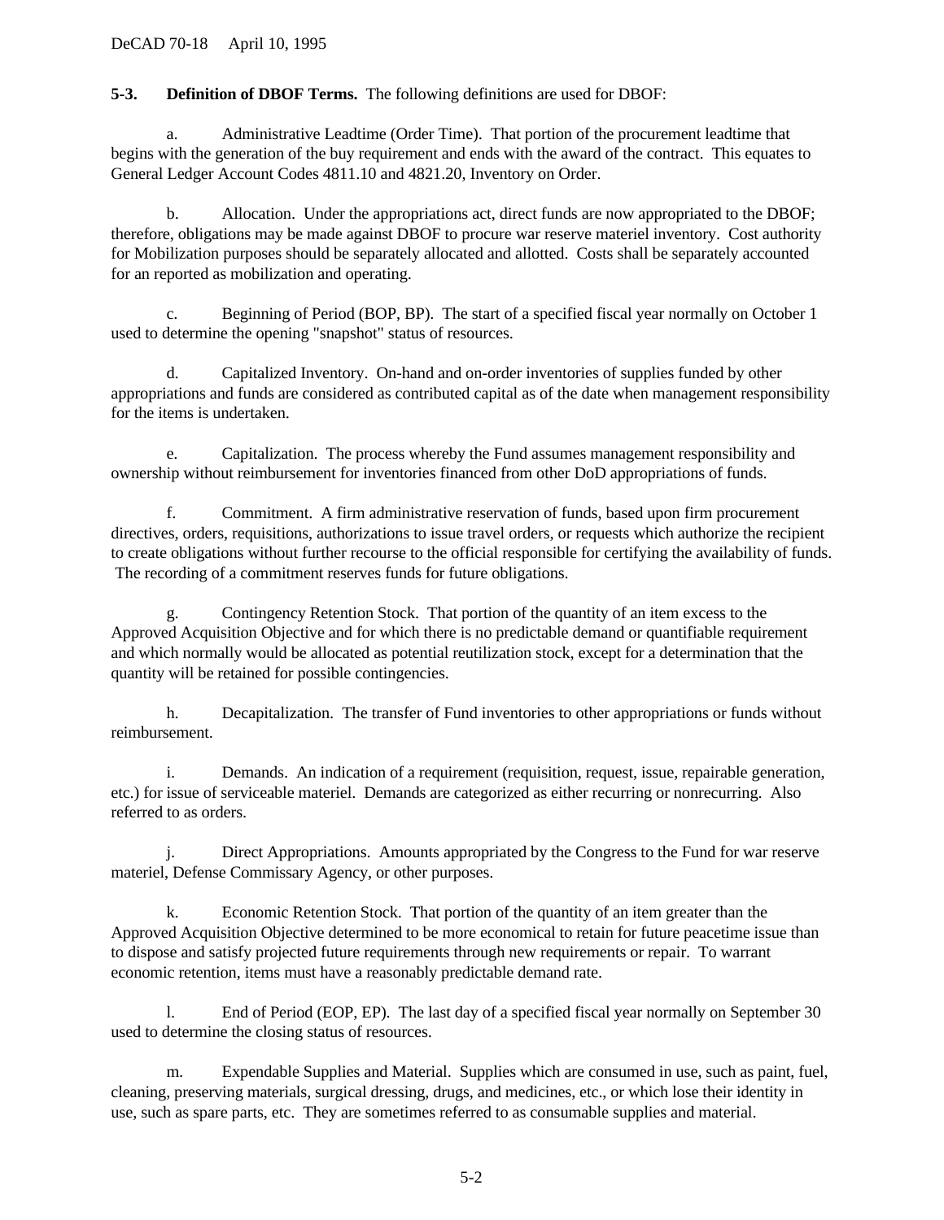**5-3. Definition of DBOF Terms.** The following definitions are used for DBOF:

a. Administrative Leadtime (Order Time). That portion of the procurement leadtime that begins with the generation of the buy requirement and ends with the award of the contract. This equates to General Ledger Account Codes 4811.10 and 4821.20, Inventory on Order.

b. Allocation. Under the appropriations act, direct funds are now appropriated to the DBOF; therefore, obligations may be made against DBOF to procure war reserve materiel inventory. Cost authority for Mobilization purposes should be separately allocated and allotted. Costs shall be separately accounted for an reported as mobilization and operating.

c. Beginning of Period (BOP, BP). The start of a specified fiscal year normally on October 1 used to determine the opening "snapshot" status of resources.

d. Capitalized Inventory. On-hand and on-order inventories of supplies funded by other appropriations and funds are considered as contributed capital as of the date when management responsibility for the items is undertaken.

e. Capitalization. The process whereby the Fund assumes management responsibility and ownership without reimbursement for inventories financed from other DoD appropriations of funds.

f. Commitment. A firm administrative reservation of funds, based upon firm procurement directives, orders, requisitions, authorizations to issue travel orders, or requests which authorize the recipient to create obligations without further recourse to the official responsible for certifying the availability of funds. The recording of a commitment reserves funds for future obligations.

g. Contingency Retention Stock. That portion of the quantity of an item excess to the Approved Acquisition Objective and for which there is no predictable demand or quantifiable requirement and which normally would be allocated as potential reutilization stock, except for a determination that the quantity will be retained for possible contingencies.

h. Decapitalization. The transfer of Fund inventories to other appropriations or funds without reimbursement.

i. Demands. An indication of a requirement (requisition, request, issue, repairable generation, etc.) for issue of serviceable materiel. Demands are categorized as either recurring or nonrecurring. Also referred to as orders.

j. Direct Appropriations. Amounts appropriated by the Congress to the Fund for war reserve materiel, Defense Commissary Agency, or other purposes.

k. Economic Retention Stock. That portion of the quantity of an item greater than the Approved Acquisition Objective determined to be more economical to retain for future peacetime issue than to dispose and satisfy projected future requirements through new requirements or repair. To warrant economic retention, items must have a reasonably predictable demand rate.

l. End of Period (EOP, EP). The last day of a specified fiscal year normally on September 30 used to determine the closing status of resources.

m. Expendable Supplies and Material. Supplies which are consumed in use, such as paint, fuel, cleaning, preserving materials, surgical dressing, drugs, and medicines, etc., or which lose their identity in use, such as spare parts, etc. They are sometimes referred to as consumable supplies and material.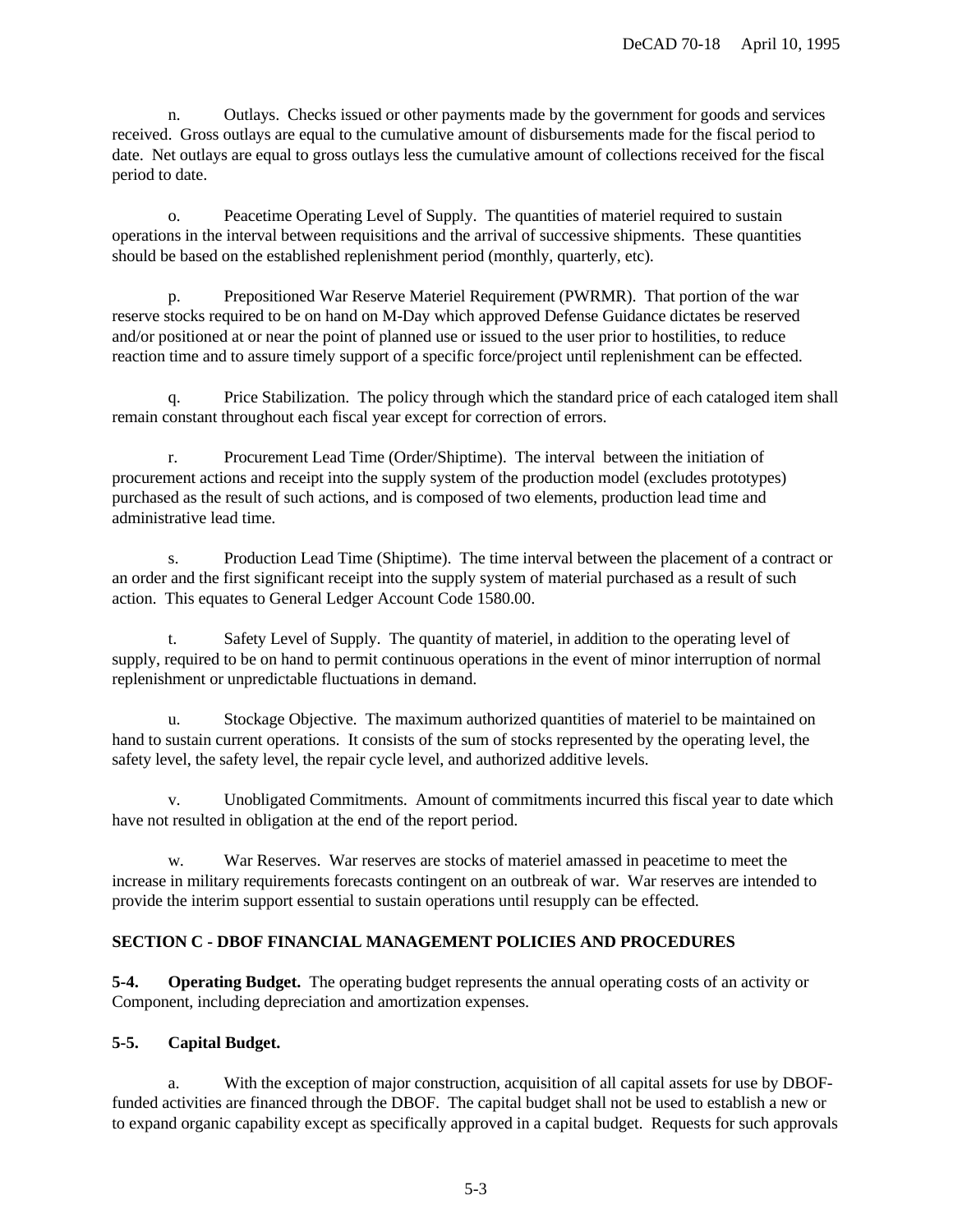n. Outlays. Checks issued or other payments made by the government for goods and services received. Gross outlays are equal to the cumulative amount of disbursements made for the fiscal period to date. Net outlays are equal to gross outlays less the cumulative amount of collections received for the fiscal period to date.

o. Peacetime Operating Level of Supply. The quantities of materiel required to sustain operations in the interval between requisitions and the arrival of successive shipments. These quantities should be based on the established replenishment period (monthly, quarterly, etc).

p. Prepositioned War Reserve Materiel Requirement (PWRMR). That portion of the war reserve stocks required to be on hand on M-Day which approved Defense Guidance dictates be reserved and/or positioned at or near the point of planned use or issued to the user prior to hostilities, to reduce reaction time and to assure timely support of a specific force/project until replenishment can be effected.

q. Price Stabilization. The policy through which the standard price of each cataloged item shall remain constant throughout each fiscal year except for correction of errors.

r. Procurement Lead Time (Order/Shiptime). The interval between the initiation of procurement actions and receipt into the supply system of the production model (excludes prototypes) purchased as the result of such actions, and is composed of two elements, production lead time and administrative lead time.

s. Production Lead Time (Shiptime). The time interval between the placement of a contract or an order and the first significant receipt into the supply system of material purchased as a result of such action. This equates to General Ledger Account Code 1580.00.

t. Safety Level of Supply. The quantity of materiel, in addition to the operating level of supply, required to be on hand to permit continuous operations in the event of minor interruption of normal replenishment or unpredictable fluctuations in demand.

u. Stockage Objective. The maximum authorized quantities of materiel to be maintained on hand to sustain current operations. It consists of the sum of stocks represented by the operating level, the safety level, the safety level, the repair cycle level, and authorized additive levels.

v. Unobligated Commitments. Amount of commitments incurred this fiscal year to date which have not resulted in obligation at the end of the report period.

w. War Reserves. War reserves are stocks of materiel amassed in peacetime to meet the increase in military requirements forecasts contingent on an outbreak of war. War reserves are intended to provide the interim support essential to sustain operations until resupply can be effected.

## SECTION C - DBOF FINANCIAL MANAGEMENT POLICIES AND PROCEDURES

**5-4. Operating Budget.** The operating budget represents the annual operating costs of an activity or Component, including depreciation and amortization expenses.

**5-5. Capital Budget.**

a. With the exception of major construction, acquisition of all capital assets for use by DBOF-funded activities are financed through the DBOF. The capital budget shall not be used to establish a new or to expand organic capability except as specifically approved in a capital budget. Requests for such approvals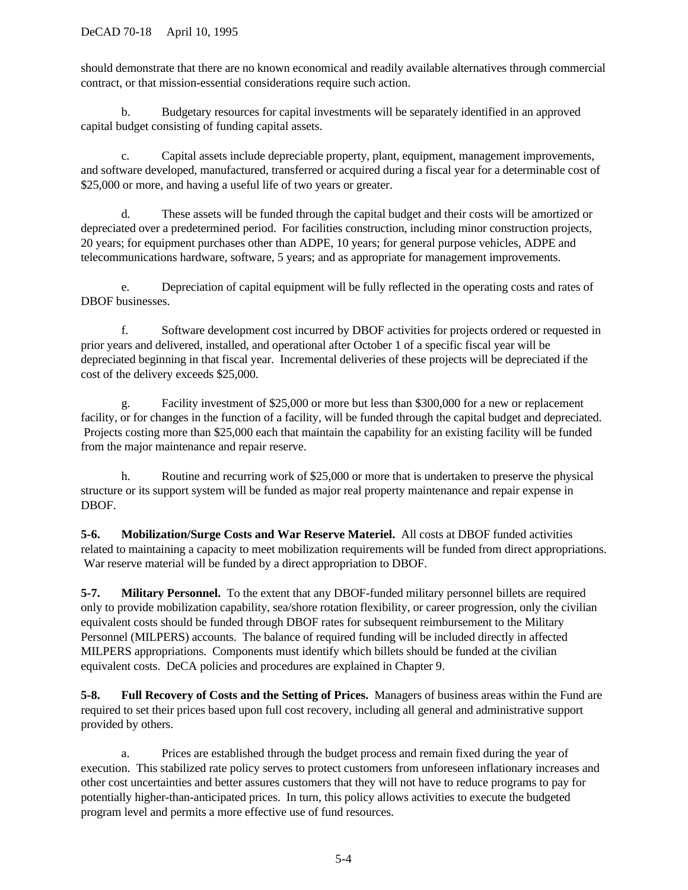should demonstrate that there are no known economical and readily available alternatives through commercial contract, or that mission-essential considerations require such action.

b. Budgetary resources for capital investments will be separately identified in an approved capital budget consisting of funding capital assets.

c. Capital assets include depreciable property, plant, equipment, management improvements, and software developed, manufactured, transferred or acquired during a fiscal year for a determinable cost of $25,000 or more, and having a useful life of two years or greater.

d. These assets will be funded through the capital budget and their costs will be amortized or depreciated over a predetermined period. For facilities construction, including minor construction projects, 20 years; for equipment purchases other than ADPE, 10 years; for general purpose vehicles, ADPE and telecommunications hardware, software, 5 years; and as appropriate for management improvements.

e. Depreciation of capital equipment will be fully reflected in the operating costs and rates of DBOF businesses.

f. Software development cost incurred by DBOF activities for projects ordered or requested in prior years and delivered, installed, and operational after October 1 of a specific fiscal year will be depreciated beginning in that fiscal year. Incremental deliveries of these projects will be depreciated if the cost of the delivery exceeds $25,000.

g. Facility investment of $25,000 or more but less than $300,000 for a new or replacement facility, or for changes in the function of a facility, will be funded through the capital budget and depreciated. Projects costing more than $25,000 each that maintain the capability for an existing facility will be funded from the major maintenance and repair reserve.

h. Routine and recurring work of $25,000 or more that is undertaken to preserve the physical structure or its support system will be funded as major real property maintenance and repair expense in DBOF.

**5-6. Mobilization/Surge Costs and War Reserve Materiel.** All costs at DBOF funded activities related to maintaining a capacity to meet mobilization requirements will be funded from direct appropriations. War reserve material will be funded by a direct appropriation to DBOF.

**5-7. Military Personnel.** To the extent that any DBOF-funded military personnel billets are required only to provide mobilization capability, sea/shore rotation flexibility, or career progression, only the civilian equivalent costs should be funded through DBOF rates for subsequent reimbursement to the Military Personnel (MILPERS) accounts. The balance of required funding will be included directly in affected MILPERS appropriations. Components must identify which billets should be funded at the civilian equivalent costs. DeCA policies and procedures are explained in Chapter 9.

**5-8. Full Recovery of Costs and the Setting of Prices.** Managers of business areas within the Fund are required to set their prices based upon full cost recovery, including all general and administrative support provided by others.

a. Prices are established through the budget process and remain fixed during the year of execution. This stabilized rate policy serves to protect customers from unforeseen inflationary increases and other cost uncertainties and better assures customers that they will not have to reduce programs to pay for potentially higher-than-anticipated prices. In turn, this policy allows activities to execute the budgeted program level and permits a more effective use of fund resources.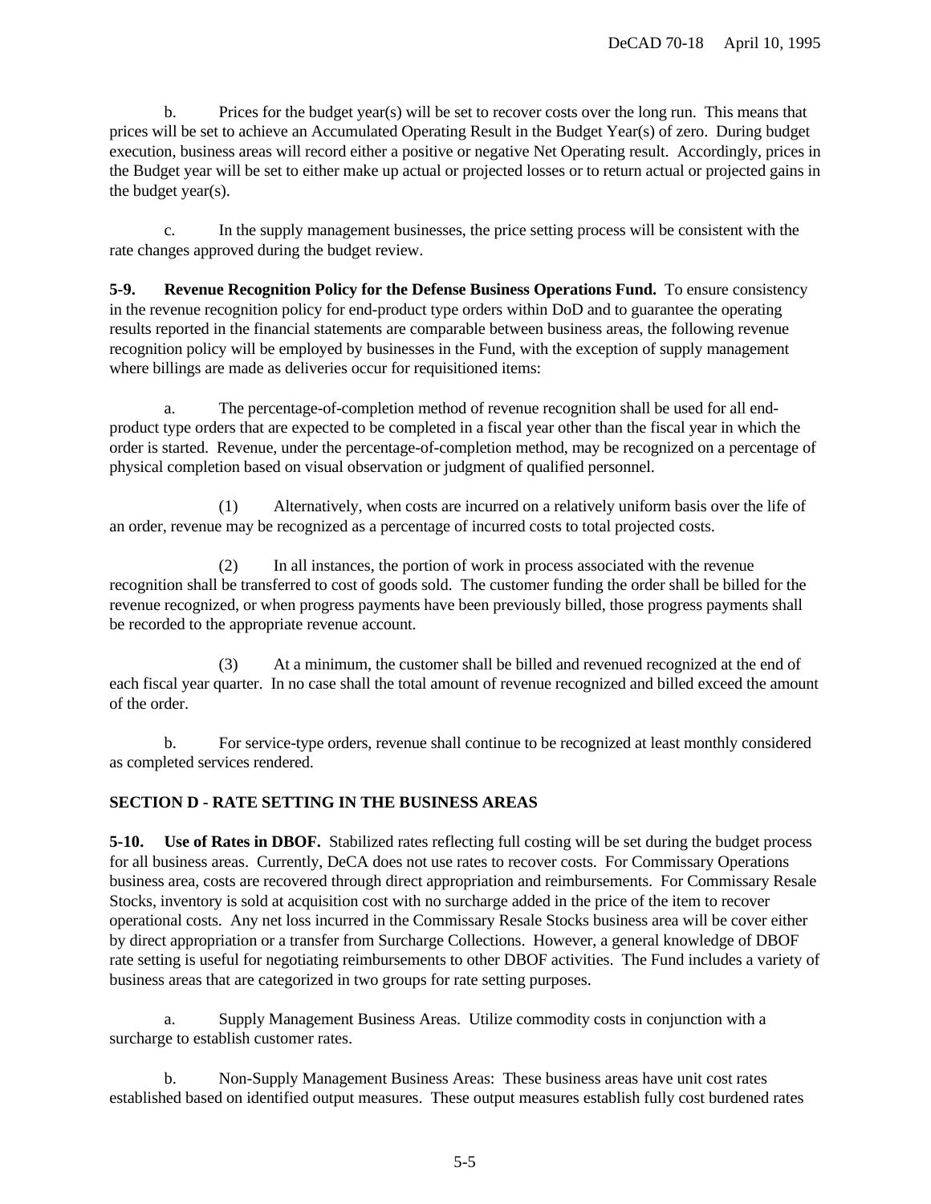b. Prices for the budget year(s) will be set to recover costs over the long run. This means that prices will be set to achieve an Accumulated Operating Result in the Budget Year(s) of zero. During budget execution, business areas will record either a positive or negative Net Operating result. Accordingly, prices in the Budget year will be set to either make up actual or projected losses or to return actual or projected gains in the budget year(s).

c. In the supply management businesses, the price setting process will be consistent with the rate changes approved during the budget review.

**5-9. Revenue Recognition Policy for the Defense Business Operations Fund.** To ensure consistency in the revenue recognition policy for end-product type orders within DoD and to guarantee the operating results reported in the financial statements are comparable between business areas, the following revenue recognition policy will be employed by businesses in the Fund, with the exception of supply management where billings are made as deliveries occur for requisitioned items:

a. The percentage-of-completion method of revenue recognition shall be used for all end-product type orders that are expected to be completed in a fiscal year other than the fiscal year in which the order is started. Revenue, under the percentage-of-completion method, may be recognized on a percentage of physical completion based on visual observation or judgment of qualified personnel.

(1) Alternatively, when costs are incurred on a relatively uniform basis over the life of an order, revenue may be recognized as a percentage of incurred costs to total projected costs.

(2) In all instances, the portion of work in process associated with the revenue recognition shall be transferred to cost of goods sold. The customer funding the order shall be billed for the revenue recognized, or when progress payments have been previously billed, those progress payments shall be recorded to the appropriate revenue account.

(3) At a minimum, the customer shall be billed and revenued recognized at the end of each fiscal year quarter. In no case shall the total amount of revenue recognized and billed exceed the amount of the order.

b. For service-type orders, revenue shall continue to be recognized at least monthly considered as completed services rendered.

## SECTION D - RATE SETTING IN THE BUSINESS AREAS

**5-10. Use of Rates in DBOF.** Stabilized rates reflecting full costing will be set during the budget process for all business areas. Currently, DeCA does not use rates to recover costs. For Commissary Operations business area, costs are recovered through direct appropriation and reimbursements. For Commissary Resale Stocks, inventory is sold at acquisition cost with no surcharge added in the price of the item to recover operational costs. Any net loss incurred in the Commissary Resale Stocks business area will be cover either by direct appropriation or a transfer from Surcharge Collections. However, a general knowledge of DBOF rate setting is useful for negotiating reimbursements to other DBOF activities. The Fund includes a variety of business areas that are categorized in two groups for rate setting purposes.

a. Supply Management Business Areas. Utilize commodity costs in conjunction with a surcharge to establish customer rates.

b. Non-Supply Management Business Areas: These business areas have unit cost rates established based on identified output measures. These output measures establish fully cost burdened rates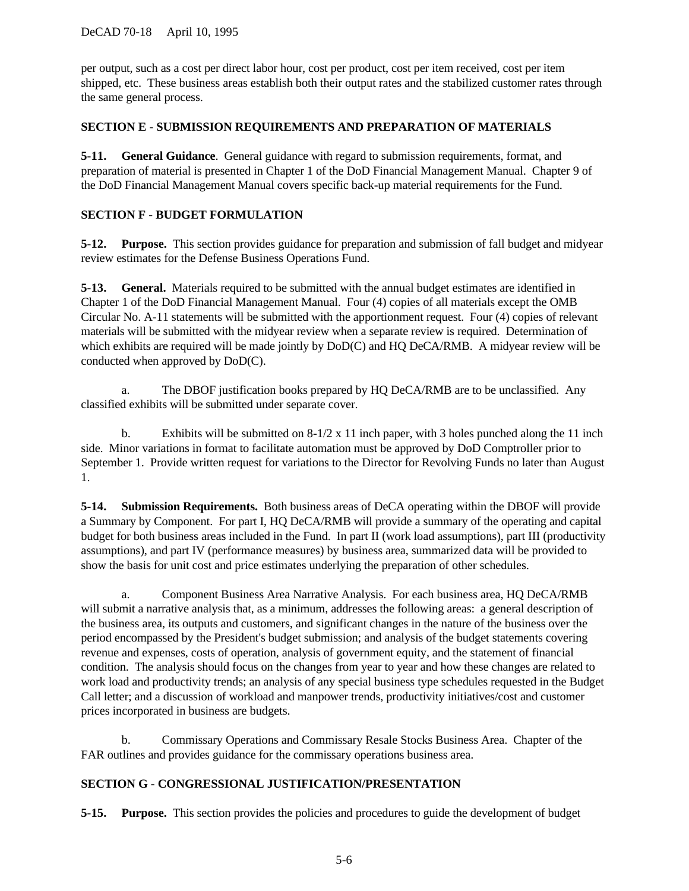per output, such as a cost per direct labor hour, cost per product, cost per item received, cost per item shipped, etc. These business areas establish both their output rates and the stabilized customer rates through the same general process.

## SECTION E - SUBMISSION REQUIREMENTS AND PREPARATION OF MATERIALS

**5-11. General Guidance**. General guidance with regard to submission requirements, format, and preparation of material is presented in Chapter 1 of the DoD Financial Management Manual. Chapter 9 of the DoD Financial Management Manual covers specific back-up material requirements for the Fund.

## SECTION F - BUDGET FORMULATION

**5-12. Purpose.** This section provides guidance for preparation and submission of fall budget and midyear review estimates for the Defense Business Operations Fund.

**5-13. General.** Materials required to be submitted with the annual budget estimates are identified in Chapter 1 of the DoD Financial Management Manual. Four (4) copies of all materials except the OMB Circular No. A-11 statements will be submitted with the apportionment request. Four (4) copies of relevant materials will be submitted with the midyear review when a separate review is required. Determination of which exhibits are required will be made jointly by DoD(C) and HQ DeCA/RMB. A midyear review will be conducted when approved by DoD(C).

a. The DBOF justification books prepared by HQ DeCA/RMB are to be unclassified. Any classified exhibits will be submitted under separate cover.

b. Exhibits will be submitted on 8-1/2 x 11 inch paper, with 3 holes punched along the 11 inch side. Minor variations in format to facilitate automation must be approved by DoD Comptroller prior to September 1. Provide written request for variations to the Director for Revolving Funds no later than August 1.

**5-14. Submission Requirements.** Both business areas of DeCA operating within the DBOF will provide a Summary by Component. For part I, HQ DeCA/RMB will provide a summary of the operating and capital budget for both business areas included in the Fund. In part II (work load assumptions), part III (productivity assumptions), and part IV (performance measures) by business area, summarized data will be provided to show the basis for unit cost and price estimates underlying the preparation of other schedules.

a. Component Business Area Narrative Analysis. For each business area, HQ DeCA/RMB will submit a narrative analysis that, as a minimum, addresses the following areas: a general description of the business area, its outputs and customers, and significant changes in the nature of the business over the period encompassed by the President's budget submission; and analysis of the budget statements covering revenue and expenses, costs of operation, analysis of government equity, and the statement of financial condition. The analysis should focus on the changes from year to year and how these changes are related to work load and productivity trends; an analysis of any special business type schedules requested in the Budget Call letter; and a discussion of workload and manpower trends, productivity initiatives/cost and customer prices incorporated in business are budgets.

b. Commissary Operations and Commissary Resale Stocks Business Area. Chapter of the FAR outlines and provides guidance for the commissary operations business area.

## SECTION G - CONGRESSIONAL JUSTIFICATION/PRESENTATION

**5-15. Purpose.** This section provides the policies and procedures to guide the development of budget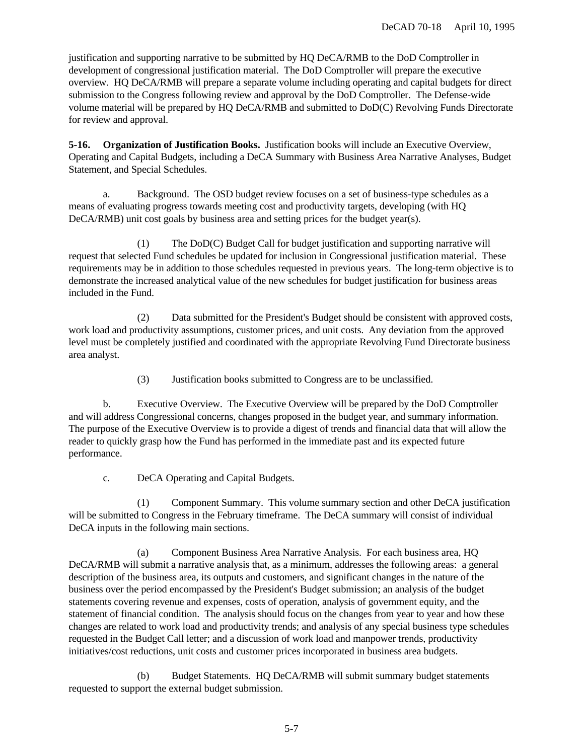justification and supporting narrative to be submitted by HQ DeCA/RMB to the DoD Comptroller in development of congressional justification material. The DoD Comptroller will prepare the executive overview. HQ DeCA/RMB will prepare a separate volume including operating and capital budgets for direct submission to the Congress following review and approval by the DoD Comptroller. The Defense-wide volume material will be prepared by HQ DeCA/RMB and submitted to DoD(C) Revolving Funds Directorate for review and approval.

**5-16. Organization of Justification Books.** Justification books will include an Executive Overview, Operating and Capital Budgets, including a DeCA Summary with Business Area Narrative Analyses, Budget Statement, and Special Schedules.

a. Background. The OSD budget review focuses on a set of business-type schedules as a means of evaluating progress towards meeting cost and productivity targets, developing (with HQ DeCA/RMB) unit cost goals by business area and setting prices for the budget year(s).

(1) The DoD(C) Budget Call for budget justification and supporting narrative will request that selected Fund schedules be updated for inclusion in Congressional justification material. These requirements may be in addition to those schedules requested in previous years. The long-term objective is to demonstrate the increased analytical value of the new schedules for budget justification for business areas included in the Fund.

(2) Data submitted for the President's Budget should be consistent with approved costs, work load and productivity assumptions, customer prices, and unit costs. Any deviation from the approved level must be completely justified and coordinated with the appropriate Revolving Fund Directorate business area analyst.

(3) Justification books submitted to Congress are to be unclassified.

b. Executive Overview. The Executive Overview will be prepared by the DoD Comptroller and will address Congressional concerns, changes proposed in the budget year, and summary information. The purpose of the Executive Overview is to provide a digest of trends and financial data that will allow the reader to quickly grasp how the Fund has performed in the immediate past and its expected future performance.

c. DeCA Operating and Capital Budgets.

(1) Component Summary. This volume summary section and other DeCA justification will be submitted to Congress in the February timeframe. The DeCA summary will consist of individual DeCA inputs in the following main sections.

(a) Component Business Area Narrative Analysis. For each business area, HQ DeCA/RMB will submit a narrative analysis that, as a minimum, addresses the following areas: a general description of the business area, its outputs and customers, and significant changes in the nature of the business over the period encompassed by the President's Budget submission; an analysis of the budget statements covering revenue and expenses, costs of operation, analysis of government equity, and the statement of financial condition. The analysis should focus on the changes from year to year and how these changes are related to work load and productivity trends; and analysis of any special business type schedules requested in the Budget Call letter; and a discussion of work load and manpower trends, productivity initiatives/cost reductions, unit costs and customer prices incorporated in business area budgets.

(b) Budget Statements. HQ DeCA/RMB will submit summary budget statements requested to support the external budget submission.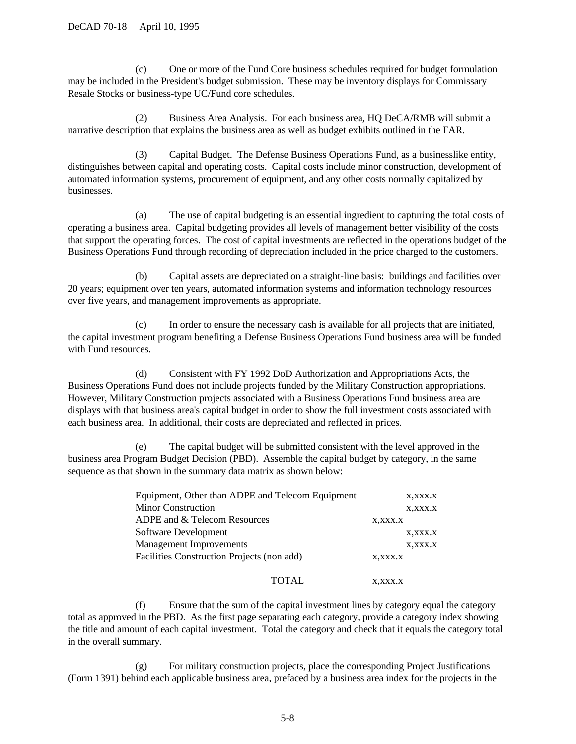(c) One or more of the Fund Core business schedules required for budget formulation may be included in the President's budget submission. These may be inventory displays for Commissary Resale Stocks or business-type UC/Fund core schedules.

(2) Business Area Analysis. For each business area, HQ DeCA/RMB will submit a narrative description that explains the business area as well as budget exhibits outlined in the FAR.

(3) Capital Budget. The Defense Business Operations Fund, as a businesslike entity, distinguishes between capital and operating costs. Capital costs include minor construction, development of automated information systems, procurement of equipment, and any other costs normally capitalized by businesses.

(a) The use of capital budgeting is an essential ingredient to capturing the total costs of operating a business area. Capital budgeting provides all levels of management better visibility of the costs that support the operating forces. The cost of capital investments are reflected in the operations budget of the Business Operations Fund through recording of depreciation included in the price charged to the customers.

(b) Capital assets are depreciated on a straight-line basis: buildings and facilities over 20 years; equipment over ten years, automated information systems and information technology resources over five years, and management improvements as appropriate.

(c) In order to ensure the necessary cash is available for all projects that are initiated, the capital investment program benefiting a Defense Business Operations Fund business area will be funded with Fund resources.

(d) Consistent with FY 1992 DoD Authorization and Appropriations Acts, the Business Operations Fund does not include projects funded by the Military Construction appropriations. However, Military Construction projects associated with a Business Operations Fund business area are displays with that business area's capital budget in order to show the full investment costs associated with each business area. In additional, their costs are depreciated and reflected in prices.

(e) The capital budget will be submitted consistent with the level approved in the business area Program Budget Decision (PBD). Assemble the capital budget by category, in the same sequence as that shown in the summary data matrix as shown below:

| | | |
|---|---|---|
| Equipment, Other than ADPE and Telecom Equipment | | x,xxx.x |
| Minor Construction | | x,xxx.x |
| ADPE and & Telecom Resources | x,xxx.x | |
| Software Development | | x,xxx.x |
| Management Improvements | | x,xxx.x |
| Facilities Construction Projects (non add) | x,xxx.x | |
| TOTAL | x,xxx.x | |

(f) Ensure that the sum of the capital investment lines by category equal the category total as approved in the PBD. As the first page separating each category, provide a category index showing the title and amount of each capital investment. Total the category and check that it equals the category total in the overall summary.

(g) For military construction projects, place the corresponding Project Justifications (Form 1391) behind each applicable business area, prefaced by a business area index for the projects in the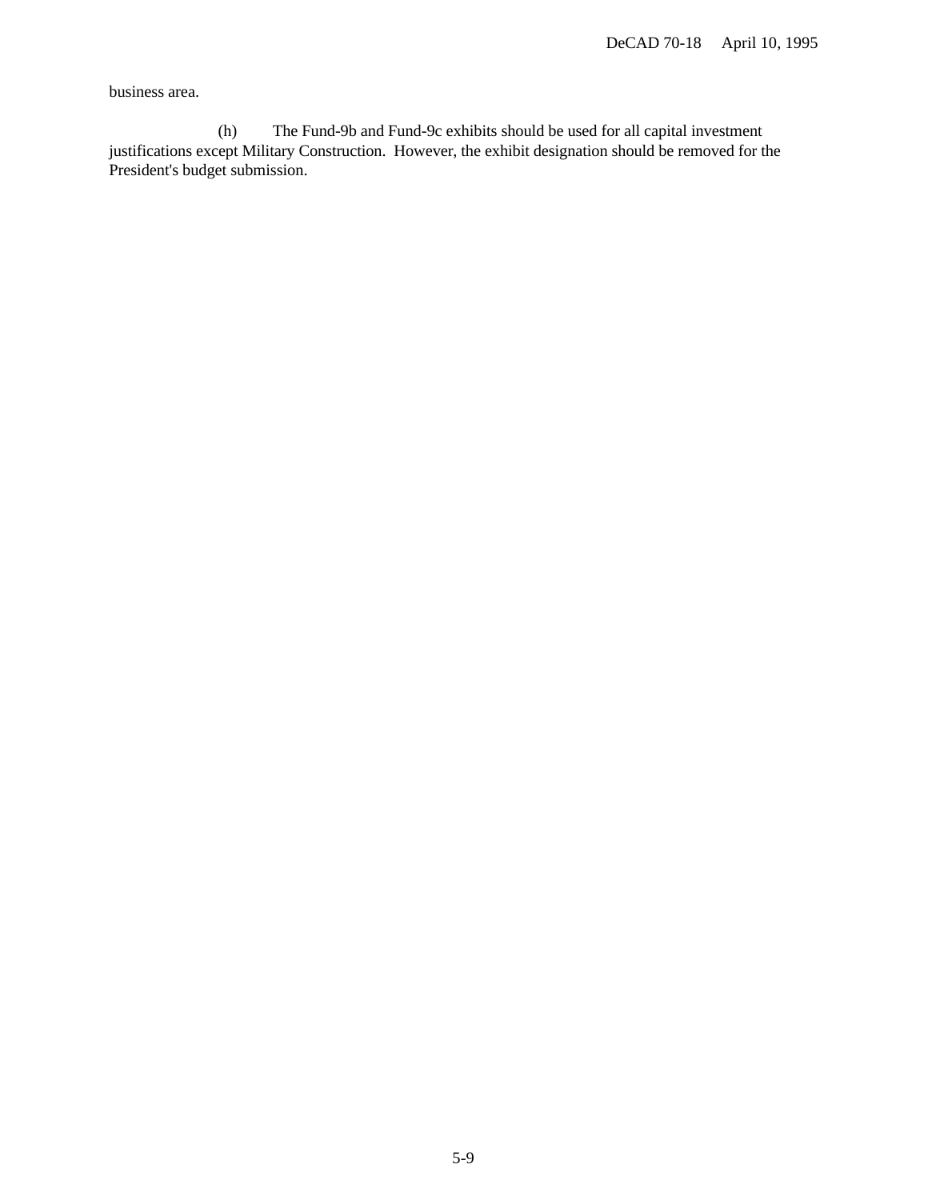business area.

(h) The Fund-9b and Fund-9c exhibits should be used for all capital investment justifications except Military Construction. However, the exhibit designation should be removed for the President's budget submission.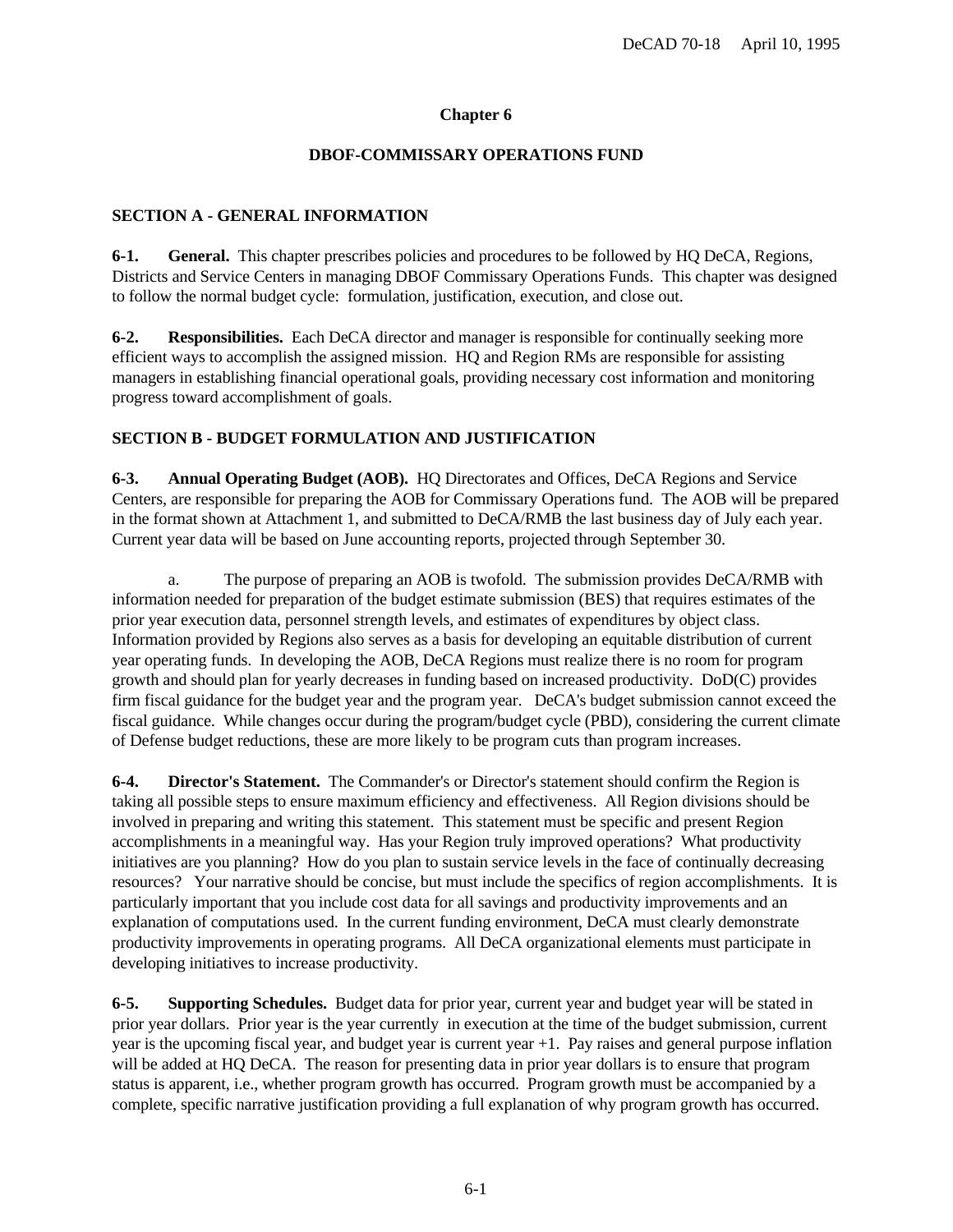# Chapter 6

## DBOF-COMMISSARY OPERATIONS FUND

### SECTION A - GENERAL INFORMATION

**6-1. General.** This chapter prescribes policies and procedures to be followed by HQ DeCA, Regions, Districts and Service Centers in managing DBOF Commissary Operations Funds. This chapter was designed to follow the normal budget cycle: formulation, justification, execution, and close out.

**6-2. Responsibilities.** Each DeCA director and manager is responsible for continually seeking more efficient ways to accomplish the assigned mission. HQ and Region RMs are responsible for assisting managers in establishing financial operational goals, providing necessary cost information and monitoring progress toward accomplishment of goals.

### SECTION B - BUDGET FORMULATION AND JUSTIFICATION

**6-3. Annual Operating Budget (AOB).** HQ Directorates and Offices, DeCA Regions and Service Centers, are responsible for preparing the AOB for Commissary Operations fund. The AOB will be prepared in the format shown at Attachment 1, and submitted to DeCA/RMB the last business day of July each year. Current year data will be based on June accounting reports, projected through September 30.

a. The purpose of preparing an AOB is twofold. The submission provides DeCA/RMB with information needed for preparation of the budget estimate submission (BES) that requires estimates of the prior year execution data, personnel strength levels, and estimates of expenditures by object class. Information provided by Regions also serves as a basis for developing an equitable distribution of current year operating funds. In developing the AOB, DeCA Regions must realize there is no room for program growth and should plan for yearly decreases in funding based on increased productivity. DoD(C) provides firm fiscal guidance for the budget year and the program year. DeCA's budget submission cannot exceed the fiscal guidance. While changes occur during the program/budget cycle (PBD), considering the current climate of Defense budget reductions, these are more likely to be program cuts than program increases.

**6-4. Director's Statement.** The Commander's or Director's statement should confirm the Region is taking all possible steps to ensure maximum efficiency and effectiveness. All Region divisions should be involved in preparing and writing this statement. This statement must be specific and present Region accomplishments in a meaningful way. Has your Region truly improved operations? What productivity initiatives are you planning? How do you plan to sustain service levels in the face of continually decreasing resources? Your narrative should be concise, but must include the specifics of region accomplishments. It is particularly important that you include cost data for all savings and productivity improvements and an explanation of computations used. In the current funding environment, DeCA must clearly demonstrate productivity improvements in operating programs. All DeCA organizational elements must participate in developing initiatives to increase productivity.

**6-5. Supporting Schedules.** Budget data for prior year, current year and budget year will be stated in prior year dollars. Prior year is the year currently in execution at the time of the budget submission, current year is the upcoming fiscal year, and budget year is current year +1. Pay raises and general purpose inflation will be added at HQ DeCA. The reason for presenting data in prior year dollars is to ensure that program status is apparent, i.e., whether program growth has occurred. Program growth must be accompanied by a complete, specific narrative justification providing a full explanation of why program growth has occurred.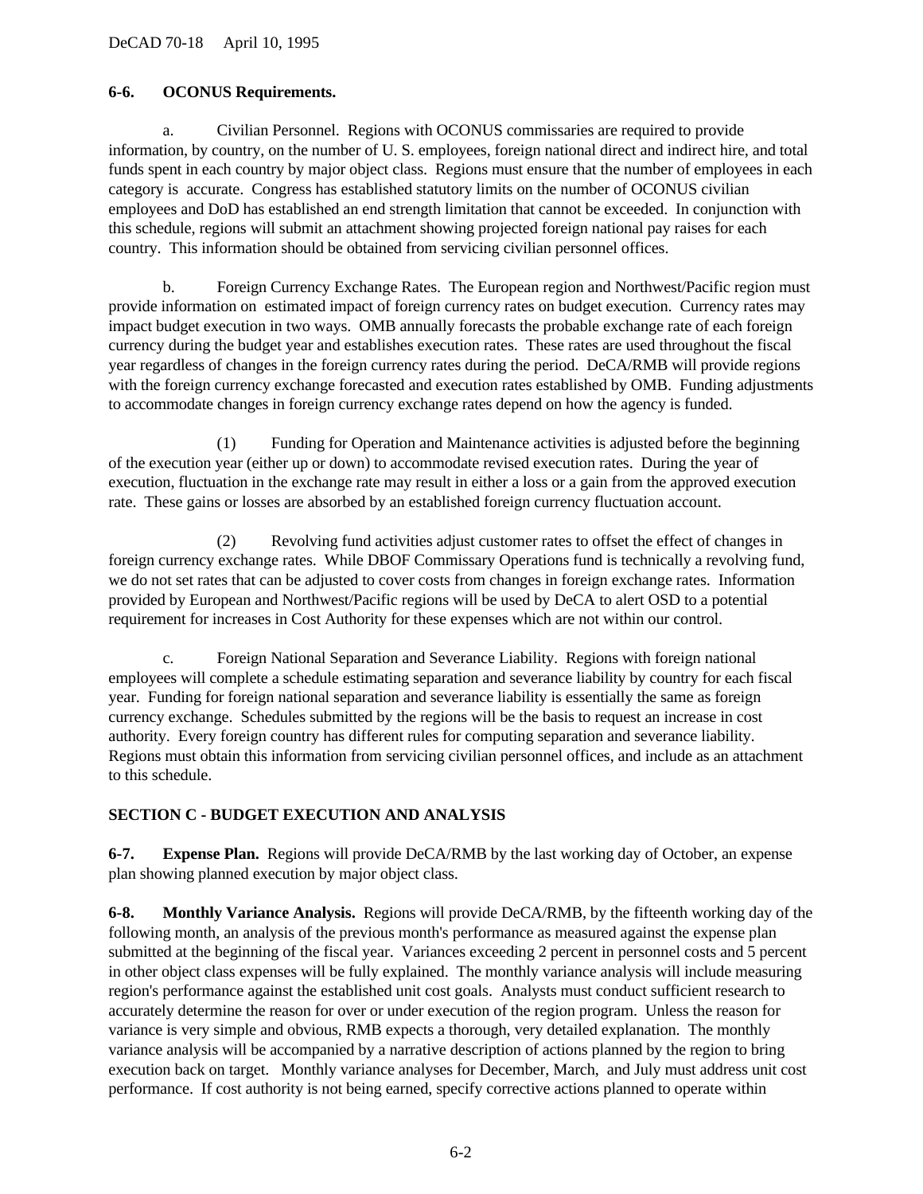**6-6. OCONUS Requirements.**

a. Civilian Personnel. Regions with OCONUS commissaries are required to provide information, by country, on the number of U. S. employees, foreign national direct and indirect hire, and total funds spent in each country by major object class. Regions must ensure that the number of employees in each category is accurate. Congress has established statutory limits on the number of OCONUS civilian employees and DoD has established an end strength limitation that cannot be exceeded. In conjunction with this schedule, regions will submit an attachment showing projected foreign national pay raises for each country. This information should be obtained from servicing civilian personnel offices.

b. Foreign Currency Exchange Rates. The European region and Northwest/Pacific region must provide information on estimated impact of foreign currency rates on budget execution. Currency rates may impact budget execution in two ways. OMB annually forecasts the probable exchange rate of each foreign currency during the budget year and establishes execution rates. These rates are used throughout the fiscal year regardless of changes in the foreign currency rates during the period. DeCA/RMB will provide regions with the foreign currency exchange forecasted and execution rates established by OMB. Funding adjustments to accommodate changes in foreign currency exchange rates depend on how the agency is funded.

(1) Funding for Operation and Maintenance activities is adjusted before the beginning of the execution year (either up or down) to accommodate revised execution rates. During the year of execution, fluctuation in the exchange rate may result in either a loss or a gain from the approved execution rate. These gains or losses are absorbed by an established foreign currency fluctuation account.

(2) Revolving fund activities adjust customer rates to offset the effect of changes in foreign currency exchange rates. While DBOF Commissary Operations fund is technically a revolving fund, we do not set rates that can be adjusted to cover costs from changes in foreign exchange rates. Information provided by European and Northwest/Pacific regions will be used by DeCA to alert OSD to a potential requirement for increases in Cost Authority for these expenses which are not within our control.

c. Foreign National Separation and Severance Liability. Regions with foreign national employees will complete a schedule estimating separation and severance liability by country for each fiscal year. Funding for foreign national separation and severance liability is essentially the same as foreign currency exchange. Schedules submitted by the regions will be the basis to request an increase in cost authority. Every foreign country has different rules for computing separation and severance liability. Regions must obtain this information from servicing civilian personnel offices, and include as an attachment to this schedule.

## SECTION C - BUDGET EXECUTION AND ANALYSIS

**6-7. Expense Plan.** Regions will provide DeCA/RMB by the last working day of October, an expense plan showing planned execution by major object class.

**6-8. Monthly Variance Analysis.** Regions will provide DeCA/RMB, by the fifteenth working day of the following month, an analysis of the previous month's performance as measured against the expense plan submitted at the beginning of the fiscal year. Variances exceeding 2 percent in personnel costs and 5 percent in other object class expenses will be fully explained. The monthly variance analysis will include measuring region's performance against the established unit cost goals. Analysts must conduct sufficient research to accurately determine the reason for over or under execution of the region program. Unless the reason for variance is very simple and obvious, RMB expects a thorough, very detailed explanation. The monthly variance analysis will be accompanied by a narrative description of actions planned by the region to bring execution back on target. Monthly variance analyses for December, March, and July must address unit cost performance. If cost authority is not being earned, specify corrective actions planned to operate within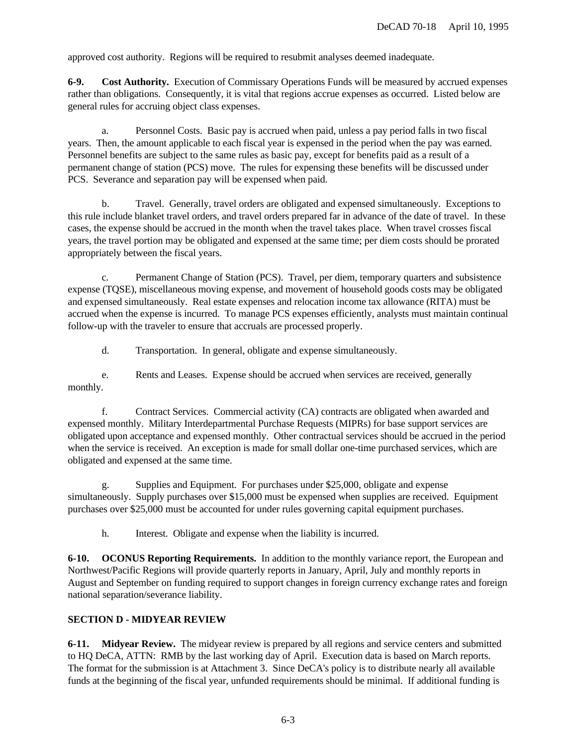approved cost authority. Regions will be required to resubmit analyses deemed inadequate.

**6-9. Cost Authority.** Execution of Commissary Operations Funds will be measured by accrued expenses rather than obligations. Consequently, it is vital that regions accrue expenses as occurred. Listed below are general rules for accruing object class expenses.

a. Personnel Costs. Basic pay is accrued when paid, unless a pay period falls in two fiscal years. Then, the amount applicable to each fiscal year is expensed in the period when the pay was earned. Personnel benefits are subject to the same rules as basic pay, except for benefits paid as a result of a permanent change of station (PCS) move. The rules for expensing these benefits will be discussed under PCS. Severance and separation pay will be expensed when paid.

b. Travel. Generally, travel orders are obligated and expensed simultaneously. Exceptions to this rule include blanket travel orders, and travel orders prepared far in advance of the date of travel. In these cases, the expense should be accrued in the month when the travel takes place. When travel crosses fiscal years, the travel portion may be obligated and expensed at the same time; per diem costs should be prorated appropriately between the fiscal years.

c. Permanent Change of Station (PCS). Travel, per diem, temporary quarters and subsistence expense (TQSE), miscellaneous moving expense, and movement of household goods costs may be obligated and expensed simultaneously. Real estate expenses and relocation income tax allowance (RITA) must be accrued when the expense is incurred. To manage PCS expenses efficiently, analysts must maintain continual follow-up with the traveler to ensure that accruals are processed properly.

d. Transportation. In general, obligate and expense simultaneously.

e. Rents and Leases. Expense should be accrued when services are received, generally monthly.

f. Contract Services. Commercial activity (CA) contracts are obligated when awarded and expensed monthly. Military Interdepartmental Purchase Requests (MIPRs) for base support services are obligated upon acceptance and expensed monthly. Other contractual services should be accrued in the period when the service is received. An exception is made for small dollar one-time purchased services, which are obligated and expensed at the same time.

g. Supplies and Equipment. For purchases under $25,000, obligate and expense simultaneously. Supply purchases over $15,000 must be expensed when supplies are received. Equipment purchases over $25,000 must be accounted for under rules governing capital equipment purchases.

h. Interest. Obligate and expense when the liability is incurred.

**6-10. OCONUS Reporting Requirements.** In addition to the monthly variance report, the European and Northwest/Pacific Regions will provide quarterly reports in January, April, July and monthly reports in August and September on funding required to support changes in foreign currency exchange rates and foreign national separation/severance liability.

## SECTION D - MIDYEAR REVIEW

**6-11. Midyear Review.** The midyear review is prepared by all regions and service centers and submitted to HQ DeCA, ATTN: RMB by the last working day of April. Execution data is based on March reports. The format for the submission is at Attachment 3. Since DeCA's policy is to distribute nearly all available funds at the beginning of the fiscal year, unfunded requirements should be minimal. If additional funding is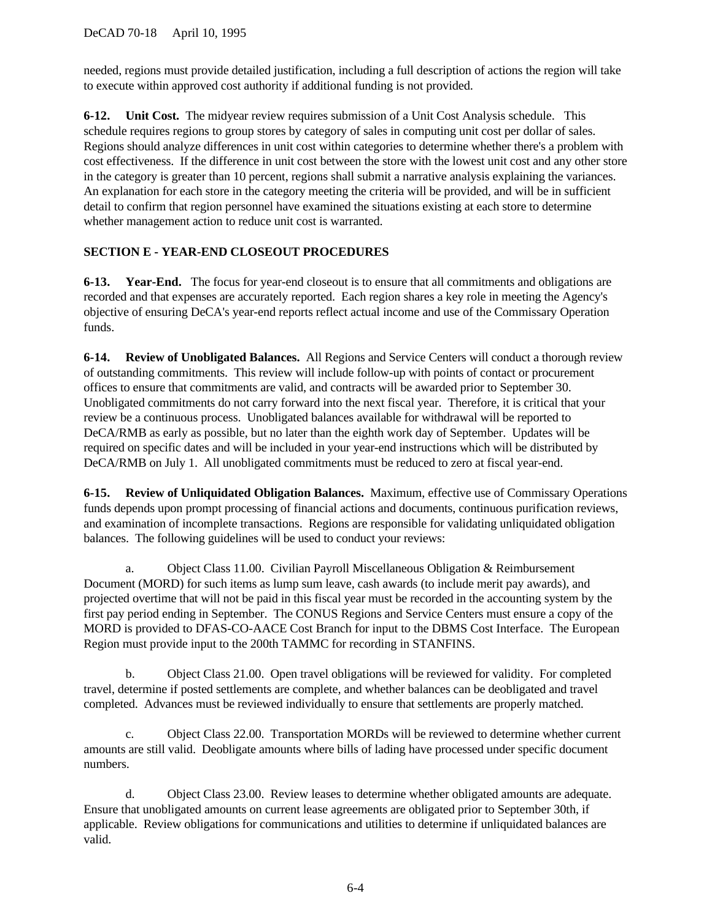needed, regions must provide detailed justification, including a full description of actions the region will take to execute within approved cost authority if additional funding is not provided.

**6-12. Unit Cost.** The midyear review requires submission of a Unit Cost Analysis schedule. This schedule requires regions to group stores by category of sales in computing unit cost per dollar of sales. Regions should analyze differences in unit cost within categories to determine whether there's a problem with cost effectiveness. If the difference in unit cost between the store with the lowest unit cost and any other store in the category is greater than 10 percent, regions shall submit a narrative analysis explaining the variances. An explanation for each store in the category meeting the criteria will be provided, and will be in sufficient detail to confirm that region personnel have examined the situations existing at each store to determine whether management action to reduce unit cost is warranted.

## SECTION E - YEAR-END CLOSEOUT PROCEDURES

**6-13. Year-End.** The focus for year-end closeout is to ensure that all commitments and obligations are recorded and that expenses are accurately reported. Each region shares a key role in meeting the Agency's objective of ensuring DeCA's year-end reports reflect actual income and use of the Commissary Operation funds.

**6-14. Review of Unobligated Balances.** All Regions and Service Centers will conduct a thorough review of outstanding commitments. This review will include follow-up with points of contact or procurement offices to ensure that commitments are valid, and contracts will be awarded prior to September 30. Unobligated commitments do not carry forward into the next fiscal year. Therefore, it is critical that your review be a continuous process. Unobligated balances available for withdrawal will be reported to DeCA/RMB as early as possible, but no later than the eighth work day of September. Updates will be required on specific dates and will be included in your year-end instructions which will be distributed by DeCA/RMB on July 1. All unobligated commitments must be reduced to zero at fiscal year-end.

**6-15. Review of Unliquidated Obligation Balances.** Maximum, effective use of Commissary Operations funds depends upon prompt processing of financial actions and documents, continuous purification reviews, and examination of incomplete transactions. Regions are responsible for validating unliquidated obligation balances. The following guidelines will be used to conduct your reviews:

a. Object Class 11.00. Civilian Payroll Miscellaneous Obligation & Reimbursement Document (MORD) for such items as lump sum leave, cash awards (to include merit pay awards), and projected overtime that will not be paid in this fiscal year must be recorded in the accounting system by the first pay period ending in September. The CONUS Regions and Service Centers must ensure a copy of the MORD is provided to DFAS-CO-AACE Cost Branch for input to the DBMS Cost Interface. The European Region must provide input to the 200th TAMMC for recording in STANFINS.

b. Object Class 21.00. Open travel obligations will be reviewed for validity. For completed travel, determine if posted settlements are complete, and whether balances can be deobligated and travel completed. Advances must be reviewed individually to ensure that settlements are properly matched.

c. Object Class 22.00. Transportation MORDs will be reviewed to determine whether current amounts are still valid. Deobligate amounts where bills of lading have processed under specific document numbers.

d. Object Class 23.00. Review leases to determine whether obligated amounts are adequate. Ensure that unobligated amounts on current lease agreements are obligated prior to September 30th, if applicable. Review obligations for communications and utilities to determine if unliquidated balances are valid.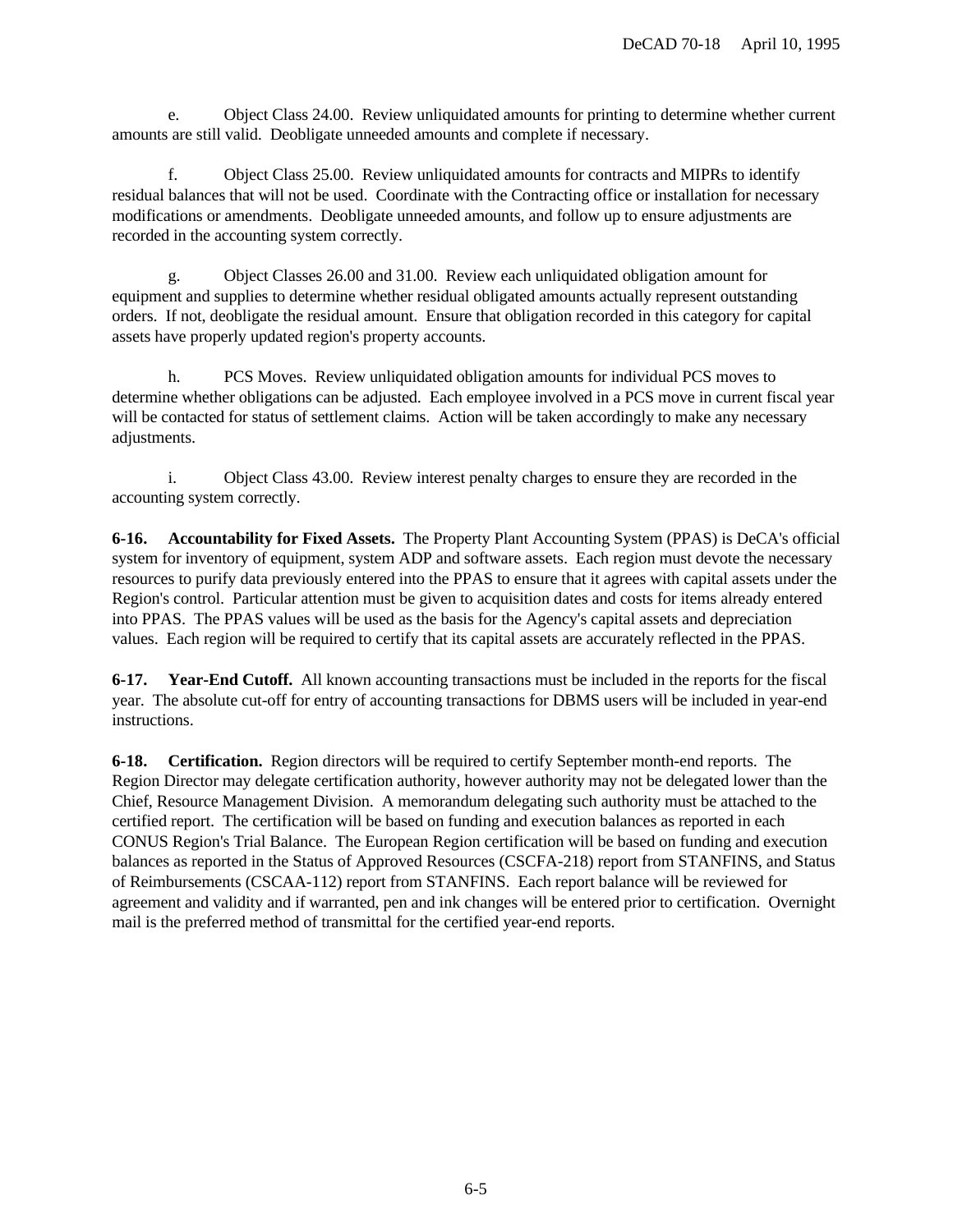e. Object Class 24.00. Review unliquidated amounts for printing to determine whether current amounts are still valid. Deobligate unneeded amounts and complete if necessary.

f. Object Class 25.00. Review unliquidated amounts for contracts and MIPRs to identify residual balances that will not be used. Coordinate with the Contracting office or installation for necessary modifications or amendments. Deobligate unneeded amounts, and follow up to ensure adjustments are recorded in the accounting system correctly.

g. Object Classes 26.00 and 31.00. Review each unliquidated obligation amount for equipment and supplies to determine whether residual obligated amounts actually represent outstanding orders. If not, deobligate the residual amount. Ensure that obligation recorded in this category for capital assets have properly updated region's property accounts.

h. PCS Moves. Review unliquidated obligation amounts for individual PCS moves to determine whether obligations can be adjusted. Each employee involved in a PCS move in current fiscal year will be contacted for status of settlement claims. Action will be taken accordingly to make any necessary adjustments.

i. Object Class 43.00. Review interest penalty charges to ensure they are recorded in the accounting system correctly.

**6-16. Accountability for Fixed Assets.** The Property Plant Accounting System (PPAS) is DeCA's official system for inventory of equipment, system ADP and software assets. Each region must devote the necessary resources to purify data previously entered into the PPAS to ensure that it agrees with capital assets under the Region's control. Particular attention must be given to acquisition dates and costs for items already entered into PPAS. The PPAS values will be used as the basis for the Agency's capital assets and depreciation values. Each region will be required to certify that its capital assets are accurately reflected in the PPAS.

**6-17. Year-End Cutoff.** All known accounting transactions must be included in the reports for the fiscal year. The absolute cut-off for entry of accounting transactions for DBMS users will be included in year-end instructions.

**6-18. Certification.** Region directors will be required to certify September month-end reports. The Region Director may delegate certification authority, however authority may not be delegated lower than the Chief, Resource Management Division. A memorandum delegating such authority must be attached to the certified report. The certification will be based on funding and execution balances as reported in each CONUS Region's Trial Balance. The European Region certification will be based on funding and execution balances as reported in the Status of Approved Resources (CSCFA-218) report from STANFINS, and Status of Reimbursements (CSCAA-112) report from STANFINS. Each report balance will be reviewed for agreement and validity and if warranted, pen and ink changes will be entered prior to certification. Overnight mail is the preferred method of transmittal for the certified year-end reports.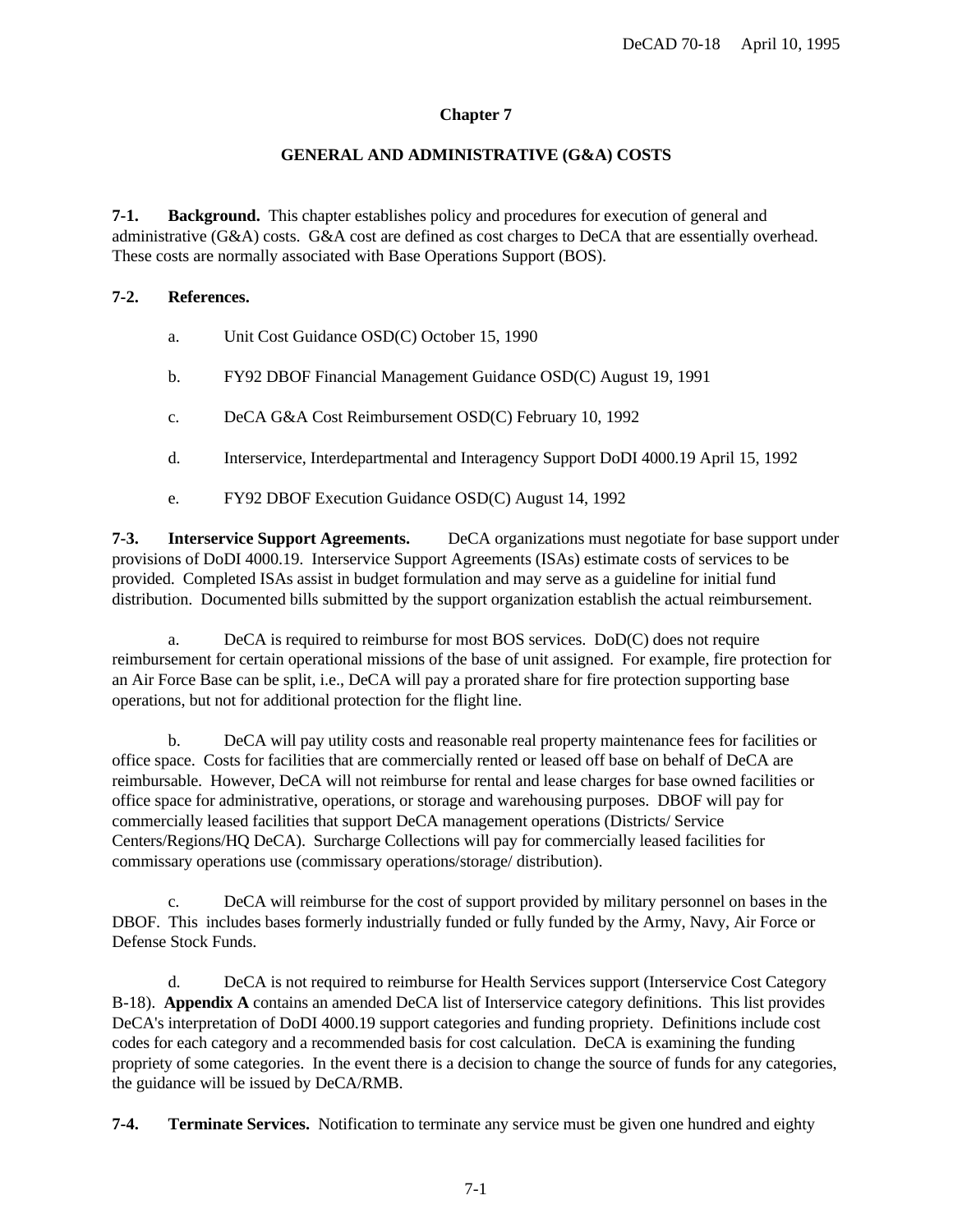# Chapter 7

## GENERAL AND ADMINISTRATIVE (G&A) COSTS

**7-1. Background.** This chapter establishes policy and procedures for execution of general and administrative (G&A) costs. G&A cost are defined as cost charges to DeCA that are essentially overhead. These costs are normally associated with Base Operations Support (BOS).

**7-2. References.**

a. Unit Cost Guidance OSD(C) October 15, 1990

b. FY92 DBOF Financial Management Guidance OSD(C) August 19, 1991

c. DeCA G&A Cost Reimbursement OSD(C) February 10, 1992

d. Interservice, Interdepartmental and Interagency Support DoDI 4000.19 April 15, 1992

e. FY92 DBOF Execution Guidance OSD(C) August 14, 1992

**7-3. Interservice Support Agreements.** DeCA organizations must negotiate for base support under provisions of DoDI 4000.19. Interservice Support Agreements (ISAs) estimate costs of services to be provided. Completed ISAs assist in budget formulation and may serve as a guideline for initial fund distribution. Documented bills submitted by the support organization establish the actual reimbursement.

a. DeCA is required to reimburse for most BOS services. DoD(C) does not require reimbursement for certain operational missions of the base of unit assigned. For example, fire protection for an Air Force Base can be split, i.e., DeCA will pay a prorated share for fire protection supporting base operations, but not for additional protection for the flight line.

b. DeCA will pay utility costs and reasonable real property maintenance fees for facilities or office space. Costs for facilities that are commercially rented or leased off base on behalf of DeCA are reimbursable. However, DeCA will not reimburse for rental and lease charges for base owned facilities or office space for administrative, operations, or storage and warehousing purposes. DBOF will pay for commercially leased facilities that support DeCA management operations (Districts/ Service Centers/Regions/HQ DeCA). Surcharge Collections will pay for commercially leased facilities for commissary operations use (commissary operations/storage/ distribution).

c. DeCA will reimburse for the cost of support provided by military personnel on bases in the DBOF. This includes bases formerly industrially funded or fully funded by the Army, Navy, Air Force or Defense Stock Funds.

d. DeCA is not required to reimburse for Health Services support (Interservice Cost Category B-18). **Appendix A** contains an amended DeCA list of Interservice category definitions. This list provides DeCA's interpretation of DoDI 4000.19 support categories and funding propriety. Definitions include cost codes for each category and a recommended basis for cost calculation. DeCA is examining the funding propriety of some categories. In the event there is a decision to change the source of funds for any categories, the guidance will be issued by DeCA/RMB.

**7-4. Terminate Services.** Notification to terminate any service must be given one hundred and eighty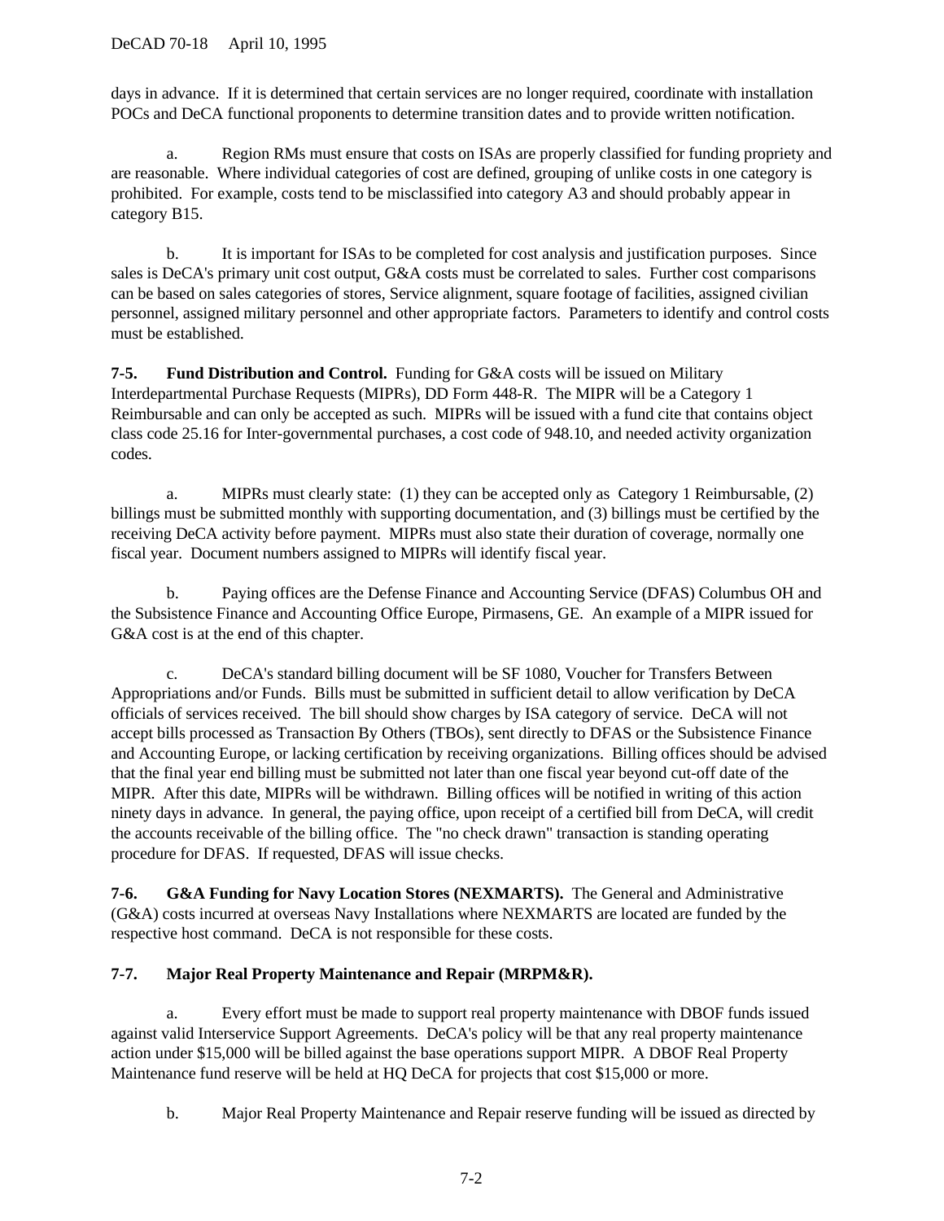days in advance. If it is determined that certain services are no longer required, coordinate with installation POCs and DeCA functional proponents to determine transition dates and to provide written notification.

a. Region RMs must ensure that costs on ISAs are properly classified for funding propriety and are reasonable. Where individual categories of cost are defined, grouping of unlike costs in one category is prohibited. For example, costs tend to be misclassified into category A3 and should probably appear in category B15.

b. It is important for ISAs to be completed for cost analysis and justification purposes. Since sales is DeCA's primary unit cost output, G&A costs must be correlated to sales. Further cost comparisons can be based on sales categories of stores, Service alignment, square footage of facilities, assigned civilian personnel, assigned military personnel and other appropriate factors. Parameters to identify and control costs must be established.

**7-5. Fund Distribution and Control.** Funding for G&A costs will be issued on Military Interdepartmental Purchase Requests (MIPRs), DD Form 448-R. The MIPR will be a Category 1 Reimbursable and can only be accepted as such. MIPRs will be issued with a fund cite that contains object class code 25.16 for Inter-governmental purchases, a cost code of 948.10, and needed activity organization codes.

a. MIPRs must clearly state: (1) they can be accepted only as Category 1 Reimbursable, (2) billings must be submitted monthly with supporting documentation, and (3) billings must be certified by the receiving DeCA activity before payment. MIPRs must also state their duration of coverage, normally one fiscal year. Document numbers assigned to MIPRs will identify fiscal year.

b. Paying offices are the Defense Finance and Accounting Service (DFAS) Columbus OH and the Subsistence Finance and Accounting Office Europe, Pirmasens, GE. An example of a MIPR issued for G&A cost is at the end of this chapter.

c. DeCA's standard billing document will be SF 1080, Voucher for Transfers Between Appropriations and/or Funds. Bills must be submitted in sufficient detail to allow verification by DeCA officials of services received. The bill should show charges by ISA category of service. DeCA will not accept bills processed as Transaction By Others (TBOs), sent directly to DFAS or the Subsistence Finance and Accounting Europe, or lacking certification by receiving organizations. Billing offices should be advised that the final year end billing must be submitted not later than one fiscal year beyond cut-off date of the MIPR. After this date, MIPRs will be withdrawn. Billing offices will be notified in writing of this action ninety days in advance. In general, the paying office, upon receipt of a certified bill from DeCA, will credit the accounts receivable of the billing office. The "no check drawn" transaction is standing operating procedure for DFAS. If requested, DFAS will issue checks.

**7-6. G&A Funding for Navy Location Stores (NEXMARTS).** The General and Administrative (G&A) costs incurred at overseas Navy Installations where NEXMARTS are located are funded by the respective host command. DeCA is not responsible for these costs.

**7-7. Major Real Property Maintenance and Repair (MRPM&R).**

a. Every effort must be made to support real property maintenance with DBOF funds issued against valid Interservice Support Agreements. DeCA's policy will be that any real property maintenance action under $15,000 will be billed against the base operations support MIPR. A DBOF Real Property Maintenance fund reserve will be held at HQ DeCA for projects that cost $15,000 or more.

b. Major Real Property Maintenance and Repair reserve funding will be issued as directed by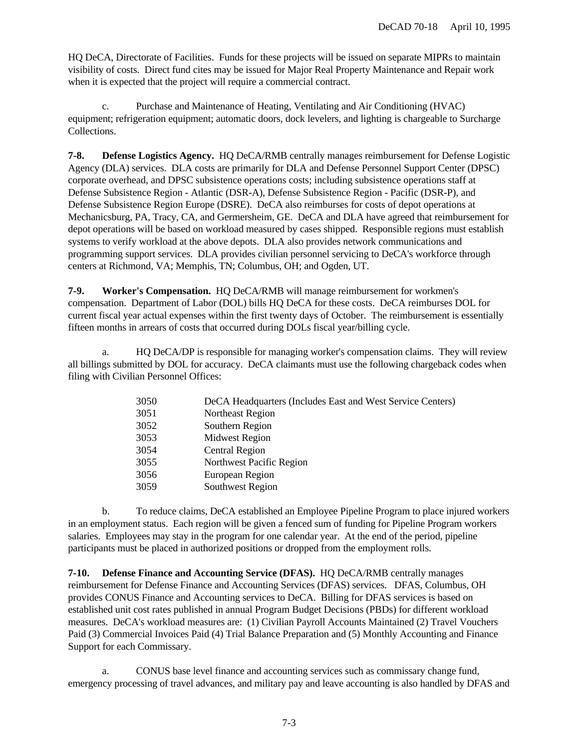HQ DeCA, Directorate of Facilities. Funds for these projects will be issued on separate MIPRs to maintain visibility of costs. Direct fund cites may be issued for Major Real Property Maintenance and Repair work when it is expected that the project will require a commercial contract.

c. Purchase and Maintenance of Heating, Ventilating and Air Conditioning (HVAC) equipment; refrigeration equipment; automatic doors, dock levelers, and lighting is chargeable to Surcharge Collections.

**7-8. Defense Logistics Agency.** HQ DeCA/RMB centrally manages reimbursement for Defense Logistic Agency (DLA) services. DLA costs are primarily for DLA and Defense Personnel Support Center (DPSC) corporate overhead, and DPSC subsistence operations costs; including subsistence operations staff at Defense Subsistence Region - Atlantic (DSR-A), Defense Subsistence Region - Pacific (DSR-P), and Defense Subsistence Region Europe (DSRE). DeCA also reimburses for costs of depot operations at Mechanicsburg, PA, Tracy, CA, and Germersheim, GE. DeCA and DLA have agreed that reimbursement for depot operations will be based on workload measured by cases shipped. Responsible regions must establish systems to verify workload at the above depots. DLA also provides network communications and programming support services. DLA provides civilian personnel servicing to DeCA's workforce through centers at Richmond, VA; Memphis, TN; Columbus, OH; and Ogden, UT.

**7-9. Worker's Compensation.** HQ DeCA/RMB will manage reimbursement for workmen's compensation. Department of Labor (DOL) bills HQ DeCA for these costs. DeCA reimburses DOL for current fiscal year actual expenses within the first twenty days of October. The reimbursement is essentially fifteen months in arrears of costs that occurred during DOLs fiscal year/billing cycle.

a. HQ DeCA/DP is responsible for managing worker's compensation claims. They will review all billings submitted by DOL for accuracy. DeCA claimants must use the following chargeback codes when filing with Civilian Personnel Offices:

| | |
|---|---|
| 3050 | DeCA Headquarters (Includes East and West Service Centers) |
| 3051 | Northeast Region |
| 3052 | Southern Region |
| 3053 | Midwest Region |
| 3054 | Central Region |
| 3055 | Northwest Pacific Region |
| 3056 | European Region |
| 3059 | Southwest Region |

b. To reduce claims, DeCA established an Employee Pipeline Program to place injured workers in an employment status. Each region will be given a fenced sum of funding for Pipeline Program workers salaries. Employees may stay in the program for one calendar year. At the end of the period, pipeline participants must be placed in authorized positions or dropped from the employment rolls.

**7-10. Defense Finance and Accounting Service (DFAS).** HQ DeCA/RMB centrally manages reimbursement for Defense Finance and Accounting Services (DFAS) services. DFAS, Columbus, OH provides CONUS Finance and Accounting services to DeCA. Billing for DFAS services is based on established unit cost rates published in annual Program Budget Decisions (PBDs) for different workload measures. DeCA's workload measures are: (1) Civilian Payroll Accounts Maintained (2) Travel Vouchers Paid (3) Commercial Invoices Paid (4) Trial Balance Preparation and (5) Monthly Accounting and Finance Support for each Commissary.

a. CONUS base level finance and accounting services such as commissary change fund, emergency processing of travel advances, and military pay and leave accounting is also handled by DFAS and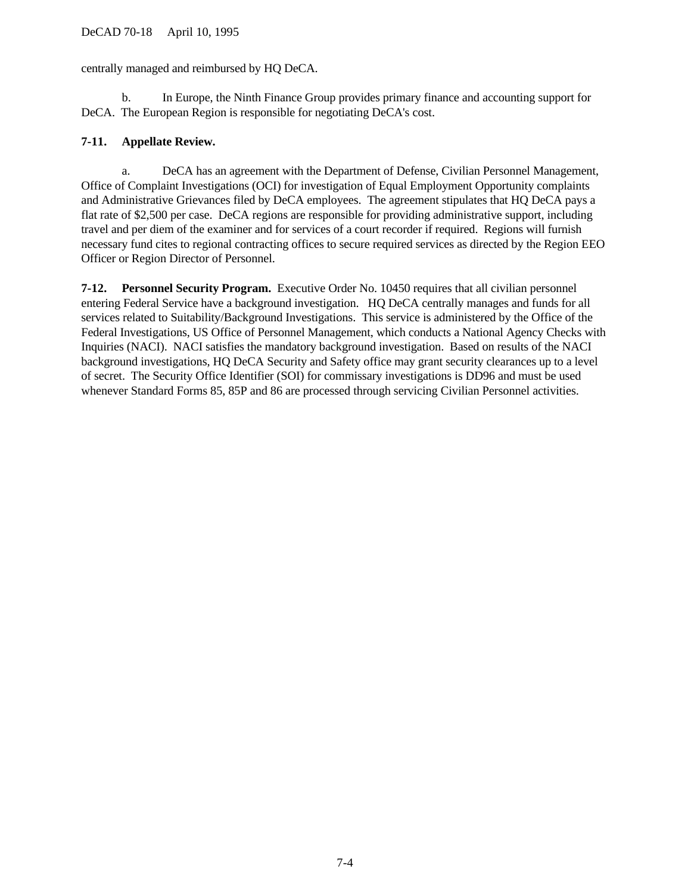centrally managed and reimbursed by HQ DeCA.

b. In Europe, the Ninth Finance Group provides primary finance and accounting support for DeCA. The European Region is responsible for negotiating DeCA's cost.

**7-11. Appellate Review.**

a. DeCA has an agreement with the Department of Defense, Civilian Personnel Management, Office of Complaint Investigations (OCI) for investigation of Equal Employment Opportunity complaints and Administrative Grievances filed by DeCA employees. The agreement stipulates that HQ DeCA pays a flat rate of $2,500 per case. DeCA regions are responsible for providing administrative support, including travel and per diem of the examiner and for services of a court recorder if required. Regions will furnish necessary fund cites to regional contracting offices to secure required services as directed by the Region EEO Officer or Region Director of Personnel.

**7-12. Personnel Security Program.** Executive Order No. 10450 requires that all civilian personnel entering Federal Service have a background investigation. HQ DeCA centrally manages and funds for all services related to Suitability/Background Investigations. This service is administered by the Office of the Federal Investigations, US Office of Personnel Management, which conducts a National Agency Checks with Inquiries (NACI). NACI satisfies the mandatory background investigation. Based on results of the NACI background investigations, HQ DeCA Security and Safety office may grant security clearances up to a level of secret. The Security Office Identifier (SOI) for commissary investigations is DD96 and must be used whenever Standard Forms 85, 85P and 86 are processed through servicing Civilian Personnel activities.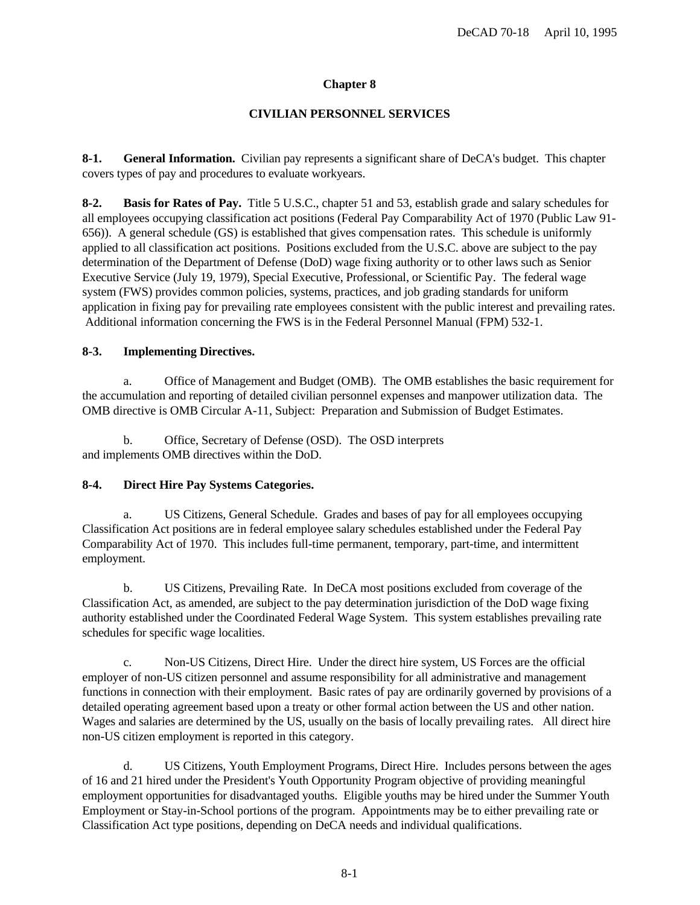## Chapter 8

## CIVILIAN PERSONNEL SERVICES

**8-1. General Information.** Civilian pay represents a significant share of DeCA's budget. This chapter covers types of pay and procedures to evaluate workyears.

**8-2. Basis for Rates of Pay.** Title 5 U.S.C., chapter 51 and 53, establish grade and salary schedules for all employees occupying classification act positions (Federal Pay Comparability Act of 1970 (Public Law 91-656)). A general schedule (GS) is established that gives compensation rates. This schedule is uniformly applied to all classification act positions. Positions excluded from the U.S.C. above are subject to the pay determination of the Department of Defense (DoD) wage fixing authority or to other laws such as Senior Executive Service (July 19, 1979), Special Executive, Professional, or Scientific Pay. The federal wage system (FWS) provides common policies, systems, practices, and job grading standards for uniform application in fixing pay for prevailing rate employees consistent with the public interest and prevailing rates. Additional information concerning the FWS is in the Federal Personnel Manual (FPM) 532-1.

**8-3. Implementing Directives.**

a. Office of Management and Budget (OMB). The OMB establishes the basic requirement for the accumulation and reporting of detailed civilian personnel expenses and manpower utilization data. The OMB directive is OMB Circular A-11, Subject: Preparation and Submission of Budget Estimates.

b. Office, Secretary of Defense (OSD). The OSD interprets and implements OMB directives within the DoD.

**8-4. Direct Hire Pay Systems Categories.**

a. US Citizens, General Schedule. Grades and bases of pay for all employees occupying Classification Act positions are in federal employee salary schedules established under the Federal Pay Comparability Act of 1970. This includes full-time permanent, temporary, part-time, and intermittent employment.

b. US Citizens, Prevailing Rate. In DeCA most positions excluded from coverage of the Classification Act, as amended, are subject to the pay determination jurisdiction of the DoD wage fixing authority established under the Coordinated Federal Wage System. This system establishes prevailing rate schedules for specific wage localities.

c. Non-US Citizens, Direct Hire. Under the direct hire system, US Forces are the official employer of non-US citizen personnel and assume responsibility for all administrative and management functions in connection with their employment. Basic rates of pay are ordinarily governed by provisions of a detailed operating agreement based upon a treaty or other formal action between the US and other nation. Wages and salaries are determined by the US, usually on the basis of locally prevailing rates. All direct hire non-US citizen employment is reported in this category.

d. US Citizens, Youth Employment Programs, Direct Hire. Includes persons between the ages of 16 and 21 hired under the President's Youth Opportunity Program objective of providing meaningful employment opportunities for disadvantaged youths. Eligible youths may be hired under the Summer Youth Employment or Stay-in-School portions of the program. Appointments may be to either prevailing rate or Classification Act type positions, depending on DeCA needs and individual qualifications.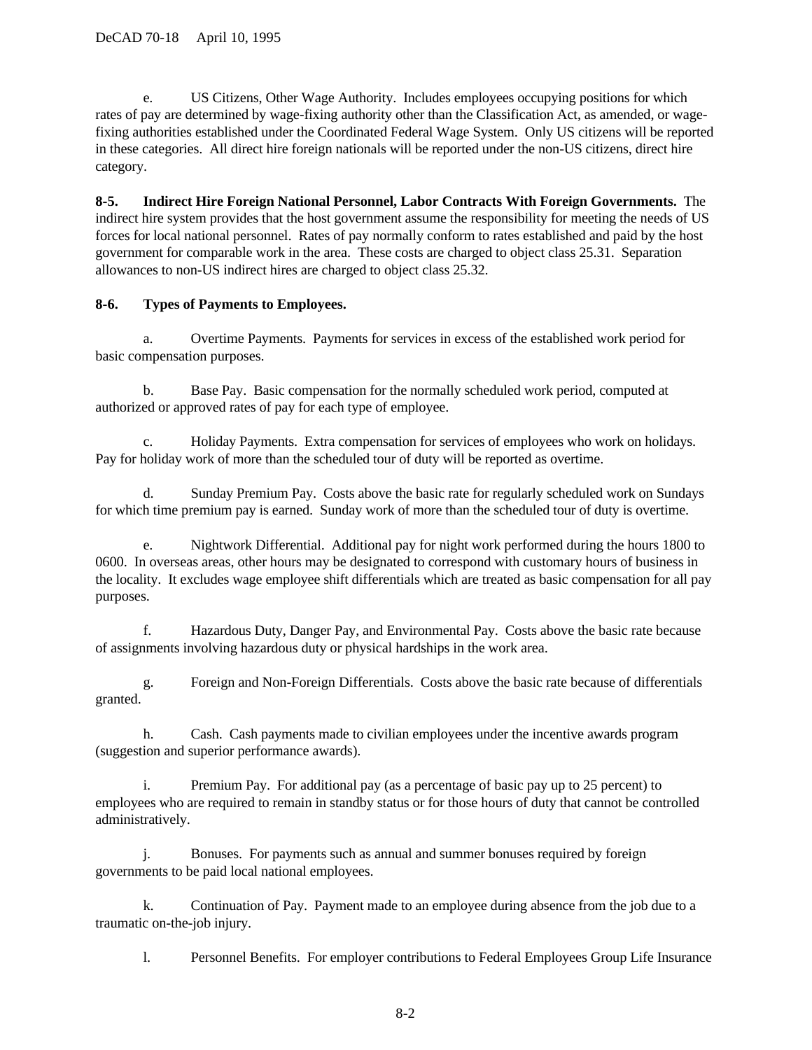e. US Citizens, Other Wage Authority. Includes employees occupying positions for which rates of pay are determined by wage-fixing authority other than the Classification Act, as amended, or wage-fixing authorities established under the Coordinated Federal Wage System. Only US citizens will be reported in these categories. All direct hire foreign nationals will be reported under the non-US citizens, direct hire category.

**8-5. Indirect Hire Foreign National Personnel, Labor Contracts With Foreign Governments.** The indirect hire system provides that the host government assume the responsibility for meeting the needs of US forces for local national personnel. Rates of pay normally conform to rates established and paid by the host government for comparable work in the area. These costs are charged to object class 25.31. Separation allowances to non-US indirect hires are charged to object class 25.32.

**8-6. Types of Payments to Employees.**

a. Overtime Payments. Payments for services in excess of the established work period for basic compensation purposes.

b. Base Pay. Basic compensation for the normally scheduled work period, computed at authorized or approved rates of pay for each type of employee.

c. Holiday Payments. Extra compensation for services of employees who work on holidays. Pay for holiday work of more than the scheduled tour of duty will be reported as overtime.

d. Sunday Premium Pay. Costs above the basic rate for regularly scheduled work on Sundays for which time premium pay is earned. Sunday work of more than the scheduled tour of duty is overtime.

e. Nightwork Differential. Additional pay for night work performed during the hours 1800 to 0600. In overseas areas, other hours may be designated to correspond with customary hours of business in the locality. It excludes wage employee shift differentials which are treated as basic compensation for all pay purposes.

f. Hazardous Duty, Danger Pay, and Environmental Pay. Costs above the basic rate because of assignments involving hazardous duty or physical hardships in the work area.

g. Foreign and Non-Foreign Differentials. Costs above the basic rate because of differentials granted.

h. Cash. Cash payments made to civilian employees under the incentive awards program (suggestion and superior performance awards).

i. Premium Pay. For additional pay (as a percentage of basic pay up to 25 percent) to employees who are required to remain in standby status or for those hours of duty that cannot be controlled administratively.

j. Bonuses. For payments such as annual and summer bonuses required by foreign governments to be paid local national employees.

k. Continuation of Pay. Payment made to an employee during absence from the job due to a traumatic on-the-job injury.

l. Personnel Benefits. For employer contributions to Federal Employees Group Life Insurance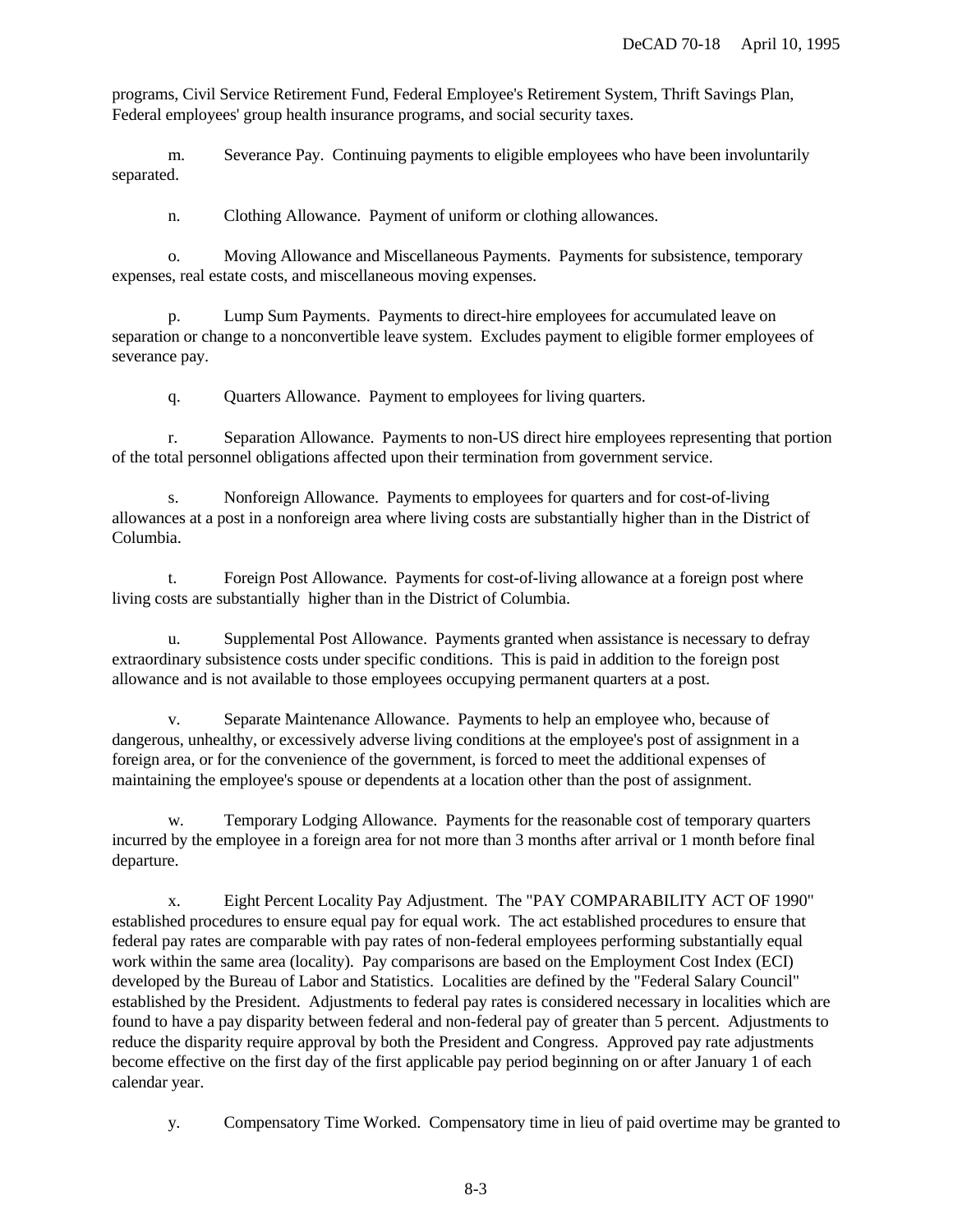programs, Civil Service Retirement Fund, Federal Employee's Retirement System, Thrift Savings Plan, Federal employees' group health insurance programs, and social security taxes.

m. Severance Pay. Continuing payments to eligible employees who have been involuntarily separated.

n. Clothing Allowance. Payment of uniform or clothing allowances.

o. Moving Allowance and Miscellaneous Payments. Payments for subsistence, temporary expenses, real estate costs, and miscellaneous moving expenses.

p. Lump Sum Payments. Payments to direct-hire employees for accumulated leave on separation or change to a nonconvertible leave system. Excludes payment to eligible former employees of severance pay.

q. Quarters Allowance. Payment to employees for living quarters.

r. Separation Allowance. Payments to non-US direct hire employees representing that portion of the total personnel obligations affected upon their termination from government service.

s. Nonforeign Allowance. Payments to employees for quarters and for cost-of-living allowances at a post in a nonforeign area where living costs are substantially higher than in the District of Columbia.

t. Foreign Post Allowance. Payments for cost-of-living allowance at a foreign post where living costs are substantially higher than in the District of Columbia.

u. Supplemental Post Allowance. Payments granted when assistance is necessary to defray extraordinary subsistence costs under specific conditions. This is paid in addition to the foreign post allowance and is not available to those employees occupying permanent quarters at a post.

v. Separate Maintenance Allowance. Payments to help an employee who, because of dangerous, unhealthy, or excessively adverse living conditions at the employee's post of assignment in a foreign area, or for the convenience of the government, is forced to meet the additional expenses of maintaining the employee's spouse or dependents at a location other than the post of assignment.

w. Temporary Lodging Allowance. Payments for the reasonable cost of temporary quarters incurred by the employee in a foreign area for not more than 3 months after arrival or 1 month before final departure.

x. Eight Percent Locality Pay Adjustment. The "PAY COMPARABILITY ACT OF 1990" established procedures to ensure equal pay for equal work. The act established procedures to ensure that federal pay rates are comparable with pay rates of non-federal employees performing substantially equal work within the same area (locality). Pay comparisons are based on the Employment Cost Index (ECI) developed by the Bureau of Labor and Statistics. Localities are defined by the "Federal Salary Council" established by the President. Adjustments to federal pay rates is considered necessary in localities which are found to have a pay disparity between federal and non-federal pay of greater than 5 percent. Adjustments to reduce the disparity require approval by both the President and Congress. Approved pay rate adjustments become effective on the first day of the first applicable pay period beginning on or after January 1 of each calendar year.

y. Compensatory Time Worked. Compensatory time in lieu of paid overtime may be granted to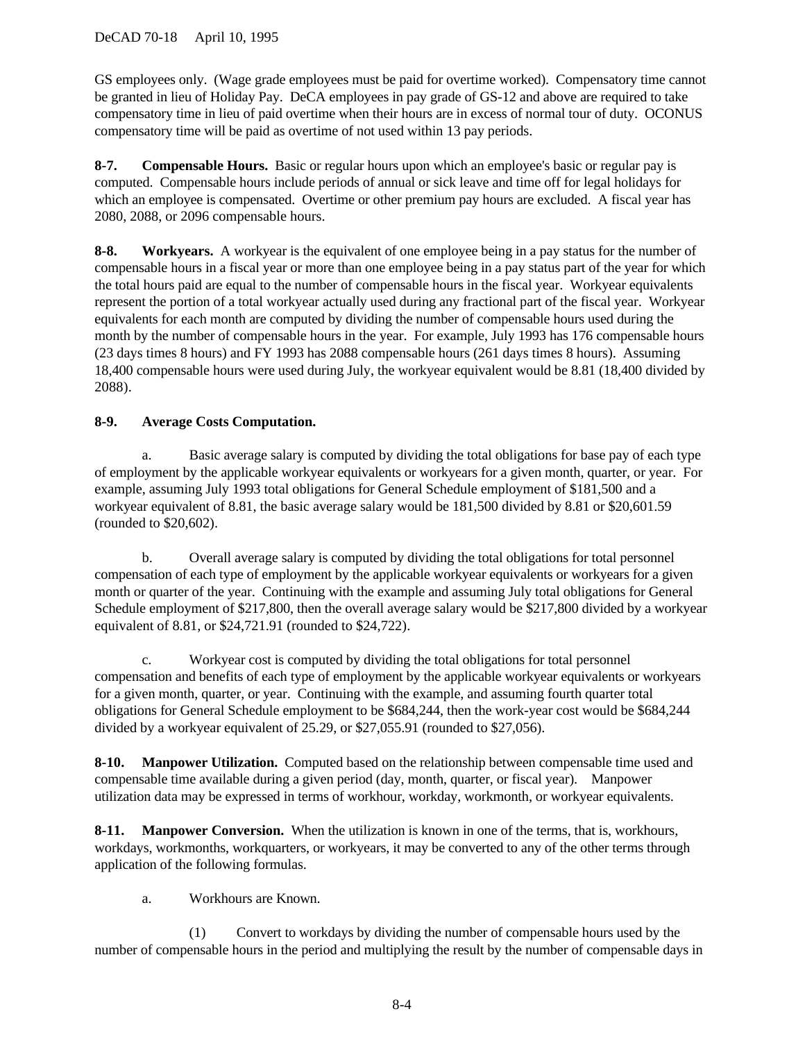GS employees only. (Wage grade employees must be paid for overtime worked). Compensatory time cannot be granted in lieu of Holiday Pay. DeCA employees in pay grade of GS-12 and above are required to take compensatory time in lieu of paid overtime when their hours are in excess of normal tour of duty. OCONUS compensatory time will be paid as overtime of not used within 13 pay periods.

**8-7. Compensable Hours.** Basic or regular hours upon which an employee's basic or regular pay is computed. Compensable hours include periods of annual or sick leave and time off for legal holidays for which an employee is compensated. Overtime or other premium pay hours are excluded. A fiscal year has 2080, 2088, or 2096 compensable hours.

**8-8. Workyears.** A workyear is the equivalent of one employee being in a pay status for the number of compensable hours in a fiscal year or more than one employee being in a pay status part of the year for which the total hours paid are equal to the number of compensable hours in the fiscal year. Workyear equivalents represent the portion of a total workyear actually used during any fractional part of the fiscal year. Workyear equivalents for each month are computed by dividing the number of compensable hours used during the month by the number of compensable hours in the year. For example, July 1993 has 176 compensable hours (23 days times 8 hours) and FY 1993 has 2088 compensable hours (261 days times 8 hours). Assuming 18,400 compensable hours were used during July, the workyear equivalent would be 8.81 (18,400 divided by 2088).

**8-9. Average Costs Computation.**

a. Basic average salary is computed by dividing the total obligations for base pay of each type of employment by the applicable workyear equivalents or workyears for a given month, quarter, or year. For example, assuming July 1993 total obligations for General Schedule employment of $181,500 and a workyear equivalent of 8.81, the basic average salary would be 181,500 divided by 8.81 or $20,601.59 (rounded to $20,602).

b. Overall average salary is computed by dividing the total obligations for total personnel compensation of each type of employment by the applicable workyear equivalents or workyears for a given month or quarter of the year. Continuing with the example and assuming July total obligations for General Schedule employment of $217,800, then the overall average salary would be $217,800 divided by a workyear equivalent of 8.81, or $24,721.91 (rounded to $24,722).

c. Workyear cost is computed by dividing the total obligations for total personnel compensation and benefits of each type of employment by the applicable workyear equivalents or workyears for a given month, quarter, or year. Continuing with the example, and assuming fourth quarter total obligations for General Schedule employment to be $684,244, then the work-year cost would be $684,244 divided by a workyear equivalent of 25.29, or $27,055.91 (rounded to $27,056).

**8-10. Manpower Utilization.** Computed based on the relationship between compensable time used and compensable time available during a given period (day, month, quarter, or fiscal year). Manpower utilization data may be expressed in terms of workhour, workday, workmonth, or workyear equivalents.

**8-11. Manpower Conversion.** When the utilization is known in one of the terms, that is, workhours, workdays, workmonths, workquarters, or workyears, it may be converted to any of the other terms through application of the following formulas.

a. Workhours are Known.

(1) Convert to workdays by dividing the number of compensable hours used by the number of compensable hours in the period and multiplying the result by the number of compensable days in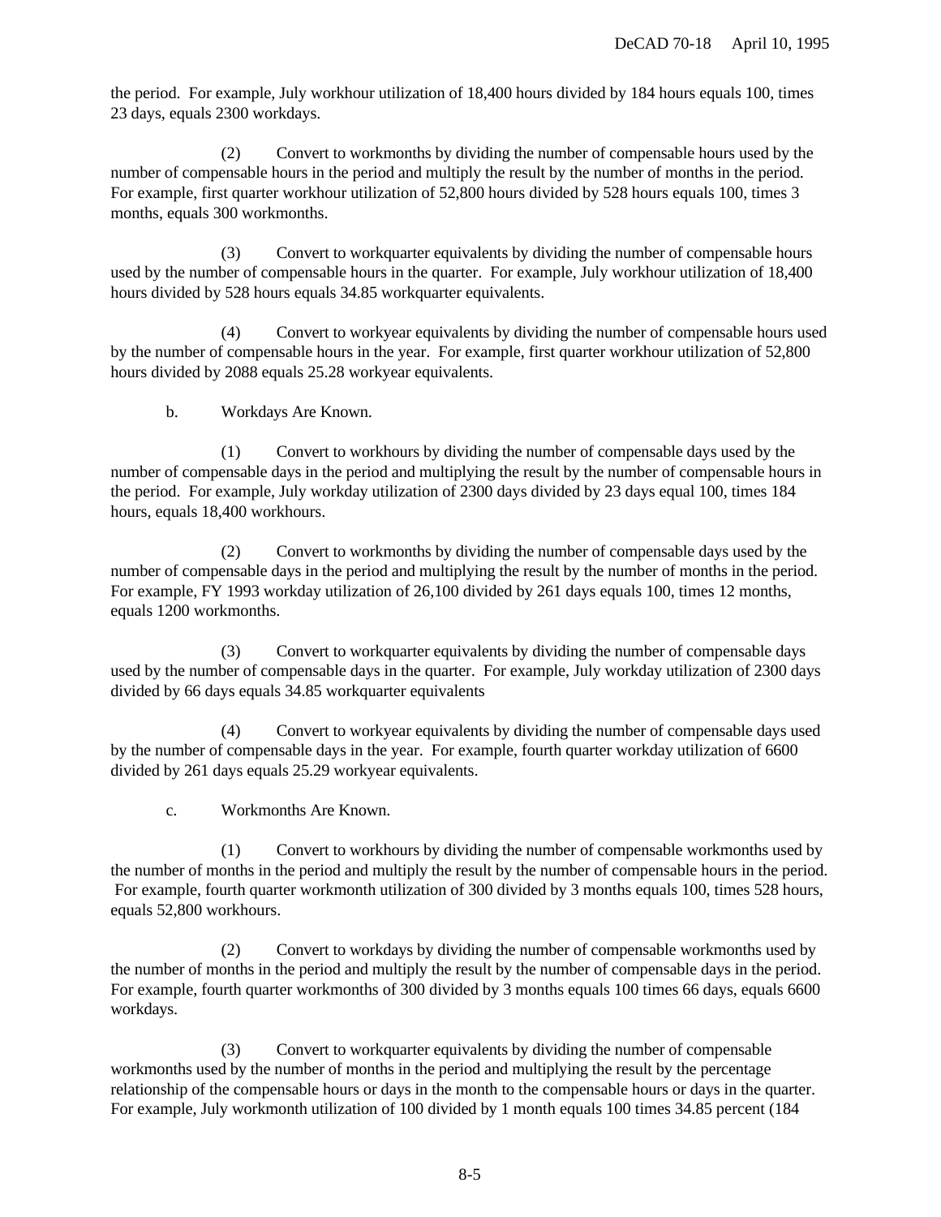the period. For example, July workhour utilization of 18,400 hours divided by 184 hours equals 100, times 23 days, equals 2300 workdays.

(2) Convert to workmonths by dividing the number of compensable hours used by the number of compensable hours in the period and multiply the result by the number of months in the period. For example, first quarter workhour utilization of 52,800 hours divided by 528 hours equals 100, times 3 months, equals 300 workmonths.

(3) Convert to workquarter equivalents by dividing the number of compensable hours used by the number of compensable hours in the quarter. For example, July workhour utilization of 18,400 hours divided by 528 hours equals 34.85 workquarter equivalents.

(4) Convert to workyear equivalents by dividing the number of compensable hours used by the number of compensable hours in the year. For example, first quarter workhour utilization of 52,800 hours divided by 2088 equals 25.28 workyear equivalents.

b. Workdays Are Known.

(1) Convert to workhours by dividing the number of compensable days used by the number of compensable days in the period and multiplying the result by the number of compensable hours in the period. For example, July workday utilization of 2300 days divided by 23 days equal 100, times 184 hours, equals 18,400 workhours.

(2) Convert to workmonths by dividing the number of compensable days used by the number of compensable days in the period and multiplying the result by the number of months in the period. For example, FY 1993 workday utilization of 26,100 divided by 261 days equals 100, times 12 months, equals 1200 workmonths.

(3) Convert to workquarter equivalents by dividing the number of compensable days used by the number of compensable days in the quarter. For example, July workday utilization of 2300 days divided by 66 days equals 34.85 workquarter equivalents

(4) Convert to workyear equivalents by dividing the number of compensable days used by the number of compensable days in the year. For example, fourth quarter workday utilization of 6600 divided by 261 days equals 25.29 workyear equivalents.

c. Workmonths Are Known.

(1) Convert to workhours by dividing the number of compensable workmonths used by the number of months in the period and multiply the result by the number of compensable hours in the period. For example, fourth quarter workmonth utilization of 300 divided by 3 months equals 100, times 528 hours, equals 52,800 workhours.

(2) Convert to workdays by dividing the number of compensable workmonths used by the number of months in the period and multiply the result by the number of compensable days in the period. For example, fourth quarter workmonths of 300 divided by 3 months equals 100 times 66 days, equals 6600 workdays.

(3) Convert to workquarter equivalents by dividing the number of compensable workmonths used by the number of months in the period and multiplying the result by the percentage relationship of the compensable hours or days in the month to the compensable hours or days in the quarter. For example, July workmonth utilization of 100 divided by 1 month equals 100 times 34.85 percent (184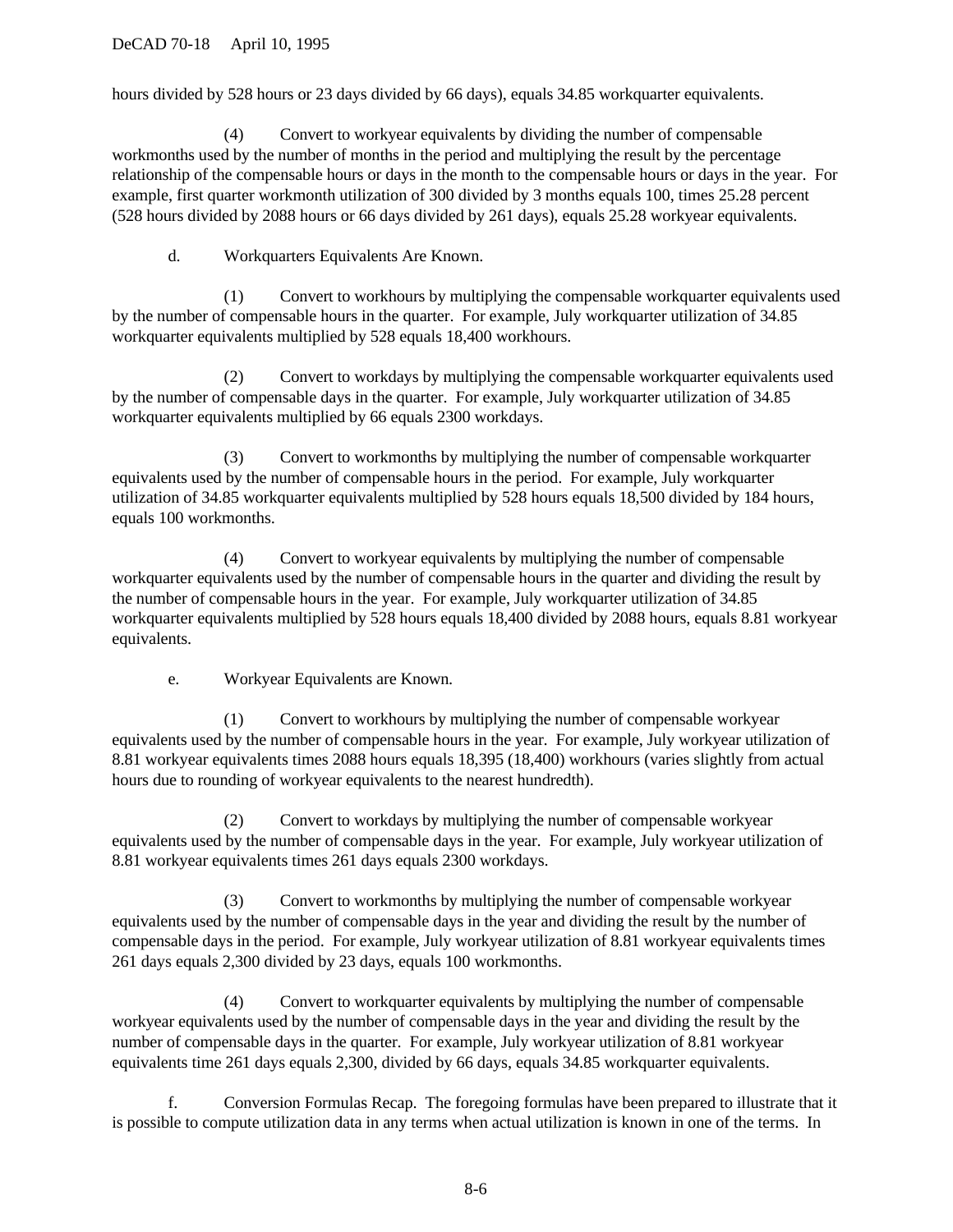hours divided by 528 hours or 23 days divided by 66 days), equals 34.85 workquarter equivalents.

(4) Convert to workyear equivalents by dividing the number of compensable workmonths used by the number of months in the period and multiplying the result by the percentage relationship of the compensable hours or days in the month to the compensable hours or days in the year. For example, first quarter workmonth utilization of 300 divided by 3 months equals 100, times 25.28 percent (528 hours divided by 2088 hours or 66 days divided by 261 days), equals 25.28 workyear equivalents.

d. Workquarters Equivalents Are Known.

(1) Convert to workhours by multiplying the compensable workquarter equivalents used by the number of compensable hours in the quarter. For example, July workquarter utilization of 34.85 workquarter equivalents multiplied by 528 equals 18,400 workhours.

(2) Convert to workdays by multiplying the compensable workquarter equivalents used by the number of compensable days in the quarter. For example, July workquarter utilization of 34.85 workquarter equivalents multiplied by 66 equals 2300 workdays.

(3) Convert to workmonths by multiplying the number of compensable workquarter equivalents used by the number of compensable hours in the period. For example, July workquarter utilization of 34.85 workquarter equivalents multiplied by 528 hours equals 18,500 divided by 184 hours, equals 100 workmonths.

(4) Convert to workyear equivalents by multiplying the number of compensable workquarter equivalents used by the number of compensable hours in the quarter and dividing the result by the number of compensable hours in the year. For example, July workquarter utilization of 34.85 workquarter equivalents multiplied by 528 hours equals 18,400 divided by 2088 hours, equals 8.81 workyear equivalents.

e. Workyear Equivalents are Known.

(1) Convert to workhours by multiplying the number of compensable workyear equivalents used by the number of compensable hours in the year. For example, July workyear utilization of 8.81 workyear equivalents times 2088 hours equals 18,395 (18,400) workhours (varies slightly from actual hours due to rounding of workyear equivalents to the nearest hundredth).

(2) Convert to workdays by multiplying the number of compensable workyear equivalents used by the number of compensable days in the year. For example, July workyear utilization of 8.81 workyear equivalents times 261 days equals 2300 workdays.

(3) Convert to workmonths by multiplying the number of compensable workyear equivalents used by the number of compensable days in the year and dividing the result by the number of compensable days in the period. For example, July workyear utilization of 8.81 workyear equivalents times 261 days equals 2,300 divided by 23 days, equals 100 workmonths.

(4) Convert to workquarter equivalents by multiplying the number of compensable workyear equivalents used by the number of compensable days in the year and dividing the result by the number of compensable days in the quarter. For example, July workyear utilization of 8.81 workyear equivalents time 261 days equals 2,300, divided by 66 days, equals 34.85 workquarter equivalents.

f. Conversion Formulas Recap. The foregoing formulas have been prepared to illustrate that it is possible to compute utilization data in any terms when actual utilization is known in one of the terms. In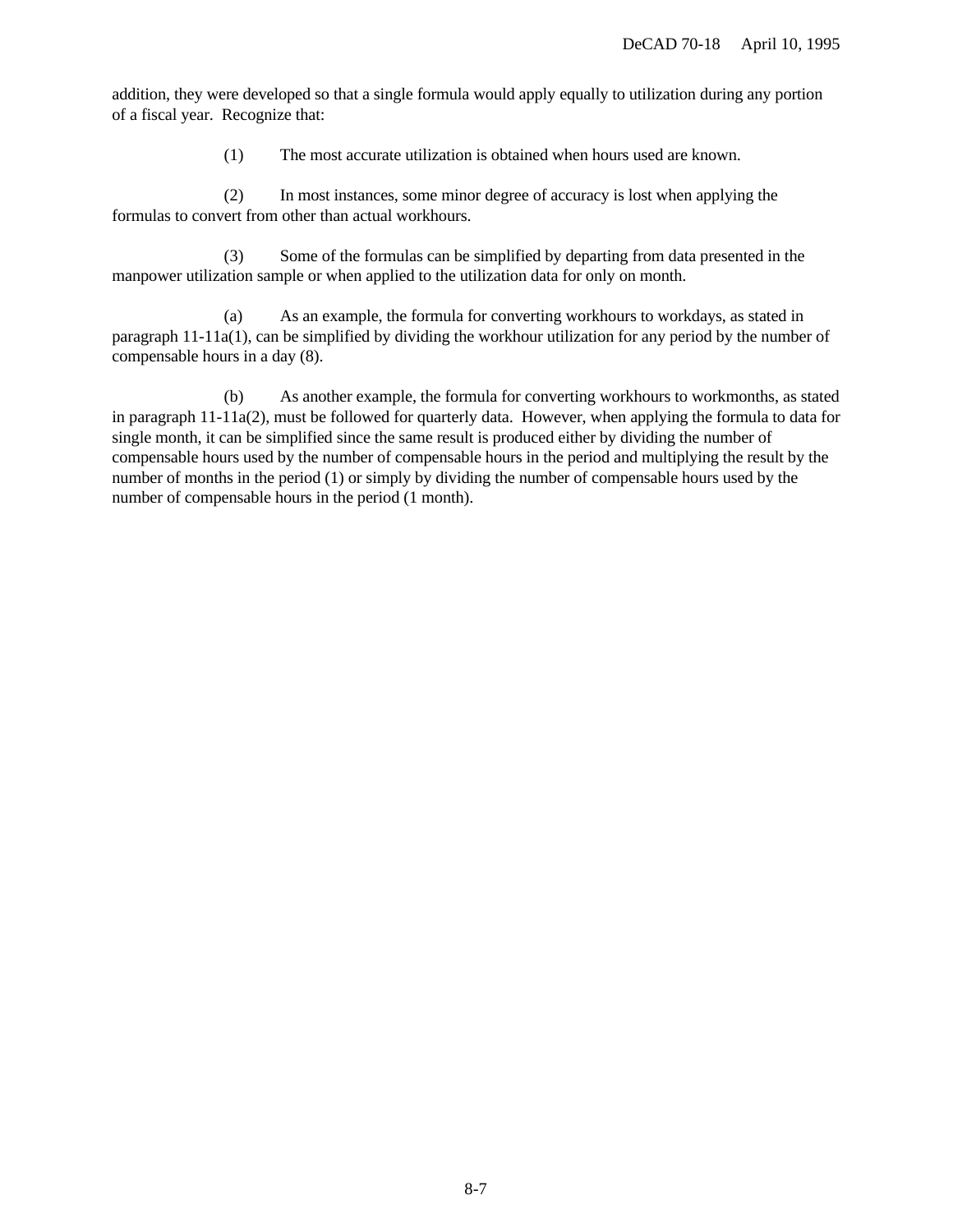addition, they were developed so that a single formula would apply equally to utilization during any portion of a fiscal year. Recognize that:

(1) The most accurate utilization is obtained when hours used are known.

(2) In most instances, some minor degree of accuracy is lost when applying the formulas to convert from other than actual workhours.

(3) Some of the formulas can be simplified by departing from data presented in the manpower utilization sample or when applied to the utilization data for only on month.

(a) As an example, the formula for converting workhours to workdays, as stated in paragraph 11-11a(1), can be simplified by dividing the workhour utilization for any period by the number of compensable hours in a day (8).

(b) As another example, the formula for converting workhours to workmonths, as stated in paragraph 11-11a(2), must be followed for quarterly data. However, when applying the formula to data for single month, it can be simplified since the same result is produced either by dividing the number of compensable hours used by the number of compensable hours in the period and multiplying the result by the number of months in the period (1) or simply by dividing the number of compensable hours used by the number of compensable hours in the period (1 month).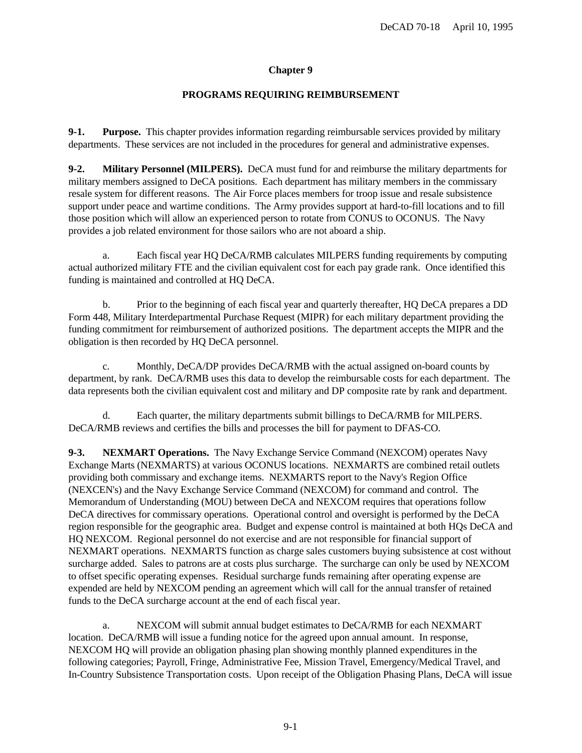# Chapter 9

## PROGRAMS REQUIRING REIMBURSEMENT

**9-1. Purpose.** This chapter provides information regarding reimbursable services provided by military departments. These services are not included in the procedures for general and administrative expenses.

**9-2. Military Personnel (MILPERS).** DeCA must fund for and reimburse the military departments for military members assigned to DeCA positions. Each department has military members in the commissary resale system for different reasons. The Air Force places members for troop issue and resale subsistence support under peace and wartime conditions. The Army provides support at hard-to-fill locations and to fill those position which will allow an experienced person to rotate from CONUS to OCONUS. The Navy provides a job related environment for those sailors who are not aboard a ship.

a. Each fiscal year HQ DeCA/RMB calculates MILPERS funding requirements by computing actual authorized military FTE and the civilian equivalent cost for each pay grade rank. Once identified this funding is maintained and controlled at HQ DeCA.

b. Prior to the beginning of each fiscal year and quarterly thereafter, HQ DeCA prepares a DD Form 448, Military Interdepartmental Purchase Request (MIPR) for each military department providing the funding commitment for reimbursement of authorized positions. The department accepts the MIPR and the obligation is then recorded by HQ DeCA personnel.

c. Monthly, DeCA/DP provides DeCA/RMB with the actual assigned on-board counts by department, by rank. DeCA/RMB uses this data to develop the reimbursable costs for each department. The data represents both the civilian equivalent cost and military and DP composite rate by rank and department.

d. Each quarter, the military departments submit billings to DeCA/RMB for MILPERS. DeCA/RMB reviews and certifies the bills and processes the bill for payment to DFAS-CO.

**9-3. NEXMART Operations.** The Navy Exchange Service Command (NEXCOM) operates Navy Exchange Marts (NEXMARTS) at various OCONUS locations. NEXMARTS are combined retail outlets providing both commissary and exchange items. NEXMARTS report to the Navy's Region Office (NEXCEN's) and the Navy Exchange Service Command (NEXCOM) for command and control. The Memorandum of Understanding (MOU) between DeCA and NEXCOM requires that operations follow DeCA directives for commissary operations. Operational control and oversight is performed by the DeCA region responsible for the geographic area. Budget and expense control is maintained at both HQs DeCA and HQ NEXCOM. Regional personnel do not exercise and are not responsible for financial support of NEXMART operations. NEXMARTS function as charge sales customers buying subsistence at cost without surcharge added. Sales to patrons are at costs plus surcharge. The surcharge can only be used by NEXCOM to offset specific operating expenses. Residual surcharge funds remaining after operating expense are expended are held by NEXCOM pending an agreement which will call for the annual transfer of retained funds to the DeCA surcharge account at the end of each fiscal year.

a. NEXCOM will submit annual budget estimates to DeCA/RMB for each NEXMART location. DeCA/RMB will issue a funding notice for the agreed upon annual amount. In response, NEXCOM HQ will provide an obligation phasing plan showing monthly planned expenditures in the following categories; Payroll, Fringe, Administrative Fee, Mission Travel, Emergency/Medical Travel, and In-Country Subsistence Transportation costs. Upon receipt of the Obligation Phasing Plans, DeCA will issue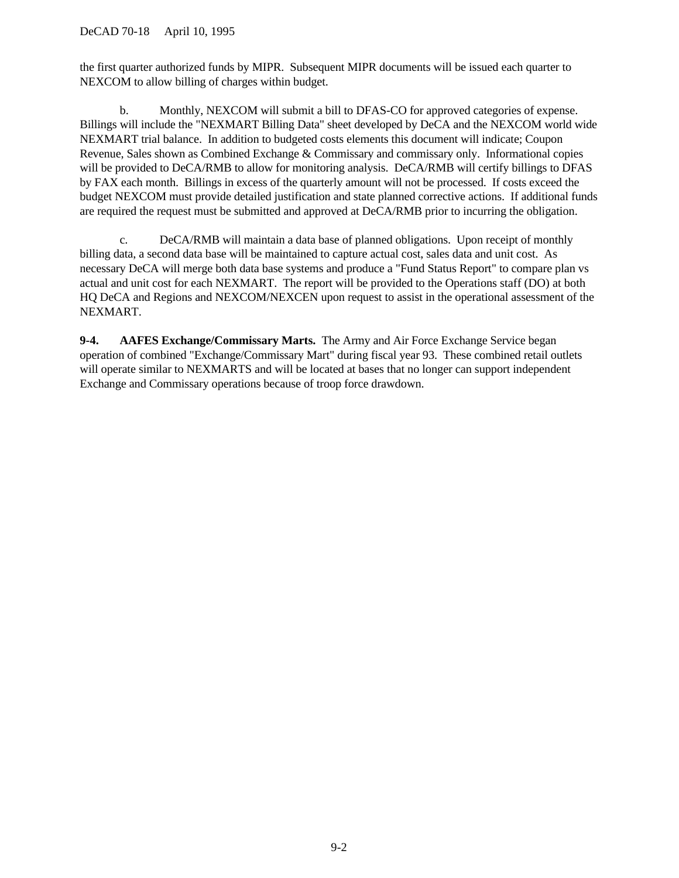the first quarter authorized funds by MIPR. Subsequent MIPR documents will be issued each quarter to NEXCOM to allow billing of charges within budget.

b. Monthly, NEXCOM will submit a bill to DFAS-CO for approved categories of expense. Billings will include the "NEXMART Billing Data" sheet developed by DeCA and the NEXCOM world wide NEXMART trial balance. In addition to budgeted costs elements this document will indicate; Coupon Revenue, Sales shown as Combined Exchange & Commissary and commissary only. Informational copies will be provided to DeCA/RMB to allow for monitoring analysis. DeCA/RMB will certify billings to DFAS by FAX each month. Billings in excess of the quarterly amount will not be processed. If costs exceed the budget NEXCOM must provide detailed justification and state planned corrective actions. If additional funds are required the request must be submitted and approved at DeCA/RMB prior to incurring the obligation.

c. DeCA/RMB will maintain a data base of planned obligations. Upon receipt of monthly billing data, a second data base will be maintained to capture actual cost, sales data and unit cost. As necessary DeCA will merge both data base systems and produce a "Fund Status Report" to compare plan vs actual and unit cost for each NEXMART. The report will be provided to the Operations staff (DO) at both HQ DeCA and Regions and NEXCOM/NEXCEN upon request to assist in the operational assessment of the NEXMART.

**9-4. AAFES Exchange/Commissary Marts.** The Army and Air Force Exchange Service began operation of combined "Exchange/Commissary Mart" during fiscal year 93. These combined retail outlets will operate similar to NEXMARTS and will be located at bases that no longer can support independent Exchange and Commissary operations because of troop force drawdown.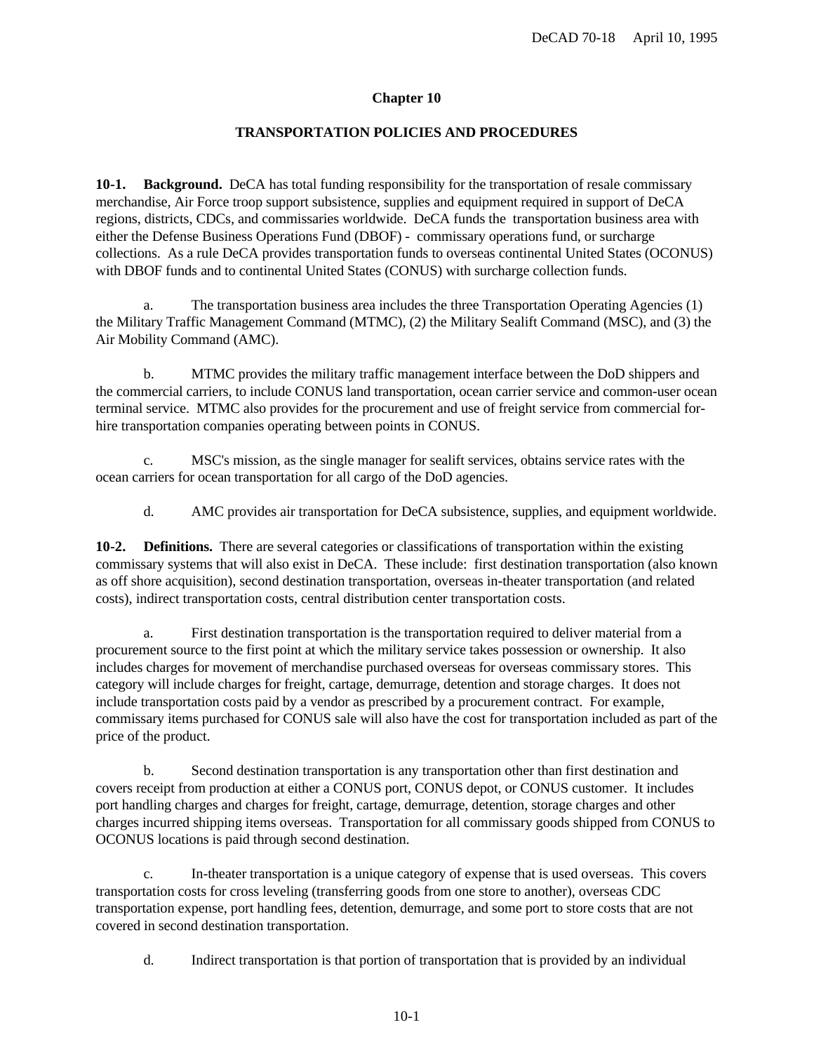# Chapter 10

## TRANSPORTATION POLICIES AND PROCEDURES

**10-1. Background.** DeCA has total funding responsibility for the transportation of resale commissary merchandise, Air Force troop support subsistence, supplies and equipment required in support of DeCA regions, districts, CDCs, and commissaries worldwide. DeCA funds the transportation business area with either the Defense Business Operations Fund (DBOF) - commissary operations fund, or surcharge collections. As a rule DeCA provides transportation funds to overseas continental United States (OCONUS) with DBOF funds and to continental United States (CONUS) with surcharge collection funds.

a. The transportation business area includes the three Transportation Operating Agencies (1) the Military Traffic Management Command (MTMC), (2) the Military Sealift Command (MSC), and (3) the Air Mobility Command (AMC).

b. MTMC provides the military traffic management interface between the DoD shippers and the commercial carriers, to include CONUS land transportation, ocean carrier service and common-user ocean terminal service. MTMC also provides for the procurement and use of freight service from commercial for-hire transportation companies operating between points in CONUS.

c. MSC's mission, as the single manager for sealift services, obtains service rates with the ocean carriers for ocean transportation for all cargo of the DoD agencies.

d. AMC provides air transportation for DeCA subsistence, supplies, and equipment worldwide.

**10-2. Definitions.** There are several categories or classifications of transportation within the existing commissary systems that will also exist in DeCA. These include: first destination transportation (also known as off shore acquisition), second destination transportation, overseas in-theater transportation (and related costs), indirect transportation costs, central distribution center transportation costs.

a. First destination transportation is the transportation required to deliver material from a procurement source to the first point at which the military service takes possession or ownership. It also includes charges for movement of merchandise purchased overseas for overseas commissary stores. This category will include charges for freight, cartage, demurrage, detention and storage charges. It does not include transportation costs paid by a vendor as prescribed by a procurement contract. For example, commissary items purchased for CONUS sale will also have the cost for transportation included as part of the price of the product.

b. Second destination transportation is any transportation other than first destination and covers receipt from production at either a CONUS port, CONUS depot, or CONUS customer. It includes port handling charges and charges for freight, cartage, demurrage, detention, storage charges and other charges incurred shipping items overseas. Transportation for all commissary goods shipped from CONUS to OCONUS locations is paid through second destination.

c. In-theater transportation is a unique category of expense that is used overseas. This covers transportation costs for cross leveling (transferring goods from one store to another), overseas CDC transportation expense, port handling fees, detention, demurrage, and some port to store costs that are not covered in second destination transportation.

d. Indirect transportation is that portion of transportation that is provided by an individual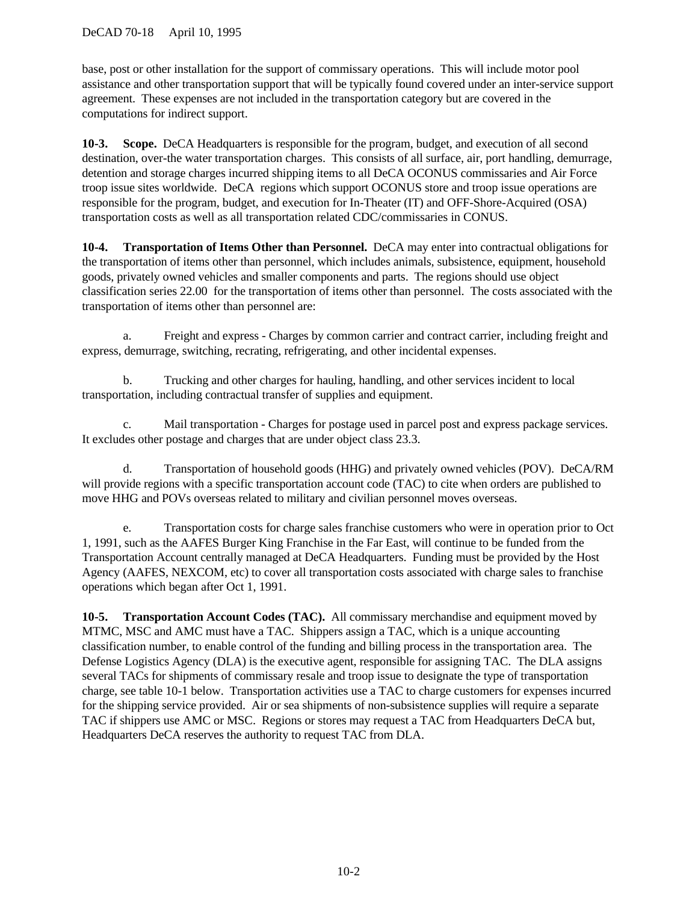base, post or other installation for the support of commissary operations. This will include motor pool assistance and other transportation support that will be typically found covered under an inter-service support agreement. These expenses are not included in the transportation category but are covered in the computations for indirect support.

**10-3. Scope.** DeCA Headquarters is responsible for the program, budget, and execution of all second destination, over-the water transportation charges. This consists of all surface, air, port handling, demurrage, detention and storage charges incurred shipping items to all DeCA OCONUS commissaries and Air Force troop issue sites worldwide. DeCA regions which support OCONUS store and troop issue operations are responsible for the program, budget, and execution for In-Theater (IT) and OFF-Shore-Acquired (OSA) transportation costs as well as all transportation related CDC/commissaries in CONUS.

**10-4. Transportation of Items Other than Personnel.** DeCA may enter into contractual obligations for the transportation of items other than personnel, which includes animals, subsistence, equipment, household goods, privately owned vehicles and smaller components and parts. The regions should use object classification series 22.00 for the transportation of items other than personnel. The costs associated with the transportation of items other than personnel are:

a. Freight and express - Charges by common carrier and contract carrier, including freight and express, demurrage, switching, recrating, refrigerating, and other incidental expenses.

b. Trucking and other charges for hauling, handling, and other services incident to local transportation, including contractual transfer of supplies and equipment.

c. Mail transportation - Charges for postage used in parcel post and express package services. It excludes other postage and charges that are under object class 23.3.

d. Transportation of household goods (HHG) and privately owned vehicles (POV). DeCA/RM will provide regions with a specific transportation account code (TAC) to cite when orders are published to move HHG and POVs overseas related to military and civilian personnel moves overseas.

e. Transportation costs for charge sales franchise customers who were in operation prior to Oct 1, 1991, such as the AAFES Burger King Franchise in the Far East, will continue to be funded from the Transportation Account centrally managed at DeCA Headquarters. Funding must be provided by the Host Agency (AAFES, NEXCOM, etc) to cover all transportation costs associated with charge sales to franchise operations which began after Oct 1, 1991.

**10-5. Transportation Account Codes (TAC).** All commissary merchandise and equipment moved by MTMC, MSC and AMC must have a TAC. Shippers assign a TAC, which is a unique accounting classification number, to enable control of the funding and billing process in the transportation area. The Defense Logistics Agency (DLA) is the executive agent, responsible for assigning TAC. The DLA assigns several TACs for shipments of commissary resale and troop issue to designate the type of transportation charge, see table 10-1 below. Transportation activities use a TAC to charge customers for expenses incurred for the shipping service provided. Air or sea shipments of non-subsistence supplies will require a separate TAC if shippers use AMC or MSC. Regions or stores may request a TAC from Headquarters DeCA but, Headquarters DeCA reserves the authority to request TAC from DLA.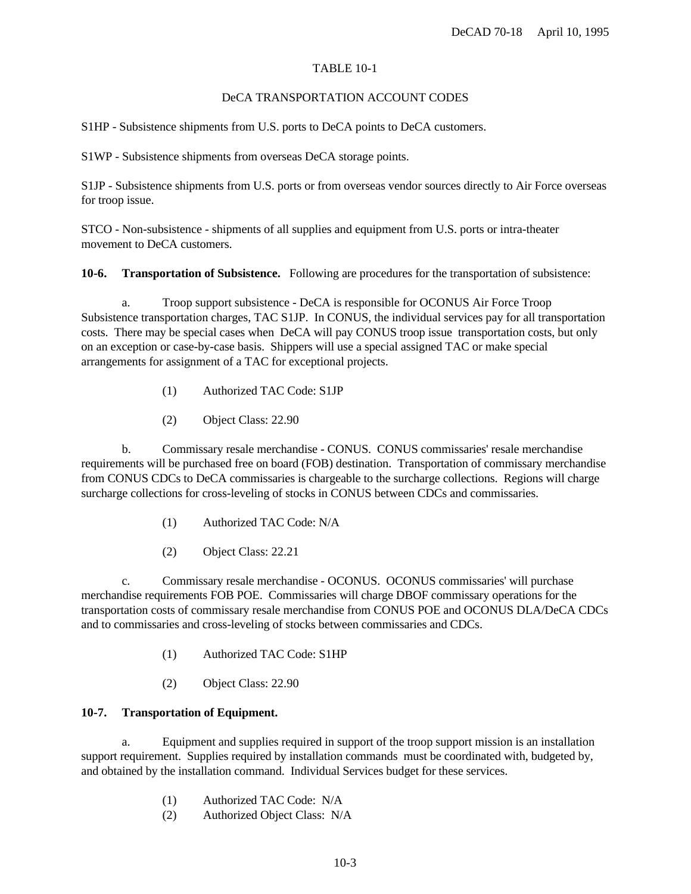TABLE 10-1

DeCA TRANSPORTATION ACCOUNT CODES

S1HP - Subsistence shipments from U.S. ports to DeCA points to DeCA customers.

S1WP - Subsistence shipments from overseas DeCA storage points.

S1JP - Subsistence shipments from U.S. ports or from overseas vendor sources directly to Air Force overseas for troop issue.

STCO - Non-subsistence - shipments of all supplies and equipment from U.S. ports or intra-theater movement to DeCA customers.

**10-6. Transportation of Subsistence.** Following are procedures for the transportation of subsistence:

a. Troop support subsistence - DeCA is responsible for OCONUS Air Force Troop Subsistence transportation charges, TAC S1JP. In CONUS, the individual services pay for all transportation costs. There may be special cases when DeCA will pay CONUS troop issue transportation costs, but only on an exception or case-by-case basis. Shippers will use a special assigned TAC or make special arrangements for assignment of a TAC for exceptional projects.

(1) Authorized TAC Code: S1JP

(2) Object Class: 22.90

b. Commissary resale merchandise - CONUS. CONUS commissaries' resale merchandise requirements will be purchased free on board (FOB) destination. Transportation of commissary merchandise from CONUS CDCs to DeCA commissaries is chargeable to the surcharge collections. Regions will charge surcharge collections for cross-leveling of stocks in CONUS between CDCs and commissaries.

(1) Authorized TAC Code: N/A

(2) Object Class: 22.21

c. Commissary resale merchandise - OCONUS. OCONUS commissaries' will purchase merchandise requirements FOB POE. Commissaries will charge DBOF commissary operations for the transportation costs of commissary resale merchandise from CONUS POE and OCONUS DLA/DeCA CDCs and to commissaries and cross-leveling of stocks between commissaries and CDCs.

(1) Authorized TAC Code: S1HP

(2) Object Class: 22.90

**10-7. Transportation of Equipment.**

a. Equipment and supplies required in support of the troop support mission is an installation support requirement. Supplies required by installation commands must be coordinated with, budgeted by, and obtained by the installation command. Individual Services budget for these services.

(1) Authorized TAC Code: N/A
(2) Authorized Object Class: N/A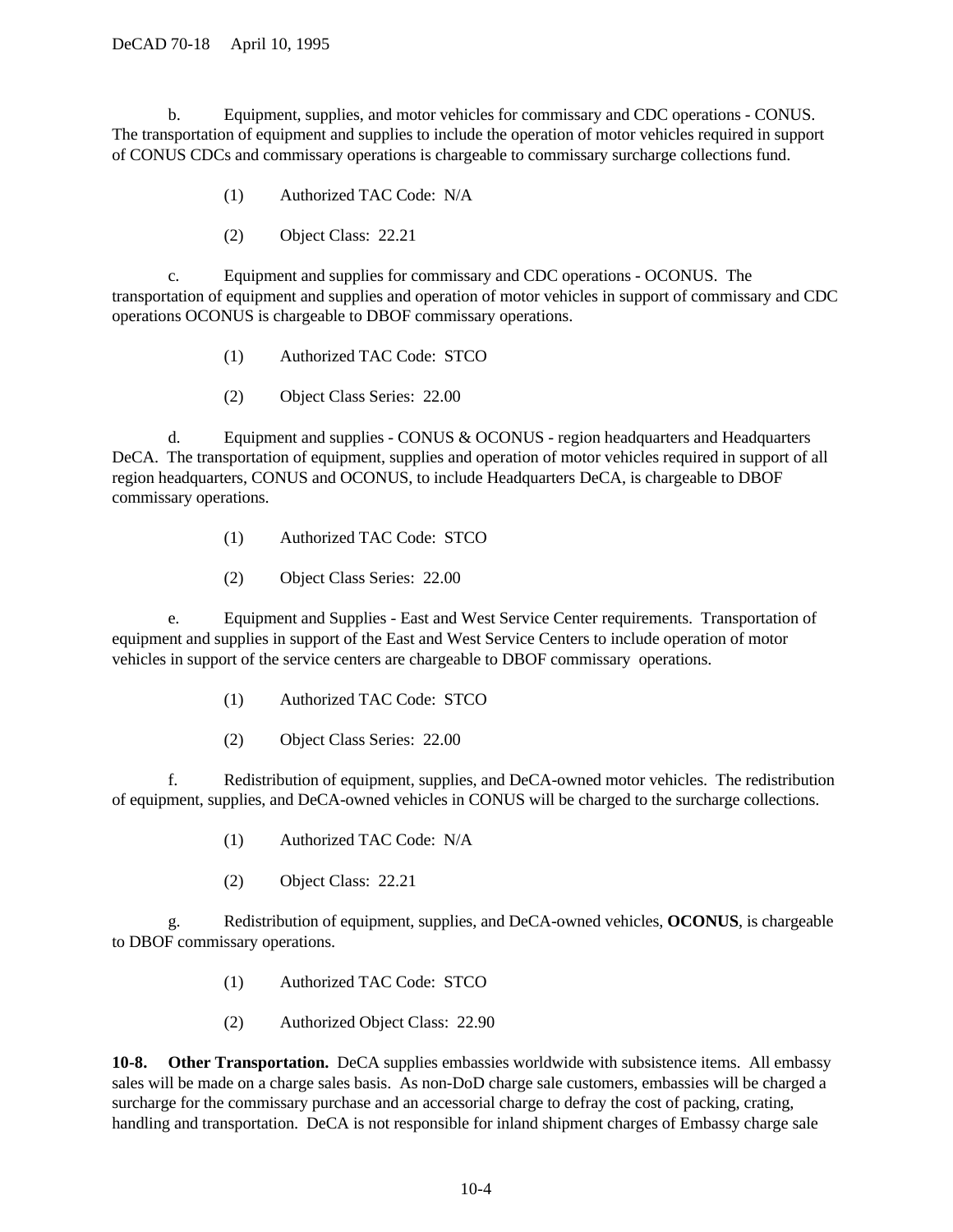b. Equipment, supplies, and motor vehicles for commissary and CDC operations - CONUS. The transportation of equipment and supplies to include the operation of motor vehicles required in support of CONUS CDCs and commissary operations is chargeable to commissary surcharge collections fund.

(1) Authorized TAC Code: N/A

(2) Object Class: 22.21

c. Equipment and supplies for commissary and CDC operations - OCONUS. The transportation of equipment and supplies and operation of motor vehicles in support of commissary and CDC operations OCONUS is chargeable to DBOF commissary operations.

(1) Authorized TAC Code: STCO

(2) Object Class Series: 22.00

d. Equipment and supplies - CONUS & OCONUS - region headquarters and Headquarters DeCA. The transportation of equipment, supplies and operation of motor vehicles required in support of all region headquarters, CONUS and OCONUS, to include Headquarters DeCA, is chargeable to DBOF commissary operations.

(1) Authorized TAC Code: STCO

(2) Object Class Series: 22.00

e. Equipment and Supplies - East and West Service Center requirements. Transportation of equipment and supplies in support of the East and West Service Centers to include operation of motor vehicles in support of the service centers are chargeable to DBOF commissary operations.

(1) Authorized TAC Code: STCO

(2) Object Class Series: 22.00

f. Redistribution of equipment, supplies, and DeCA-owned motor vehicles. The redistribution of equipment, supplies, and DeCA-owned vehicles in CONUS will be charged to the surcharge collections.

(1) Authorized TAC Code: N/A

(2) Object Class: 22.21

g. Redistribution of equipment, supplies, and DeCA-owned vehicles, **OCONUS**, is chargeable to DBOF commissary operations.

(1) Authorized TAC Code: STCO

(2) Authorized Object Class: 22.90

**10-8. Other Transportation.** DeCA supplies embassies worldwide with subsistence items. All embassy sales will be made on a charge sales basis. As non-DoD charge sale customers, embassies will be charged a surcharge for the commissary purchase and an accessorial charge to defray the cost of packing, crating, handling and transportation. DeCA is not responsible for inland shipment charges of Embassy charge sale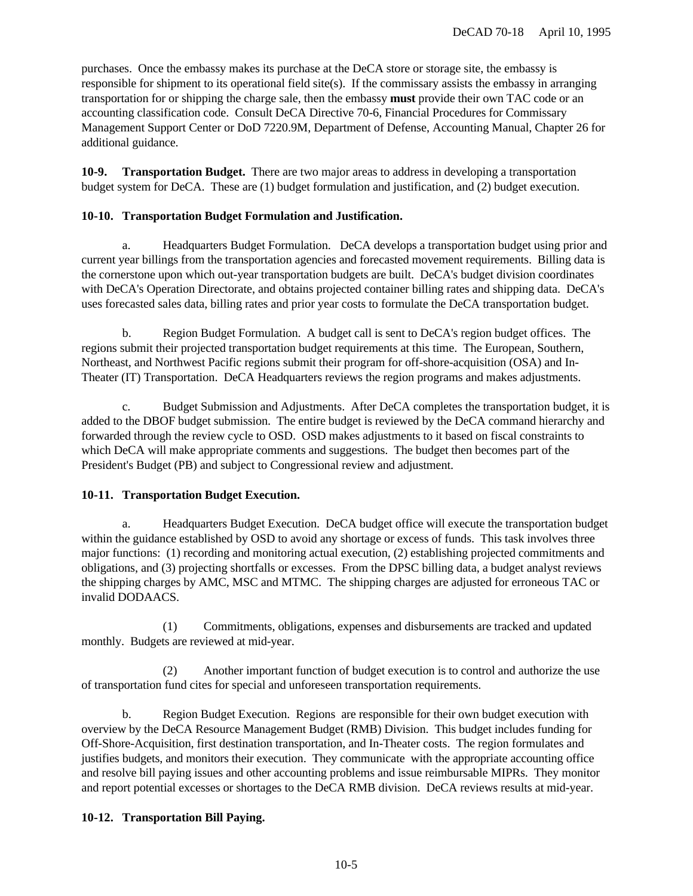purchases. Once the embassy makes its purchase at the DeCA store or storage site, the embassy is responsible for shipment to its operational field site(s). If the commissary assists the embassy in arranging transportation for or shipping the charge sale, then the embassy **must** provide their own TAC code or an accounting classification code. Consult DeCA Directive 70-6, Financial Procedures for Commissary Management Support Center or DoD 7220.9M, Department of Defense, Accounting Manual, Chapter 26 for additional guidance.

**10-9. Transportation Budget.** There are two major areas to address in developing a transportation budget system for DeCA. These are (1) budget formulation and justification, and (2) budget execution.

**10-10. Transportation Budget Formulation and Justification.**

a. Headquarters Budget Formulation. DeCA develops a transportation budget using prior and current year billings from the transportation agencies and forecasted movement requirements. Billing data is the cornerstone upon which out-year transportation budgets are built. DeCA's budget division coordinates with DeCA's Operation Directorate, and obtains projected container billing rates and shipping data. DeCA's uses forecasted sales data, billing rates and prior year costs to formulate the DeCA transportation budget.

b. Region Budget Formulation. A budget call is sent to DeCA's region budget offices. The regions submit their projected transportation budget requirements at this time. The European, Southern, Northeast, and Northwest Pacific regions submit their program for off-shore-acquisition (OSA) and In-Theater (IT) Transportation. DeCA Headquarters reviews the region programs and makes adjustments.

c. Budget Submission and Adjustments. After DeCA completes the transportation budget, it is added to the DBOF budget submission. The entire budget is reviewed by the DeCA command hierarchy and forwarded through the review cycle to OSD. OSD makes adjustments to it based on fiscal constraints to which DeCA will make appropriate comments and suggestions. The budget then becomes part of the President's Budget (PB) and subject to Congressional review and adjustment.

**10-11. Transportation Budget Execution.**

a. Headquarters Budget Execution. DeCA budget office will execute the transportation budget within the guidance established by OSD to avoid any shortage or excess of funds. This task involves three major functions: (1) recording and monitoring actual execution, (2) establishing projected commitments and obligations, and (3) projecting shortfalls or excesses. From the DPSC billing data, a budget analyst reviews the shipping charges by AMC, MSC and MTMC. The shipping charges are adjusted for erroneous TAC or invalid DODAACS.

(1) Commitments, obligations, expenses and disbursements are tracked and updated monthly. Budgets are reviewed at mid-year.

(2) Another important function of budget execution is to control and authorize the use of transportation fund cites for special and unforeseen transportation requirements.

b. Region Budget Execution. Regions are responsible for their own budget execution with overview by the DeCA Resource Management Budget (RMB) Division. This budget includes funding for Off-Shore-Acquisition, first destination transportation, and In-Theater costs. The region formulates and justifies budgets, and monitors their execution. They communicate with the appropriate accounting office and resolve bill paying issues and other accounting problems and issue reimbursable MIPRs. They monitor and report potential excesses or shortages to the DeCA RMB division. DeCA reviews results at mid-year.

**10-12. Transportation Bill Paying.**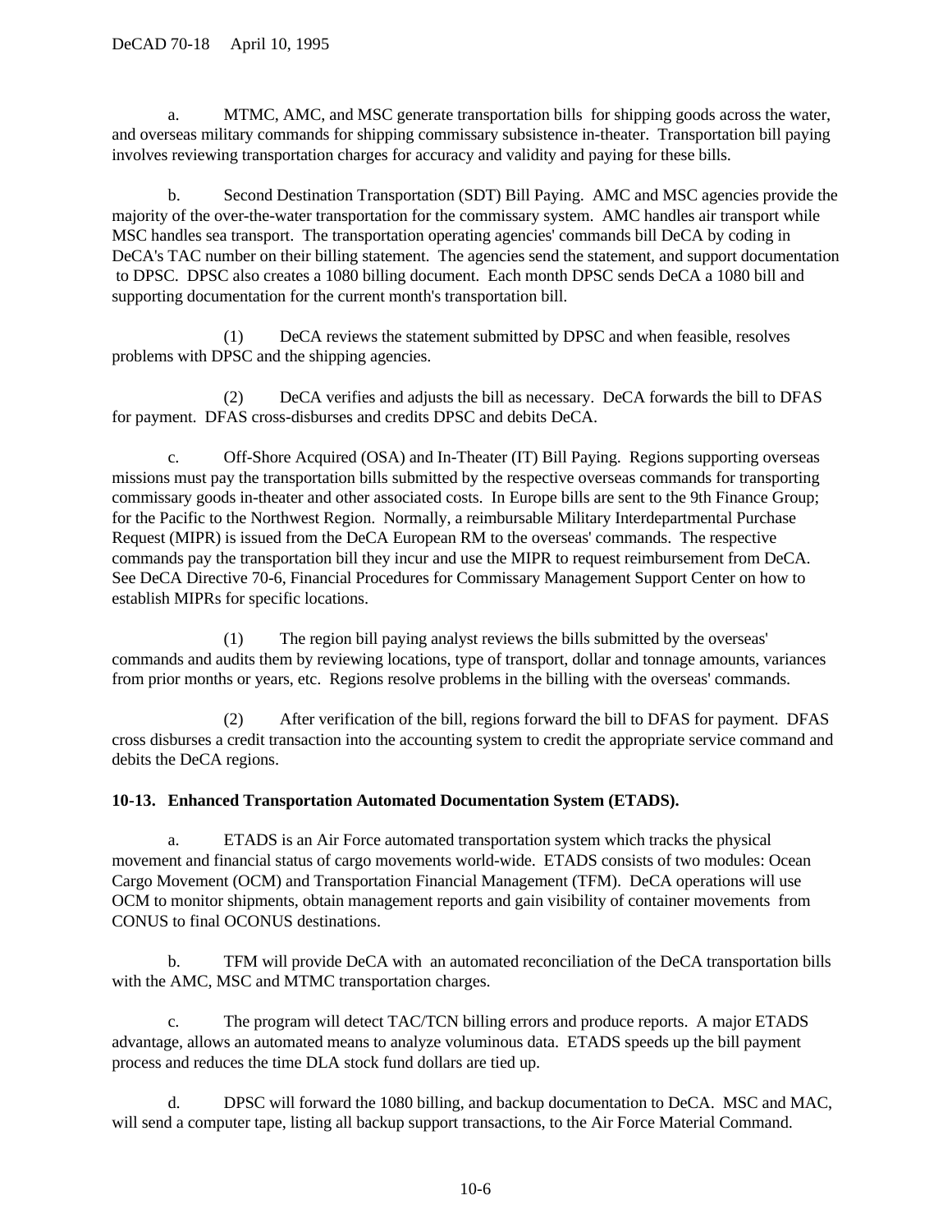a. MTMC, AMC, and MSC generate transportation bills for shipping goods across the water, and overseas military commands for shipping commissary subsistence in-theater. Transportation bill paying involves reviewing transportation charges for accuracy and validity and paying for these bills.

b. Second Destination Transportation (SDT) Bill Paying. AMC and MSC agencies provide the majority of the over-the-water transportation for the commissary system. AMC handles air transport while MSC handles sea transport. The transportation operating agencies' commands bill DeCA by coding in DeCA's TAC number on their billing statement. The agencies send the statement, and support documentation to DPSC. DPSC also creates a 1080 billing document. Each month DPSC sends DeCA a 1080 bill and supporting documentation for the current month's transportation bill.

(1) DeCA reviews the statement submitted by DPSC and when feasible, resolves problems with DPSC and the shipping agencies.

(2) DeCA verifies and adjusts the bill as necessary. DeCA forwards the bill to DFAS for payment. DFAS cross-disburses and credits DPSC and debits DeCA.

c. Off-Shore Acquired (OSA) and In-Theater (IT) Bill Paying. Regions supporting overseas missions must pay the transportation bills submitted by the respective overseas commands for transporting commissary goods in-theater and other associated costs. In Europe bills are sent to the 9th Finance Group; for the Pacific to the Northwest Region. Normally, a reimbursable Military Interdepartmental Purchase Request (MIPR) is issued from the DeCA European RM to the overseas' commands. The respective commands pay the transportation bill they incur and use the MIPR to request reimbursement from DeCA. See DeCA Directive 70-6, Financial Procedures for Commissary Management Support Center on how to establish MIPRs for specific locations.

(1) The region bill paying analyst reviews the bills submitted by the overseas' commands and audits them by reviewing locations, type of transport, dollar and tonnage amounts, variances from prior months or years, etc. Regions resolve problems in the billing with the overseas' commands.

(2) After verification of the bill, regions forward the bill to DFAS for payment. DFAS cross disburses a credit transaction into the accounting system to credit the appropriate service command and debits the DeCA regions.

**10-13. Enhanced Transportation Automated Documentation System (ETADS).**

a. ETADS is an Air Force automated transportation system which tracks the physical movement and financial status of cargo movements world-wide. ETADS consists of two modules: Ocean Cargo Movement (OCM) and Transportation Financial Management (TFM). DeCA operations will use OCM to monitor shipments, obtain management reports and gain visibility of container movements from CONUS to final OCONUS destinations.

b. TFM will provide DeCA with an automated reconciliation of the DeCA transportation bills with the AMC, MSC and MTMC transportation charges.

c. The program will detect TAC/TCN billing errors and produce reports. A major ETADS advantage, allows an automated means to analyze voluminous data. ETADS speeds up the bill payment process and reduces the time DLA stock fund dollars are tied up.

d. DPSC will forward the 1080 billing, and backup documentation to DeCA. MSC and MAC, will send a computer tape, listing all backup support transactions, to the Air Force Material Command.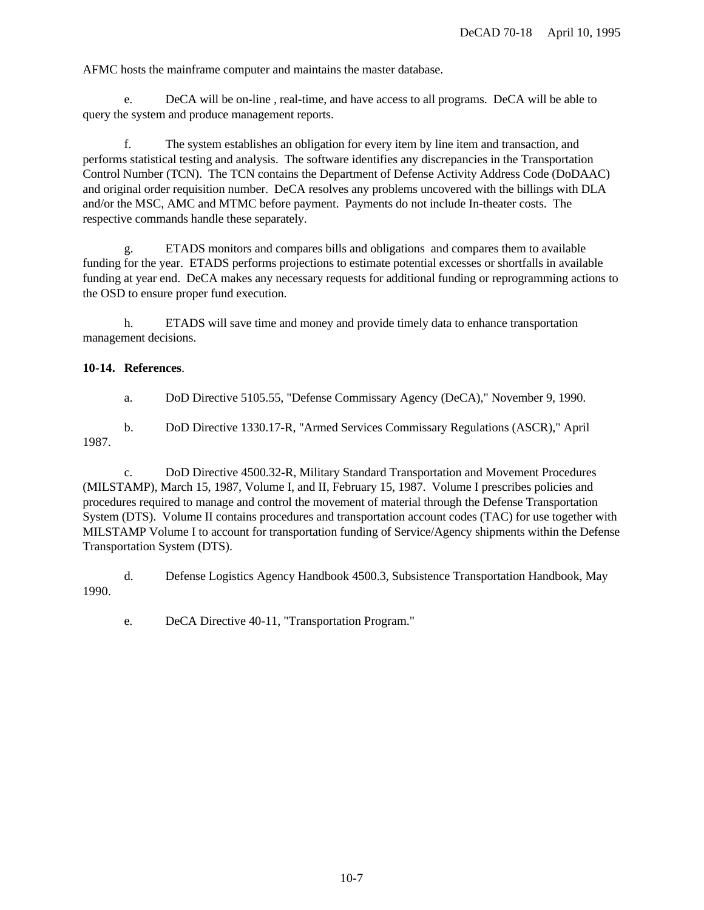AFMC hosts the mainframe computer and maintains the master database.

e. DeCA will be on-line , real-time, and have access to all programs. DeCA will be able to query the system and produce management reports.

f. The system establishes an obligation for every item by line item and transaction, and performs statistical testing and analysis. The software identifies any discrepancies in the Transportation Control Number (TCN). The TCN contains the Department of Defense Activity Address Code (DoDAAC) and original order requisition number. DeCA resolves any problems uncovered with the billings with DLA and/or the MSC, AMC and MTMC before payment. Payments do not include In-theater costs. The respective commands handle these separately.

g. ETADS monitors and compares bills and obligations and compares them to available funding for the year. ETADS performs projections to estimate potential excesses or shortfalls in available funding at year end. DeCA makes any necessary requests for additional funding or reprogramming actions to the OSD to ensure proper fund execution.

h. ETADS will save time and money and provide timely data to enhance transportation management decisions.

**10-14. References**.

a. DoD Directive 5105.55, "Defense Commissary Agency (DeCA)," November 9, 1990.

b. DoD Directive 1330.17-R, "Armed Services Commissary Regulations (ASCR)," April 1987.

c. DoD Directive 4500.32-R, Military Standard Transportation and Movement Procedures (MILSTAMP), March 15, 1987, Volume I, and II, February 15, 1987. Volume I prescribes policies and procedures required to manage and control the movement of material through the Defense Transportation System (DTS). Volume II contains procedures and transportation account codes (TAC) for use together with MILSTAMP Volume I to account for transportation funding of Service/Agency shipments within the Defense Transportation System (DTS).

d. Defense Logistics Agency Handbook 4500.3, Subsistence Transportation Handbook, May 1990.

e. DeCA Directive 40-11, "Transportation Program."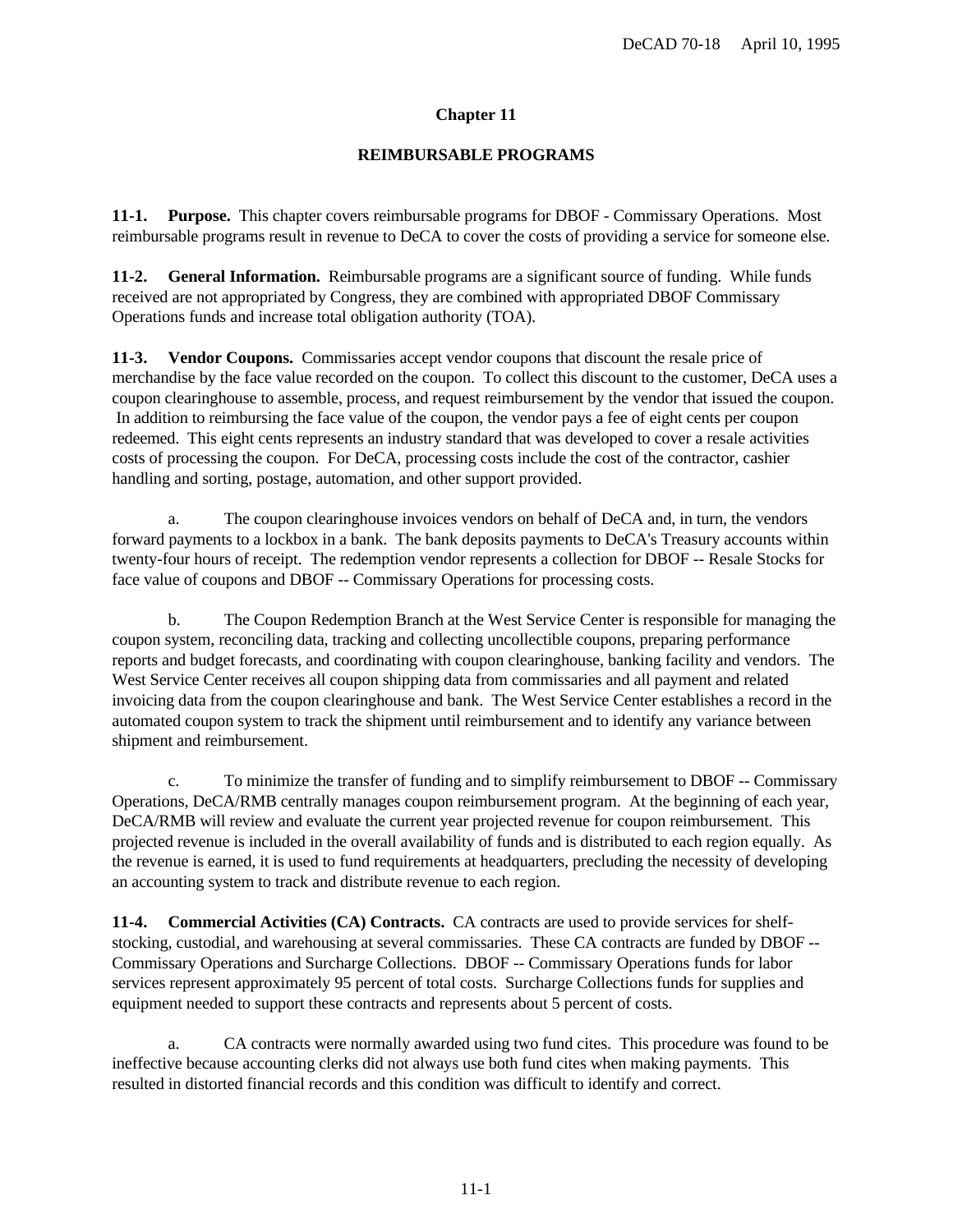# Chapter 11

## REIMBURSABLE PROGRAMS

**11-1. Purpose.** This chapter covers reimbursable programs for DBOF - Commissary Operations. Most reimbursable programs result in revenue to DeCA to cover the costs of providing a service for someone else.

**11-2. General Information.** Reimbursable programs are a significant source of funding. While funds received are not appropriated by Congress, they are combined with appropriated DBOF Commissary Operations funds and increase total obligation authority (TOA).

**11-3. Vendor Coupons.** Commissaries accept vendor coupons that discount the resale price of merchandise by the face value recorded on the coupon. To collect this discount to the customer, DeCA uses a coupon clearinghouse to assemble, process, and request reimbursement by the vendor that issued the coupon. In addition to reimbursing the face value of the coupon, the vendor pays a fee of eight cents per coupon redeemed. This eight cents represents an industry standard that was developed to cover a resale activities costs of processing the coupon. For DeCA, processing costs include the cost of the contractor, cashier handling and sorting, postage, automation, and other support provided.

a. The coupon clearinghouse invoices vendors on behalf of DeCA and, in turn, the vendors forward payments to a lockbox in a bank. The bank deposits payments to DeCA's Treasury accounts within twenty-four hours of receipt. The redemption vendor represents a collection for DBOF -- Resale Stocks for face value of coupons and DBOF -- Commissary Operations for processing costs.

b. The Coupon Redemption Branch at the West Service Center is responsible for managing the coupon system, reconciling data, tracking and collecting uncollectible coupons, preparing performance reports and budget forecasts, and coordinating with coupon clearinghouse, banking facility and vendors. The West Service Center receives all coupon shipping data from commissaries and all payment and related invoicing data from the coupon clearinghouse and bank. The West Service Center establishes a record in the automated coupon system to track the shipment until reimbursement and to identify any variance between shipment and reimbursement.

c. To minimize the transfer of funding and to simplify reimbursement to DBOF -- Commissary Operations, DeCA/RMB centrally manages coupon reimbursement program. At the beginning of each year, DeCA/RMB will review and evaluate the current year projected revenue for coupon reimbursement. This projected revenue is included in the overall availability of funds and is distributed to each region equally. As the revenue is earned, it is used to fund requirements at headquarters, precluding the necessity of developing an accounting system to track and distribute revenue to each region.

**11-4. Commercial Activities (CA) Contracts.** CA contracts are used to provide services for shelf-stocking, custodial, and warehousing at several commissaries. These CA contracts are funded by DBOF -- Commissary Operations and Surcharge Collections. DBOF -- Commissary Operations funds for labor services represent approximately 95 percent of total costs. Surcharge Collections funds for supplies and equipment needed to support these contracts and represents about 5 percent of costs.

a. CA contracts were normally awarded using two fund cites. This procedure was found to be ineffective because accounting clerks did not always use both fund cites when making payments. This resulted in distorted financial records and this condition was difficult to identify and correct.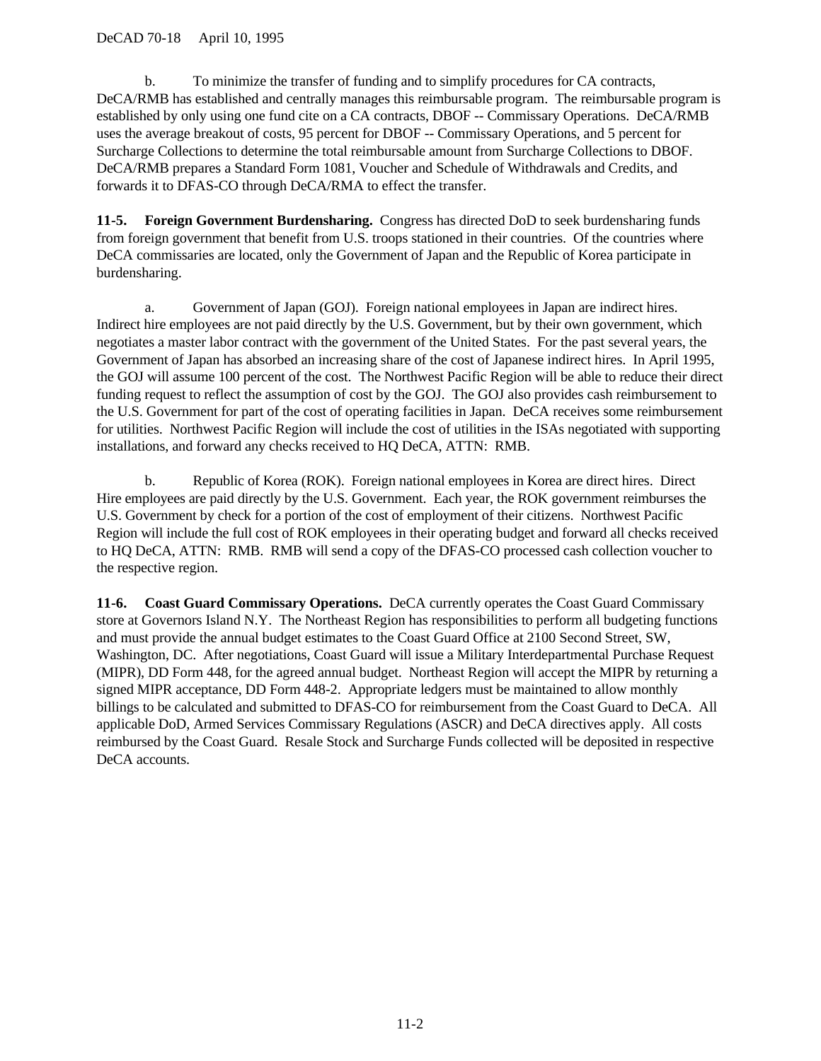b. To minimize the transfer of funding and to simplify procedures for CA contracts, DeCA/RMB has established and centrally manages this reimbursable program. The reimbursable program is established by only using one fund cite on a CA contracts, DBOF -- Commissary Operations. DeCA/RMB uses the average breakout of costs, 95 percent for DBOF -- Commissary Operations, and 5 percent for Surcharge Collections to determine the total reimbursable amount from Surcharge Collections to DBOF. DeCA/RMB prepares a Standard Form 1081, Voucher and Schedule of Withdrawals and Credits, and forwards it to DFAS-CO through DeCA/RMA to effect the transfer.

**11-5. Foreign Government Burdensharing.** Congress has directed DoD to seek burdensharing funds from foreign government that benefit from U.S. troops stationed in their countries. Of the countries where DeCA commissaries are located, only the Government of Japan and the Republic of Korea participate in burdensharing.

a. Government of Japan (GOJ). Foreign national employees in Japan are indirect hires. Indirect hire employees are not paid directly by the U.S. Government, but by their own government, which negotiates a master labor contract with the government of the United States. For the past several years, the Government of Japan has absorbed an increasing share of the cost of Japanese indirect hires. In April 1995, the GOJ will assume 100 percent of the cost. The Northwest Pacific Region will be able to reduce their direct funding request to reflect the assumption of cost by the GOJ. The GOJ also provides cash reimbursement to the U.S. Government for part of the cost of operating facilities in Japan. DeCA receives some reimbursement for utilities. Northwest Pacific Region will include the cost of utilities in the ISAs negotiated with supporting installations, and forward any checks received to HQ DeCA, ATTN: RMB.

b. Republic of Korea (ROK). Foreign national employees in Korea are direct hires. Direct Hire employees are paid directly by the U.S. Government. Each year, the ROK government reimburses the U.S. Government by check for a portion of the cost of employment of their citizens. Northwest Pacific Region will include the full cost of ROK employees in their operating budget and forward all checks received to HQ DeCA, ATTN: RMB. RMB will send a copy of the DFAS-CO processed cash collection voucher to the respective region.

**11-6. Coast Guard Commissary Operations.** DeCA currently operates the Coast Guard Commissary store at Governors Island N.Y. The Northeast Region has responsibilities to perform all budgeting functions and must provide the annual budget estimates to the Coast Guard Office at 2100 Second Street, SW, Washington, DC. After negotiations, Coast Guard will issue a Military Interdepartmental Purchase Request (MIPR), DD Form 448, for the agreed annual budget. Northeast Region will accept the MIPR by returning a signed MIPR acceptance, DD Form 448-2. Appropriate ledgers must be maintained to allow monthly billings to be calculated and submitted to DFAS-CO for reimbursement from the Coast Guard to DeCA. All applicable DoD, Armed Services Commissary Regulations (ASCR) and DeCA directives apply. All costs reimbursed by the Coast Guard. Resale Stock and Surcharge Funds collected will be deposited in respective DeCA accounts.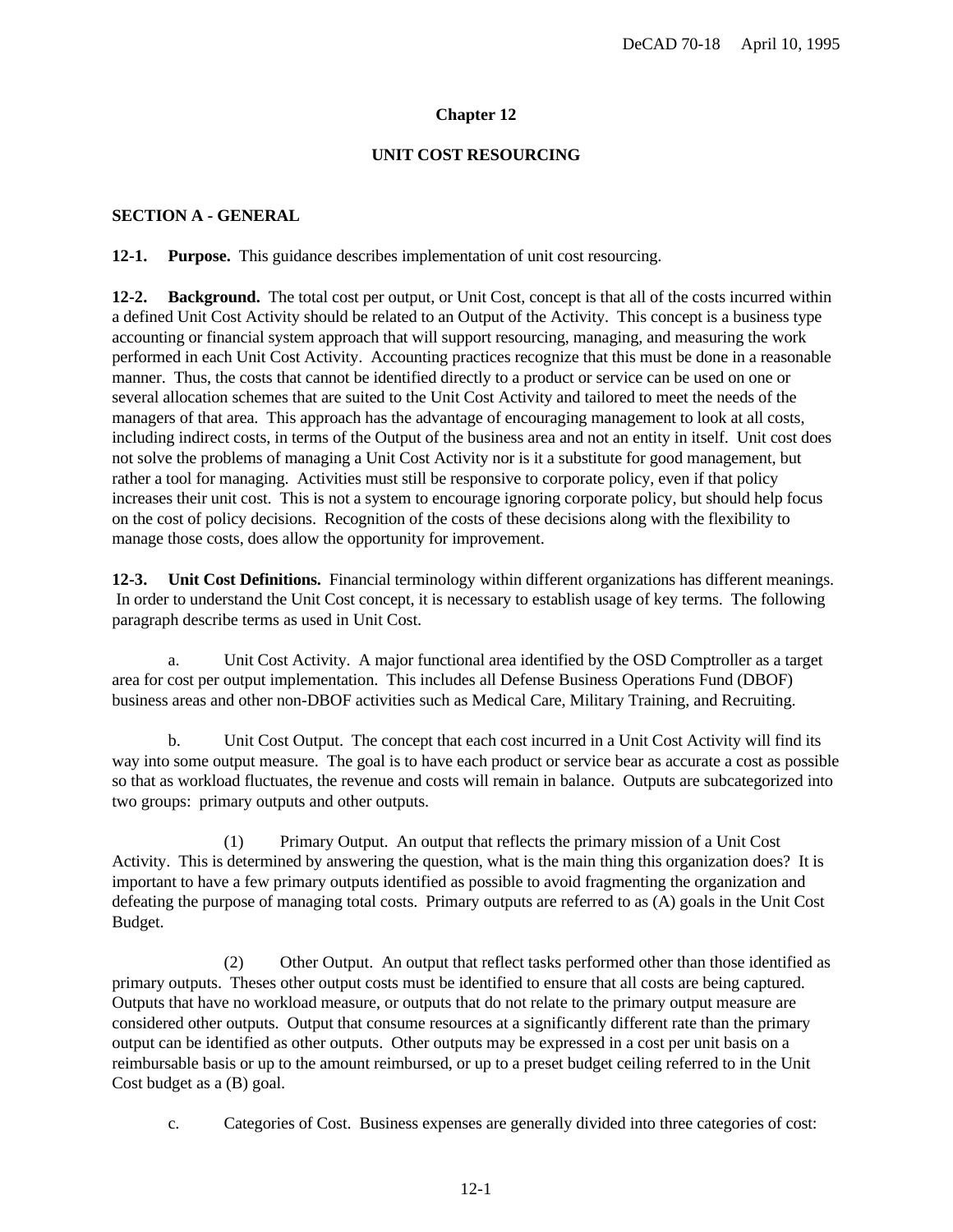# Chapter 12

## UNIT COST RESOURCING

### SECTION A - GENERAL

**12-1. Purpose.** This guidance describes implementation of unit cost resourcing.

**12-2. Background.** The total cost per output, or Unit Cost, concept is that all of the costs incurred within a defined Unit Cost Activity should be related to an Output of the Activity. This concept is a business type accounting or financial system approach that will support resourcing, managing, and measuring the work performed in each Unit Cost Activity. Accounting practices recognize that this must be done in a reasonable manner. Thus, the costs that cannot be identified directly to a product or service can be used on one or several allocation schemes that are suited to the Unit Cost Activity and tailored to meet the needs of the managers of that area. This approach has the advantage of encouraging management to look at all costs, including indirect costs, in terms of the Output of the business area and not an entity in itself. Unit cost does not solve the problems of managing a Unit Cost Activity nor is it a substitute for good management, but rather a tool for managing. Activities must still be responsive to corporate policy, even if that policy increases their unit cost. This is not a system to encourage ignoring corporate policy, but should help focus on the cost of policy decisions. Recognition of the costs of these decisions along with the flexibility to manage those costs, does allow the opportunity for improvement.

**12-3. Unit Cost Definitions.** Financial terminology within different organizations has different meanings. In order to understand the Unit Cost concept, it is necessary to establish usage of key terms. The following paragraph describe terms as used in Unit Cost.

a. Unit Cost Activity. A major functional area identified by the OSD Comptroller as a target area for cost per output implementation. This includes all Defense Business Operations Fund (DBOF) business areas and other non-DBOF activities such as Medical Care, Military Training, and Recruiting.

b. Unit Cost Output. The concept that each cost incurred in a Unit Cost Activity will find its way into some output measure. The goal is to have each product or service bear as accurate a cost as possible so that as workload fluctuates, the revenue and costs will remain in balance. Outputs are subcategorized into two groups: primary outputs and other outputs.

(1) Primary Output. An output that reflects the primary mission of a Unit Cost Activity. This is determined by answering the question, what is the main thing this organization does? It is important to have a few primary outputs identified as possible to avoid fragmenting the organization and defeating the purpose of managing total costs. Primary outputs are referred to as (A) goals in the Unit Cost Budget.

(2) Other Output. An output that reflect tasks performed other than those identified as primary outputs. Theses other output costs must be identified to ensure that all costs are being captured. Outputs that have no workload measure, or outputs that do not relate to the primary output measure are considered other outputs. Output that consume resources at a significantly different rate than the primary output can be identified as other outputs. Other outputs may be expressed in a cost per unit basis on a reimbursable basis or up to the amount reimbursed, or up to a preset budget ceiling referred to in the Unit Cost budget as a (B) goal.

c. Categories of Cost. Business expenses are generally divided into three categories of cost: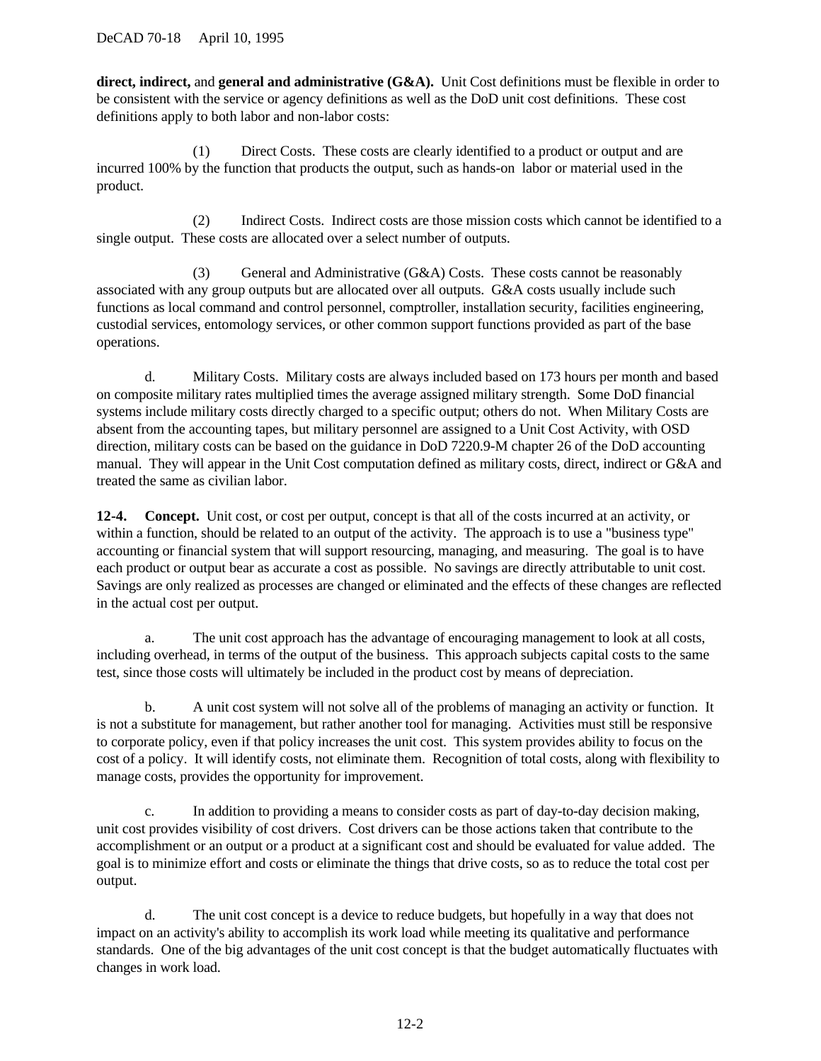**direct, indirect,** and **general and administrative (G&A).** Unit Cost definitions must be flexible in order to be consistent with the service or agency definitions as well as the DoD unit cost definitions. These cost definitions apply to both labor and non-labor costs:

(1) Direct Costs. These costs are clearly identified to a product or output and are incurred 100% by the function that products the output, such as hands-on labor or material used in the product.

(2) Indirect Costs. Indirect costs are those mission costs which cannot be identified to a single output. These costs are allocated over a select number of outputs.

(3) General and Administrative (G&A) Costs. These costs cannot be reasonably associated with any group outputs but are allocated over all outputs. G&A costs usually include such functions as local command and control personnel, comptroller, installation security, facilities engineering, custodial services, entomology services, or other common support functions provided as part of the base operations.

d. Military Costs. Military costs are always included based on 173 hours per month and based on composite military rates multiplied times the average assigned military strength. Some DoD financial systems include military costs directly charged to a specific output; others do not. When Military Costs are absent from the accounting tapes, but military personnel are assigned to a Unit Cost Activity, with OSD direction, military costs can be based on the guidance in DoD 7220.9-M chapter 26 of the DoD accounting manual. They will appear in the Unit Cost computation defined as military costs, direct, indirect or G&A and treated the same as civilian labor.

**12-4. Concept.** Unit cost, or cost per output, concept is that all of the costs incurred at an activity, or within a function, should be related to an output of the activity. The approach is to use a "business type" accounting or financial system that will support resourcing, managing, and measuring. The goal is to have each product or output bear as accurate a cost as possible. No savings are directly attributable to unit cost. Savings are only realized as processes are changed or eliminated and the effects of these changes are reflected in the actual cost per output.

a. The unit cost approach has the advantage of encouraging management to look at all costs, including overhead, in terms of the output of the business. This approach subjects capital costs to the same test, since those costs will ultimately be included in the product cost by means of depreciation.

b. A unit cost system will not solve all of the problems of managing an activity or function. It is not a substitute for management, but rather another tool for managing. Activities must still be responsive to corporate policy, even if that policy increases the unit cost. This system provides ability to focus on the cost of a policy. It will identify costs, not eliminate them. Recognition of total costs, along with flexibility to manage costs, provides the opportunity for improvement.

c. In addition to providing a means to consider costs as part of day-to-day decision making, unit cost provides visibility of cost drivers. Cost drivers can be those actions taken that contribute to the accomplishment or an output or a product at a significant cost and should be evaluated for value added. The goal is to minimize effort and costs or eliminate the things that drive costs, so as to reduce the total cost per output.

d. The unit cost concept is a device to reduce budgets, but hopefully in a way that does not impact on an activity's ability to accomplish its work load while meeting its qualitative and performance standards. One of the big advantages of the unit cost concept is that the budget automatically fluctuates with changes in work load.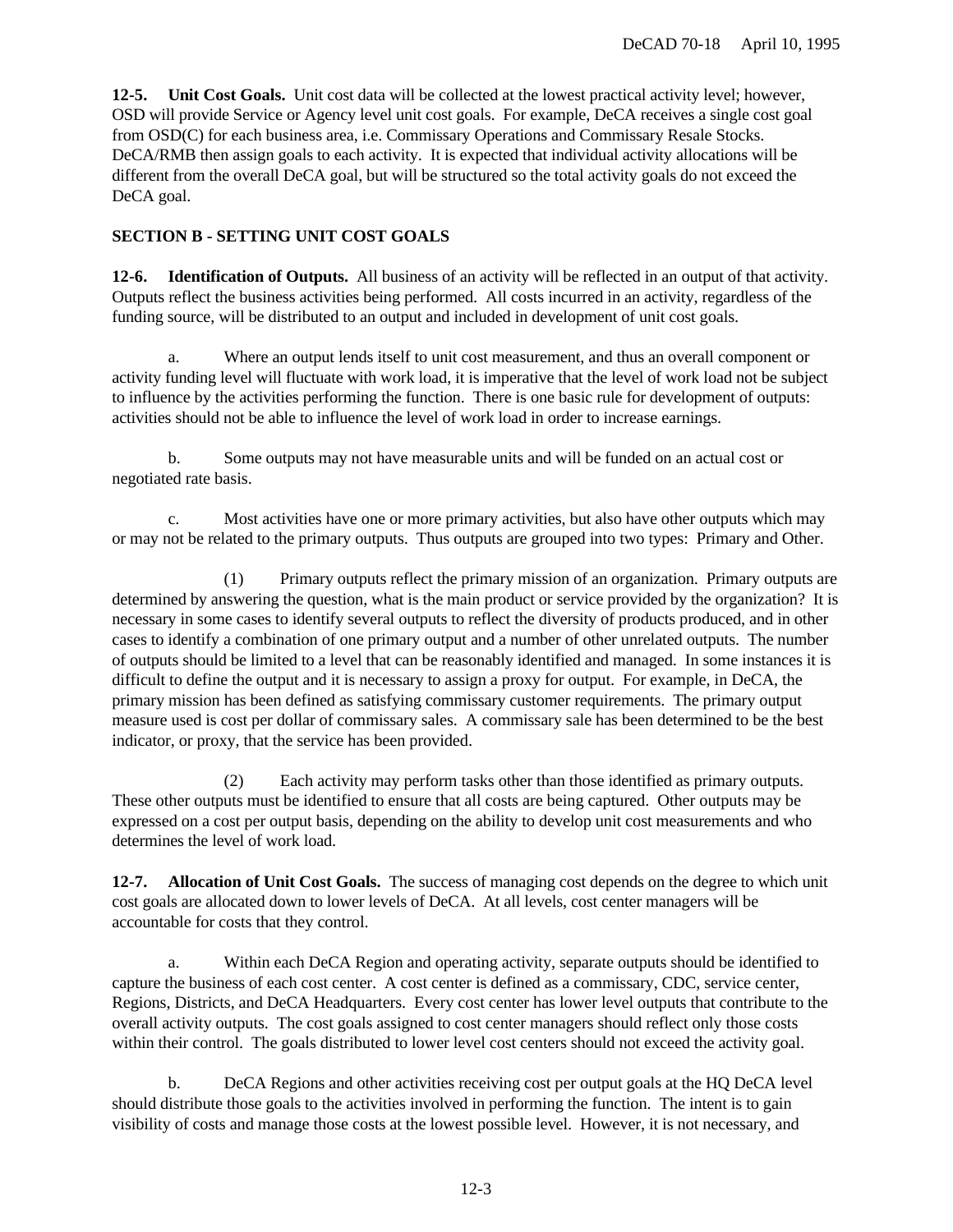**12-5. Unit Cost Goals.** Unit cost data will be collected at the lowest practical activity level; however, OSD will provide Service or Agency level unit cost goals. For example, DeCA receives a single cost goal from OSD(C) for each business area, i.e. Commissary Operations and Commissary Resale Stocks. DeCA/RMB then assign goals to each activity. It is expected that individual activity allocations will be different from the overall DeCA goal, but will be structured so the total activity goals do not exceed the DeCA goal.

## SECTION B - SETTING UNIT COST GOALS

**12-6. Identification of Outputs.** All business of an activity will be reflected in an output of that activity. Outputs reflect the business activities being performed. All costs incurred in an activity, regardless of the funding source, will be distributed to an output and included in development of unit cost goals.

a. Where an output lends itself to unit cost measurement, and thus an overall component or activity funding level will fluctuate with work load, it is imperative that the level of work load not be subject to influence by the activities performing the function. There is one basic rule for development of outputs: activities should not be able to influence the level of work load in order to increase earnings.

b. Some outputs may not have measurable units and will be funded on an actual cost or negotiated rate basis.

c. Most activities have one or more primary activities, but also have other outputs which may or may not be related to the primary outputs. Thus outputs are grouped into two types: Primary and Other.

(1) Primary outputs reflect the primary mission of an organization. Primary outputs are determined by answering the question, what is the main product or service provided by the organization? It is necessary in some cases to identify several outputs to reflect the diversity of products produced, and in other cases to identify a combination of one primary output and a number of other unrelated outputs. The number of outputs should be limited to a level that can be reasonably identified and managed. In some instances it is difficult to define the output and it is necessary to assign a proxy for output. For example, in DeCA, the primary mission has been defined as satisfying commissary customer requirements. The primary output measure used is cost per dollar of commissary sales. A commissary sale has been determined to be the best indicator, or proxy, that the service has been provided.

(2) Each activity may perform tasks other than those identified as primary outputs. These other outputs must be identified to ensure that all costs are being captured. Other outputs may be expressed on a cost per output basis, depending on the ability to develop unit cost measurements and who determines the level of work load.

**12-7. Allocation of Unit Cost Goals.** The success of managing cost depends on the degree to which unit cost goals are allocated down to lower levels of DeCA. At all levels, cost center managers will be accountable for costs that they control.

a. Within each DeCA Region and operating activity, separate outputs should be identified to capture the business of each cost center. A cost center is defined as a commissary, CDC, service center, Regions, Districts, and DeCA Headquarters. Every cost center has lower level outputs that contribute to the overall activity outputs. The cost goals assigned to cost center managers should reflect only those costs within their control. The goals distributed to lower level cost centers should not exceed the activity goal.

b. DeCA Regions and other activities receiving cost per output goals at the HQ DeCA level should distribute those goals to the activities involved in performing the function. The intent is to gain visibility of costs and manage those costs at the lowest possible level. However, it is not necessary, and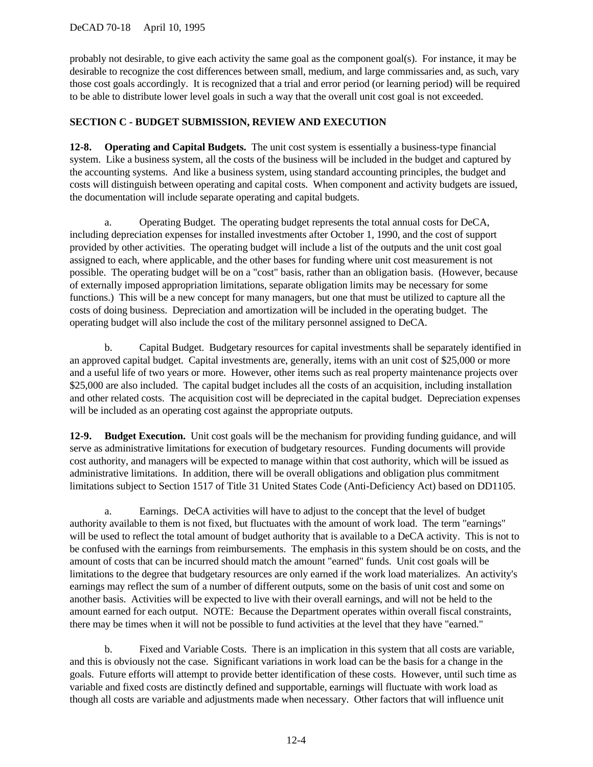probably not desirable, to give each activity the same goal as the component goal(s). For instance, it may be desirable to recognize the cost differences between small, medium, and large commissaries and, as such, vary those cost goals accordingly. It is recognized that a trial and error period (or learning period) will be required to be able to distribute lower level goals in such a way that the overall unit cost goal is not exceeded.

## SECTION C - BUDGET SUBMISSION, REVIEW AND EXECUTION

**12-8. Operating and Capital Budgets.** The unit cost system is essentially a business-type financial system. Like a business system, all the costs of the business will be included in the budget and captured by the accounting systems. And like a business system, using standard accounting principles, the budget and costs will distinguish between operating and capital costs. When component and activity budgets are issued, the documentation will include separate operating and capital budgets.

a. Operating Budget. The operating budget represents the total annual costs for DeCA, including depreciation expenses for installed investments after October 1, 1990, and the cost of support provided by other activities. The operating budget will include a list of the outputs and the unit cost goal assigned to each, where applicable, and the other bases for funding where unit cost measurement is not possible. The operating budget will be on a "cost" basis, rather than an obligation basis. (However, because of externally imposed appropriation limitations, separate obligation limits may be necessary for some functions.) This will be a new concept for many managers, but one that must be utilized to capture all the costs of doing business. Depreciation and amortization will be included in the operating budget. The operating budget will also include the cost of the military personnel assigned to DeCA.

b. Capital Budget. Budgetary resources for capital investments shall be separately identified in an approved capital budget. Capital investments are, generally, items with an unit cost of $25,000 or more and a useful life of two years or more. However, other items such as real property maintenance projects over $25,000 are also included. The capital budget includes all the costs of an acquisition, including installation and other related costs. The acquisition cost will be depreciated in the capital budget. Depreciation expenses will be included as an operating cost against the appropriate outputs.

**12-9. Budget Execution.** Unit cost goals will be the mechanism for providing funding guidance, and will serve as administrative limitations for execution of budgetary resources. Funding documents will provide cost authority, and managers will be expected to manage within that cost authority, which will be issued as administrative limitations. In addition, there will be overall obligations and obligation plus commitment limitations subject to Section 1517 of Title 31 United States Code (Anti-Deficiency Act) based on DD1105.

a. Earnings. DeCA activities will have to adjust to the concept that the level of budget authority available to them is not fixed, but fluctuates with the amount of work load. The term "earnings" will be used to reflect the total amount of budget authority that is available to a DeCA activity. This is not to be confused with the earnings from reimbursements. The emphasis in this system should be on costs, and the amount of costs that can be incurred should match the amount "earned" funds. Unit cost goals will be limitations to the degree that budgetary resources are only earned if the work load materializes. An activity's earnings may reflect the sum of a number of different outputs, some on the basis of unit cost and some on another basis. Activities will be expected to live with their overall earnings, and will not be held to the amount earned for each output. NOTE: Because the Department operates within overall fiscal constraints, there may be times when it will not be possible to fund activities at the level that they have "earned."

b. Fixed and Variable Costs. There is an implication in this system that all costs are variable, and this is obviously not the case. Significant variations in work load can be the basis for a change in the goals. Future efforts will attempt to provide better identification of these costs. However, until such time as variable and fixed costs are distinctly defined and supportable, earnings will fluctuate with work load as though all costs are variable and adjustments made when necessary. Other factors that will influence unit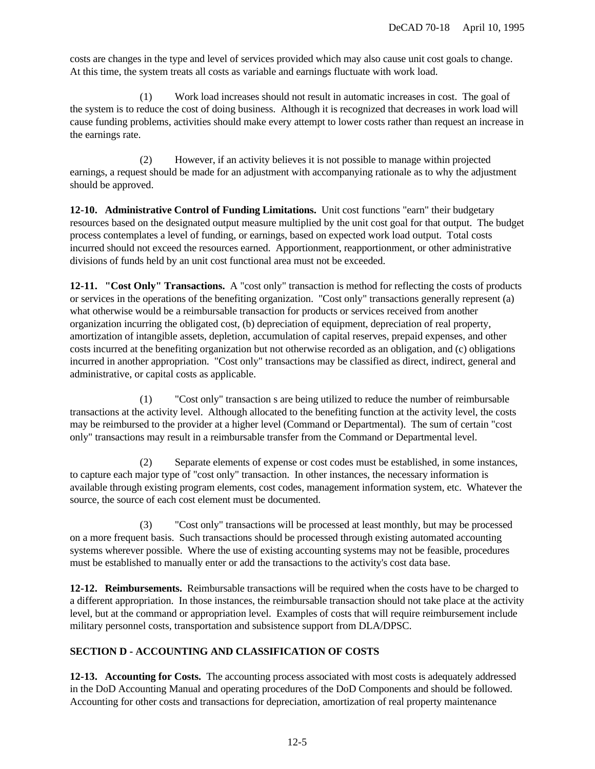costs are changes in the type and level of services provided which may also cause unit cost goals to change. At this time, the system treats all costs as variable and earnings fluctuate with work load.

(1) Work load increases should not result in automatic increases in cost. The goal of the system is to reduce the cost of doing business. Although it is recognized that decreases in work load will cause funding problems, activities should make every attempt to lower costs rather than request an increase in the earnings rate.

(2) However, if an activity believes it is not possible to manage within projected earnings, a request should be made for an adjustment with accompanying rationale as to why the adjustment should be approved.

**12-10. Administrative Control of Funding Limitations.** Unit cost functions "earn" their budgetary resources based on the designated output measure multiplied by the unit cost goal for that output. The budget process contemplates a level of funding, or earnings, based on expected work load output. Total costs incurred should not exceed the resources earned. Apportionment, reapportionment, or other administrative divisions of funds held by an unit cost functional area must not be exceeded.

**12-11. "Cost Only" Transactions.** A "cost only" transaction is method for reflecting the costs of products or services in the operations of the benefiting organization. "Cost only" transactions generally represent (a) what otherwise would be a reimbursable transaction for products or services received from another organization incurring the obligated cost, (b) depreciation of equipment, depreciation of real property, amortization of intangible assets, depletion, accumulation of capital reserves, prepaid expenses, and other costs incurred at the benefiting organization but not otherwise recorded as an obligation, and (c) obligations incurred in another appropriation. "Cost only" transactions may be classified as direct, indirect, general and administrative, or capital costs as applicable.

(1) "Cost only" transaction s are being utilized to reduce the number of reimbursable transactions at the activity level. Although allocated to the benefiting function at the activity level, the costs may be reimbursed to the provider at a higher level (Command or Departmental). The sum of certain "cost only" transactions may result in a reimbursable transfer from the Command or Departmental level.

(2) Separate elements of expense or cost codes must be established, in some instances, to capture each major type of "cost only" transaction. In other instances, the necessary information is available through existing program elements, cost codes, management information system, etc. Whatever the source, the source of each cost element must be documented.

(3) "Cost only" transactions will be processed at least monthly, but may be processed on a more frequent basis. Such transactions should be processed through existing automated accounting systems wherever possible. Where the use of existing accounting systems may not be feasible, procedures must be established to manually enter or add the transactions to the activity's cost data base.

**12-12. Reimbursements.** Reimbursable transactions will be required when the costs have to be charged to a different appropriation. In those instances, the reimbursable transaction should not take place at the activity level, but at the command or appropriation level. Examples of costs that will require reimbursement include military personnel costs, transportation and subsistence support from DLA/DPSC.

## SECTION D - ACCOUNTING AND CLASSIFICATION OF COSTS

**12-13. Accounting for Costs.** The accounting process associated with most costs is adequately addressed in the DoD Accounting Manual and operating procedures of the DoD Components and should be followed. Accounting for other costs and transactions for depreciation, amortization of real property maintenance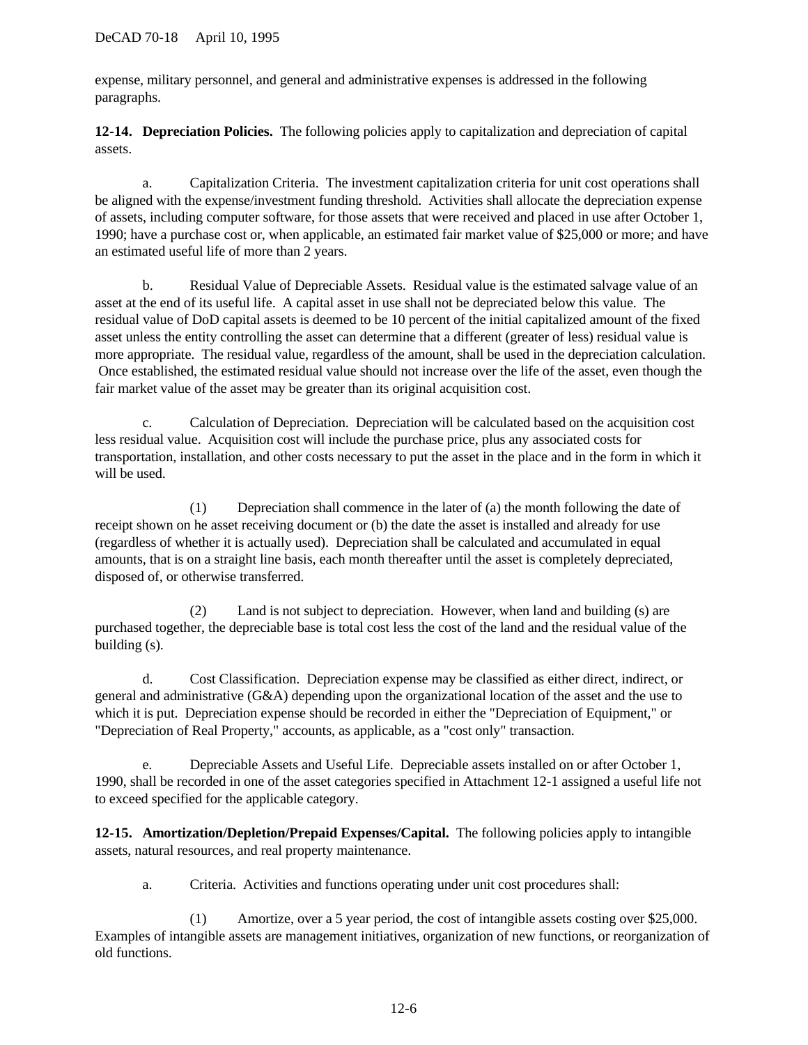expense, military personnel, and general and administrative expenses is addressed in the following paragraphs.

**12-14. Depreciation Policies.** The following policies apply to capitalization and depreciation of capital assets.

a. Capitalization Criteria. The investment capitalization criteria for unit cost operations shall be aligned with the expense/investment funding threshold. Activities shall allocate the depreciation expense of assets, including computer software, for those assets that were received and placed in use after October 1, 1990; have a purchase cost or, when applicable, an estimated fair market value of $25,000 or more; and have an estimated useful life of more than 2 years.

b. Residual Value of Depreciable Assets. Residual value is the estimated salvage value of an asset at the end of its useful life. A capital asset in use shall not be depreciated below this value. The residual value of DoD capital assets is deemed to be 10 percent of the initial capitalized amount of the fixed asset unless the entity controlling the asset can determine that a different (greater of less) residual value is more appropriate. The residual value, regardless of the amount, shall be used in the depreciation calculation. Once established, the estimated residual value should not increase over the life of the asset, even though the fair market value of the asset may be greater than its original acquisition cost.

c. Calculation of Depreciation. Depreciation will be calculated based on the acquisition cost less residual value. Acquisition cost will include the purchase price, plus any associated costs for transportation, installation, and other costs necessary to put the asset in the place and in the form in which it will be used.

(1) Depreciation shall commence in the later of (a) the month following the date of receipt shown on he asset receiving document or (b) the date the asset is installed and already for use (regardless of whether it is actually used). Depreciation shall be calculated and accumulated in equal amounts, that is on a straight line basis, each month thereafter until the asset is completely depreciated, disposed of, or otherwise transferred.

(2) Land is not subject to depreciation. However, when land and building (s) are purchased together, the depreciable base is total cost less the cost of the land and the residual value of the building (s).

d. Cost Classification. Depreciation expense may be classified as either direct, indirect, or general and administrative (G&A) depending upon the organizational location of the asset and the use to which it is put. Depreciation expense should be recorded in either the "Depreciation of Equipment," or "Depreciation of Real Property," accounts, as applicable, as a "cost only" transaction.

e. Depreciable Assets and Useful Life. Depreciable assets installed on or after October 1, 1990, shall be recorded in one of the asset categories specified in Attachment 12-1 assigned a useful life not to exceed specified for the applicable category.

**12-15. Amortization/Depletion/Prepaid Expenses/Capital.** The following policies apply to intangible assets, natural resources, and real property maintenance.

a. Criteria. Activities and functions operating under unit cost procedures shall:

(1) Amortize, over a 5 year period, the cost of intangible assets costing over $25,000. Examples of intangible assets are management initiatives, organization of new functions, or reorganization of old functions.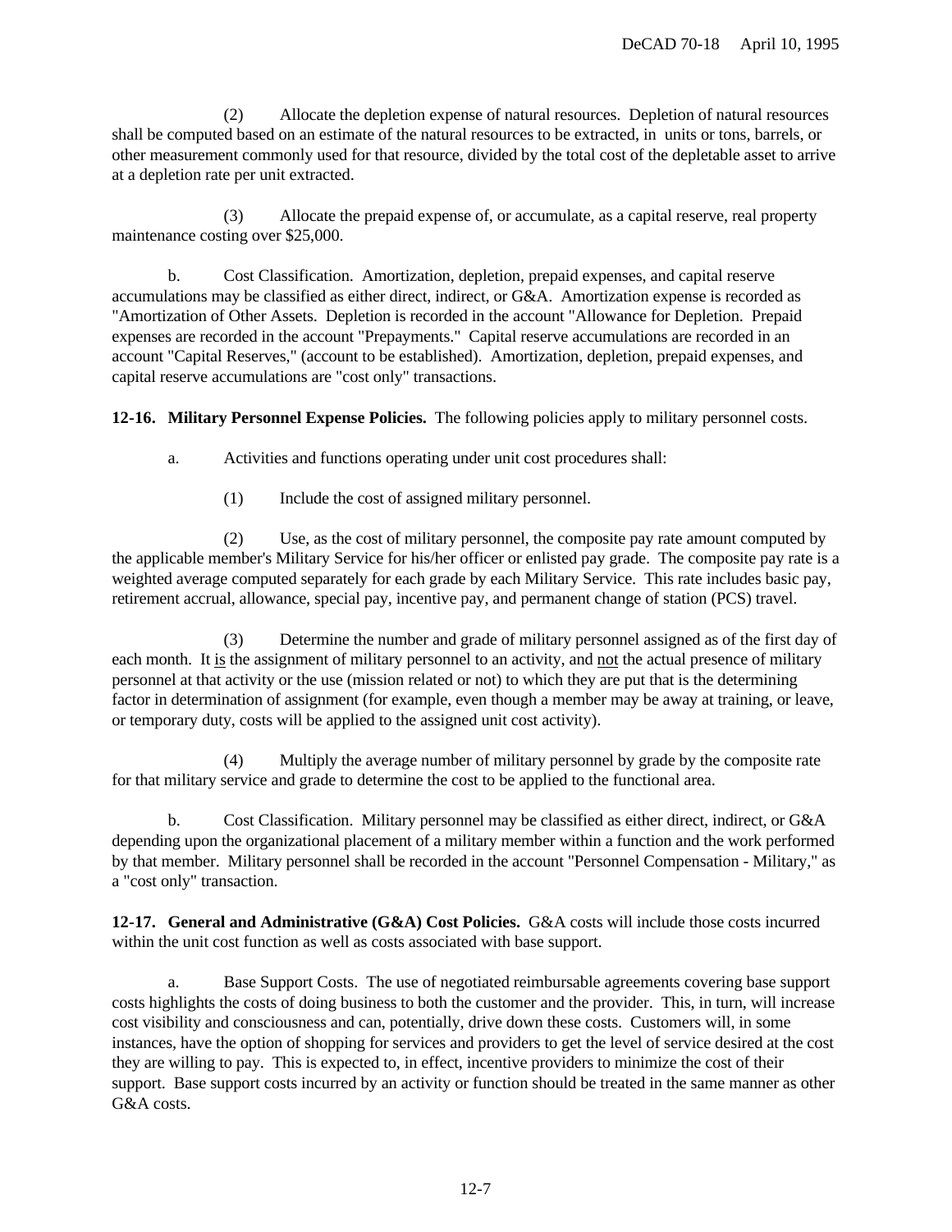(2) Allocate the depletion expense of natural resources. Depletion of natural resources shall be computed based on an estimate of the natural resources to be extracted, in units or tons, barrels, or other measurement commonly used for that resource, divided by the total cost of the depletable asset to arrive at a depletion rate per unit extracted.

(3) Allocate the prepaid expense of, or accumulate, as a capital reserve, real property maintenance costing over $25,000.

b. Cost Classification. Amortization, depletion, prepaid expenses, and capital reserve accumulations may be classified as either direct, indirect, or G&A. Amortization expense is recorded as "Amortization of Other Assets. Depletion is recorded in the account "Allowance for Depletion. Prepaid expenses are recorded in the account "Prepayments." Capital reserve accumulations are recorded in an account "Capital Reserves," (account to be established). Amortization, depletion, prepaid expenses, and capital reserve accumulations are "cost only" transactions.

**12-16. Military Personnel Expense Policies.** The following policies apply to military personnel costs.

a. Activities and functions operating under unit cost procedures shall:

(1) Include the cost of assigned military personnel.

(2) Use, as the cost of military personnel, the composite pay rate amount computed by the applicable member's Military Service for his/her officer or enlisted pay grade. The composite pay rate is a weighted average computed separately for each grade by each Military Service. This rate includes basic pay, retirement accrual, allowance, special pay, incentive pay, and permanent change of station (PCS) travel.

(3) Determine the number and grade of military personnel assigned as of the first day of each month. It <u>is</u> the assignment of military personnel to an activity, and <u>not</u> the actual presence of military personnel at that activity or the use (mission related or not) to which they are put that is the determining factor in determination of assignment (for example, even though a member may be away at training, or leave, or temporary duty, costs will be applied to the assigned unit cost activity).

(4) Multiply the average number of military personnel by grade by the composite rate for that military service and grade to determine the cost to be applied to the functional area.

b. Cost Classification. Military personnel may be classified as either direct, indirect, or G&A depending upon the organizational placement of a military member within a function and the work performed by that member. Military personnel shall be recorded in the account "Personnel Compensation - Military," as a "cost only" transaction.

**12-17. General and Administrative (G&A) Cost Policies.** G&A costs will include those costs incurred within the unit cost function as well as costs associated with base support.

a. Base Support Costs. The use of negotiated reimbursable agreements covering base support costs highlights the costs of doing business to both the customer and the provider. This, in turn, will increase cost visibility and consciousness and can, potentially, drive down these costs. Customers will, in some instances, have the option of shopping for services and providers to get the level of service desired at the cost they are willing to pay. This is expected to, in effect, incentive providers to minimize the cost of their support. Base support costs incurred by an activity or function should be treated in the same manner as other G&A costs.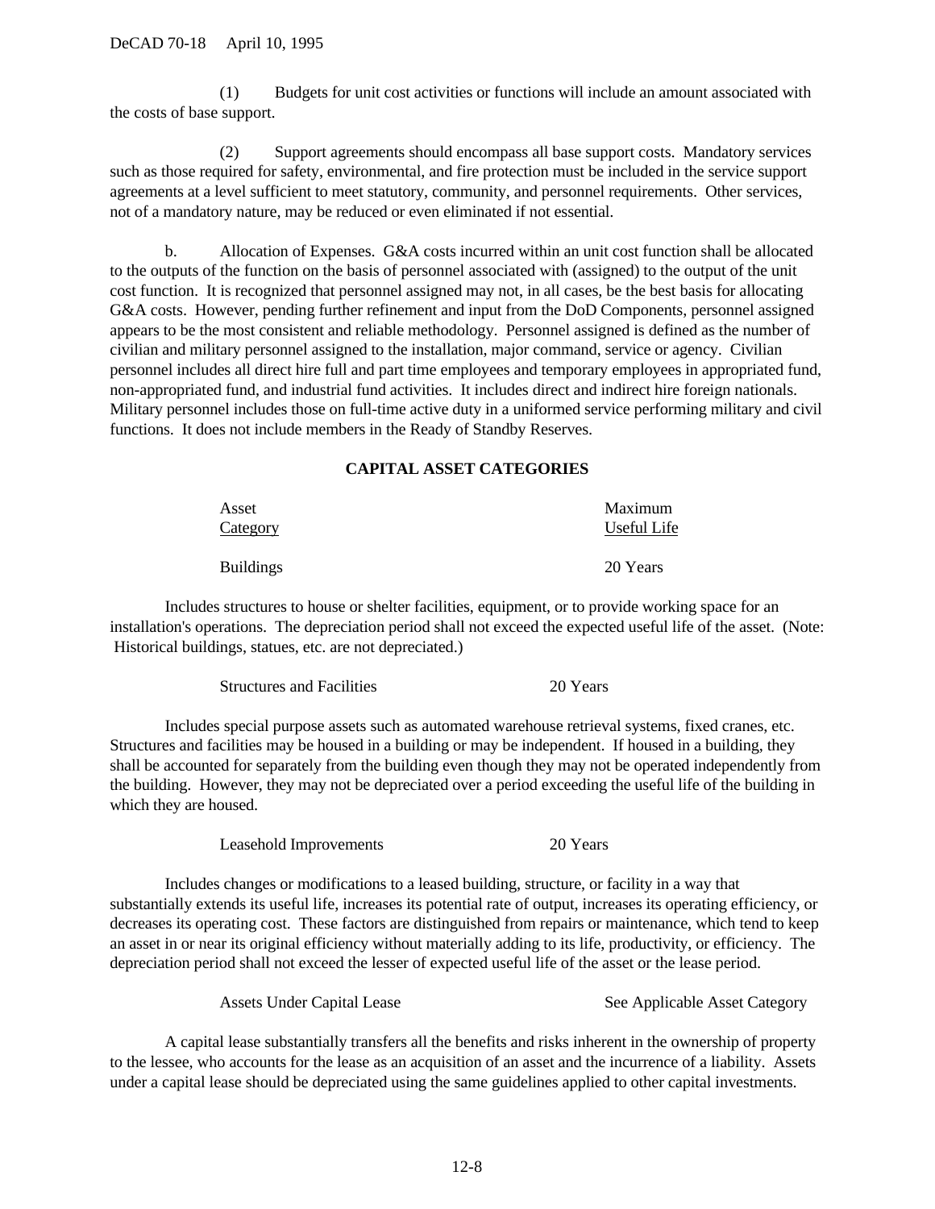(1) Budgets for unit cost activities or functions will include an amount associated with the costs of base support.

(2) Support agreements should encompass all base support costs. Mandatory services such as those required for safety, environmental, and fire protection must be included in the service support agreements at a level sufficient to meet statutory, community, and personnel requirements. Other services, not of a mandatory nature, may be reduced or even eliminated if not essential.

b. Allocation of Expenses. G&A costs incurred within an unit cost function shall be allocated to the outputs of the function on the basis of personnel associated with (assigned) to the output of the unit cost function. It is recognized that personnel assigned may not, in all cases, be the best basis for allocating G&A costs. However, pending further refinement and input from the DoD Components, personnel assigned appears to be the most consistent and reliable methodology. Personnel assigned is defined as the number of civilian and military personnel assigned to the installation, major command, service or agency. Civilian personnel includes all direct hire full and part time employees and temporary employees in appropriated fund, non-appropriated fund, and industrial fund activities. It includes direct and indirect hire foreign nationals. Military personnel includes those on full-time active duty in a uniformed service performing military and civil functions. It does not include members in the Ready of Standby Reserves.

**CAPITAL ASSET CATEGORIES**

| Asset Category | Maximum Useful Life |
|---|---|
| Buildings | 20 Years |

Includes structures to house or shelter facilities, equipment, or to provide working space for an installation's operations. The depreciation period shall not exceed the expected useful life of the asset. (Note: Historical buildings, statues, etc. are not depreciated.)

Structures and Facilities 20 Years

Includes special purpose assets such as automated warehouse retrieval systems, fixed cranes, etc. Structures and facilities may be housed in a building or may be independent. If housed in a building, they shall be accounted for separately from the building even though they may not be operated independently from the building. However, they may not be depreciated over a period exceeding the useful life of the building in which they are housed.

Leasehold Improvements 20 Years

Includes changes or modifications to a leased building, structure, or facility in a way that substantially extends its useful life, increases its potential rate of output, increases its operating efficiency, or decreases its operating cost. These factors are distinguished from repairs or maintenance, which tend to keep an asset in or near its original efficiency without materially adding to its life, productivity, or efficiency. The depreciation period shall not exceed the lesser of expected useful life of the asset or the lease period.

Assets Under Capital Lease See Applicable Asset Category

A capital lease substantially transfers all the benefits and risks inherent in the ownership of property to the lessee, who accounts for the lease as an acquisition of an asset and the incurrence of a liability. Assets under a capital lease should be depreciated using the same guidelines applied to other capital investments.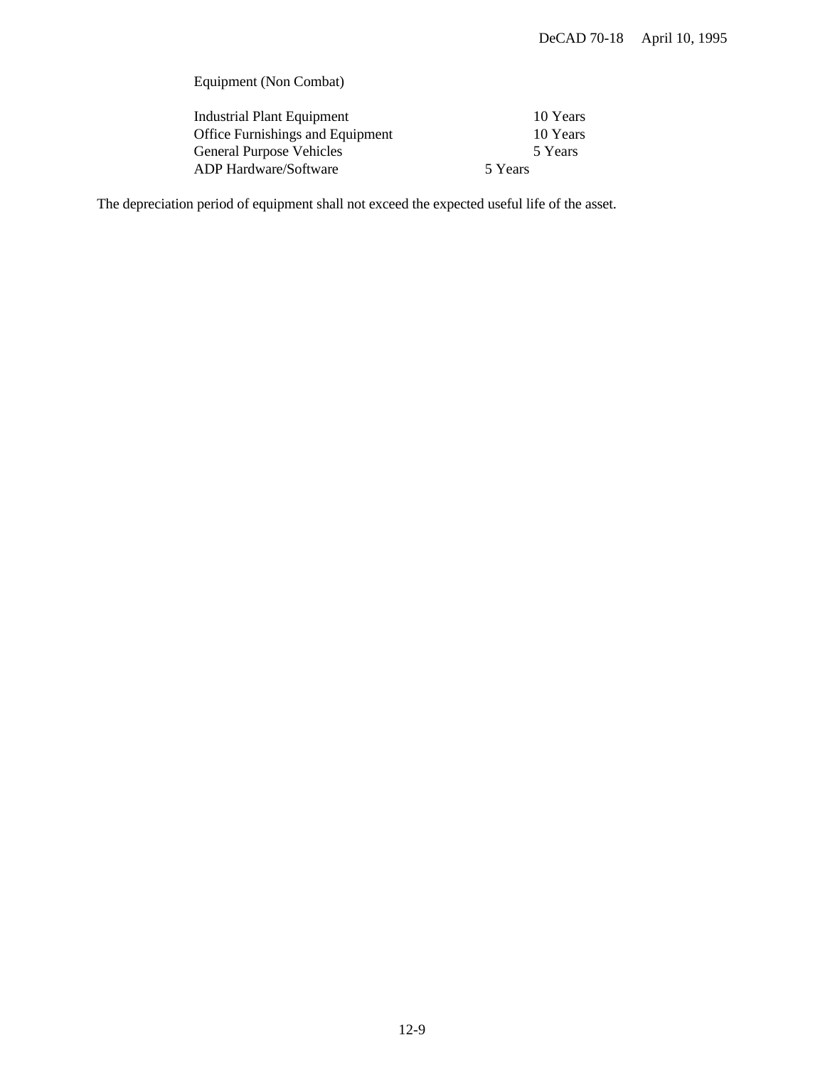Equipment (Non Combat)

| | |
|---|---|
| Industrial Plant Equipment | 10 Years |
| Office Furnishings and Equipment | 10 Years |
| General Purpose Vehicles | 5 Years |
| ADP Hardware/Software | 5 Years |

The depreciation period of equipment shall not exceed the expected useful life of the asset.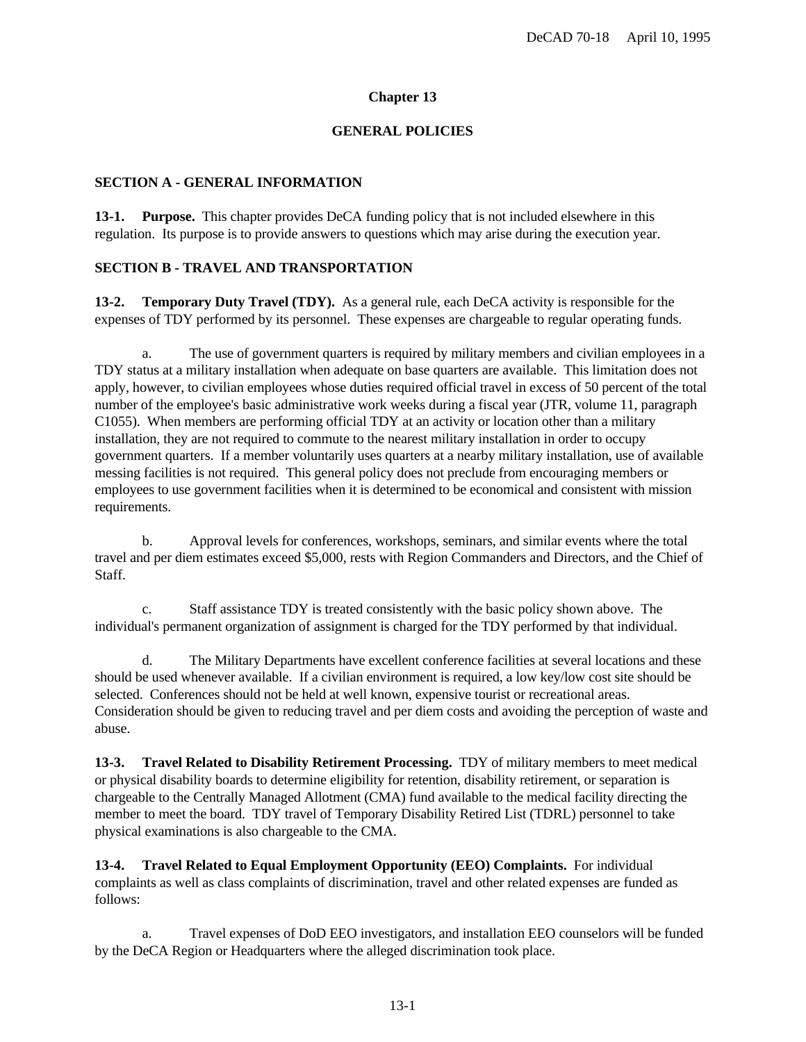# Chapter 13

## GENERAL POLICIES

### SECTION A - GENERAL INFORMATION

**13-1. Purpose.** This chapter provides DeCA funding policy that is not included elsewhere in this regulation. Its purpose is to provide answers to questions which may arise during the execution year.

### SECTION B - TRAVEL AND TRANSPORTATION

**13-2. Temporary Duty Travel (TDY).** As a general rule, each DeCA activity is responsible for the expenses of TDY performed by its personnel. These expenses are chargeable to regular operating funds.

a. The use of government quarters is required by military members and civilian employees in a TDY status at a military installation when adequate on base quarters are available. This limitation does not apply, however, to civilian employees whose duties required official travel in excess of 50 percent of the total number of the employee's basic administrative work weeks during a fiscal year (JTR, volume 11, paragraph C1055). When members are performing official TDY at an activity or location other than a military installation, they are not required to commute to the nearest military installation in order to occupy government quarters. If a member voluntarily uses quarters at a nearby military installation, use of available messing facilities is not required. This general policy does not preclude from encouraging members or employees to use government facilities when it is determined to be economical and consistent with mission requirements.

b. Approval levels for conferences, workshops, seminars, and similar events where the total travel and per diem estimates exceed $5,000, rests with Region Commanders and Directors, and the Chief of Staff.

c. Staff assistance TDY is treated consistently with the basic policy shown above. The individual's permanent organization of assignment is charged for the TDY performed by that individual.

d. The Military Departments have excellent conference facilities at several locations and these should be used whenever available. If a civilian environment is required, a low key/low cost site should be selected. Conferences should not be held at well known, expensive tourist or recreational areas. Consideration should be given to reducing travel and per diem costs and avoiding the perception of waste and abuse.

**13-3. Travel Related to Disability Retirement Processing.** TDY of military members to meet medical or physical disability boards to determine eligibility for retention, disability retirement, or separation is chargeable to the Centrally Managed Allotment (CMA) fund available to the medical facility directing the member to meet the board. TDY travel of Temporary Disability Retired List (TDRL) personnel to take physical examinations is also chargeable to the CMA.

**13-4. Travel Related to Equal Employment Opportunity (EEO) Complaints.** For individual complaints as well as class complaints of discrimination, travel and other related expenses are funded as follows:

a. Travel expenses of DoD EEO investigators, and installation EEO counselors will be funded by the DeCA Region or Headquarters where the alleged discrimination took place.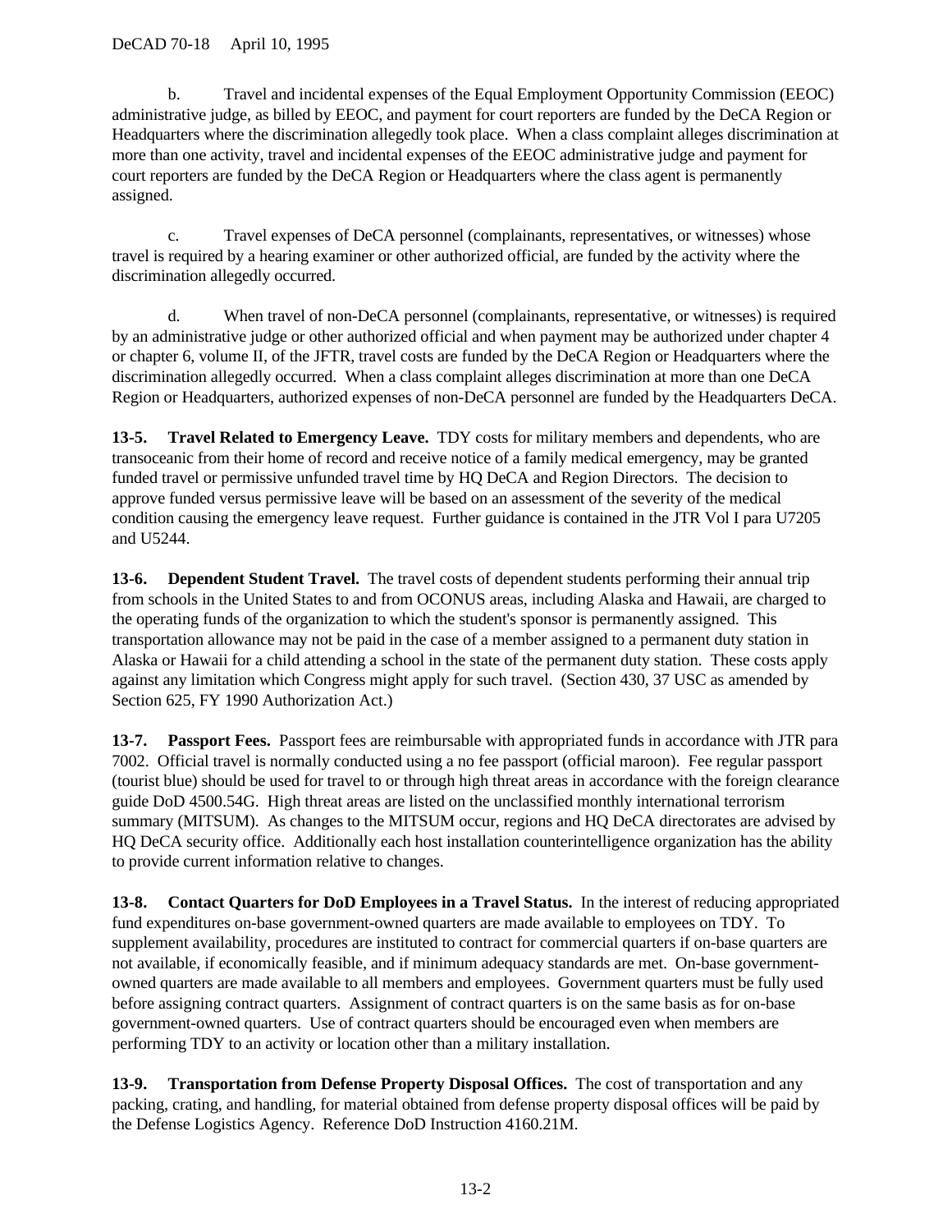b. Travel and incidental expenses of the Equal Employment Opportunity Commission (EEOC) administrative judge, as billed by EEOC, and payment for court reporters are funded by the DeCA Region or Headquarters where the discrimination allegedly took place. When a class complaint alleges discrimination at more than one activity, travel and incidental expenses of the EEOC administrative judge and payment for court reporters are funded by the DeCA Region or Headquarters where the class agent is permanently assigned.

c. Travel expenses of DeCA personnel (complainants, representatives, or witnesses) whose travel is required by a hearing examiner or other authorized official, are funded by the activity where the discrimination allegedly occurred.

d. When travel of non-DeCA personnel (complainants, representative, or witnesses) is required by an administrative judge or other authorized official and when payment may be authorized under chapter 4 or chapter 6, volume II, of the JFTR, travel costs are funded by the DeCA Region or Headquarters where the discrimination allegedly occurred. When a class complaint alleges discrimination at more than one DeCA Region or Headquarters, authorized expenses of non-DeCA personnel are funded by the Headquarters DeCA.

**13-5. Travel Related to Emergency Leave.** TDY costs for military members and dependents, who are transoceanic from their home of record and receive notice of a family medical emergency, may be granted funded travel or permissive unfunded travel time by HQ DeCA and Region Directors. The decision to approve funded versus permissive leave will be based on an assessment of the severity of the medical condition causing the emergency leave request. Further guidance is contained in the JTR Vol I para U7205 and U5244.

**13-6. Dependent Student Travel.** The travel costs of dependent students performing their annual trip from schools in the United States to and from OCONUS areas, including Alaska and Hawaii, are charged to the operating funds of the organization to which the student's sponsor is permanently assigned. This transportation allowance may not be paid in the case of a member assigned to a permanent duty station in Alaska or Hawaii for a child attending a school in the state of the permanent duty station. These costs apply against any limitation which Congress might apply for such travel. (Section 430, 37 USC as amended by Section 625, FY 1990 Authorization Act.)

**13-7. Passport Fees.** Passport fees are reimbursable with appropriated funds in accordance with JTR para 7002. Official travel is normally conducted using a no fee passport (official maroon). Fee regular passport (tourist blue) should be used for travel to or through high threat areas in accordance with the foreign clearance guide DoD 4500.54G. High threat areas are listed on the unclassified monthly international terrorism summary (MITSUM). As changes to the MITSUM occur, regions and HQ DeCA directorates are advised by HQ DeCA security office. Additionally each host installation counterintelligence organization has the ability to provide current information relative to changes.

**13-8. Contact Quarters for DoD Employees in a Travel Status.** In the interest of reducing appropriated fund expenditures on-base government-owned quarters are made available to employees on TDY. To supplement availability, procedures are instituted to contract for commercial quarters if on-base quarters are not available, if economically feasible, and if minimum adequacy standards are met. On-base government-owned quarters are made available to all members and employees. Government quarters must be fully used before assigning contract quarters. Assignment of contract quarters is on the same basis as for on-base government-owned quarters. Use of contract quarters should be encouraged even when members are performing TDY to an activity or location other than a military installation.

**13-9. Transportation from Defense Property Disposal Offices.** The cost of transportation and any packing, crating, and handling, for material obtained from defense property disposal offices will be paid by the Defense Logistics Agency. Reference DoD Instruction 4160.21M.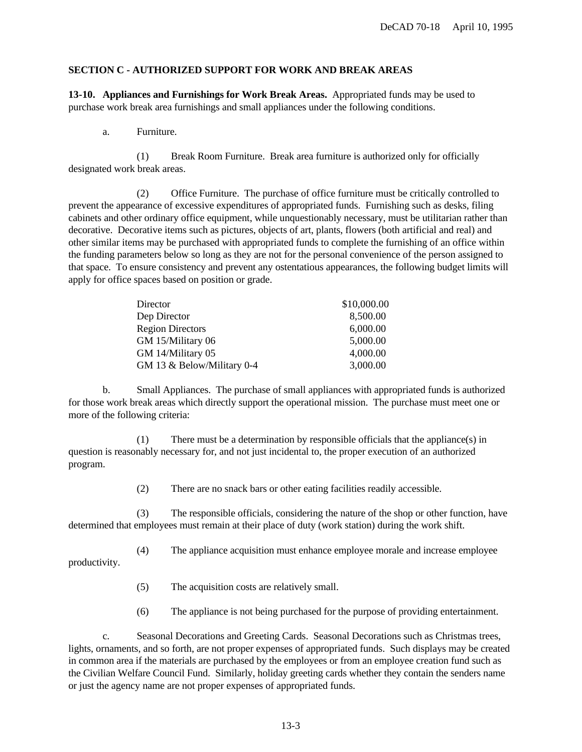## SECTION C - AUTHORIZED SUPPORT FOR WORK AND BREAK AREAS

**13-10. Appliances and Furnishings for Work Break Areas.** Appropriated funds may be used to purchase work break area furnishings and small appliances under the following conditions.

a. Furniture.

(1) Break Room Furniture. Break area furniture is authorized only for officially designated work break areas.

(2) Office Furniture. The purchase of office furniture must be critically controlled to prevent the appearance of excessive expenditures of appropriated funds. Furnishing such as desks, filing cabinets and other ordinary office equipment, while unquestionably necessary, must be utilitarian rather than decorative. Decorative items such as pictures, objects of art, plants, flowers (both artificial and real) and other similar items may be purchased with appropriated funds to complete the furnishing of an office within the funding parameters below so long as they are not for the personal convenience of the person assigned to that space. To ensure consistency and prevent any ostentatious appearances, the following budget limits will apply for office spaces based on position or grade.

| | |
|---|---|
| Director | $10,000.00 |
| Dep Director | 8,500.00 |
| Region Directors | 6,000.00 |
| GM 15/Military 06 | 5,000.00 |
| GM 14/Military 05 | 4,000.00 |
| GM 13 & Below/Military 0-4 | 3,000.00 |

b. Small Appliances. The purchase of small appliances with appropriated funds is authorized for those work break areas which directly support the operational mission. The purchase must meet one or more of the following criteria:

(1) There must be a determination by responsible officials that the appliance(s) in question is reasonably necessary for, and not just incidental to, the proper execution of an authorized program.

(2) There are no snack bars or other eating facilities readily accessible.

(3) The responsible officials, considering the nature of the shop or other function, have determined that employees must remain at their place of duty (work station) during the work shift.

(4) The appliance acquisition must enhance employee morale and increase employee productivity.

(5) The acquisition costs are relatively small.

(6) The appliance is not being purchased for the purpose of providing entertainment.

c. Seasonal Decorations and Greeting Cards. Seasonal Decorations such as Christmas trees, lights, ornaments, and so forth, are not proper expenses of appropriated funds. Such displays may be created in common area if the materials are purchased by the employees or from an employee creation fund such as the Civilian Welfare Council Fund. Similarly, holiday greeting cards whether they contain the senders name or just the agency name are not proper expenses of appropriated funds.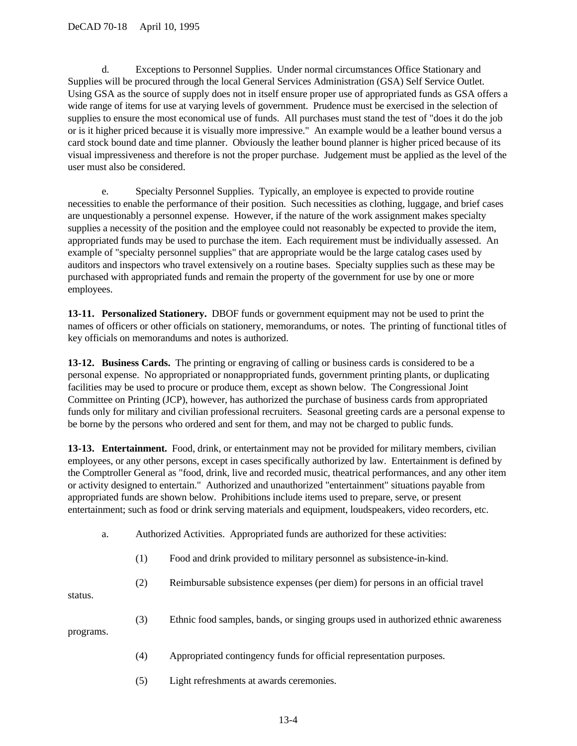d. Exceptions to Personnel Supplies. Under normal circumstances Office Stationary and Supplies will be procured through the local General Services Administration (GSA) Self Service Outlet. Using GSA as the source of supply does not in itself ensure proper use of appropriated funds as GSA offers a wide range of items for use at varying levels of government. Prudence must be exercised in the selection of supplies to ensure the most economical use of funds. All purchases must stand the test of "does it do the job or is it higher priced because it is visually more impressive." An example would be a leather bound versus a card stock bound date and time planner. Obviously the leather bound planner is higher priced because of its visual impressiveness and therefore is not the proper purchase. Judgement must be applied as the level of the user must also be considered.

e. Specialty Personnel Supplies. Typically, an employee is expected to provide routine necessities to enable the performance of their position. Such necessities as clothing, luggage, and brief cases are unquestionably a personnel expense. However, if the nature of the work assignment makes specialty supplies a necessity of the position and the employee could not reasonably be expected to provide the item, appropriated funds may be used to purchase the item. Each requirement must be individually assessed. An example of "specialty personnel supplies" that are appropriate would be the large catalog cases used by auditors and inspectors who travel extensively on a routine bases. Specialty supplies such as these may be purchased with appropriated funds and remain the property of the government for use by one or more employees.

**13-11. Personalized Stationery.** DBOF funds or government equipment may not be used to print the names of officers or other officials on stationery, memorandums, or notes. The printing of functional titles of key officials on memorandums and notes is authorized.

**13-12. Business Cards.** The printing or engraving of calling or business cards is considered to be a personal expense. No appropriated or nonappropriated funds, government printing plants, or duplicating facilities may be used to procure or produce them, except as shown below. The Congressional Joint Committee on Printing (JCP), however, has authorized the purchase of business cards from appropriated funds only for military and civilian professional recruiters. Seasonal greeting cards are a personal expense to be borne by the persons who ordered and sent for them, and may not be charged to public funds.

**13-13. Entertainment.** Food, drink, or entertainment may not be provided for military members, civilian employees, or any other persons, except in cases specifically authorized by law. Entertainment is defined by the Comptroller General as "food, drink, live and recorded music, theatrical performances, and any other item or activity designed to entertain." Authorized and unauthorized "entertainment" situations payable from appropriated funds are shown below. Prohibitions include items used to prepare, serve, or present entertainment; such as food or drink serving materials and equipment, loudspeakers, video recorders, etc.

a. Authorized Activities. Appropriated funds are authorized for these activities:

(1) Food and drink provided to military personnel as subsistence-in-kind.

(2) Reimbursable subsistence expenses (per diem) for persons in an official travel status.

(3) Ethnic food samples, bands, or singing groups used in authorized ethnic awareness programs.

(4) Appropriated contingency funds for official representation purposes.

(5) Light refreshments at awards ceremonies.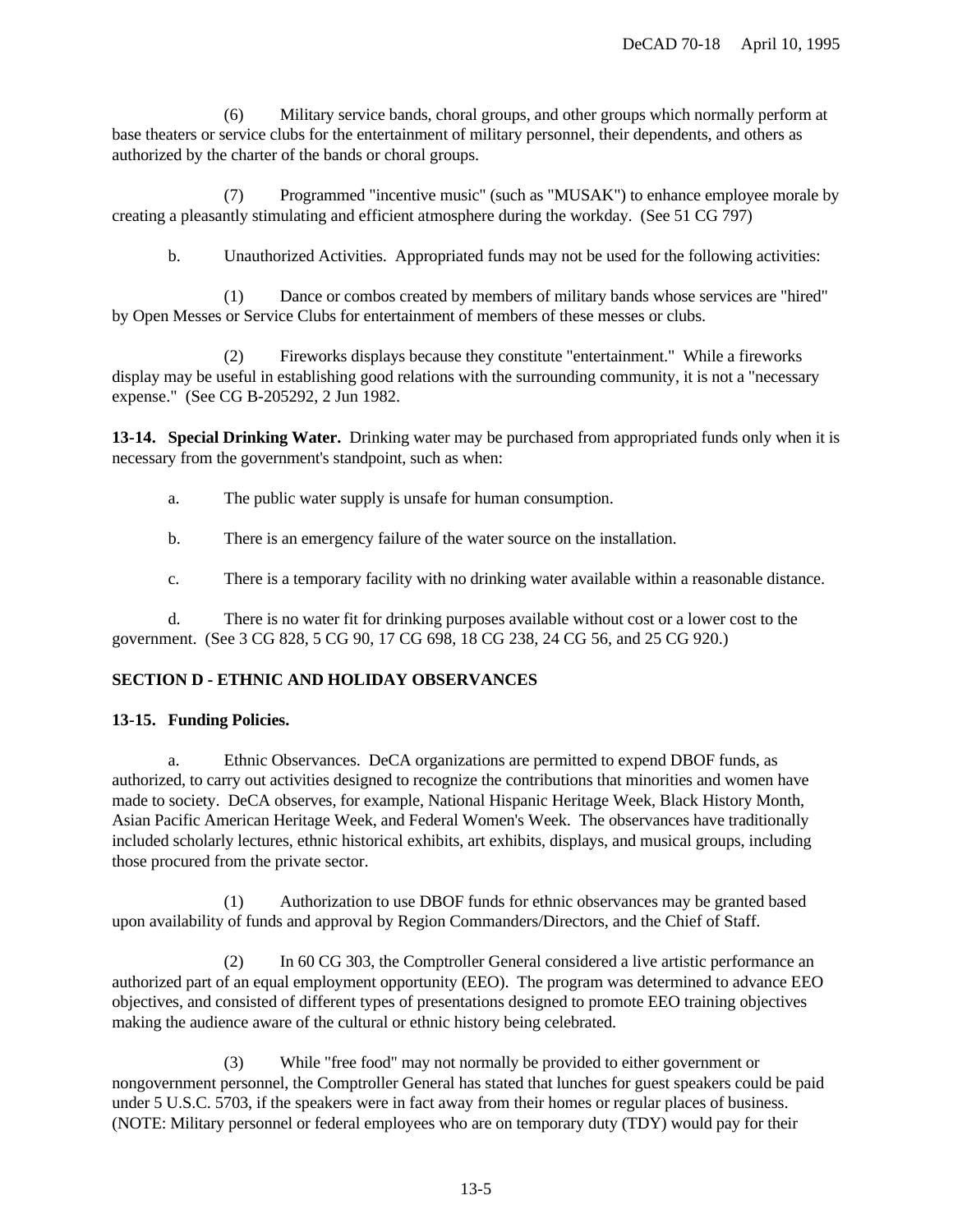(6) Military service bands, choral groups, and other groups which normally perform at base theaters or service clubs for the entertainment of military personnel, their dependents, and others as authorized by the charter of the bands or choral groups.

(7) Programmed "incentive music" (such as "MUSAK") to enhance employee morale by creating a pleasantly stimulating and efficient atmosphere during the workday. (See 51 CG 797)

b. Unauthorized Activities. Appropriated funds may not be used for the following activities:

(1) Dance or combos created by members of military bands whose services are "hired" by Open Messes or Service Clubs for entertainment of members of these messes or clubs.

(2) Fireworks displays because they constitute "entertainment." While a fireworks display may be useful in establishing good relations with the surrounding community, it is not a "necessary expense." (See CG B-205292, 2 Jun 1982.

**13-14. Special Drinking Water.** Drinking water may be purchased from appropriated funds only when it is necessary from the government's standpoint, such as when:

a. The public water supply is unsafe for human consumption.

b. There is an emergency failure of the water source on the installation.

c. There is a temporary facility with no drinking water available within a reasonable distance.

d. There is no water fit for drinking purposes available without cost or a lower cost to the government. (See 3 CG 828, 5 CG 90, 17 CG 698, 18 CG 238, 24 CG 56, and 25 CG 920.)

## SECTION D - ETHNIC AND HOLIDAY OBSERVANCES

**13-15. Funding Policies.**

a. Ethnic Observances. DeCA organizations are permitted to expend DBOF funds, as authorized, to carry out activities designed to recognize the contributions that minorities and women have made to society. DeCA observes, for example, National Hispanic Heritage Week, Black History Month, Asian Pacific American Heritage Week, and Federal Women's Week. The observances have traditionally included scholarly lectures, ethnic historical exhibits, art exhibits, displays, and musical groups, including those procured from the private sector.

(1) Authorization to use DBOF funds for ethnic observances may be granted based upon availability of funds and approval by Region Commanders/Directors, and the Chief of Staff.

(2) In 60 CG 303, the Comptroller General considered a live artistic performance an authorized part of an equal employment opportunity (EEO). The program was determined to advance EEO objectives, and consisted of different types of presentations designed to promote EEO training objectives making the audience aware of the cultural or ethnic history being celebrated.

(3) While "free food" may not normally be provided to either government or nongovernment personnel, the Comptroller General has stated that lunches for guest speakers could be paid under 5 U.S.C. 5703, if the speakers were in fact away from their homes or regular places of business. (NOTE: Military personnel or federal employees who are on temporary duty (TDY) would pay for their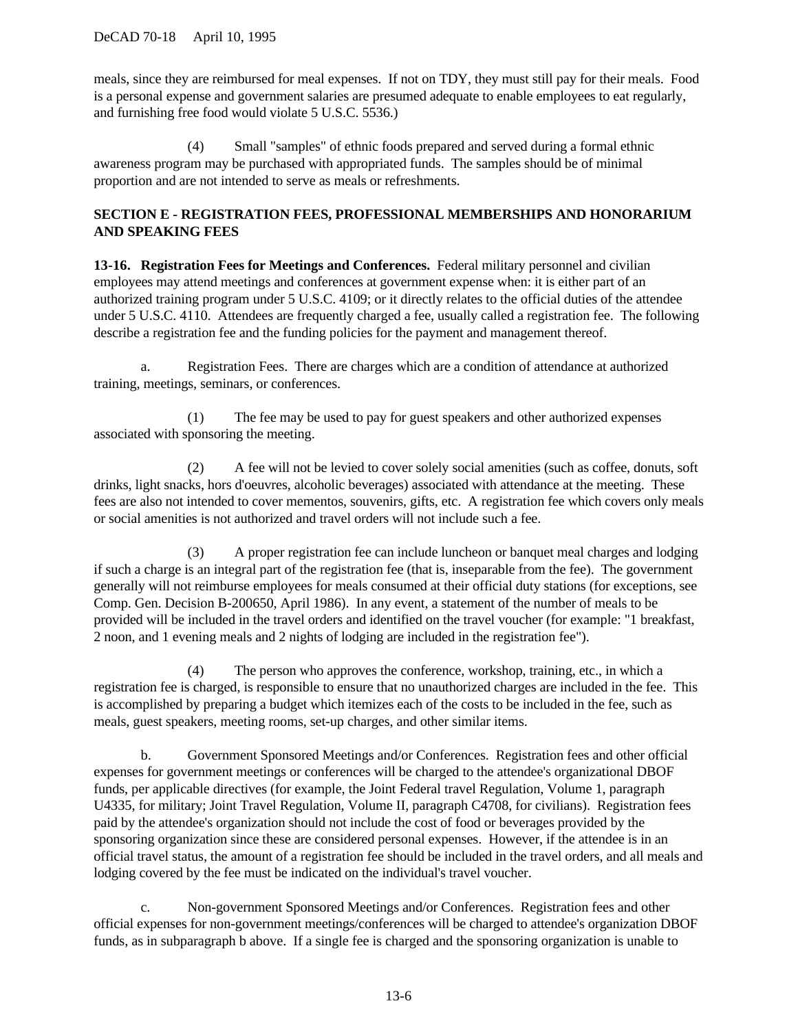meals, since they are reimbursed for meal expenses. If not on TDY, they must still pay for their meals. Food is a personal expense and government salaries are presumed adequate to enable employees to eat regularly, and furnishing free food would violate 5 U.S.C. 5536.)

(4) Small "samples" of ethnic foods prepared and served during a formal ethnic awareness program may be purchased with appropriated funds. The samples should be of minimal proportion and are not intended to serve as meals or refreshments.

## SECTION E - REGISTRATION FEES, PROFESSIONAL MEMBERSHIPS AND HONORARIUM AND SPEAKING FEES

**13-16. Registration Fees for Meetings and Conferences.** Federal military personnel and civilian employees may attend meetings and conferences at government expense when: it is either part of an authorized training program under 5 U.S.C. 4109; or it directly relates to the official duties of the attendee under 5 U.S.C. 4110. Attendees are frequently charged a fee, usually called a registration fee. The following describe a registration fee and the funding policies for the payment and management thereof.

a. Registration Fees. There are charges which are a condition of attendance at authorized training, meetings, seminars, or conferences.

(1) The fee may be used to pay for guest speakers and other authorized expenses associated with sponsoring the meeting.

(2) A fee will not be levied to cover solely social amenities (such as coffee, donuts, soft drinks, light snacks, hors d'oeuvres, alcoholic beverages) associated with attendance at the meeting. These fees are also not intended to cover mementos, souvenirs, gifts, etc. A registration fee which covers only meals or social amenities is not authorized and travel orders will not include such a fee.

(3) A proper registration fee can include luncheon or banquet meal charges and lodging if such a charge is an integral part of the registration fee (that is, inseparable from the fee). The government generally will not reimburse employees for meals consumed at their official duty stations (for exceptions, see Comp. Gen. Decision B-200650, April 1986). In any event, a statement of the number of meals to be provided will be included in the travel orders and identified on the travel voucher (for example: "1 breakfast, 2 noon, and 1 evening meals and 2 nights of lodging are included in the registration fee").

(4) The person who approves the conference, workshop, training, etc., in which a registration fee is charged, is responsible to ensure that no unauthorized charges are included in the fee. This is accomplished by preparing a budget which itemizes each of the costs to be included in the fee, such as meals, guest speakers, meeting rooms, set-up charges, and other similar items.

b. Government Sponsored Meetings and/or Conferences. Registration fees and other official expenses for government meetings or conferences will be charged to the attendee's organizational DBOF funds, per applicable directives (for example, the Joint Federal travel Regulation, Volume 1, paragraph U4335, for military; Joint Travel Regulation, Volume II, paragraph C4708, for civilians). Registration fees paid by the attendee's organization should not include the cost of food or beverages provided by the sponsoring organization since these are considered personal expenses. However, if the attendee is in an official travel status, the amount of a registration fee should be included in the travel orders, and all meals and lodging covered by the fee must be indicated on the individual's travel voucher.

c. Non-government Sponsored Meetings and/or Conferences. Registration fees and other official expenses for non-government meetings/conferences will be charged to attendee's organization DBOF funds, as in subparagraph b above. If a single fee is charged and the sponsoring organization is unable to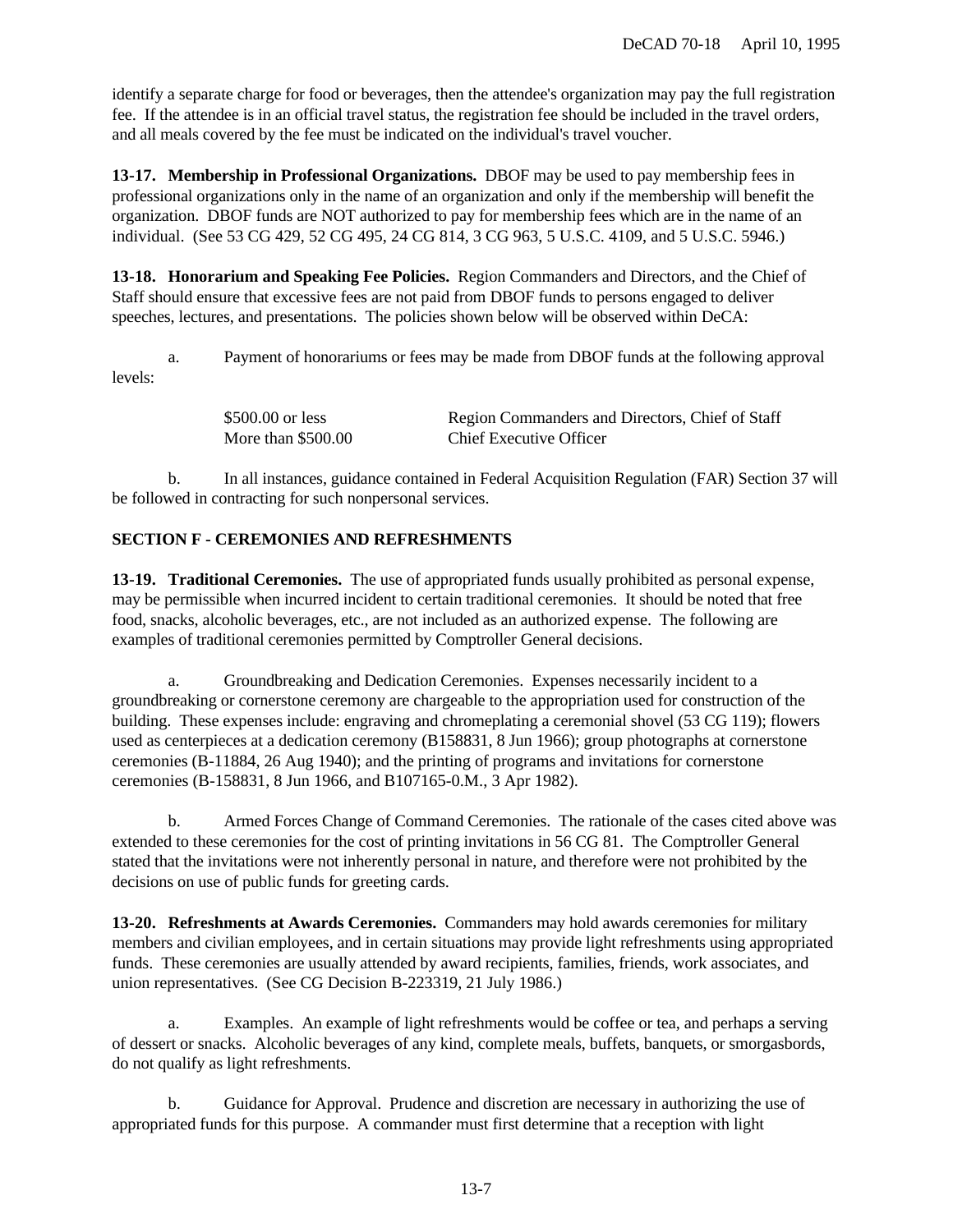identify a separate charge for food or beverages, then the attendee's organization may pay the full registration fee. If the attendee is in an official travel status, the registration fee should be included in the travel orders, and all meals covered by the fee must be indicated on the individual's travel voucher.

**13-17. Membership in Professional Organizations.** DBOF may be used to pay membership fees in professional organizations only in the name of an organization and only if the membership will benefit the organization. DBOF funds are NOT authorized to pay for membership fees which are in the name of an individual. (See 53 CG 429, 52 CG 495, 24 CG 814, 3 CG 963, 5 U.S.C. 4109, and 5 U.S.C. 5946.)

**13-18. Honorarium and Speaking Fee Policies.** Region Commanders and Directors, and the Chief of Staff should ensure that excessive fees are not paid from DBOF funds to persons engaged to deliver speeches, lectures, and presentations. The policies shown below will be observed within DeCA:

a. Payment of honorariums or fees may be made from DBOF funds at the following approval levels:

| | |
|---|---|
| $500.00 or less | Region Commanders and Directors, Chief of Staff |
| More than $500.00 | Chief Executive Officer |

b. In all instances, guidance contained in Federal Acquisition Regulation (FAR) Section 37 will be followed in contracting for such nonpersonal services.

## SECTION F - CEREMONIES AND REFRESHMENTS

**13-19. Traditional Ceremonies.** The use of appropriated funds usually prohibited as personal expense, may be permissible when incurred incident to certain traditional ceremonies. It should be noted that free food, snacks, alcoholic beverages, etc., are not included as an authorized expense. The following are examples of traditional ceremonies permitted by Comptroller General decisions.

a. Groundbreaking and Dedication Ceremonies. Expenses necessarily incident to a groundbreaking or cornerstone ceremony are chargeable to the appropriation used for construction of the building. These expenses include: engraving and chromeplating a ceremonial shovel (53 CG 119); flowers used as centerpieces at a dedication ceremony (B158831, 8 Jun 1966); group photographs at cornerstone ceremonies (B-11884, 26 Aug 1940); and the printing of programs and invitations for cornerstone ceremonies (B-158831, 8 Jun 1966, and B107165-0.M., 3 Apr 1982).

b. Armed Forces Change of Command Ceremonies. The rationale of the cases cited above was extended to these ceremonies for the cost of printing invitations in 56 CG 81. The Comptroller General stated that the invitations were not inherently personal in nature, and therefore were not prohibited by the decisions on use of public funds for greeting cards.

**13-20. Refreshments at Awards Ceremonies.** Commanders may hold awards ceremonies for military members and civilian employees, and in certain situations may provide light refreshments using appropriated funds. These ceremonies are usually attended by award recipients, families, friends, work associates, and union representatives. (See CG Decision B-223319, 21 July 1986.)

a. Examples. An example of light refreshments would be coffee or tea, and perhaps a serving of dessert or snacks. Alcoholic beverages of any kind, complete meals, buffets, banquets, or smorgasbords, do not qualify as light refreshments.

b. Guidance for Approval. Prudence and discretion are necessary in authorizing the use of appropriated funds for this purpose. A commander must first determine that a reception with light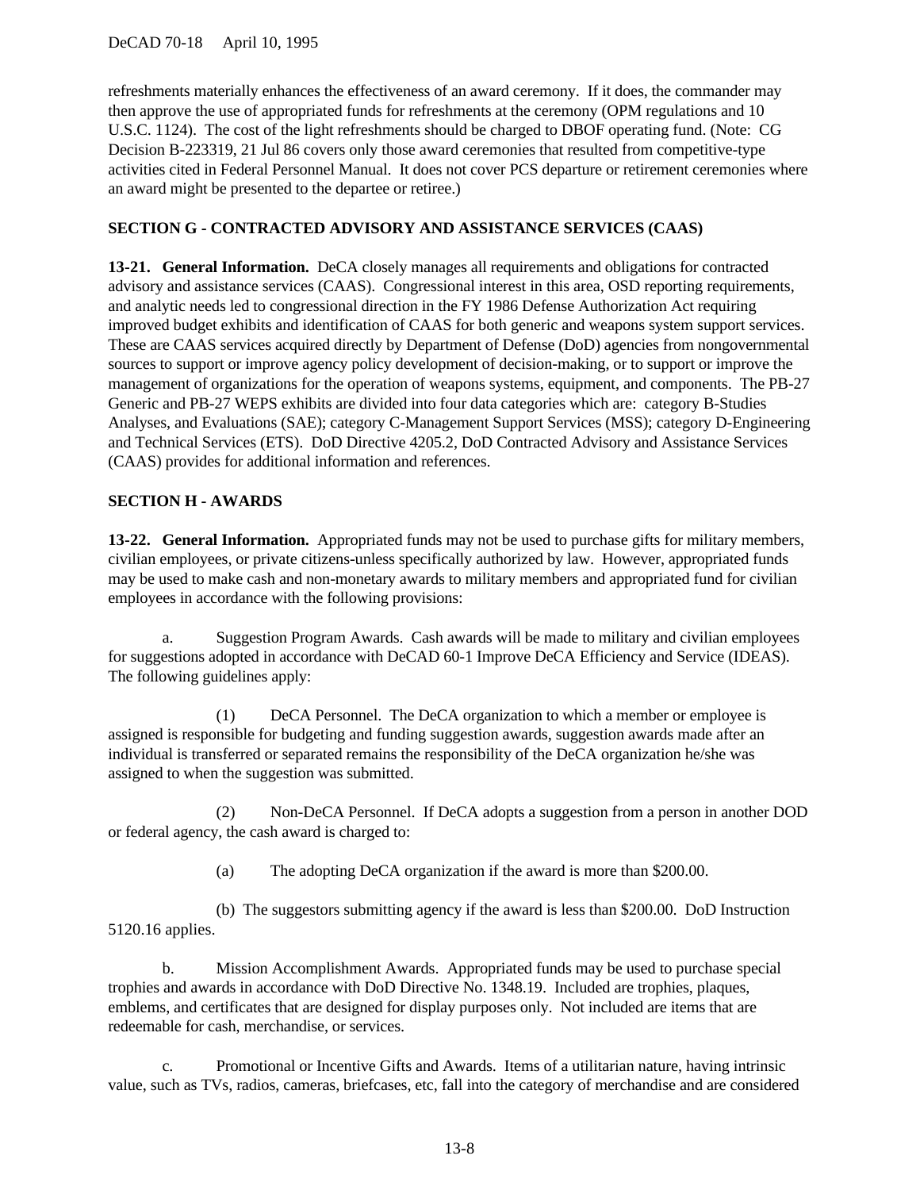refreshments materially enhances the effectiveness of an award ceremony. If it does, the commander may then approve the use of appropriated funds for refreshments at the ceremony (OPM regulations and 10 U.S.C. 1124). The cost of the light refreshments should be charged to DBOF operating fund. (Note: CG Decision B-223319, 21 Jul 86 covers only those award ceremonies that resulted from competitive-type activities cited in Federal Personnel Manual. It does not cover PCS departure or retirement ceremonies where an award might be presented to the departee or retiree.)

## SECTION G - CONTRACTED ADVISORY AND ASSISTANCE SERVICES (CAAS)

**13-21. General Information.** DeCA closely manages all requirements and obligations for contracted advisory and assistance services (CAAS). Congressional interest in this area, OSD reporting requirements, and analytic needs led to congressional direction in the FY 1986 Defense Authorization Act requiring improved budget exhibits and identification of CAAS for both generic and weapons system support services. These are CAAS services acquired directly by Department of Defense (DoD) agencies from nongovernmental sources to support or improve agency policy development of decision-making, or to support or improve the management of organizations for the operation of weapons systems, equipment, and components. The PB-27 Generic and PB-27 WEPS exhibits are divided into four data categories which are: category B-Studies Analyses, and Evaluations (SAE); category C-Management Support Services (MSS); category D-Engineering and Technical Services (ETS). DoD Directive 4205.2, DoD Contracted Advisory and Assistance Services (CAAS) provides for additional information and references.

## SECTION H - AWARDS

**13-22. General Information.** Appropriated funds may not be used to purchase gifts for military members, civilian employees, or private citizens-unless specifically authorized by law. However, appropriated funds may be used to make cash and non-monetary awards to military members and appropriated fund for civilian employees in accordance with the following provisions:

a. Suggestion Program Awards. Cash awards will be made to military and civilian employees for suggestions adopted in accordance with DeCAD 60-1 Improve DeCA Efficiency and Service (IDEAS). The following guidelines apply:

(1) DeCA Personnel. The DeCA organization to which a member or employee is assigned is responsible for budgeting and funding suggestion awards, suggestion awards made after an individual is transferred or separated remains the responsibility of the DeCA organization he/she was assigned to when the suggestion was submitted.

(2) Non-DeCA Personnel. If DeCA adopts a suggestion from a person in another DOD or federal agency, the cash award is charged to:

(a) The adopting DeCA organization if the award is more than $200.00.

(b) The suggestors submitting agency if the award is less than $200.00. DoD Instruction 5120.16 applies.

b. Mission Accomplishment Awards. Appropriated funds may be used to purchase special trophies and awards in accordance with DoD Directive No. 1348.19. Included are trophies, plaques, emblems, and certificates that are designed for display purposes only. Not included are items that are redeemable for cash, merchandise, or services.

c. Promotional or Incentive Gifts and Awards. Items of a utilitarian nature, having intrinsic value, such as TVs, radios, cameras, briefcases, etc, fall into the category of merchandise and are considered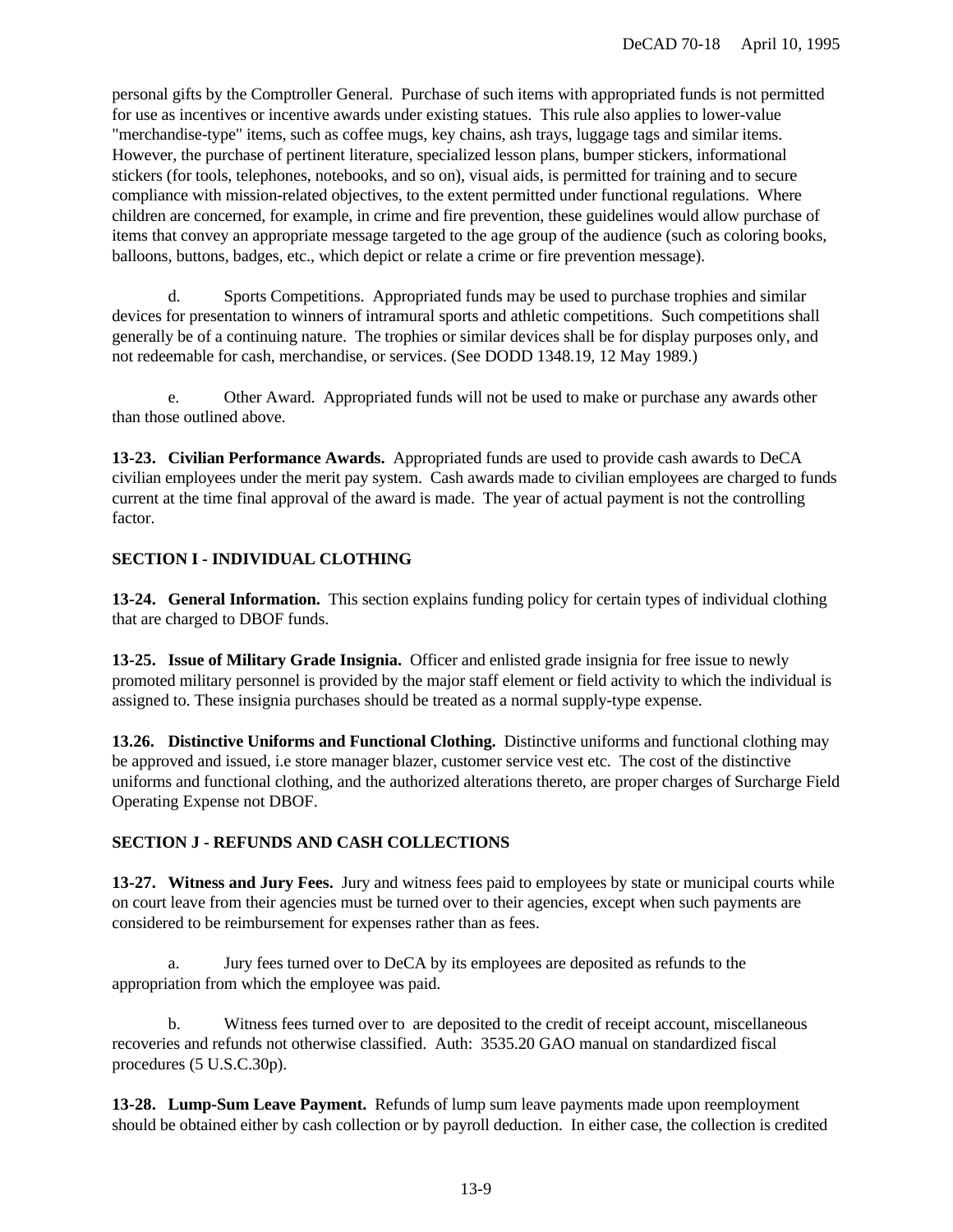personal gifts by the Comptroller General. Purchase of such items with appropriated funds is not permitted for use as incentives or incentive awards under existing statues. This rule also applies to lower-value "merchandise-type" items, such as coffee mugs, key chains, ash trays, luggage tags and similar items. However, the purchase of pertinent literature, specialized lesson plans, bumper stickers, informational stickers (for tools, telephones, notebooks, and so on), visual aids, is permitted for training and to secure compliance with mission-related objectives, to the extent permitted under functional regulations. Where children are concerned, for example, in crime and fire prevention, these guidelines would allow purchase of items that convey an appropriate message targeted to the age group of the audience (such as coloring books, balloons, buttons, badges, etc., which depict or relate a crime or fire prevention message).

d. Sports Competitions. Appropriated funds may be used to purchase trophies and similar devices for presentation to winners of intramural sports and athletic competitions. Such competitions shall generally be of a continuing nature. The trophies or similar devices shall be for display purposes only, and not redeemable for cash, merchandise, or services. (See DODD 1348.19, 12 May 1989.)

e. Other Award. Appropriated funds will not be used to make or purchase any awards other than those outlined above.

**13-23. Civilian Performance Awards.** Appropriated funds are used to provide cash awards to DeCA civilian employees under the merit pay system. Cash awards made to civilian employees are charged to funds current at the time final approval of the award is made. The year of actual payment is not the controlling factor.

## SECTION I - INDIVIDUAL CLOTHING

**13-24. General Information.** This section explains funding policy for certain types of individual clothing that are charged to DBOF funds.

**13-25. Issue of Military Grade Insignia.** Officer and enlisted grade insignia for free issue to newly promoted military personnel is provided by the major staff element or field activity to which the individual is assigned to. These insignia purchases should be treated as a normal supply-type expense.

**13.26. Distinctive Uniforms and Functional Clothing.** Distinctive uniforms and functional clothing may be approved and issued, i.e store manager blazer, customer service vest etc. The cost of the distinctive uniforms and functional clothing, and the authorized alterations thereto, are proper charges of Surcharge Field Operating Expense not DBOF.

## SECTION J - REFUNDS AND CASH COLLECTIONS

**13-27. Witness and Jury Fees.** Jury and witness fees paid to employees by state or municipal courts while on court leave from their agencies must be turned over to their agencies, except when such payments are considered to be reimbursement for expenses rather than as fees.

a. Jury fees turned over to DeCA by its employees are deposited as refunds to the appropriation from which the employee was paid.

b. Witness fees turned over to are deposited to the credit of receipt account, miscellaneous recoveries and refunds not otherwise classified. Auth: 3535.20 GAO manual on standardized fiscal procedures (5 U.S.C.30p).

**13-28. Lump-Sum Leave Payment.** Refunds of lump sum leave payments made upon reemployment should be obtained either by cash collection or by payroll deduction. In either case, the collection is credited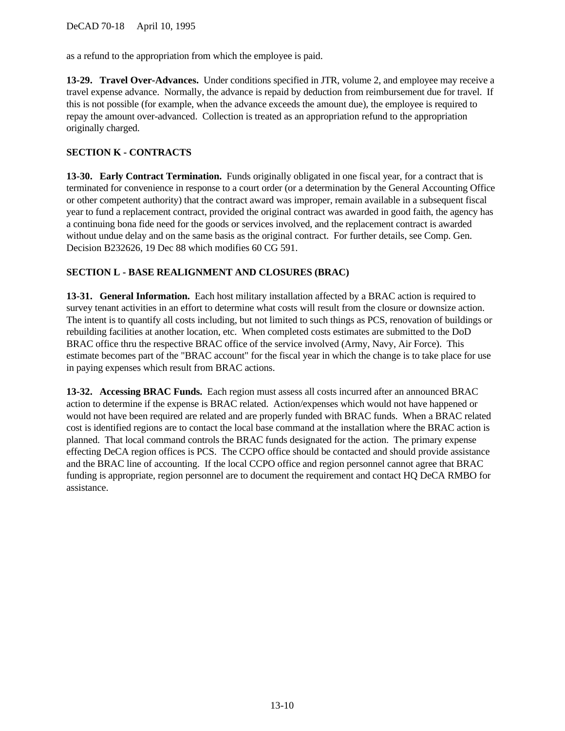as a refund to the appropriation from which the employee is paid.

**13-29. Travel Over-Advances.** Under conditions specified in JTR, volume 2, and employee may receive a travel expense advance. Normally, the advance is repaid by deduction from reimbursement due for travel. If this is not possible (for example, when the advance exceeds the amount due), the employee is required to repay the amount over-advanced. Collection is treated as an appropriation refund to the appropriation originally charged.

## SECTION K - CONTRACTS

**13-30. Early Contract Termination.** Funds originally obligated in one fiscal year, for a contract that is terminated for convenience in response to a court order (or a determination by the General Accounting Office or other competent authority) that the contract award was improper, remain available in a subsequent fiscal year to fund a replacement contract, provided the original contract was awarded in good faith, the agency has a continuing bona fide need for the goods or services involved, and the replacement contract is awarded without undue delay and on the same basis as the original contract. For further details, see Comp. Gen. Decision B232626, 19 Dec 88 which modifies 60 CG 591.

## SECTION L - BASE REALIGNMENT AND CLOSURES (BRAC)

**13-31. General Information.** Each host military installation affected by a BRAC action is required to survey tenant activities in an effort to determine what costs will result from the closure or downsize action. The intent is to quantify all costs including, but not limited to such things as PCS, renovation of buildings or rebuilding facilities at another location, etc. When completed costs estimates are submitted to the DoD BRAC office thru the respective BRAC office of the service involved (Army, Navy, Air Force). This estimate becomes part of the "BRAC account" for the fiscal year in which the change is to take place for use in paying expenses which result from BRAC actions.

**13-32. Accessing BRAC Funds.** Each region must assess all costs incurred after an announced BRAC action to determine if the expense is BRAC related. Action/expenses which would not have happened or would not have been required are related and are properly funded with BRAC funds. When a BRAC related cost is identified regions are to contact the local base command at the installation where the BRAC action is planned. That local command controls the BRAC funds designated for the action. The primary expense effecting DeCA region offices is PCS. The CCPO office should be contacted and should provide assistance and the BRAC line of accounting. If the local CCPO office and region personnel cannot agree that BRAC funding is appropriate, region personnel are to document the requirement and contact HQ DeCA RMBO for assistance.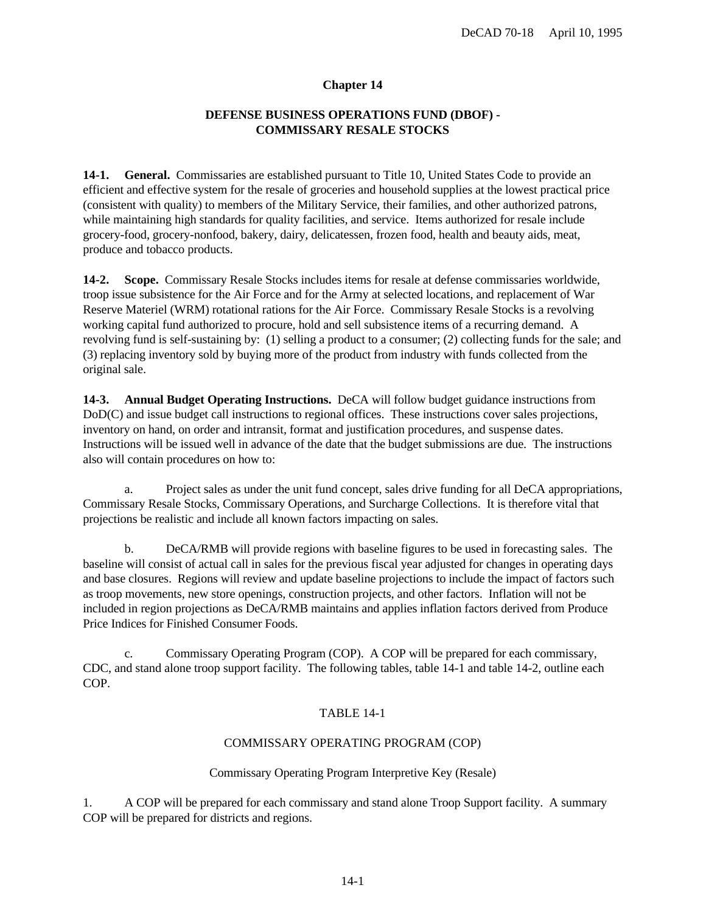# Chapter 14

## DEFENSE BUSINESS OPERATIONS FUND (DBOF) - COMMISSARY RESALE STOCKS

**14-1. General.** Commissaries are established pursuant to Title 10, United States Code to provide an efficient and effective system for the resale of groceries and household supplies at the lowest practical price (consistent with quality) to members of the Military Service, their families, and other authorized patrons, while maintaining high standards for quality facilities, and service. Items authorized for resale include grocery-food, grocery-nonfood, bakery, dairy, delicatessen, frozen food, health and beauty aids, meat, produce and tobacco products.

**14-2. Scope.** Commissary Resale Stocks includes items for resale at defense commissaries worldwide, troop issue subsistence for the Air Force and for the Army at selected locations, and replacement of War Reserve Materiel (WRM) rotational rations for the Air Force. Commissary Resale Stocks is a revolving working capital fund authorized to procure, hold and sell subsistence items of a recurring demand. A revolving fund is self-sustaining by: (1) selling a product to a consumer; (2) collecting funds for the sale; and (3) replacing inventory sold by buying more of the product from industry with funds collected from the original sale.

**14-3. Annual Budget Operating Instructions.** DeCA will follow budget guidance instructions from DoD(C) and issue budget call instructions to regional offices. These instructions cover sales projections, inventory on hand, on order and intransit, format and justification procedures, and suspense dates. Instructions will be issued well in advance of the date that the budget submissions are due. The instructions also will contain procedures on how to:

a. Project sales as under the unit fund concept, sales drive funding for all DeCA appropriations, Commissary Resale Stocks, Commissary Operations, and Surcharge Collections. It is therefore vital that projections be realistic and include all known factors impacting on sales.

b. DeCA/RMB will provide regions with baseline figures to be used in forecasting sales. The baseline will consist of actual call in sales for the previous fiscal year adjusted for changes in operating days and base closures. Regions will review and update baseline projections to include the impact of factors such as troop movements, new store openings, construction projects, and other factors. Inflation will not be included in region projections as DeCA/RMB maintains and applies inflation factors derived from Produce Price Indices for Finished Consumer Foods.

c. Commissary Operating Program (COP). A COP will be prepared for each commissary, CDC, and stand alone troop support facility. The following tables, table 14-1 and table 14-2, outline each COP.

TABLE 14-1

COMMISSARY OPERATING PROGRAM (COP)

Commissary Operating Program Interpretive Key (Resale)

1. A COP will be prepared for each commissary and stand alone Troop Support facility. A summary COP will be prepared for districts and regions.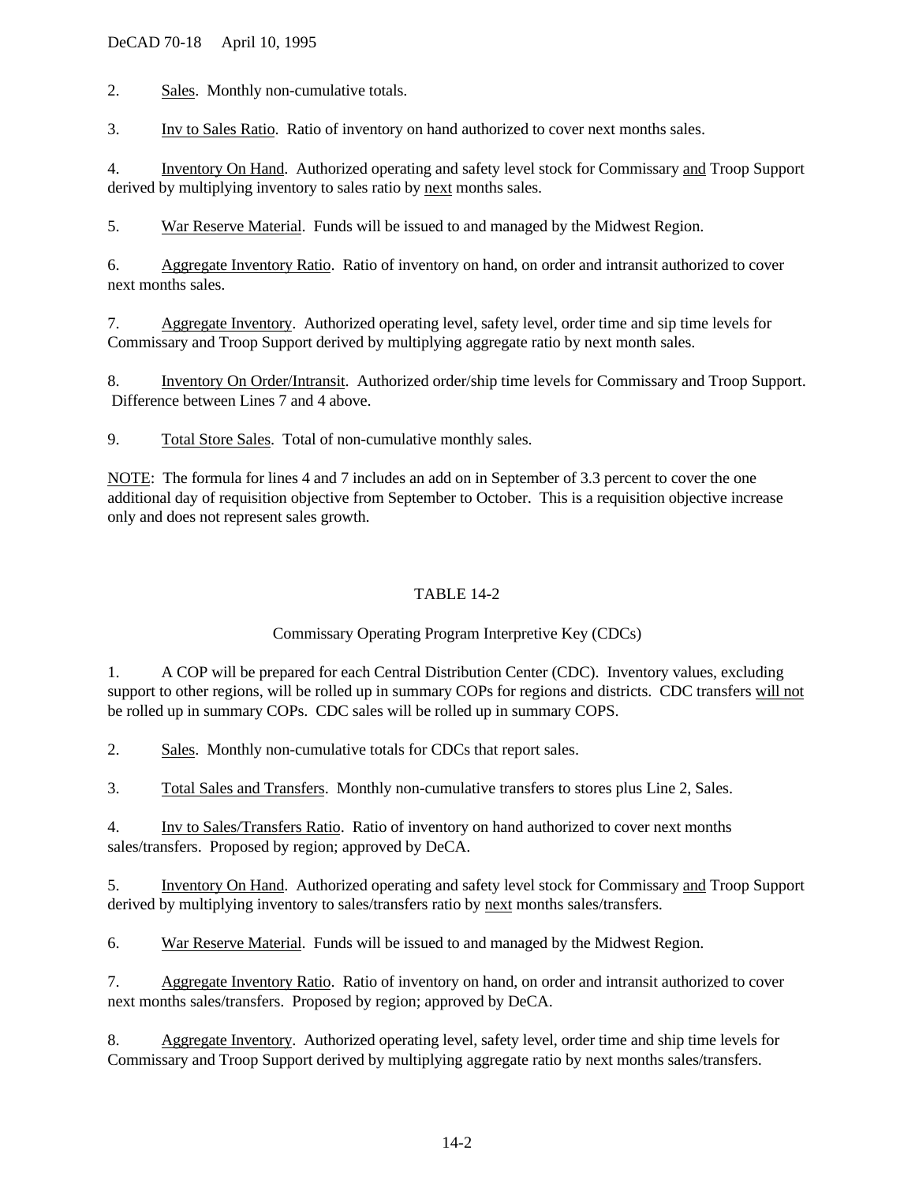2. Sales. Monthly non-cumulative totals.

3. Inv to Sales Ratio. Ratio of inventory on hand authorized to cover next months sales.

4. Inventory On Hand. Authorized operating and safety level stock for Commissary and Troop Support derived by multiplying inventory to sales ratio by next months sales.

5. War Reserve Material. Funds will be issued to and managed by the Midwest Region.

6. Aggregate Inventory Ratio. Ratio of inventory on hand, on order and intransit authorized to cover next months sales.

7. Aggregate Inventory. Authorized operating level, safety level, order time and sip time levels for Commissary and Troop Support derived by multiplying aggregate ratio by next month sales.

8. Inventory On Order/Intransit. Authorized order/ship time levels for Commissary and Troop Support. Difference between Lines 7 and 4 above.

9. Total Store Sales. Total of non-cumulative monthly sales.

NOTE: The formula for lines 4 and 7 includes an add on in September of 3.3 percent to cover the one additional day of requisition objective from September to October. This is a requisition objective increase only and does not represent sales growth.

## TABLE 14-2

### Commissary Operating Program Interpretive Key (CDCs)

1. A COP will be prepared for each Central Distribution Center (CDC). Inventory values, excluding support to other regions, will be rolled up in summary COPs for regions and districts. CDC transfers will not be rolled up in summary COPs. CDC sales will be rolled up in summary COPS.

2. Sales. Monthly non-cumulative totals for CDCs that report sales.

3. Total Sales and Transfers. Monthly non-cumulative transfers to stores plus Line 2, Sales.

4. Inv to Sales/Transfers Ratio. Ratio of inventory on hand authorized to cover next months sales/transfers. Proposed by region; approved by DeCA.

5. Inventory On Hand. Authorized operating and safety level stock for Commissary and Troop Support derived by multiplying inventory to sales/transfers ratio by next months sales/transfers.

6. War Reserve Material. Funds will be issued to and managed by the Midwest Region.

7. Aggregate Inventory Ratio. Ratio of inventory on hand, on order and intransit authorized to cover next months sales/transfers. Proposed by region; approved by DeCA.

8. Aggregate Inventory. Authorized operating level, safety level, order time and ship time levels for Commissary and Troop Support derived by multiplying aggregate ratio by next months sales/transfers.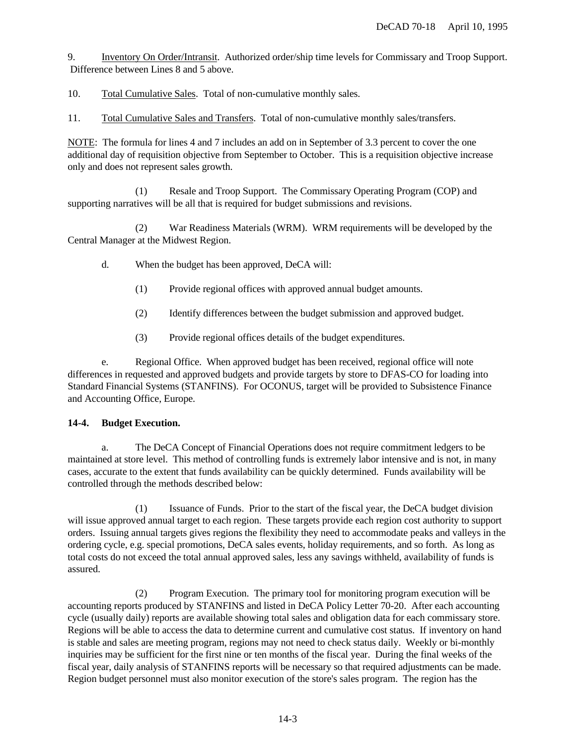9. Inventory On Order/Intransit. Authorized order/ship time levels for Commissary and Troop Support. Difference between Lines 8 and 5 above.

10. Total Cumulative Sales. Total of non-cumulative monthly sales.

11. Total Cumulative Sales and Transfers. Total of non-cumulative monthly sales/transfers.

NOTE: The formula for lines 4 and 7 includes an add on in September of 3.3 percent to cover the one additional day of requisition objective from September to October. This is a requisition objective increase only and does not represent sales growth.

(1) Resale and Troop Support. The Commissary Operating Program (COP) and supporting narratives will be all that is required for budget submissions and revisions.

(2) War Readiness Materials (WRM). WRM requirements will be developed by the Central Manager at the Midwest Region.

d. When the budget has been approved, DeCA will:

(1) Provide regional offices with approved annual budget amounts.

(2) Identify differences between the budget submission and approved budget.

(3) Provide regional offices details of the budget expenditures.

e. Regional Office. When approved budget has been received, regional office will note differences in requested and approved budgets and provide targets by store to DFAS-CO for loading into Standard Financial Systems (STANFINS). For OCONUS, target will be provided to Subsistence Finance and Accounting Office, Europe.

**14-4. Budget Execution.**

a. The DeCA Concept of Financial Operations does not require commitment ledgers to be maintained at store level. This method of controlling funds is extremely labor intensive and is not, in many cases, accurate to the extent that funds availability can be quickly determined. Funds availability will be controlled through the methods described below:

(1) Issuance of Funds. Prior to the start of the fiscal year, the DeCA budget division will issue approved annual target to each region. These targets provide each region cost authority to support orders. Issuing annual targets gives regions the flexibility they need to accommodate peaks and valleys in the ordering cycle, e.g. special promotions, DeCA sales events, holiday requirements, and so forth. As long as total costs do not exceed the total annual approved sales, less any savings withheld, availability of funds is assured.

(2) Program Execution. The primary tool for monitoring program execution will be accounting reports produced by STANFINS and listed in DeCA Policy Letter 70-20. After each accounting cycle (usually daily) reports are available showing total sales and obligation data for each commissary store. Regions will be able to access the data to determine current and cumulative cost status. If inventory on hand is stable and sales are meeting program, regions may not need to check status daily. Weekly or bi-monthly inquiries may be sufficient for the first nine or ten months of the fiscal year. During the final weeks of the fiscal year, daily analysis of STANFINS reports will be necessary so that required adjustments can be made. Region budget personnel must also monitor execution of the store's sales program. The region has the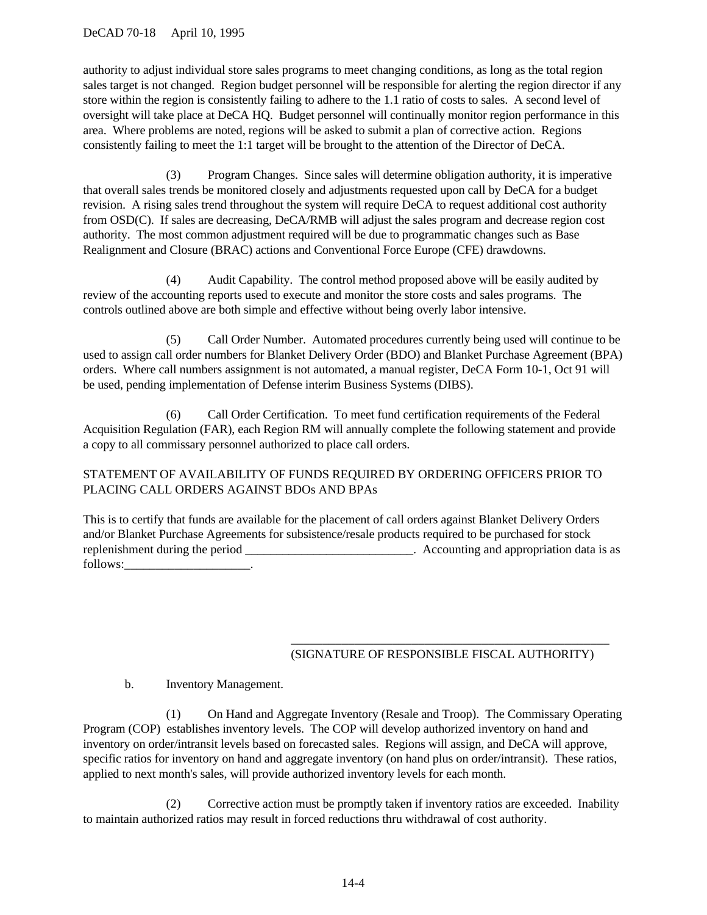authority to adjust individual store sales programs to meet changing conditions, as long as the total region sales target is not changed. Region budget personnel will be responsible for alerting the region director if any store within the region is consistently failing to adhere to the 1.1 ratio of costs to sales. A second level of oversight will take place at DeCA HQ. Budget personnel will continually monitor region performance in this area. Where problems are noted, regions will be asked to submit a plan of corrective action. Regions consistently failing to meet the 1:1 target will be brought to the attention of the Director of DeCA.

(3) Program Changes. Since sales will determine obligation authority, it is imperative that overall sales trends be monitored closely and adjustments requested upon call by DeCA for a budget revision. A rising sales trend throughout the system will require DeCA to request additional cost authority from OSD(C). If sales are decreasing, DeCA/RMB will adjust the sales program and decrease region cost authority. The most common adjustment required will be due to programmatic changes such as Base Realignment and Closure (BRAC) actions and Conventional Force Europe (CFE) drawdowns.

(4) Audit Capability. The control method proposed above will be easily audited by review of the accounting reports used to execute and monitor the store costs and sales programs. The controls outlined above are both simple and effective without being overly labor intensive.

(5) Call Order Number. Automated procedures currently being used will continue to be used to assign call order numbers for Blanket Delivery Order (BDO) and Blanket Purchase Agreement (BPA) orders. Where call numbers assignment is not automated, a manual register, DeCA Form 10-1, Oct 91 will be used, pending implementation of Defense interim Business Systems (DIBS).

(6) Call Order Certification. To meet fund certification requirements of the Federal Acquisition Regulation (FAR), each Region RM will annually complete the following statement and provide a copy to all commissary personnel authorized to place call orders.

STATEMENT OF AVAILABILITY OF FUNDS REQUIRED BY ORDERING OFFICERS PRIOR TO PLACING CALL ORDERS AGAINST BDOs AND BPAs

This is to certify that funds are available for the placement of call orders against Blanket Delivery Orders and/or Blanket Purchase Agreements for subsistence/resale products required to be purchased for stock replenishment during the period ___________________________. Accounting and appropriation data is as follows:____________________.

_____________________________________________________
(SIGNATURE OF RESPONSIBLE FISCAL AUTHORITY)

b. Inventory Management.

(1) On Hand and Aggregate Inventory (Resale and Troop). The Commissary Operating Program (COP) establishes inventory levels. The COP will develop authorized inventory on hand and inventory on order/intransit levels based on forecasted sales. Regions will assign, and DeCA will approve, specific ratios for inventory on hand and aggregate inventory (on hand plus on order/intransit). These ratios, applied to next month's sales, will provide authorized inventory levels for each month.

(2) Corrective action must be promptly taken if inventory ratios are exceeded. Inability to maintain authorized ratios may result in forced reductions thru withdrawal of cost authority.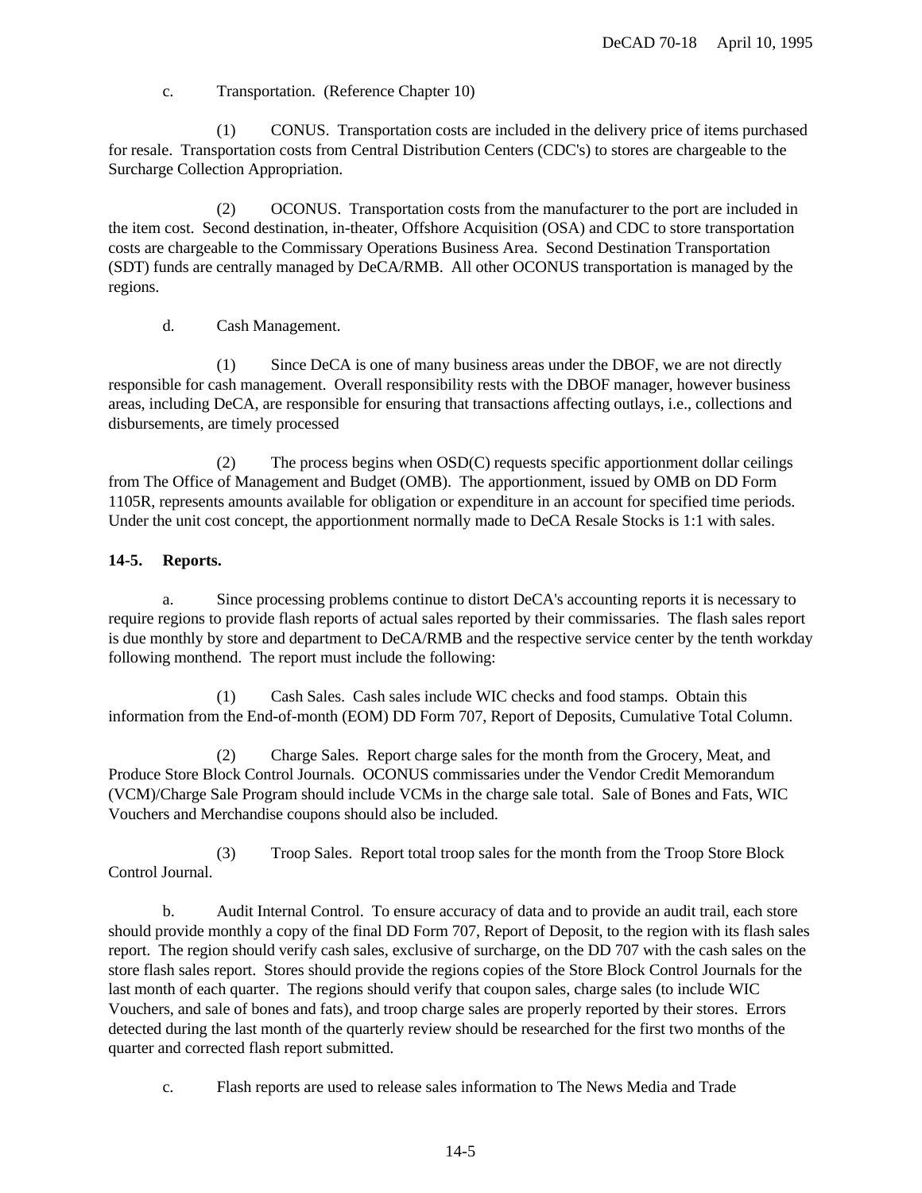c. Transportation. (Reference Chapter 10)

(1) CONUS. Transportation costs are included in the delivery price of items purchased for resale. Transportation costs from Central Distribution Centers (CDC's) to stores are chargeable to the Surcharge Collection Appropriation.

(2) OCONUS. Transportation costs from the manufacturer to the port are included in the item cost. Second destination, in-theater, Offshore Acquisition (OSA) and CDC to store transportation costs are chargeable to the Commissary Operations Business Area. Second Destination Transportation (SDT) funds are centrally managed by DeCA/RMB. All other OCONUS transportation is managed by the regions.

d. Cash Management.

(1) Since DeCA is one of many business areas under the DBOF, we are not directly responsible for cash management. Overall responsibility rests with the DBOF manager, however business areas, including DeCA, are responsible for ensuring that transactions affecting outlays, i.e., collections and disbursements, are timely processed

(2) The process begins when OSD(C) requests specific apportionment dollar ceilings from The Office of Management and Budget (OMB). The apportionment, issued by OMB on DD Form 1105R, represents amounts available for obligation or expenditure in an account for specified time periods. Under the unit cost concept, the apportionment normally made to DeCA Resale Stocks is 1:1 with sales.

**14-5. Reports.**

a. Since processing problems continue to distort DeCA's accounting reports it is necessary to require regions to provide flash reports of actual sales reported by their commissaries. The flash sales report is due monthly by store and department to DeCA/RMB and the respective service center by the tenth workday following monthend. The report must include the following:

(1) Cash Sales. Cash sales include WIC checks and food stamps. Obtain this information from the End-of-month (EOM) DD Form 707, Report of Deposits, Cumulative Total Column.

(2) Charge Sales. Report charge sales for the month from the Grocery, Meat, and Produce Store Block Control Journals. OCONUS commissaries under the Vendor Credit Memorandum (VCM)/Charge Sale Program should include VCMs in the charge sale total. Sale of Bones and Fats, WIC Vouchers and Merchandise coupons should also be included.

(3) Troop Sales. Report total troop sales for the month from the Troop Store Block Control Journal.

b. Audit Internal Control. To ensure accuracy of data and to provide an audit trail, each store should provide monthly a copy of the final DD Form 707, Report of Deposit, to the region with its flash sales report. The region should verify cash sales, exclusive of surcharge, on the DD 707 with the cash sales on the store flash sales report. Stores should provide the regions copies of the Store Block Control Journals for the last month of each quarter. The regions should verify that coupon sales, charge sales (to include WIC Vouchers, and sale of bones and fats), and troop charge sales are properly reported by their stores. Errors detected during the last month of the quarterly review should be researched for the first two months of the quarter and corrected flash report submitted.

c. Flash reports are used to release sales information to The News Media and Trade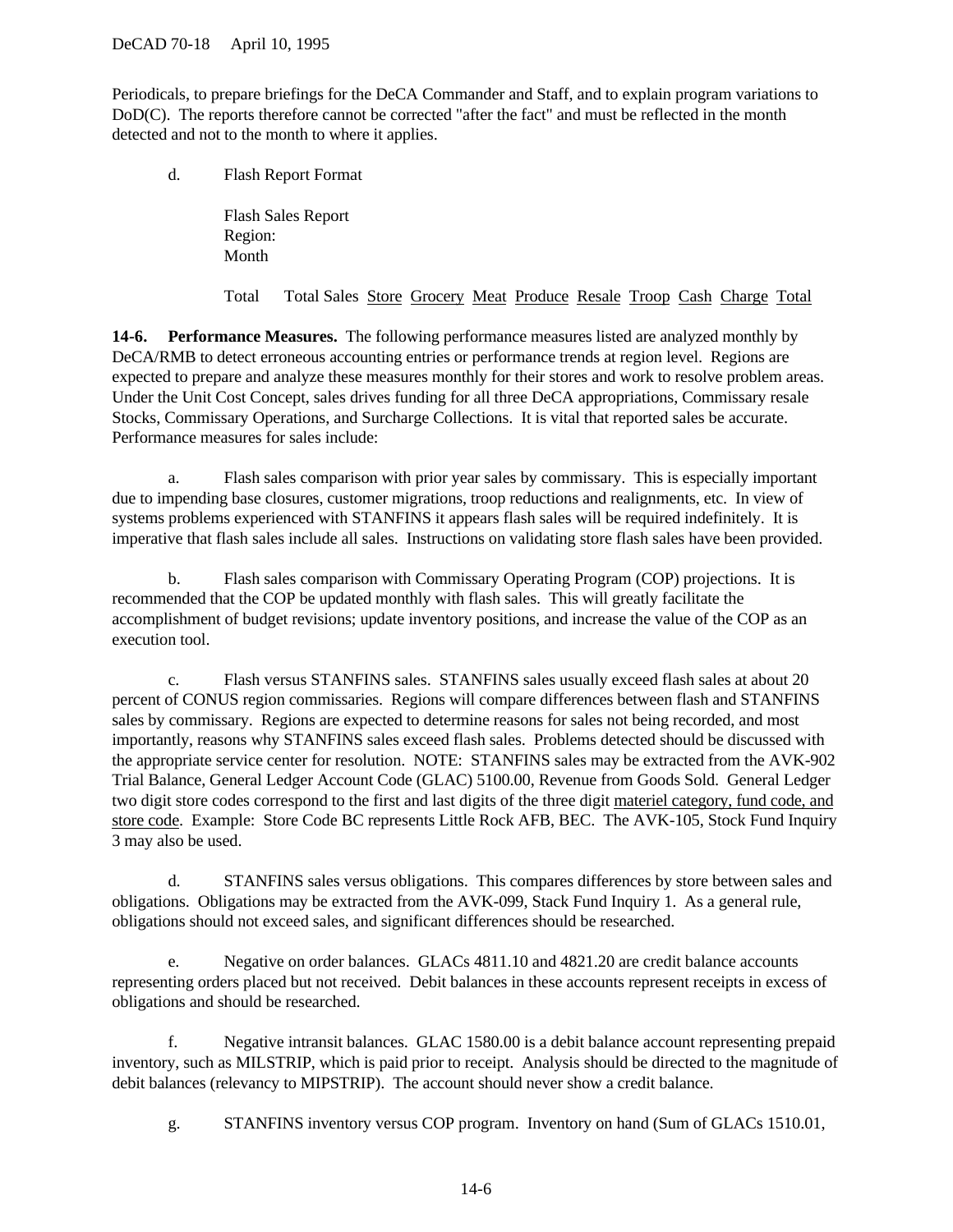Periodicals, to prepare briefings for the DeCA Commander and Staff, and to explain program variations to DoD(C). The reports therefore cannot be corrected "after the fact" and must be reflected in the month detected and not to the month to where it applies.

d. Flash Report Format

Flash Sales Report
Region:
Month

Total Total Sales <u>Store</u> <u>Grocery</u> <u>Meat</u> <u>Produce</u> <u>Resale</u> <u>Troop</u> <u>Cash</u> <u>Charge</u> <u>Total</u>

**14-6. Performance Measures.** The following performance measures listed are analyzed monthly by DeCA/RMB to detect erroneous accounting entries or performance trends at region level. Regions are expected to prepare and analyze these measures monthly for their stores and work to resolve problem areas. Under the Unit Cost Concept, sales drives funding for all three DeCA appropriations, Commissary resale Stocks, Commissary Operations, and Surcharge Collections. It is vital that reported sales be accurate. Performance measures for sales include:

a. Flash sales comparison with prior year sales by commissary. This is especially important due to impending base closures, customer migrations, troop reductions and realignments, etc. In view of systems problems experienced with STANFINS it appears flash sales will be required indefinitely. It is imperative that flash sales include all sales. Instructions on validating store flash sales have been provided.

b. Flash sales comparison with Commissary Operating Program (COP) projections. It is recommended that the COP be updated monthly with flash sales. This will greatly facilitate the accomplishment of budget revisions; update inventory positions, and increase the value of the COP as an execution tool.

c. Flash versus STANFINS sales. STANFINS sales usually exceed flash sales at about 20 percent of CONUS region commissaries. Regions will compare differences between flash and STANFINS sales by commissary. Regions are expected to determine reasons for sales not being recorded, and most importantly, reasons why STANFINS sales exceed flash sales. Problems detected should be discussed with the appropriate service center for resolution. NOTE: STANFINS sales may be extracted from the AVK-902 Trial Balance, General Ledger Account Code (GLAC) 5100.00, Revenue from Goods Sold. General Ledger two digit store codes correspond to the first and last digits of the three digit <u>materiel category, fund code, and store code</u>. Example: Store Code BC represents Little Rock AFB, BEC. The AVK-105, Stock Fund Inquiry 3 may also be used.

d. STANFINS sales versus obligations. This compares differences by store between sales and obligations. Obligations may be extracted from the AVK-099, Stack Fund Inquiry 1. As a general rule, obligations should not exceed sales, and significant differences should be researched.

e. Negative on order balances. GLACs 4811.10 and 4821.20 are credit balance accounts representing orders placed but not received. Debit balances in these accounts represent receipts in excess of obligations and should be researched.

f. Negative intransit balances. GLAC 1580.00 is a debit balance account representing prepaid inventory, such as MILSTRIP, which is paid prior to receipt. Analysis should be directed to the magnitude of debit balances (relevancy to MIPSTRIP). The account should never show a credit balance.

g. STANFINS inventory versus COP program. Inventory on hand (Sum of GLACs 1510.01,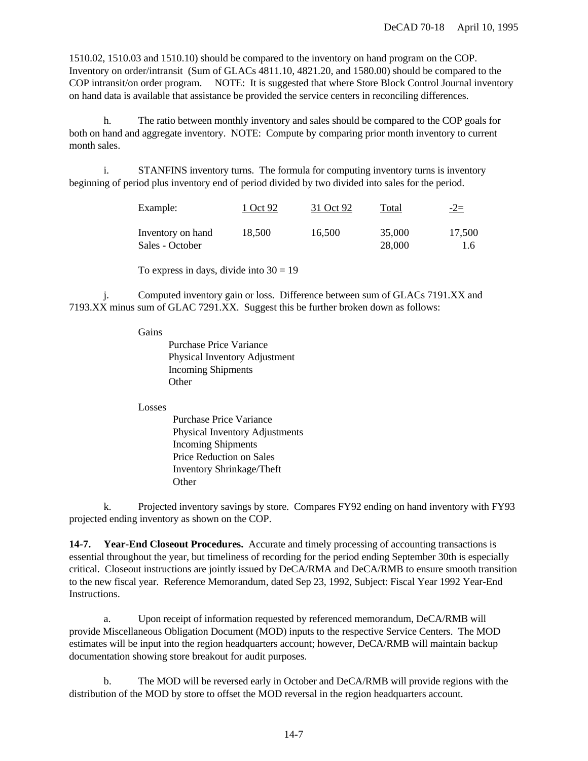1510.02, 1510.03 and 1510.10) should be compared to the inventory on hand program on the COP. Inventory on order/intransit (Sum of GLACs 4811.10, 4821.20, and 1580.00) should be compared to the COP intransit/on order program. NOTE: It is suggested that where Store Block Control Journal inventory on hand data is available that assistance be provided the service centers in reconciling differences.

h. The ratio between monthly inventory and sales should be compared to the COP goals for both on hand and aggregate inventory. NOTE: Compute by comparing prior month inventory to current month sales.

i. STANFINS inventory turns. The formula for computing inventory turns is inventory beginning of period plus inventory end of period divided by two divided into sales for the period.

| Example: | 1 Oct 92 | 31 Oct 92 | Total | -2= |
|---|---|---|---|---|
| Inventory on hand | 18,500 | 16,500 | 35,000 | 17,500 |
| Sales - October | | | 28,000 | 1.6 |

To express in days, divide into 30 = 19

j. Computed inventory gain or loss. Difference between sum of GLACs 7191.XX and 7193.XX minus sum of GLAC 7291.XX. Suggest this be further broken down as follows:

Gains
- Purchase Price Variance
- Physical Inventory Adjustment
- Incoming Shipments
- Other

Losses
- Purchase Price Variance
- Physical Inventory Adjustments
- Incoming Shipments
- Price Reduction on Sales
- Inventory Shrinkage/Theft
- Other

k. Projected inventory savings by store. Compares FY92 ending on hand inventory with FY93 projected ending inventory as shown on the COP.

**14-7. Year-End Closeout Procedures.** Accurate and timely processing of accounting transactions is essential throughout the year, but timeliness of recording for the period ending September 30th is especially critical. Closeout instructions are jointly issued by DeCA/RMA and DeCA/RMB to ensure smooth transition to the new fiscal year. Reference Memorandum, dated Sep 23, 1992, Subject: Fiscal Year 1992 Year-End Instructions.

a. Upon receipt of information requested by referenced memorandum, DeCA/RMB will provide Miscellaneous Obligation Document (MOD) inputs to the respective Service Centers. The MOD estimates will be input into the region headquarters account; however, DeCA/RMB will maintain backup documentation showing store breakout for audit purposes.

b. The MOD will be reversed early in October and DeCA/RMB will provide regions with the distribution of the MOD by store to offset the MOD reversal in the region headquarters account.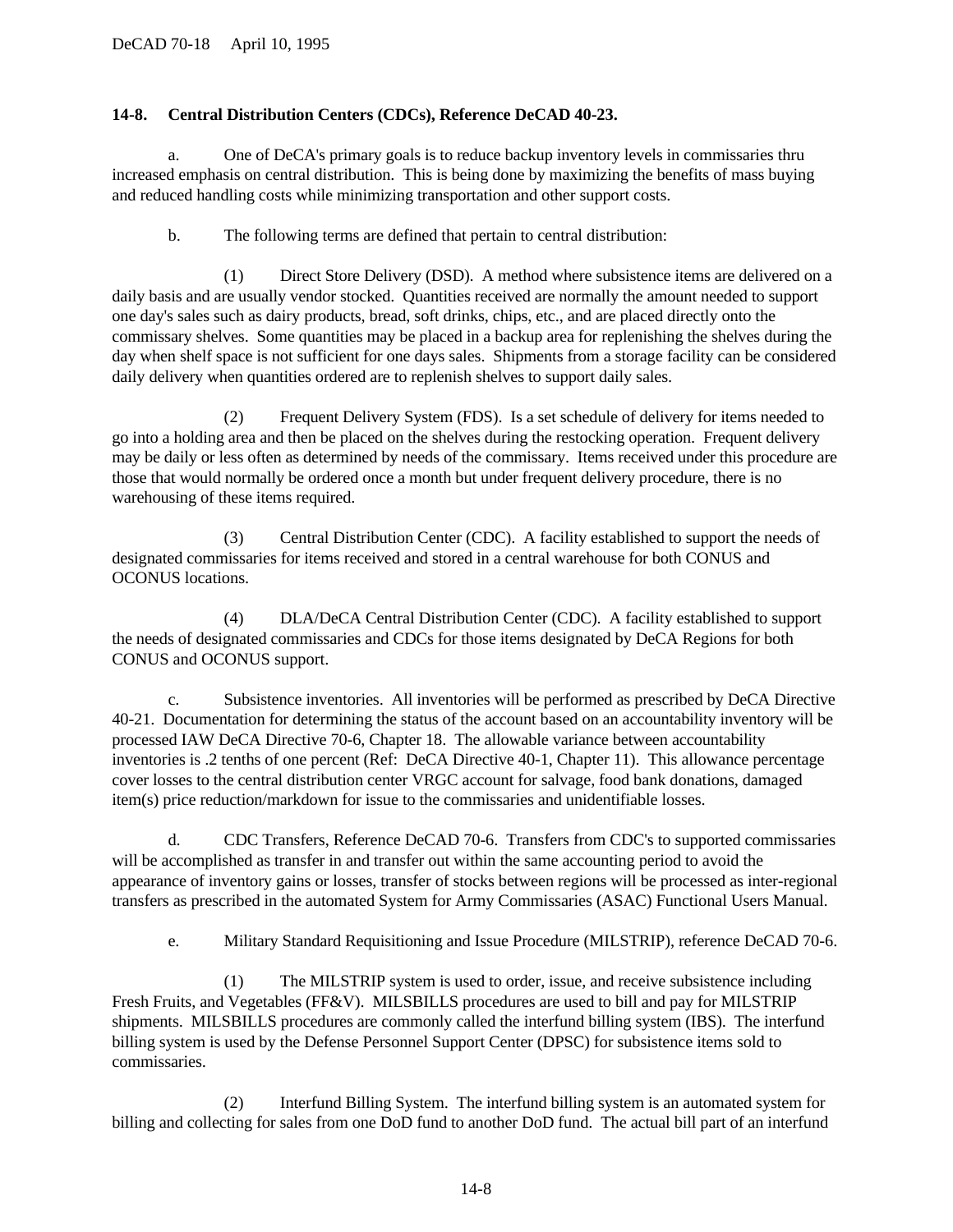**14-8. Central Distribution Centers (CDCs), Reference DeCAD 40-23.**

a. One of DeCA's primary goals is to reduce backup inventory levels in commissaries thru increased emphasis on central distribution. This is being done by maximizing the benefits of mass buying and reduced handling costs while minimizing transportation and other support costs.

b. The following terms are defined that pertain to central distribution:

(1) Direct Store Delivery (DSD). A method where subsistence items are delivered on a daily basis and are usually vendor stocked. Quantities received are normally the amount needed to support one day's sales such as dairy products, bread, soft drinks, chips, etc., and are placed directly onto the commissary shelves. Some quantities may be placed in a backup area for replenishing the shelves during the day when shelf space is not sufficient for one days sales. Shipments from a storage facility can be considered daily delivery when quantities ordered are to replenish shelves to support daily sales.

(2) Frequent Delivery System (FDS). Is a set schedule of delivery for items needed to go into a holding area and then be placed on the shelves during the restocking operation. Frequent delivery may be daily or less often as determined by needs of the commissary. Items received under this procedure are those that would normally be ordered once a month but under frequent delivery procedure, there is no warehousing of these items required.

(3) Central Distribution Center (CDC). A facility established to support the needs of designated commissaries for items received and stored in a central warehouse for both CONUS and OCONUS locations.

(4) DLA/DeCA Central Distribution Center (CDC). A facility established to support the needs of designated commissaries and CDCs for those items designated by DeCA Regions for both CONUS and OCONUS support.

c. Subsistence inventories. All inventories will be performed as prescribed by DeCA Directive 40-21. Documentation for determining the status of the account based on an accountability inventory will be processed IAW DeCA Directive 70-6, Chapter 18. The allowable variance between accountability inventories is .2 tenths of one percent (Ref: DeCA Directive 40-1, Chapter 11). This allowance percentage cover losses to the central distribution center VRGC account for salvage, food bank donations, damaged item(s) price reduction/markdown for issue to the commissaries and unidentifiable losses.

d. CDC Transfers, Reference DeCAD 70-6. Transfers from CDC's to supported commissaries will be accomplished as transfer in and transfer out within the same accounting period to avoid the appearance of inventory gains or losses, transfer of stocks between regions will be processed as inter-regional transfers as prescribed in the automated System for Army Commissaries (ASAC) Functional Users Manual.

e. Military Standard Requisitioning and Issue Procedure (MILSTRIP), reference DeCAD 70-6.

(1) The MILSTRIP system is used to order, issue, and receive subsistence including Fresh Fruits, and Vegetables (FF&V). MILSBILLS procedures are used to bill and pay for MILSTRIP shipments. MILSBILLS procedures are commonly called the interfund billing system (IBS). The interfund billing system is used by the Defense Personnel Support Center (DPSC) for subsistence items sold to commissaries.

(2) Interfund Billing System. The interfund billing system is an automated system for billing and collecting for sales from one DoD fund to another DoD fund. The actual bill part of an interfund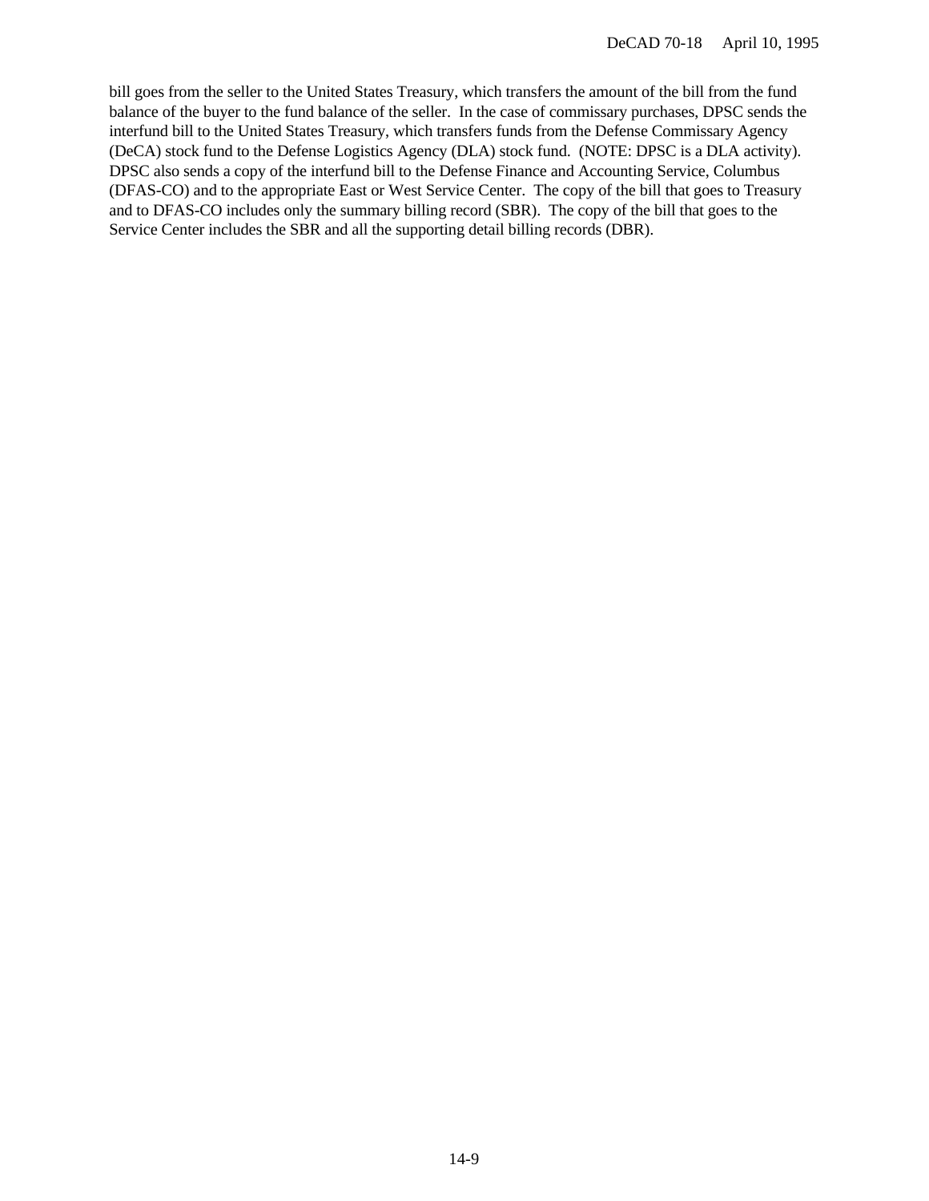bill goes from the seller to the United States Treasury, which transfers the amount of the bill from the fund balance of the buyer to the fund balance of the seller. In the case of commissary purchases, DPSC sends the interfund bill to the United States Treasury, which transfers funds from the Defense Commissary Agency (DeCA) stock fund to the Defense Logistics Agency (DLA) stock fund. (NOTE: DPSC is a DLA activity). DPSC also sends a copy of the interfund bill to the Defense Finance and Accounting Service, Columbus (DFAS-CO) and to the appropriate East or West Service Center. The copy of the bill that goes to Treasury and to DFAS-CO includes only the summary billing record (SBR). The copy of the bill that goes to the Service Center includes the SBR and all the supporting detail billing records (DBR).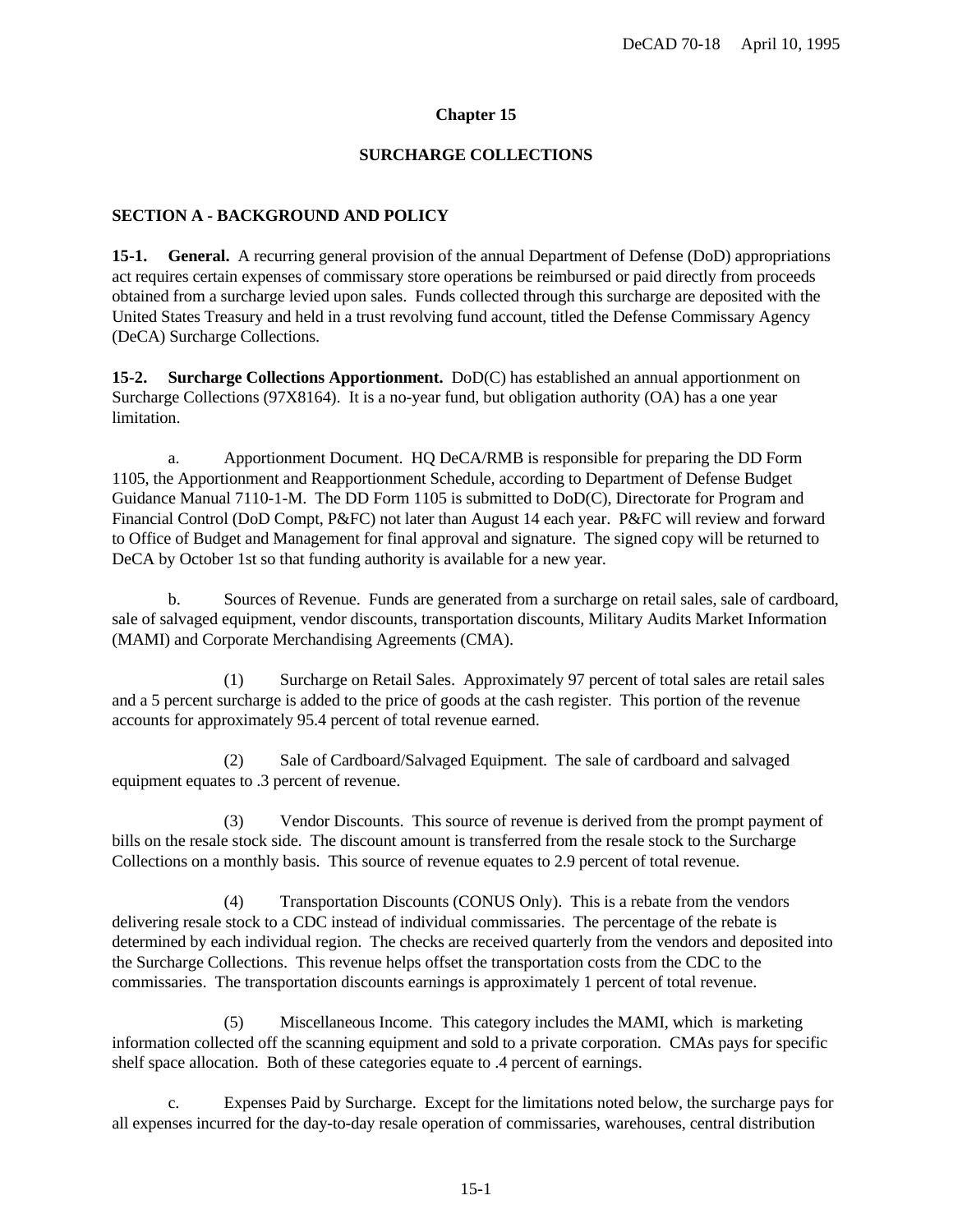# Chapter 15

## SURCHARGE COLLECTIONS

### SECTION A - BACKGROUND AND POLICY

**15-1. General.** A recurring general provision of the annual Department of Defense (DoD) appropriations act requires certain expenses of commissary store operations be reimbursed or paid directly from proceeds obtained from a surcharge levied upon sales. Funds collected through this surcharge are deposited with the United States Treasury and held in a trust revolving fund account, titled the Defense Commissary Agency (DeCA) Surcharge Collections.

**15-2. Surcharge Collections Apportionment.** DoD(C) has established an annual apportionment on Surcharge Collections (97X8164). It is a no-year fund, but obligation authority (OA) has a one year limitation.

a. Apportionment Document. HQ DeCA/RMB is responsible for preparing the DD Form 1105, the Apportionment and Reapportionment Schedule, according to Department of Defense Budget Guidance Manual 7110-1-M. The DD Form 1105 is submitted to DoD(C), Directorate for Program and Financial Control (DoD Compt, P&FC) not later than August 14 each year. P&FC will review and forward to Office of Budget and Management for final approval and signature. The signed copy will be returned to DeCA by October 1st so that funding authority is available for a new year.

b. Sources of Revenue. Funds are generated from a surcharge on retail sales, sale of cardboard, sale of salvaged equipment, vendor discounts, transportation discounts, Military Audits Market Information (MAMI) and Corporate Merchandising Agreements (CMA).

(1) Surcharge on Retail Sales. Approximately 97 percent of total sales are retail sales and a 5 percent surcharge is added to the price of goods at the cash register. This portion of the revenue accounts for approximately 95.4 percent of total revenue earned.

(2) Sale of Cardboard/Salvaged Equipment. The sale of cardboard and salvaged equipment equates to .3 percent of revenue.

(3) Vendor Discounts. This source of revenue is derived from the prompt payment of bills on the resale stock side. The discount amount is transferred from the resale stock to the Surcharge Collections on a monthly basis. This source of revenue equates to 2.9 percent of total revenue.

(4) Transportation Discounts (CONUS Only). This is a rebate from the vendors delivering resale stock to a CDC instead of individual commissaries. The percentage of the rebate is determined by each individual region. The checks are received quarterly from the vendors and deposited into the Surcharge Collections. This revenue helps offset the transportation costs from the CDC to the commissaries. The transportation discounts earnings is approximately 1 percent of total revenue.

(5) Miscellaneous Income. This category includes the MAMI, which is marketing information collected off the scanning equipment and sold to a private corporation. CMAs pays for specific shelf space allocation. Both of these categories equate to .4 percent of earnings.

c. Expenses Paid by Surcharge. Except for the limitations noted below, the surcharge pays for all expenses incurred for the day-to-day resale operation of commissaries, warehouses, central distribution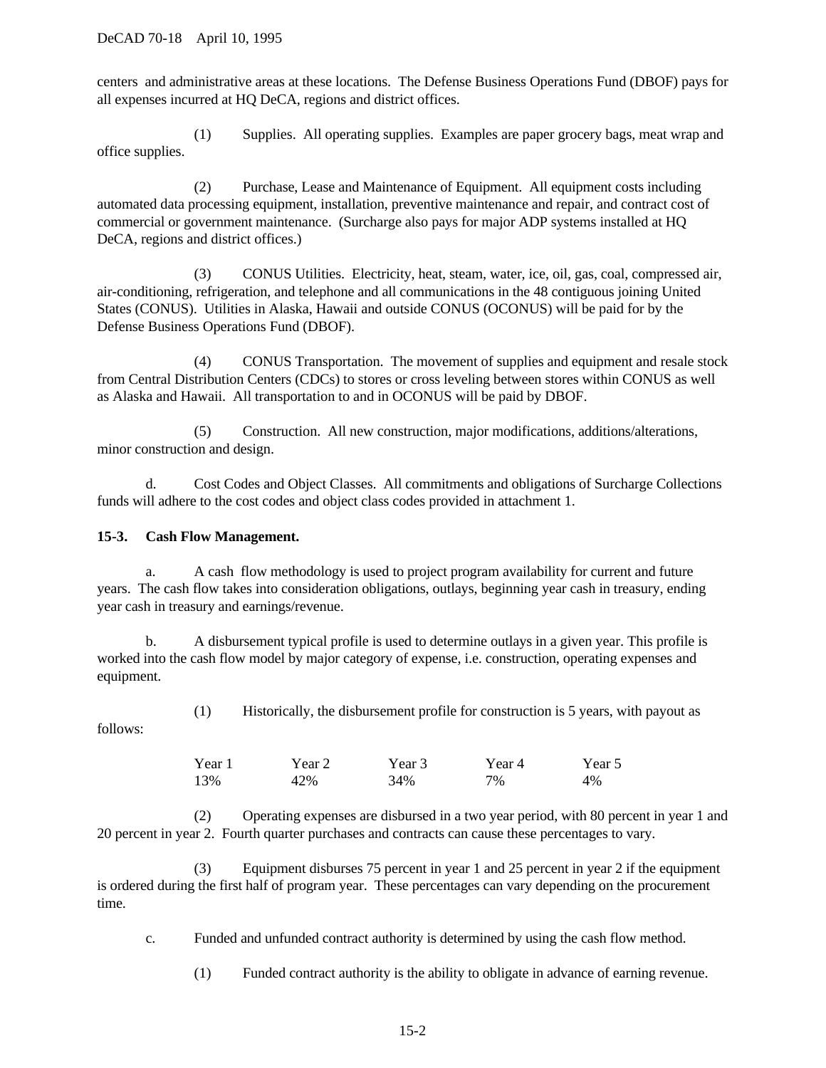centers and administrative areas at these locations. The Defense Business Operations Fund (DBOF) pays for all expenses incurred at HQ DeCA, regions and district offices.

(1) Supplies. All operating supplies. Examples are paper grocery bags, meat wrap and office supplies.

(2) Purchase, Lease and Maintenance of Equipment. All equipment costs including automated data processing equipment, installation, preventive maintenance and repair, and contract cost of commercial or government maintenance. (Surcharge also pays for major ADP systems installed at HQ DeCA, regions and district offices.)

(3) CONUS Utilities. Electricity, heat, steam, water, ice, oil, gas, coal, compressed air, air-conditioning, refrigeration, and telephone and all communications in the 48 contiguous joining United States (CONUS). Utilities in Alaska, Hawaii and outside CONUS (OCONUS) will be paid for by the Defense Business Operations Fund (DBOF).

(4) CONUS Transportation. The movement of supplies and equipment and resale stock from Central Distribution Centers (CDCs) to stores or cross leveling between stores within CONUS as well as Alaska and Hawaii. All transportation to and in OCONUS will be paid by DBOF.

(5) Construction. All new construction, major modifications, additions/alterations, minor construction and design.

d. Cost Codes and Object Classes. All commitments and obligations of Surcharge Collections funds will adhere to the cost codes and object class codes provided in attachment 1.

**15-3. Cash Flow Management.**

a. A cash flow methodology is used to project program availability for current and future years. The cash flow takes into consideration obligations, outlays, beginning year cash in treasury, ending year cash in treasury and earnings/revenue.

b. A disbursement typical profile is used to determine outlays in a given year. This profile is worked into the cash flow model by major category of expense, i.e. construction, operating expenses and equipment.

(1) Historically, the disbursement profile for construction is 5 years, with payout as follows:

| Year 1 | Year 2 | Year 3 | Year 4 | Year 5 |
|---|---|---|---|---|
| 13% | 42% | 34% | 7% | 4% |

(2) Operating expenses are disbursed in a two year period, with 80 percent in year 1 and 20 percent in year 2. Fourth quarter purchases and contracts can cause these percentages to vary.

(3) Equipment disburses 75 percent in year 1 and 25 percent in year 2 if the equipment is ordered during the first half of program year. These percentages can vary depending on the procurement time.

c. Funded and unfunded contract authority is determined by using the cash flow method.

(1) Funded contract authority is the ability to obligate in advance of earning revenue.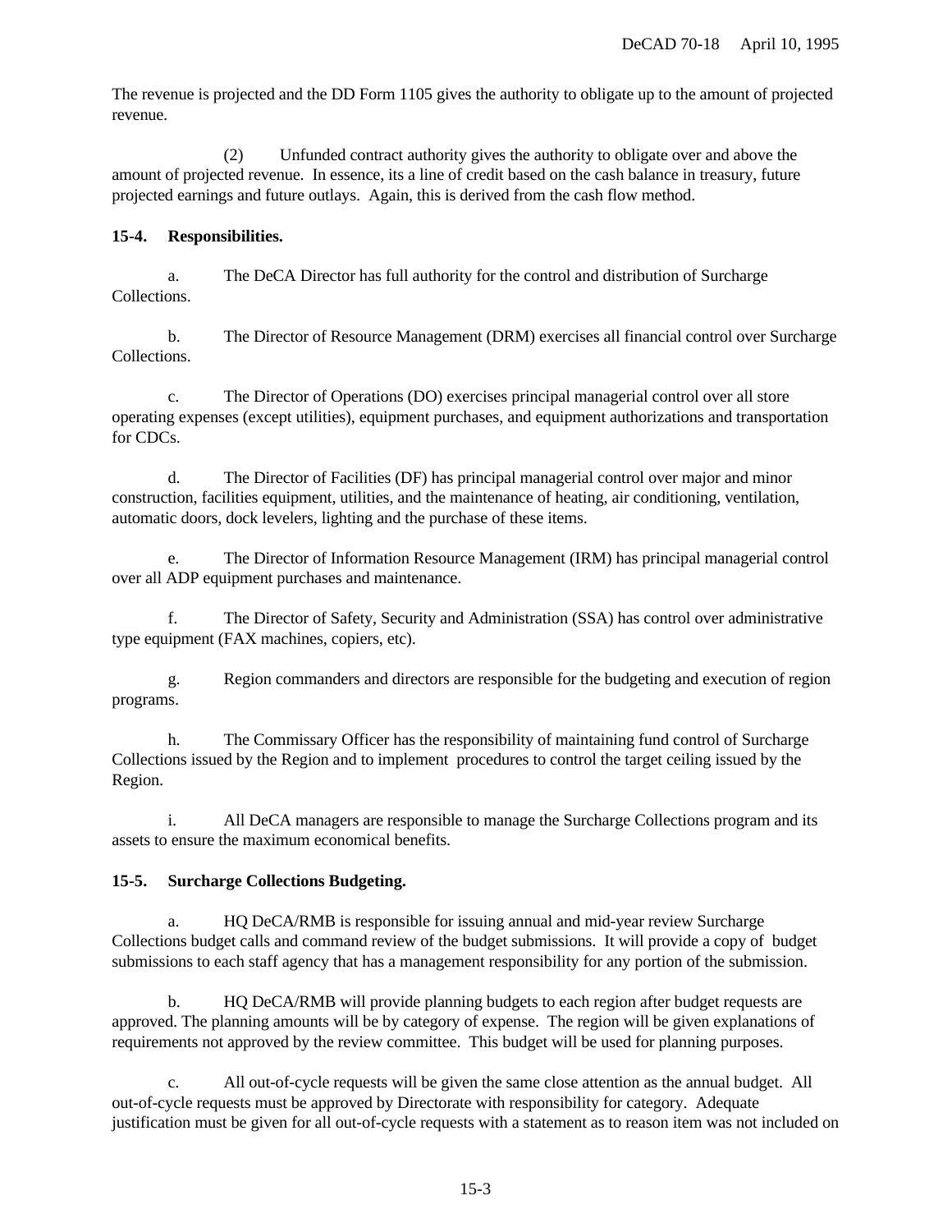The revenue is projected and the DD Form 1105 gives the authority to obligate up to the amount of projected revenue.

(2) Unfunded contract authority gives the authority to obligate over and above the amount of projected revenue. In essence, its a line of credit based on the cash balance in treasury, future projected earnings and future outlays. Again, this is derived from the cash flow method.

**15-4. Responsibilities.**

a. The DeCA Director has full authority for the control and distribution of Surcharge Collections.

b. The Director of Resource Management (DRM) exercises all financial control over Surcharge Collections.

c. The Director of Operations (DO) exercises principal managerial control over all store operating expenses (except utilities), equipment purchases, and equipment authorizations and transportation for CDCs.

d. The Director of Facilities (DF) has principal managerial control over major and minor construction, facilities equipment, utilities, and the maintenance of heating, air conditioning, ventilation, automatic doors, dock levelers, lighting and the purchase of these items.

e. The Director of Information Resource Management (IRM) has principal managerial control over all ADP equipment purchases and maintenance.

f. The Director of Safety, Security and Administration (SSA) has control over administrative type equipment (FAX machines, copiers, etc).

g. Region commanders and directors are responsible for the budgeting and execution of region programs.

h. The Commissary Officer has the responsibility of maintaining fund control of Surcharge Collections issued by the Region and to implement procedures to control the target ceiling issued by the Region.

i. All DeCA managers are responsible to manage the Surcharge Collections program and its assets to ensure the maximum economical benefits.

**15-5. Surcharge Collections Budgeting.**

a. HQ DeCA/RMB is responsible for issuing annual and mid-year review Surcharge Collections budget calls and command review of the budget submissions. It will provide a copy of budget submissions to each staff agency that has a management responsibility for any portion of the submission.

b. HQ DeCA/RMB will provide planning budgets to each region after budget requests are approved. The planning amounts will be by category of expense. The region will be given explanations of requirements not approved by the review committee. This budget will be used for planning purposes.

c. All out-of-cycle requests will be given the same close attention as the annual budget. All out-of-cycle requests must be approved by Directorate with responsibility for category. Adequate justification must be given for all out-of-cycle requests with a statement as to reason item was not included on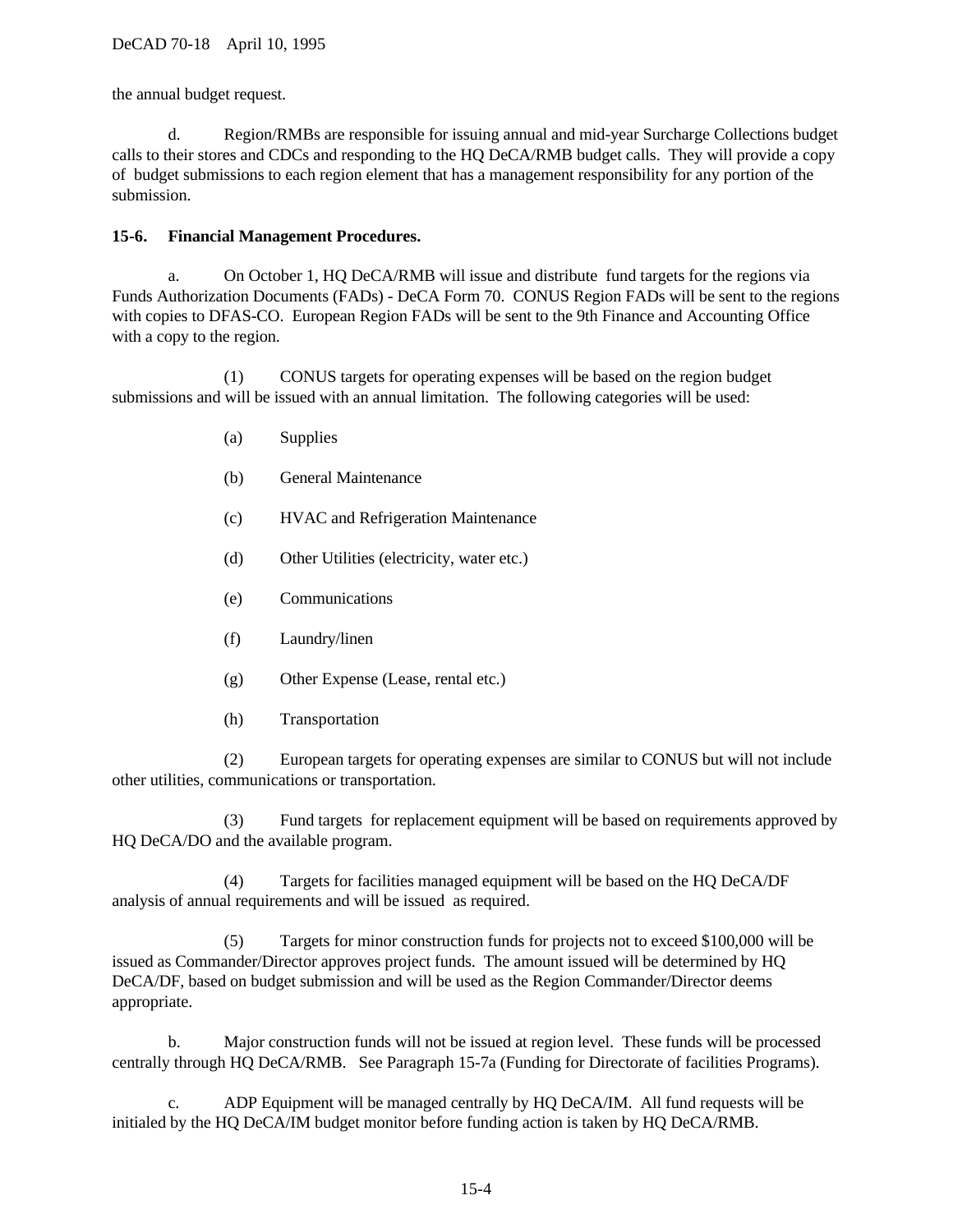the annual budget request.

d. Region/RMBs are responsible for issuing annual and mid-year Surcharge Collections budget calls to their stores and CDCs and responding to the HQ DeCA/RMB budget calls. They will provide a copy of budget submissions to each region element that has a management responsibility for any portion of the submission.

**15-6. Financial Management Procedures.**

a. On October 1, HQ DeCA/RMB will issue and distribute fund targets for the regions via Funds Authorization Documents (FADs) - DeCA Form 70. CONUS Region FADs will be sent to the regions with copies to DFAS-CO. European Region FADs will be sent to the 9th Finance and Accounting Office with a copy to the region.

(1) CONUS targets for operating expenses will be based on the region budget submissions and will be issued with an annual limitation. The following categories will be used:

(a) Supplies

(b) General Maintenance

(c) HVAC and Refrigeration Maintenance

(d) Other Utilities (electricity, water etc.)

(e) Communications

(f) Laundry/linen

(g) Other Expense (Lease, rental etc.)

(h) Transportation

(2) European targets for operating expenses are similar to CONUS but will not include other utilities, communications or transportation.

(3) Fund targets for replacement equipment will be based on requirements approved by HQ DeCA/DO and the available program.

(4) Targets for facilities managed equipment will be based on the HQ DeCA/DF analysis of annual requirements and will be issued as required.

(5) Targets for minor construction funds for projects not to exceed $100,000 will be issued as Commander/Director approves project funds. The amount issued will be determined by HQ DeCA/DF, based on budget submission and will be used as the Region Commander/Director deems appropriate.

b. Major construction funds will not be issued at region level. These funds will be processed centrally through HQ DeCA/RMB. See Paragraph 15-7a (Funding for Directorate of facilities Programs).

c. ADP Equipment will be managed centrally by HQ DeCA/IM. All fund requests will be initialed by the HQ DeCA/IM budget monitor before funding action is taken by HQ DeCA/RMB.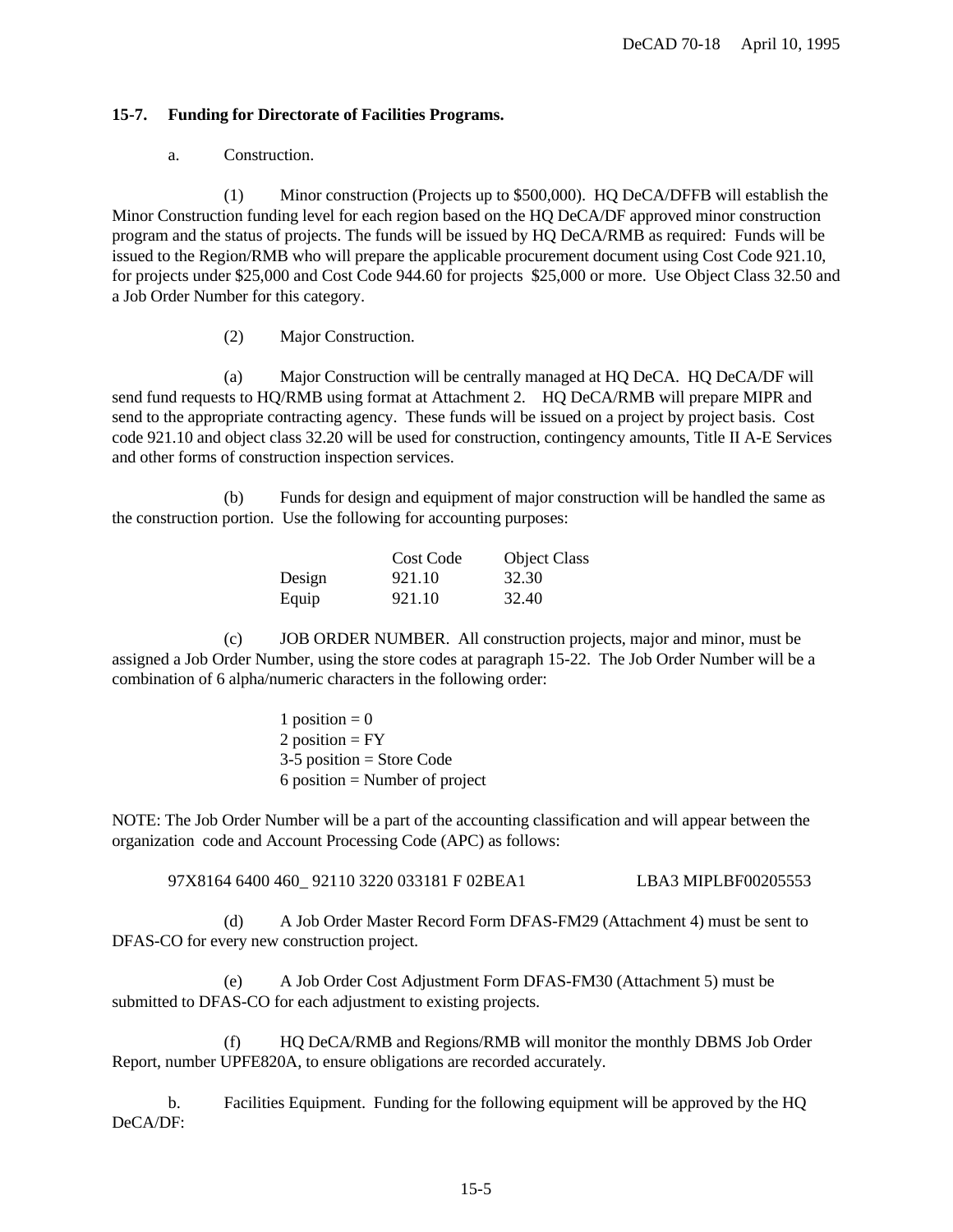**15-7. Funding for Directorate of Facilities Programs.**

a. Construction.

(1) Minor construction (Projects up to $500,000). HQ DeCA/DFFB will establish the Minor Construction funding level for each region based on the HQ DeCA/DF approved minor construction program and the status of projects. The funds will be issued by HQ DeCA/RMB as required: Funds will be issued to the Region/RMB who will prepare the applicable procurement document using Cost Code 921.10, for projects under $25,000 and Cost Code 944.60 for projects $25,000 or more. Use Object Class 32.50 and a Job Order Number for this category.

(2) Major Construction.

(a) Major Construction will be centrally managed at HQ DeCA. HQ DeCA/DF will send fund requests to HQ/RMB using format at Attachment 2. HQ DeCA/RMB will prepare MIPR and send to the appropriate contracting agency. These funds will be issued on a project by project basis. Cost code 921.10 and object class 32.20 will be used for construction, contingency amounts, Title II A-E Services and other forms of construction inspection services.

(b) Funds for design and equipment of major construction will be handled the same as the construction portion. Use the following for accounting purposes:

| | Cost Code | Object Class |
|---|---|---|
| Design | 921.10 | 32.30 |
| Equip | 921.10 | 32.40 |

(c) JOB ORDER NUMBER. All construction projects, major and minor, must be assigned a Job Order Number, using the store codes at paragraph 15-22. The Job Order Number will be a combination of 6 alpha/numeric characters in the following order:

1 position = 0  
2 position = FY  
3-5 position = Store Code  
6 position = Number of project

NOTE: The Job Order Number will be a part of the accounting classification and will appear between the organization code and Account Processing Code (APC) as follows:

97X8164 6400 460_ 92110 3220 033181 F 02BEA1 LBA3 MIPLBF00205553

(d) A Job Order Master Record Form DFAS-FM29 (Attachment 4) must be sent to DFAS-CO for every new construction project.

(e) A Job Order Cost Adjustment Form DFAS-FM30 (Attachment 5) must be submitted to DFAS-CO for each adjustment to existing projects.

(f) HQ DeCA/RMB and Regions/RMB will monitor the monthly DBMS Job Order Report, number UPFE820A, to ensure obligations are recorded accurately.

b. Facilities Equipment. Funding for the following equipment will be approved by the HQ DeCA/DF: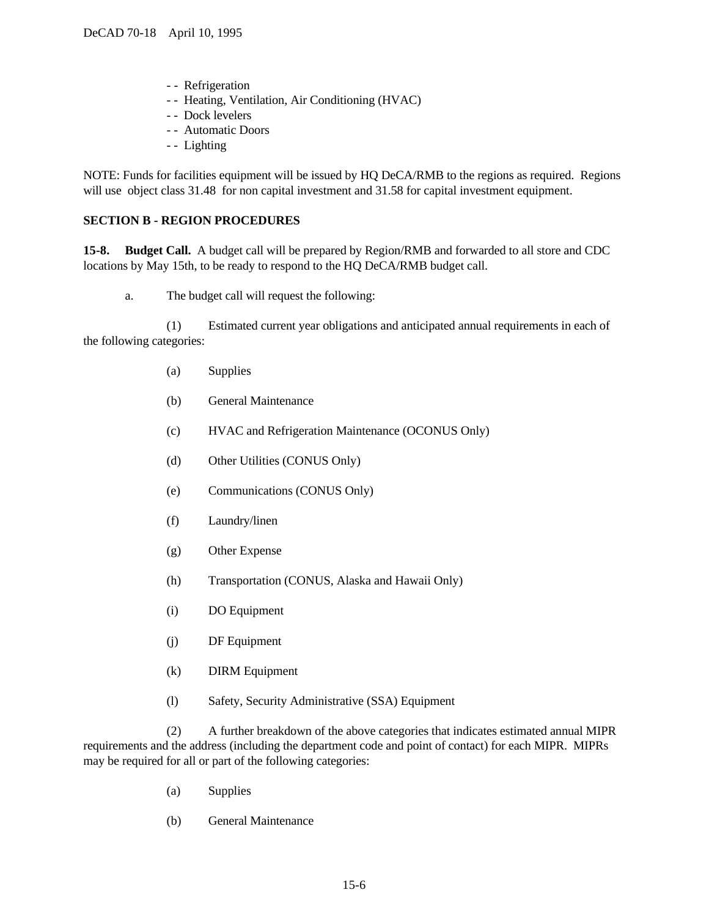- - Refrigeration
- - Heating, Ventilation, Air Conditioning (HVAC)
- - Dock levelers
- - Automatic Doors
- - Lighting

NOTE: Funds for facilities equipment will be issued by HQ DeCA/RMB to the regions as required. Regions will use object class 31.48 for non capital investment and 31.58 for capital investment equipment.

## SECTION B - REGION PROCEDURES

**15-8. Budget Call.** A budget call will be prepared by Region/RMB and forwarded to all store and CDC locations by May 15th, to be ready to respond to the HQ DeCA/RMB budget call.

a. The budget call will request the following:

(1) Estimated current year obligations and anticipated annual requirements in each of the following categories:

(a) Supplies

(b) General Maintenance

(c) HVAC and Refrigeration Maintenance (OCONUS Only)

(d) Other Utilities (CONUS Only)

(e) Communications (CONUS Only)

(f) Laundry/linen

(g) Other Expense

(h) Transportation (CONUS, Alaska and Hawaii Only)

(i) DO Equipment

(j) DF Equipment

(k) DIRM Equipment

(l) Safety, Security Administrative (SSA) Equipment

(2) A further breakdown of the above categories that indicates estimated annual MIPR requirements and the address (including the department code and point of contact) for each MIPR. MIPRs may be required for all or part of the following categories:

(a) Supplies

(b) General Maintenance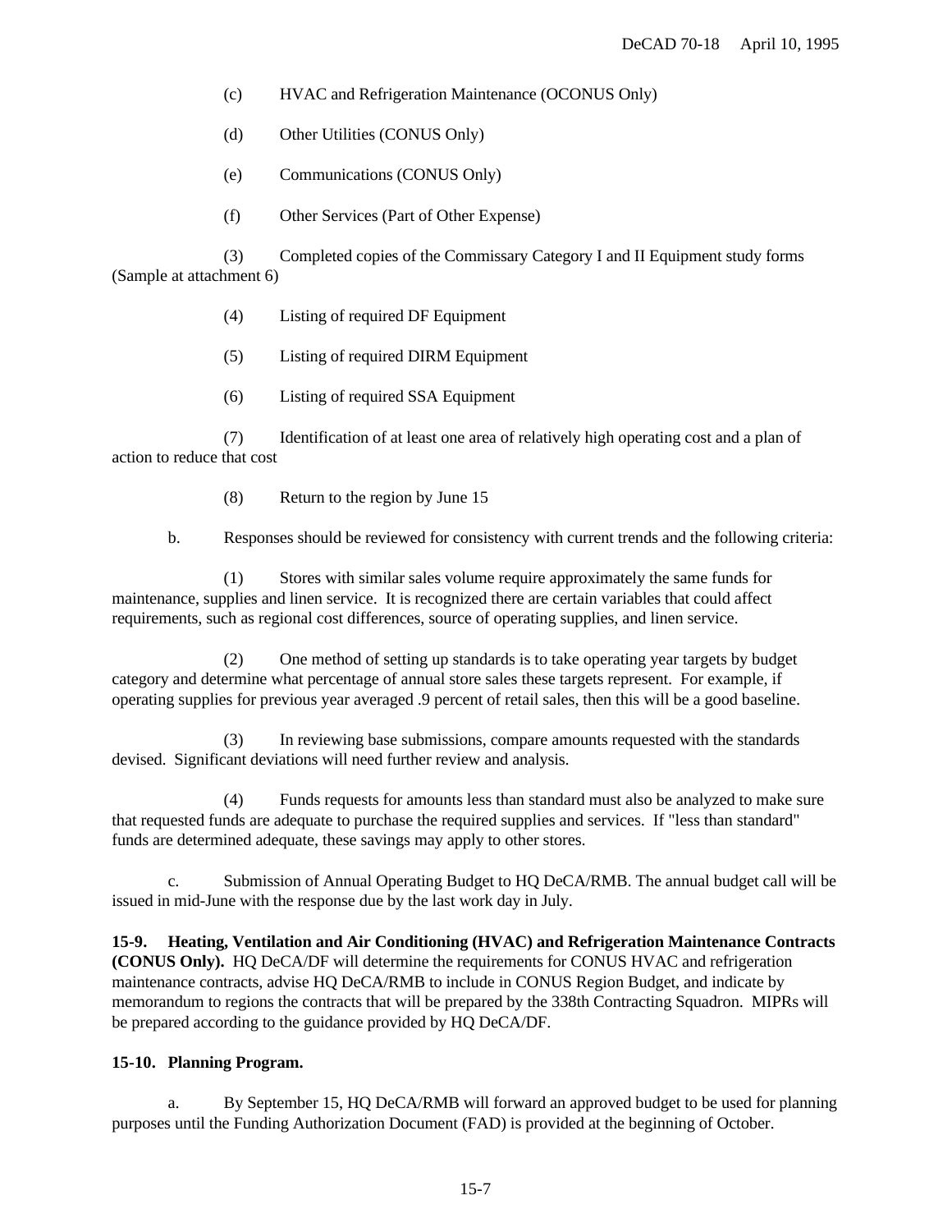(c) HVAC and Refrigeration Maintenance (OCONUS Only)

(d) Other Utilities (CONUS Only)

(e) Communications (CONUS Only)

(f) Other Services (Part of Other Expense)

(3) Completed copies of the Commissary Category I and II Equipment study forms (Sample at attachment 6)

(4) Listing of required DF Equipment

(5) Listing of required DIRM Equipment

(6) Listing of required SSA Equipment

(7) Identification of at least one area of relatively high operating cost and a plan of action to reduce that cost

(8) Return to the region by June 15

b. Responses should be reviewed for consistency with current trends and the following criteria:

(1) Stores with similar sales volume require approximately the same funds for maintenance, supplies and linen service. It is recognized there are certain variables that could affect requirements, such as regional cost differences, source of operating supplies, and linen service.

(2) One method of setting up standards is to take operating year targets by budget category and determine what percentage of annual store sales these targets represent. For example, if operating supplies for previous year averaged .9 percent of retail sales, then this will be a good baseline.

(3) In reviewing base submissions, compare amounts requested with the standards devised. Significant deviations will need further review and analysis.

(4) Funds requests for amounts less than standard must also be analyzed to make sure that requested funds are adequate to purchase the required supplies and services. If "less than standard" funds are determined adequate, these savings may apply to other stores.

c. Submission of Annual Operating Budget to HQ DeCA/RMB. The annual budget call will be issued in mid-June with the response due by the last work day in July.

**15-9. Heating, Ventilation and Air Conditioning (HVAC) and Refrigeration Maintenance Contracts (CONUS Only).** HQ DeCA/DF will determine the requirements for CONUS HVAC and refrigeration maintenance contracts, advise HQ DeCA/RMB to include in CONUS Region Budget, and indicate by memorandum to regions the contracts that will be prepared by the 338th Contracting Squadron. MIPRs will be prepared according to the guidance provided by HQ DeCA/DF.

**15-10. Planning Program.**

a. By September 15, HQ DeCA/RMB will forward an approved budget to be used for planning purposes until the Funding Authorization Document (FAD) is provided at the beginning of October.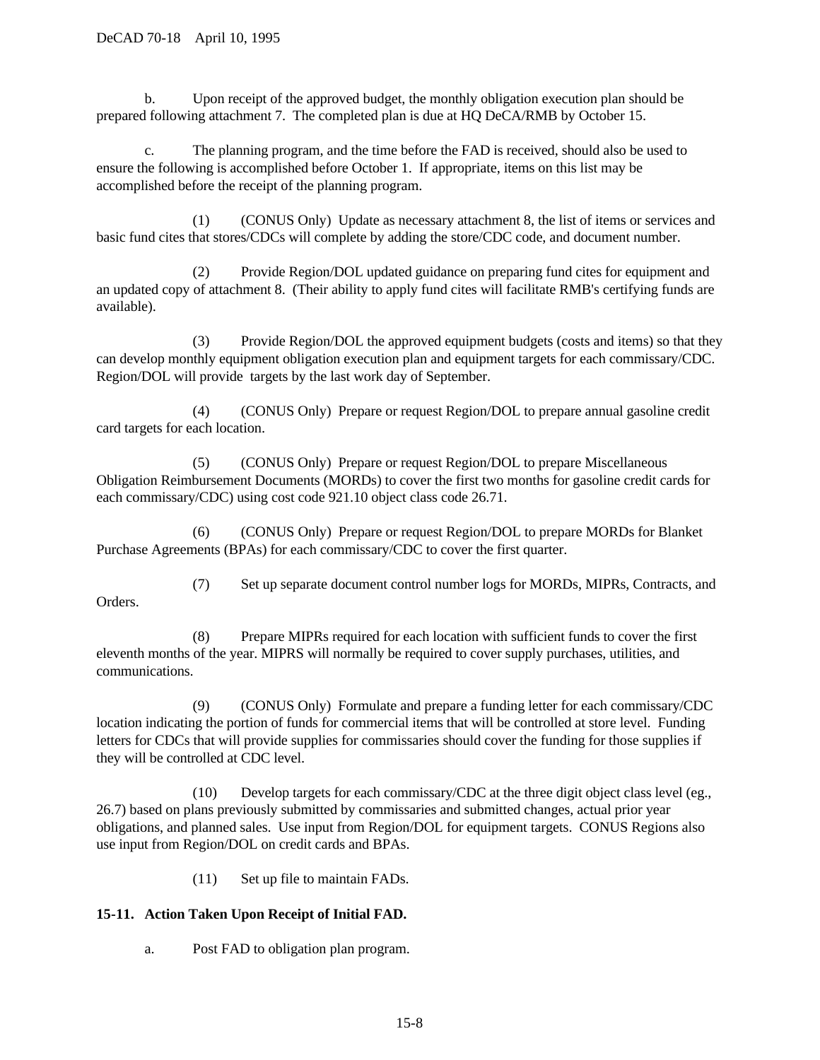b. Upon receipt of the approved budget, the monthly obligation execution plan should be prepared following attachment 7. The completed plan is due at HQ DeCA/RMB by October 15.

c. The planning program, and the time before the FAD is received, should also be used to ensure the following is accomplished before October 1. If appropriate, items on this list may be accomplished before the receipt of the planning program.

(1) (CONUS Only) Update as necessary attachment 8, the list of items or services and basic fund cites that stores/CDCs will complete by adding the store/CDC code, and document number.

(2) Provide Region/DOL updated guidance on preparing fund cites for equipment and an updated copy of attachment 8. (Their ability to apply fund cites will facilitate RMB's certifying funds are available).

(3) Provide Region/DOL the approved equipment budgets (costs and items) so that they can develop monthly equipment obligation execution plan and equipment targets for each commissary/CDC. Region/DOL will provide targets by the last work day of September.

(4) (CONUS Only) Prepare or request Region/DOL to prepare annual gasoline credit card targets for each location.

(5) (CONUS Only) Prepare or request Region/DOL to prepare Miscellaneous Obligation Reimbursement Documents (MORDs) to cover the first two months for gasoline credit cards for each commissary/CDC) using cost code 921.10 object class code 26.71.

(6) (CONUS Only) Prepare or request Region/DOL to prepare MORDs for Blanket Purchase Agreements (BPAs) for each commissary/CDC to cover the first quarter.

(7) Set up separate document control number logs for MORDs, MIPRs, Contracts, and Orders.

(8) Prepare MIPRs required for each location with sufficient funds to cover the first eleventh months of the year. MIPRS will normally be required to cover supply purchases, utilities, and communications.

(9) (CONUS Only) Formulate and prepare a funding letter for each commissary/CDC location indicating the portion of funds for commercial items that will be controlled at store level. Funding letters for CDCs that will provide supplies for commissaries should cover the funding for those supplies if they will be controlled at CDC level.

(10) Develop targets for each commissary/CDC at the three digit object class level (eg., 26.7) based on plans previously submitted by commissaries and submitted changes, actual prior year obligations, and planned sales. Use input from Region/DOL for equipment targets. CONUS Regions also use input from Region/DOL on credit cards and BPAs.

(11) Set up file to maintain FADs.

**15-11. Action Taken Upon Receipt of Initial FAD.**

a. Post FAD to obligation plan program.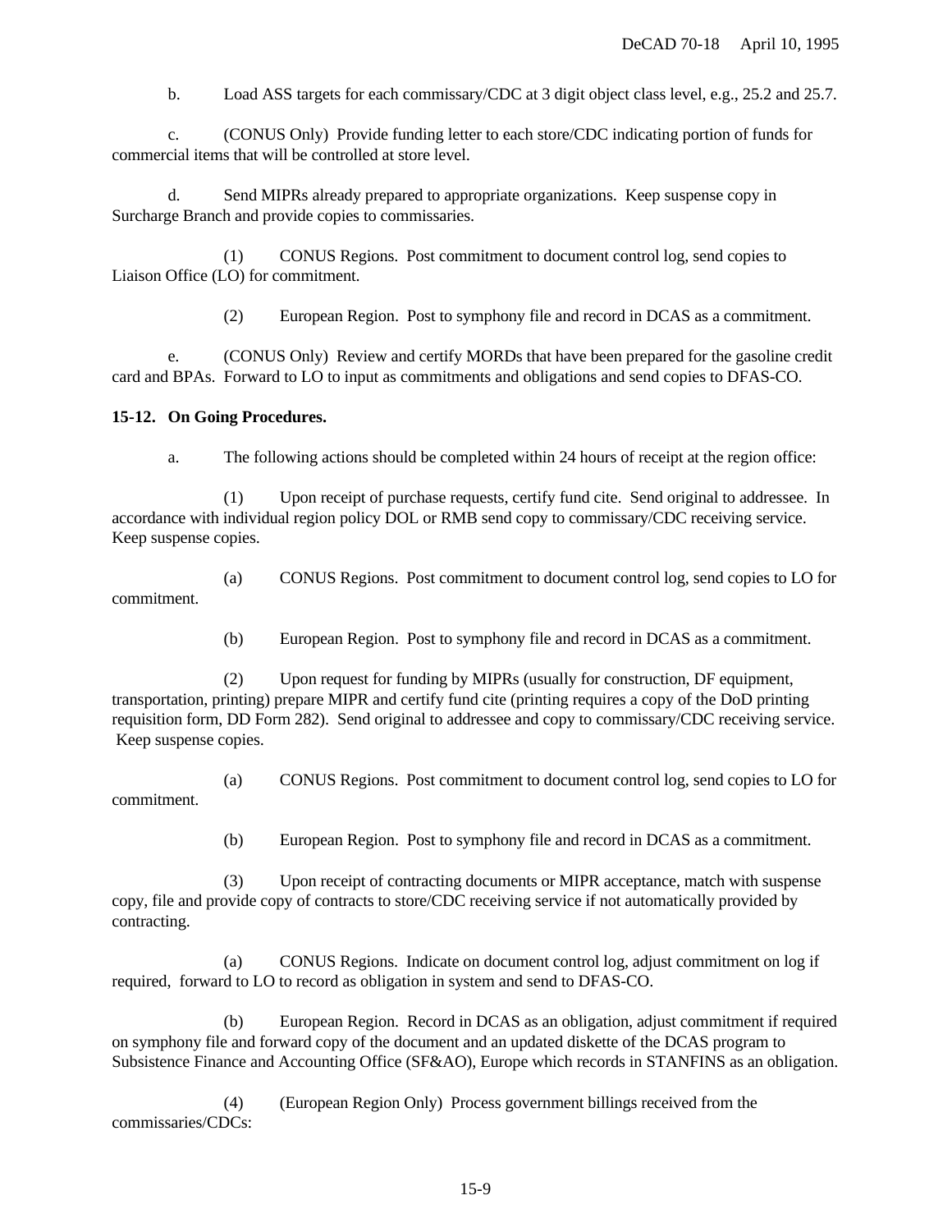b. Load ASS targets for each commissary/CDC at 3 digit object class level, e.g., 25.2 and 25.7.

c. (CONUS Only) Provide funding letter to each store/CDC indicating portion of funds for commercial items that will be controlled at store level.

d. Send MIPRs already prepared to appropriate organizations. Keep suspense copy in Surcharge Branch and provide copies to commissaries.

(1) CONUS Regions. Post commitment to document control log, send copies to Liaison Office (LO) for commitment.

(2) European Region. Post to symphony file and record in DCAS as a commitment.

e. (CONUS Only) Review and certify MORDs that have been prepared for the gasoline credit card and BPAs. Forward to LO to input as commitments and obligations and send copies to DFAS-CO.

**15-12. On Going Procedures.**

a. The following actions should be completed within 24 hours of receipt at the region office:

(1) Upon receipt of purchase requests, certify fund cite. Send original to addressee. In accordance with individual region policy DOL or RMB send copy to commissary/CDC receiving service. Keep suspense copies.

(a) CONUS Regions. Post commitment to document control log, send copies to LO for commitment.

(b) European Region. Post to symphony file and record in DCAS as a commitment.

(2) Upon request for funding by MIPRs (usually for construction, DF equipment, transportation, printing) prepare MIPR and certify fund cite (printing requires a copy of the DoD printing requisition form, DD Form 282). Send original to addressee and copy to commissary/CDC receiving service. Keep suspense copies.

(a) CONUS Regions. Post commitment to document control log, send copies to LO for commitment.

(b) European Region. Post to symphony file and record in DCAS as a commitment.

(3) Upon receipt of contracting documents or MIPR acceptance, match with suspense copy, file and provide copy of contracts to store/CDC receiving service if not automatically provided by contracting.

(a) CONUS Regions. Indicate on document control log, adjust commitment on log if required, forward to LO to record as obligation in system and send to DFAS-CO.

(b) European Region. Record in DCAS as an obligation, adjust commitment if required on symphony file and forward copy of the document and an updated diskette of the DCAS program to Subsistence Finance and Accounting Office (SF&AO), Europe which records in STANFINS as an obligation.

(4) (European Region Only) Process government billings received from the commissaries/CDCs: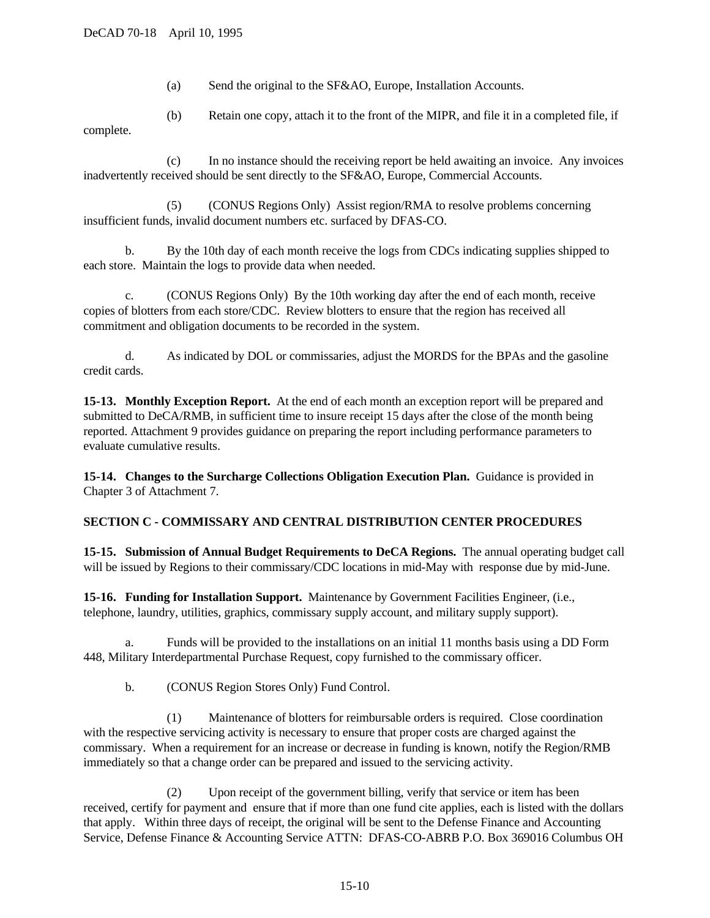(a) Send the original to the SF&AO, Europe, Installation Accounts.

(b) Retain one copy, attach it to the front of the MIPR, and file it in a completed file, if complete.

(c) In no instance should the receiving report be held awaiting an invoice. Any invoices inadvertently received should be sent directly to the SF&AO, Europe, Commercial Accounts.

(5) (CONUS Regions Only) Assist region/RMA to resolve problems concerning insufficient funds, invalid document numbers etc. surfaced by DFAS-CO.

b. By the 10th day of each month receive the logs from CDCs indicating supplies shipped to each store. Maintain the logs to provide data when needed.

c. (CONUS Regions Only) By the 10th working day after the end of each month, receive copies of blotters from each store/CDC. Review blotters to ensure that the region has received all commitment and obligation documents to be recorded in the system.

d. As indicated by DOL or commissaries, adjust the MORDS for the BPAs and the gasoline credit cards.

**15-13. Monthly Exception Report.** At the end of each month an exception report will be prepared and submitted to DeCA/RMB, in sufficient time to insure receipt 15 days after the close of the month being reported. Attachment 9 provides guidance on preparing the report including performance parameters to evaluate cumulative results.

**15-14. Changes to the Surcharge Collections Obligation Execution Plan.** Guidance is provided in Chapter 3 of Attachment 7.

**SECTION C - COMMISSARY AND CENTRAL DISTRIBUTION CENTER PROCEDURES**

**15-15. Submission of Annual Budget Requirements to DeCA Regions.** The annual operating budget call will be issued by Regions to their commissary/CDC locations in mid-May with response due by mid-June.

**15-16. Funding for Installation Support.** Maintenance by Government Facilities Engineer, (i.e., telephone, laundry, utilities, graphics, commissary supply account, and military supply support).

a. Funds will be provided to the installations on an initial 11 months basis using a DD Form 448, Military Interdepartmental Purchase Request, copy furnished to the commissary officer.

b. (CONUS Region Stores Only) Fund Control.

(1) Maintenance of blotters for reimbursable orders is required. Close coordination with the respective servicing activity is necessary to ensure that proper costs are charged against the commissary. When a requirement for an increase or decrease in funding is known, notify the Region/RMB immediately so that a change order can be prepared and issued to the servicing activity.

(2) Upon receipt of the government billing, verify that service or item has been received, certify for payment and ensure that if more than one fund cite applies, each is listed with the dollars that apply. Within three days of receipt, the original will be sent to the Defense Finance and Accounting Service, Defense Finance & Accounting Service ATTN: DFAS-CO-ABRB P.O. Box 369016 Columbus OH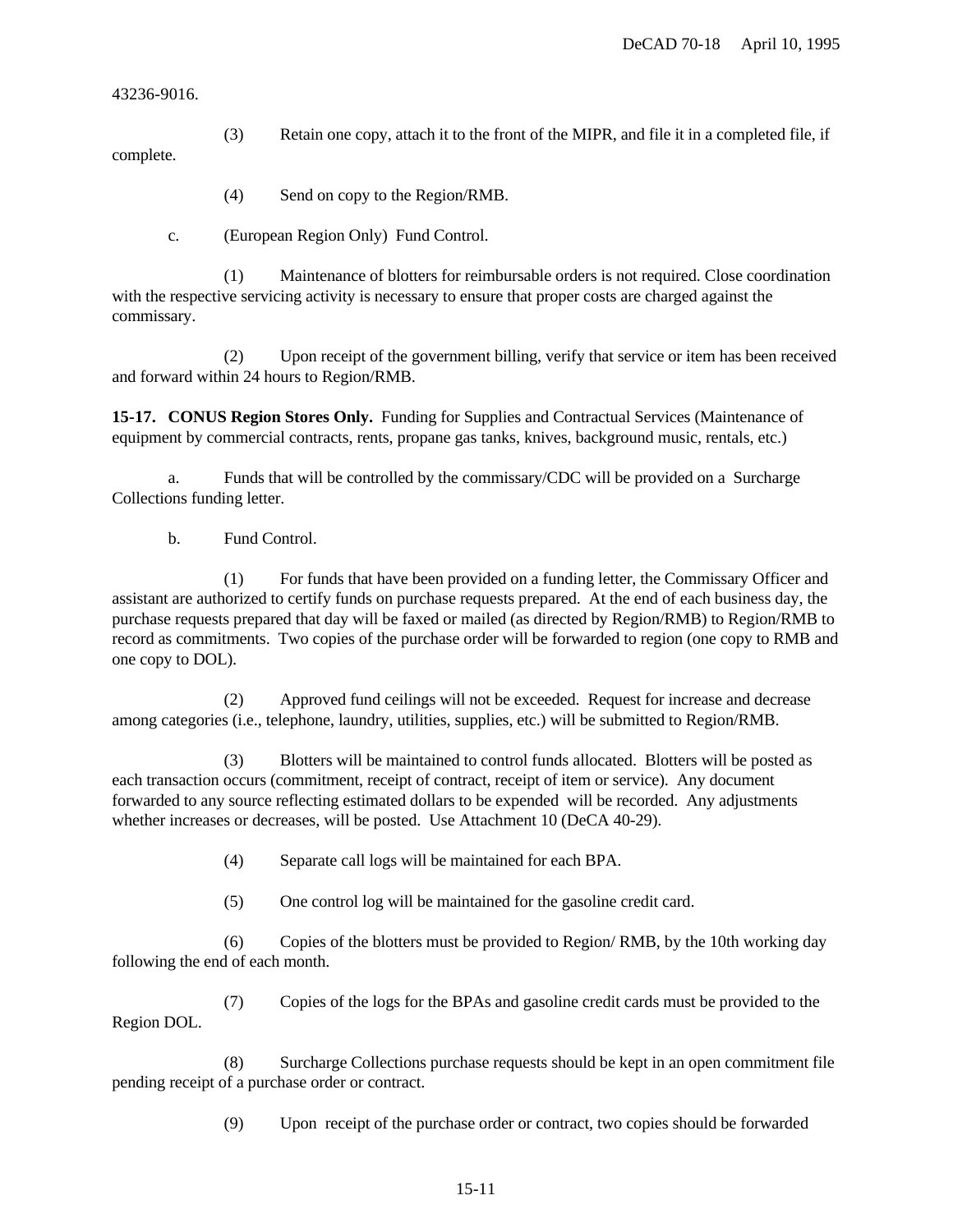43236-9016.

(3) Retain one copy, attach it to the front of the MIPR, and file it in a completed file, if complete.

(4) Send on copy to the Region/RMB.

c. (European Region Only) Fund Control.

(1) Maintenance of blotters for reimbursable orders is not required. Close coordination with the respective servicing activity is necessary to ensure that proper costs are charged against the commissary.

(2) Upon receipt of the government billing, verify that service or item has been received and forward within 24 hours to Region/RMB.

**15-17. CONUS Region Stores Only.** Funding for Supplies and Contractual Services (Maintenance of equipment by commercial contracts, rents, propane gas tanks, knives, background music, rentals, etc.)

a. Funds that will be controlled by the commissary/CDC will be provided on a Surcharge Collections funding letter.

b. Fund Control.

(1) For funds that have been provided on a funding letter, the Commissary Officer and assistant are authorized to certify funds on purchase requests prepared. At the end of each business day, the purchase requests prepared that day will be faxed or mailed (as directed by Region/RMB) to Region/RMB to record as commitments. Two copies of the purchase order will be forwarded to region (one copy to RMB and one copy to DOL).

(2) Approved fund ceilings will not be exceeded. Request for increase and decrease among categories (i.e., telephone, laundry, utilities, supplies, etc.) will be submitted to Region/RMB.

(3) Blotters will be maintained to control funds allocated. Blotters will be posted as each transaction occurs (commitment, receipt of contract, receipt of item or service). Any document forwarded to any source reflecting estimated dollars to be expended will be recorded. Any adjustments whether increases or decreases, will be posted. Use Attachment 10 (DeCA 40-29).

(4) Separate call logs will be maintained for each BPA.

(5) One control log will be maintained for the gasoline credit card.

(6) Copies of the blotters must be provided to Region/ RMB, by the 10th working day following the end of each month.

(7) Copies of the logs for the BPAs and gasoline credit cards must be provided to the Region DOL.

(8) Surcharge Collections purchase requests should be kept in an open commitment file pending receipt of a purchase order or contract.

(9) Upon receipt of the purchase order or contract, two copies should be forwarded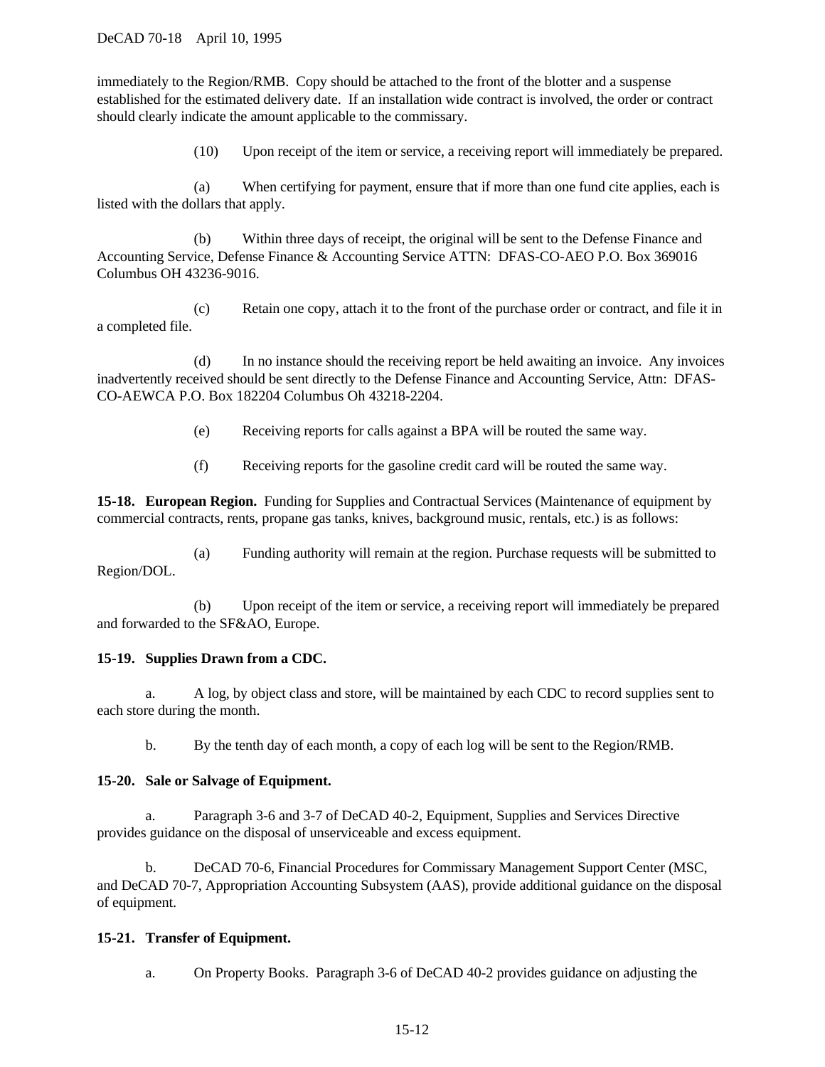immediately to the Region/RMB. Copy should be attached to the front of the blotter and a suspense established for the estimated delivery date. If an installation wide contract is involved, the order or contract should clearly indicate the amount applicable to the commissary.

(10) Upon receipt of the item or service, a receiving report will immediately be prepared.

(a) When certifying for payment, ensure that if more than one fund cite applies, each is listed with the dollars that apply.

(b) Within three days of receipt, the original will be sent to the Defense Finance and Accounting Service, Defense Finance & Accounting Service ATTN: DFAS-CO-AEO P.O. Box 369016 Columbus OH 43236-9016.

(c) Retain one copy, attach it to the front of the purchase order or contract, and file it in a completed file.

(d) In no instance should the receiving report be held awaiting an invoice. Any invoices inadvertently received should be sent directly to the Defense Finance and Accounting Service, Attn: DFAS-CO-AEWCA P.O. Box 182204 Columbus Oh 43218-2204.

(e) Receiving reports for calls against a BPA will be routed the same way.

(f) Receiving reports for the gasoline credit card will be routed the same way.

**15-18. European Region.** Funding for Supplies and Contractual Services (Maintenance of equipment by commercial contracts, rents, propane gas tanks, knives, background music, rentals, etc.) is as follows:

(a) Funding authority will remain at the region. Purchase requests will be submitted to Region/DOL.

(b) Upon receipt of the item or service, a receiving report will immediately be prepared and forwarded to the SF&AO, Europe.

**15-19. Supplies Drawn from a CDC.**

a. A log, by object class and store, will be maintained by each CDC to record supplies sent to each store during the month.

b. By the tenth day of each month, a copy of each log will be sent to the Region/RMB.

**15-20. Sale or Salvage of Equipment.**

a. Paragraph 3-6 and 3-7 of DeCAD 40-2, Equipment, Supplies and Services Directive provides guidance on the disposal of unserviceable and excess equipment.

b. DeCAD 70-6, Financial Procedures for Commissary Management Support Center (MSC, and DeCAD 70-7, Appropriation Accounting Subsystem (AAS), provide additional guidance on the disposal of equipment.

**15-21. Transfer of Equipment.**

a. On Property Books. Paragraph 3-6 of DeCAD 40-2 provides guidance on adjusting the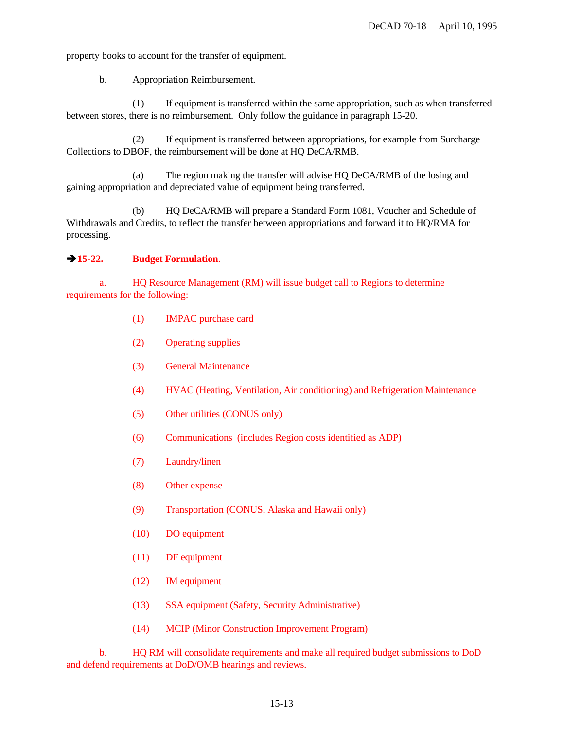property books to account for the transfer of equipment.

b. Appropriation Reimbursement.

(1) If equipment is transferred within the same appropriation, such as when transferred between stores, there is no reimbursement. Only follow the guidance in paragraph 15-20.

(2) If equipment is transferred between appropriations, for example from Surcharge Collections to DBOF, the reimbursement will be done at HQ DeCA/RMB.

(a) The region making the transfer will advise HQ DeCA/RMB of the losing and gaining appropriation and depreciated value of equipment being transferred.

(b) HQ DeCA/RMB will prepare a Standard Form 1081, Voucher and Schedule of Withdrawals and Credits, to reflect the transfer between appropriations and forward it to HQ/RMA for processing.

**➔15-22. Budget Formulation.**

a. HQ Resource Management (RM) will issue budget call to Regions to determine requirements for the following:

(1) IMPAC purchase card

(2) Operating supplies

(3) General Maintenance

(4) HVAC (Heating, Ventilation, Air conditioning) and Refrigeration Maintenance

(5) Other utilities (CONUS only)

(6) Communications (includes Region costs identified as ADP)

(7) Laundry/linen

(8) Other expense

(9) Transportation (CONUS, Alaska and Hawaii only)

(10) DO equipment

(11) DF equipment

(12) IM equipment

(13) SSA equipment (Safety, Security Administrative)

(14) MCIP (Minor Construction Improvement Program)

b. HQ RM will consolidate requirements and make all required budget submissions to DoD and defend requirements at DoD/OMB hearings and reviews.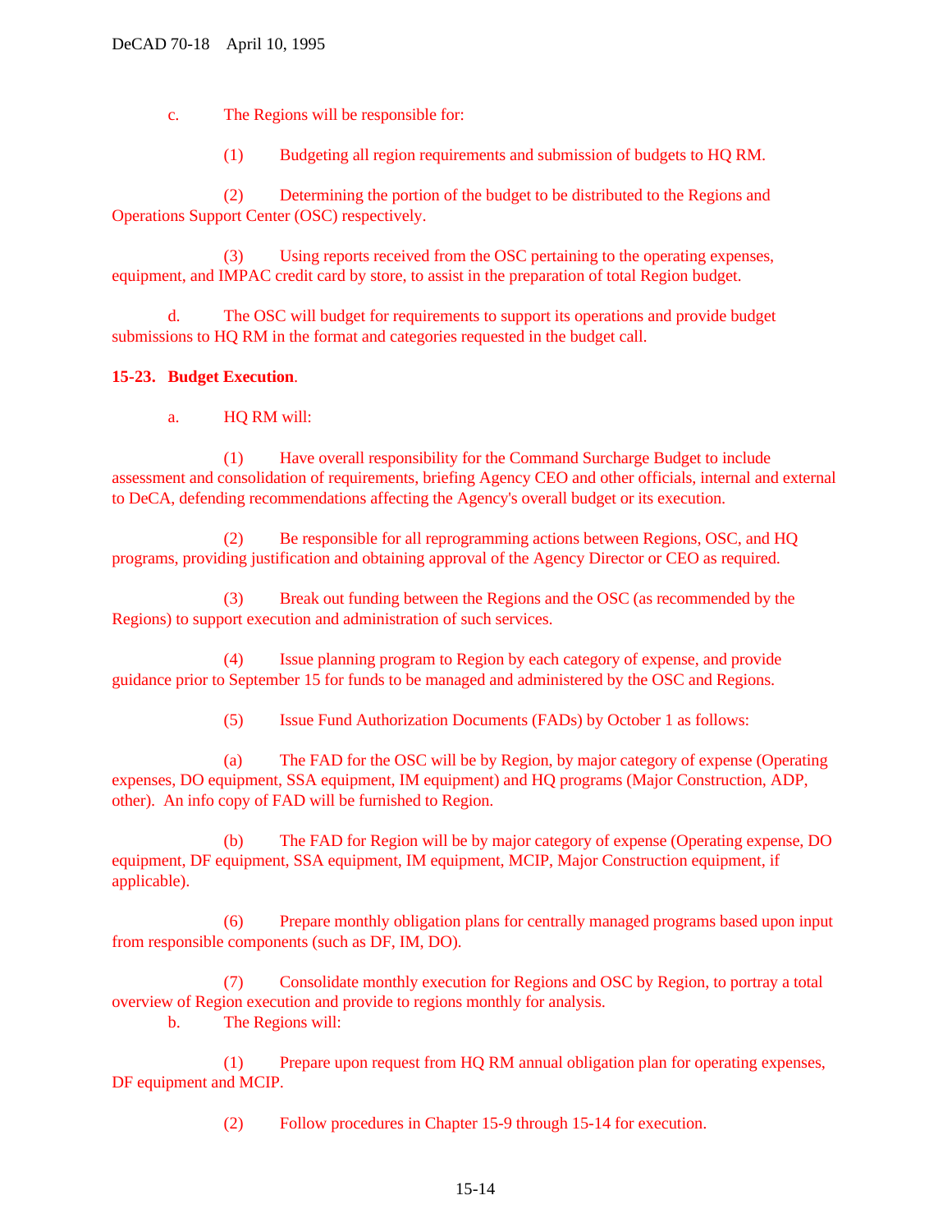c. The Regions will be responsible for:

(1) Budgeting all region requirements and submission of budgets to HQ RM.

(2) Determining the portion of the budget to be distributed to the Regions and Operations Support Center (OSC) respectively.

(3) Using reports received from the OSC pertaining to the operating expenses, equipment, and IMPAC credit card by store, to assist in the preparation of total Region budget.

d. The OSC will budget for requirements to support its operations and provide budget submissions to HQ RM in the format and categories requested in the budget call.

**15-23. Budget Execution**.

a. HQ RM will:

(1) Have overall responsibility for the Command Surcharge Budget to include assessment and consolidation of requirements, briefing Agency CEO and other officials, internal and external to DeCA, defending recommendations affecting the Agency's overall budget or its execution.

(2) Be responsible for all reprogramming actions between Regions, OSC, and HQ programs, providing justification and obtaining approval of the Agency Director or CEO as required.

(3) Break out funding between the Regions and the OSC (as recommended by the Regions) to support execution and administration of such services.

(4) Issue planning program to Region by each category of expense, and provide guidance prior to September 15 for funds to be managed and administered by the OSC and Regions.

(5) Issue Fund Authorization Documents (FADs) by October 1 as follows:

(a) The FAD for the OSC will be by Region, by major category of expense (Operating expenses, DO equipment, SSA equipment, IM equipment) and HQ programs (Major Construction, ADP, other). An info copy of FAD will be furnished to Region.

(b) The FAD for Region will be by major category of expense (Operating expense, DO equipment, DF equipment, SSA equipment, IM equipment, MCIP, Major Construction equipment, if applicable).

(6) Prepare monthly obligation plans for centrally managed programs based upon input from responsible components (such as DF, IM, DO).

(7) Consolidate monthly execution for Regions and OSC by Region, to portray a total overview of Region execution and provide to regions monthly for analysis.

b. The Regions will:

(1) Prepare upon request from HQ RM annual obligation plan for operating expenses, DF equipment and MCIP.

(2) Follow procedures in Chapter 15-9 through 15-14 for execution.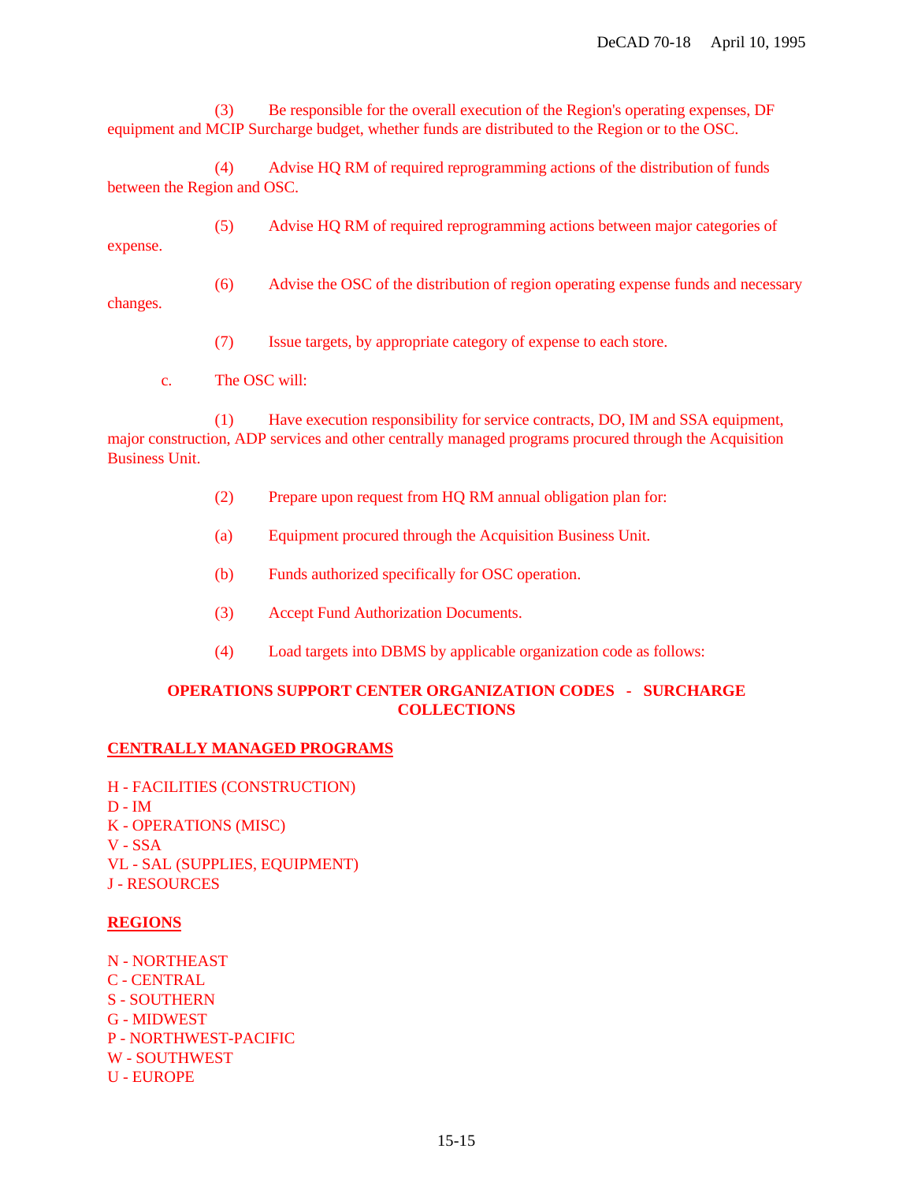(3) Be responsible for the overall execution of the Region's operating expenses, DF equipment and MCIP Surcharge budget, whether funds are distributed to the Region or to the OSC.

(4) Advise HQ RM of required reprogramming actions of the distribution of funds between the Region and OSC.

(5) Advise HQ RM of required reprogramming actions between major categories of expense.

(6) Advise the OSC of the distribution of region operating expense funds and necessary changes.

(7) Issue targets, by appropriate category of expense to each store.

c. The OSC will:

(1) Have execution responsibility for service contracts, DO, IM and SSA equipment, major construction, ADP services and other centrally managed programs procured through the Acquisition Business Unit.

(2) Prepare upon request from HQ RM annual obligation plan for:

(a) Equipment procured through the Acquisition Business Unit.

(b) Funds authorized specifically for OSC operation.

(3) Accept Fund Authorization Documents.

(4) Load targets into DBMS by applicable organization code as follows:

**OPERATIONS SUPPORT CENTER ORGANIZATION CODES - SURCHARGE COLLECTIONS**

**CENTRALLY MANAGED PROGRAMS**

H - FACILITIES (CONSTRUCTION)
D - IM
K - OPERATIONS (MISC)
V - SSA
VL - SAL (SUPPLIES, EQUIPMENT)
J - RESOURCES

**REGIONS**

N - NORTHEAST
C - CENTRAL
S - SOUTHERN
G - MIDWEST
P - NORTHWEST-PACIFIC
W - SOUTHWEST
U - EUROPE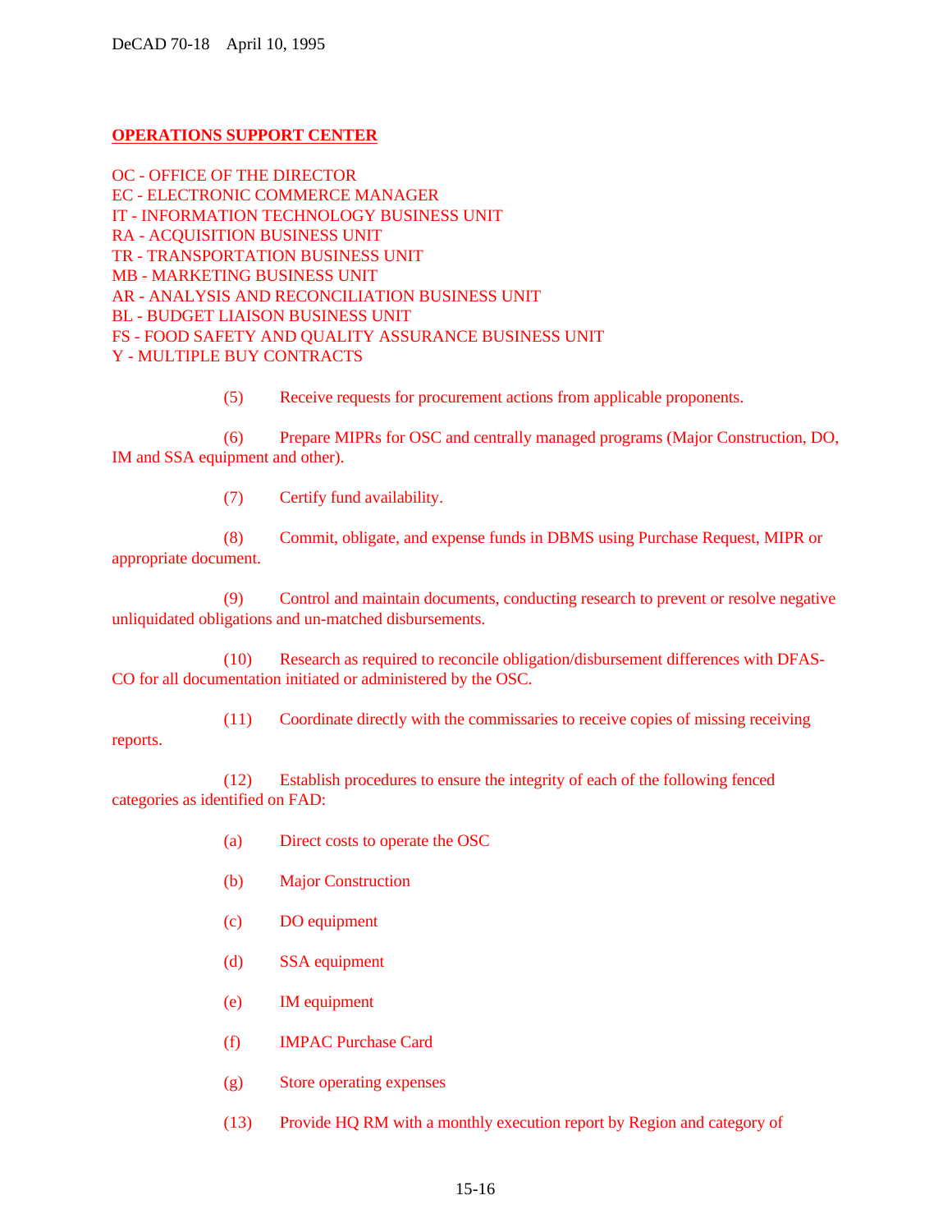**OPERATIONS SUPPORT CENTER**

OC - OFFICE OF THE DIRECTOR
EC - ELECTRONIC COMMERCE MANAGER
IT - INFORMATION TECHNOLOGY BUSINESS UNIT
RA - ACQUISITION BUSINESS UNIT
TR - TRANSPORTATION BUSINESS UNIT
MB - MARKETING BUSINESS UNIT
AR - ANALYSIS AND RECONCILIATION BUSINESS UNIT
BL - BUDGET LIAISON BUSINESS UNIT
FS - FOOD SAFETY AND QUALITY ASSURANCE BUSINESS UNIT
Y - MULTIPLE BUY CONTRACTS

(5) Receive requests for procurement actions from applicable proponents.

(6) Prepare MIPRs for OSC and centrally managed programs (Major Construction, DO, IM and SSA equipment and other).

(7) Certify fund availability.

(8) Commit, obligate, and expense funds in DBMS using Purchase Request, MIPR or appropriate document.

(9) Control and maintain documents, conducting research to prevent or resolve negative unliquidated obligations and un-matched disbursements.

(10) Research as required to reconcile obligation/disbursement differences with DFAS-CO for all documentation initiated or administered by the OSC.

(11) Coordinate directly with the commissaries to receive copies of missing receiving reports.

(12) Establish procedures to ensure the integrity of each of the following fenced categories as identified on FAD:

(a) Direct costs to operate the OSC

(b) Major Construction

(c) DO equipment

(d) SSA equipment

(e) IM equipment

(f) IMPAC Purchase Card

(g) Store operating expenses

(13) Provide HQ RM with a monthly execution report by Region and category of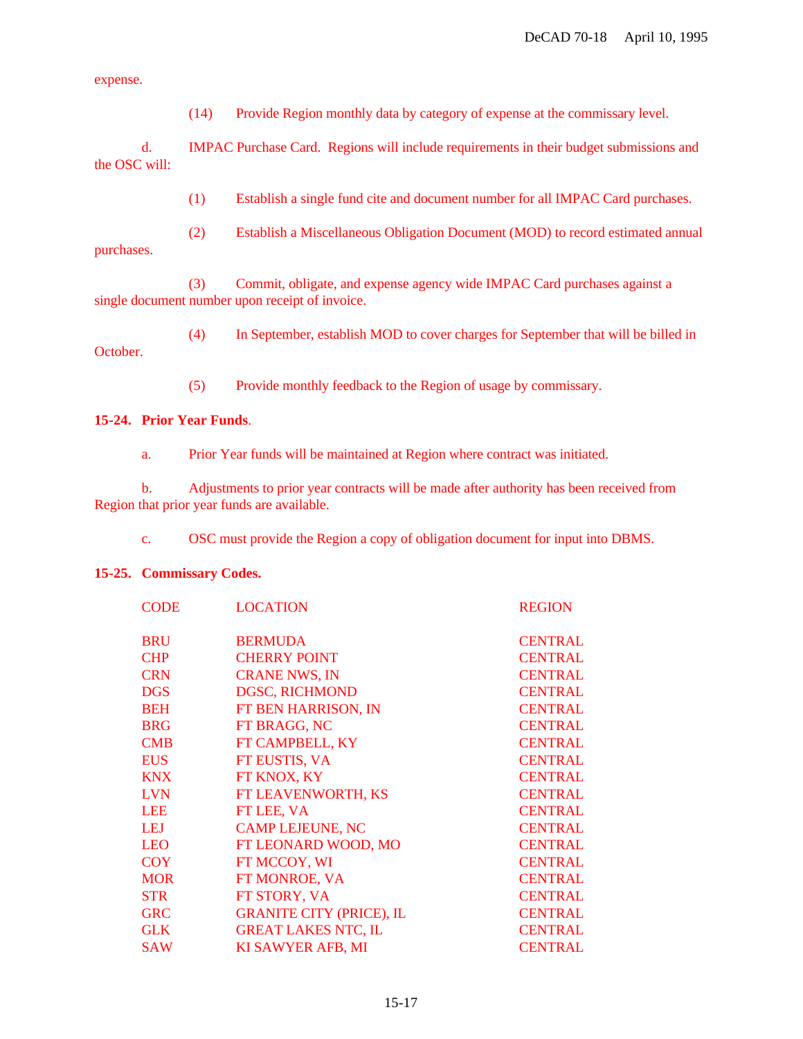expense.

(14) Provide Region monthly data by category of expense at the commissary level.

d. IMPAC Purchase Card. Regions will include requirements in their budget submissions and the OSC will:

(1) Establish a single fund cite and document number for all IMPAC Card purchases.

(2) Establish a Miscellaneous Obligation Document (MOD) to record estimated annual purchases.

(3) Commit, obligate, and expense agency wide IMPAC Card purchases against a single document number upon receipt of invoice.

(4) In September, establish MOD to cover charges for September that will be billed in October.

(5) Provide monthly feedback to the Region of usage by commissary.

**15-24. Prior Year Funds**.

a. Prior Year funds will be maintained at Region where contract was initiated.

b. Adjustments to prior year contracts will be made after authority has been received from Region that prior year funds are available.

c. OSC must provide the Region a copy of obligation document for input into DBMS.

**15-25. Commissary Codes.**

| CODE | LOCATION | REGION |
|---|---|---|
| BRU | BERMUDA | CENTRAL |
| CHP | CHERRY POINT | CENTRAL |
| CRN | CRANE NWS, IN | CENTRAL |
| DGS | DGSC, RICHMOND | CENTRAL |
| BEH | FT BEN HARRISON, IN | CENTRAL |
| BRG | FT BRAGG, NC | CENTRAL |
| CMB | FT CAMPBELL, KY | CENTRAL |
| EUS | FT EUSTIS, VA | CENTRAL |
| KNX | FT KNOX, KY | CENTRAL |
| LVN | FT LEAVENWORTH, KS | CENTRAL |
| LEE | FT LEE, VA | CENTRAL |
| LEJ | CAMP LEJEUNE, NC | CENTRAL |
| LEO | FT LEONARD WOOD, MO | CENTRAL |
| COY | FT MCCOY, WI | CENTRAL |
| MOR | FT MONROE, VA | CENTRAL |
| STR | FT STORY, VA | CENTRAL |
| GRC | GRANITE CITY (PRICE), IL | CENTRAL |
| GLK | GREAT LAKES NTC, IL | CENTRAL |
| SAW | KI SAWYER AFB, MI | CENTRAL |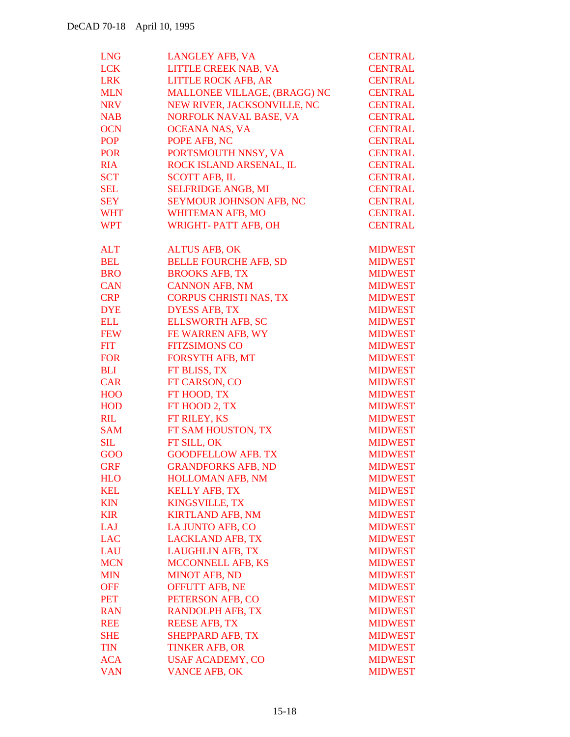| | | |
|---|---|---|
| LNG | LANGLEY AFB, VA | CENTRAL |
| LCK | LITTLE CREEK NAB, VA | CENTRAL |
| LRK | LITTLE ROCK AFB, AR | CENTRAL |
| MLN | MALLONEE VILLAGE, (BRAGG) NC | CENTRAL |
| NRV | NEW RIVER, JACKSONVILLE, NC | CENTRAL |
| NAB | NORFOLK NAVAL BASE, VA | CENTRAL |
| OCN | OCEANA NAS, VA | CENTRAL |
| POP | POPE AFB, NC | CENTRAL |
| POR | PORTSMOUTH NNSY, VA | CENTRAL |
| RIA | ROCK ISLAND ARSENAL, IL | CENTRAL |
| SCT | SCOTT AFB, IL | CENTRAL |
| SEL | SELFRIDGE ANGB, MI | CENTRAL |
| SEY | SEYMOUR JOHNSON AFB, NC | CENTRAL |
| WHT | WHITEMAN AFB, MO | CENTRAL |
| WPT | WRIGHT- PATT AFB, OH | CENTRAL |
| | | |
| ALT | ALTUS AFB, OK | MIDWEST |
| BEL | BELLE FOURCHE AFB, SD | MIDWEST |
| BRO | BROOKS AFB, TX | MIDWEST |
| CAN | CANNON AFB, NM | MIDWEST |
| CRP | CORPUS CHRISTI NAS, TX | MIDWEST |
| DYE | DYESS AFB, TX | MIDWEST |
| ELL | ELLSWORTH AFB, SC | MIDWEST |
| FEW | FE WARREN AFB, WY | MIDWEST |
| FIT | FITZSIMONS CO | MIDWEST |
| FOR | FORSYTH AFB, MT | MIDWEST |
| BLI | FT BLISS, TX | MIDWEST |
| CAR | FT CARSON, CO | MIDWEST |
| HOO | FT HOOD, TX | MIDWEST |
| HOD | FT HOOD 2, TX | MIDWEST |
| RIL | FT RILEY, KS | MIDWEST |
| SAM | FT SAM HOUSTON, TX | MIDWEST |
| SIL | FT SILL, OK | MIDWEST |
| GOO | GOODFELLOW AFB. TX | MIDWEST |
| GRF | GRANDFORKS AFB, ND | MIDWEST |
| HLO | HOLLOMAN AFB, NM | MIDWEST |
| KEL | KELLY AFB, TX | MIDWEST |
| KIN | KINGSVILLE, TX | MIDWEST |
| KIR | KIRTLAND AFB, NM | MIDWEST |
| LAJ | LA JUNTO AFB, CO | MIDWEST |
| LAC | LACKLAND AFB, TX | MIDWEST |
| LAU | LAUGHLIN AFB, TX | MIDWEST |
| MCN | MCCONNELL AFB, KS | MIDWEST |
| MIN | MINOT AFB, ND | MIDWEST |
| OFF | OFFUTT AFB, NE | MIDWEST |
| PET | PETERSON AFB, CO | MIDWEST |
| RAN | RANDOLPH AFB, TX | MIDWEST |
| REE | REESE AFB, TX | MIDWEST |
| SHE | SHEPPARD AFB, TX | MIDWEST |
| TIN | TINKER AFB, OR | MIDWEST |
| ACA | USAF ACADEMY, CO | MIDWEST |
| VAN | VANCE AFB, OK | MIDWEST |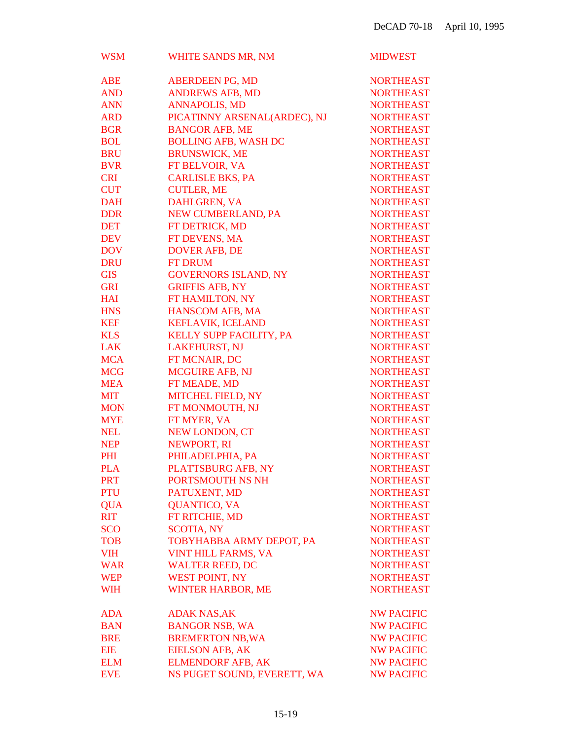| | | |
|---|---|---|
| WSM | WHITE SANDS MR, NM | MIDWEST |
| | | |
| ABE | ABERDEEN PG, MD | NORTHEAST |
| AND | ANDREWS AFB, MD | NORTHEAST |
| ANN | ANNAPOLIS, MD | NORTHEAST |
| ARD | PICATINNY ARSENAL(ARDEC), NJ | NORTHEAST |
| BGR | BANGOR AFB, ME | NORTHEAST |
| BOL | BOLLING AFB, WASH DC | NORTHEAST |
| BRU | BRUNSWICK, ME | NORTHEAST |
| BVR | FT BELVOIR, VA | NORTHEAST |
| CRI | CARLISLE BKS, PA | NORTHEAST |
| CUT | CUTLER, ME | NORTHEAST |
| DAH | DAHLGREN, VA | NORTHEAST |
| DDR | NEW CUMBERLAND, PA | NORTHEAST |
| DET | FT DETRICK, MD | NORTHEAST |
| DEV | FT DEVENS, MA | NORTHEAST |
| DOV | DOVER AFB, DE | NORTHEAST |
| DRU | FT DRUM | NORTHEAST |
| GIS | GOVERNORS ISLAND, NY | NORTHEAST |
| GRI | GRIFFIS AFB, NY | NORTHEAST |
| HAI | FT HAMILTON, NY | NORTHEAST |
| HNS | HANSCOM AFB, MA | NORTHEAST |
| KEF | KEFLAVIK, ICELAND | NORTHEAST |
| KLS | KELLY SUPP FACILITY, PA | NORTHEAST |
| LAK | LAKEHURST, NJ | NORTHEAST |
| MCA | FT MCNAIR, DC | NORTHEAST |
| MCG | MCGUIRE AFB, NJ | NORTHEAST |
| MEA | FT MEADE, MD | NORTHEAST |
| MIT | MITCHEL FIELD, NY | NORTHEAST |
| MON | FT MONMOUTH, NJ | NORTHEAST |
| MYE | FT MYER, VA | NORTHEAST |
| NEL | NEW LONDON, CT | NORTHEAST |
| NEP | NEWPORT, RI | NORTHEAST |
| PHI | PHILADELPHIA, PA | NORTHEAST |
| PLA | PLATTSBURG AFB, NY | NORTHEAST |
| PRT | PORTSMOUTH NS NH | NORTHEAST |
| PTU | PATUXENT, MD | NORTHEAST |
| QUA | QUANTICO, VA | NORTHEAST |
| RIT | FT RITCHIE, MD | NORTHEAST |
| SCO | SCOTIA, NY | NORTHEAST |
| TOB | TOBYHABBA ARMY DEPOT, PA | NORTHEAST |
| VIH | VINT HILL FARMS, VA | NORTHEAST |
| WAR | WALTER REED, DC | NORTHEAST |
| WEP | WEST POINT, NY | NORTHEAST |
| WIH | WINTER HARBOR, ME | NORTHEAST |
| | | |
| ADA | ADAK NAS,AK | NW PACIFIC |
| BAN | BANGOR NSB, WA | NW PACIFIC |
| BRE | BREMERTON NB,WA | NW PACIFIC |
| EIE | EIELSON AFB, AK | NW PACIFIC |
| ELM | ELMENDORF AFB, AK | NW PACIFIC |
| EVE | NS PUGET SOUND, EVERETT, WA | NW PACIFIC |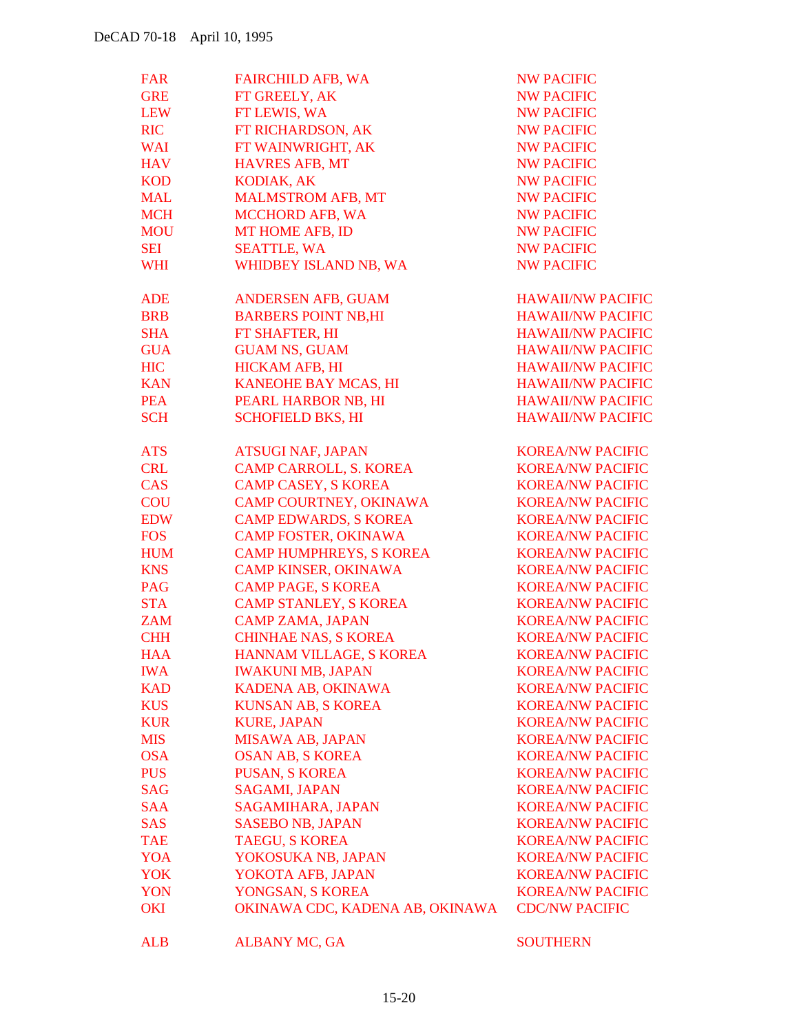| | | |
|---|---|---|
| FAR | FAIRCHILD AFB, WA | NW PACIFIC |
| GRE | FT GREELY, AK | NW PACIFIC |
| LEW | FT LEWIS, WA | NW PACIFIC |
| RIC | FT RICHARDSON, AK | NW PACIFIC |
| WAI | FT WAINWRIGHT, AK | NW PACIFIC |
| HAV | HAVRES AFB, MT | NW PACIFIC |
| KOD | KODIAK, AK | NW PACIFIC |
| MAL | MALMSTROM AFB, MT | NW PACIFIC |
| MCH | MCCHORD AFB, WA | NW PACIFIC |
| MOU | MT HOME AFB, ID | NW PACIFIC |
| SEI | SEATTLE, WA | NW PACIFIC |
| WHI | WHIDBEY ISLAND NB, WA | NW PACIFIC |
| | | |
| ADE | ANDERSEN AFB, GUAM | HAWAII/NW PACIFIC |
| BRB | BARBERS POINT NB,HI | HAWAII/NW PACIFIC |
| SHA | FT SHAFTER, HI | HAWAII/NW PACIFIC |
| GUA | GUAM NS, GUAM | HAWAII/NW PACIFIC |
| HIC | HICKAM AFB, HI | HAWAII/NW PACIFIC |
| KAN | KANEOHE BAY MCAS, HI | HAWAII/NW PACIFIC |
| PEA | PEARL HARBOR NB, HI | HAWAII/NW PACIFIC |
| SCH | SCHOFIELD BKS, HI | HAWAII/NW PACIFIC |
| | | |
| ATS | ATSUGI NAF, JAPAN | KOREA/NW PACIFIC |
| CRL | CAMP CARROLL, S. KOREA | KOREA/NW PACIFIC |
| CAS | CAMP CASEY, S KOREA | KOREA/NW PACIFIC |
| COU | CAMP COURTNEY, OKINAWA | KOREA/NW PACIFIC |
| EDW | CAMP EDWARDS, S KOREA | KOREA/NW PACIFIC |
| FOS | CAMP FOSTER, OKINAWA | KOREA/NW PACIFIC |
| HUM | CAMP HUMPHREYS, S KOREA | KOREA/NW PACIFIC |
| KNS | CAMP KINSER, OKINAWA | KOREA/NW PACIFIC |
| PAG | CAMP PAGE, S KOREA | KOREA/NW PACIFIC |
| STA | CAMP STANLEY, S KOREA | KOREA/NW PACIFIC |
| ZAM | CAMP ZAMA, JAPAN | KOREA/NW PACIFIC |
| CHH | CHINHAE NAS, S KOREA | KOREA/NW PACIFIC |
| HAA | HANNAM VILLAGE, S KOREA | KOREA/NW PACIFIC |
| IWA | IWAKUNI MB, JAPAN | KOREA/NW PACIFIC |
| KAD | KADENA AB, OKINAWA | KOREA/NW PACIFIC |
| KUS | KUNSAN AB, S KOREA | KOREA/NW PACIFIC |
| KUR | KURE, JAPAN | KOREA/NW PACIFIC |
| MIS | MISAWA AB, JAPAN | KOREA/NW PACIFIC |
| OSA | OSAN AB, S KOREA | KOREA/NW PACIFIC |
| PUS | PUSAN, S KOREA | KOREA/NW PACIFIC |
| SAG | SAGAMI, JAPAN | KOREA/NW PACIFIC |
| SAA | SAGAMIHARA, JAPAN | KOREA/NW PACIFIC |
| SAS | SASEBO NB, JAPAN | KOREA/NW PACIFIC |
| TAE | TAEGU, S KOREA | KOREA/NW PACIFIC |
| YOA | YOKOSUKA NB, JAPAN | KOREA/NW PACIFIC |
| YOK | YOKOTA AFB, JAPAN | KOREA/NW PACIFIC |
| YON | YONGSAN, S KOREA | KOREA/NW PACIFIC |
| OKI | OKINAWA CDC, KADENA AB, OKINAWA | CDC/NW PACIFIC |
| | | |
| ALB | ALBANY MC, GA | SOUTHERN |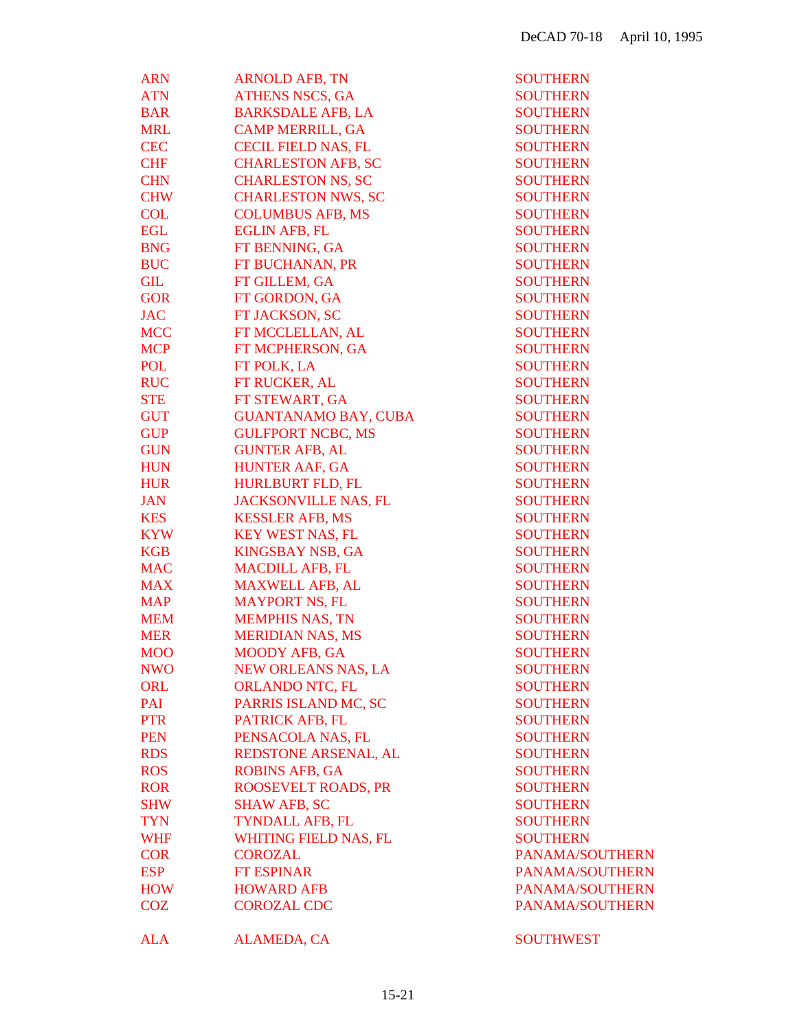| | | |
|---|---|---|
| ARN | ARNOLD AFB, TN | SOUTHERN |
| ATN | ATHENS NSCS, GA | SOUTHERN |
| BAR | BARKSDALE AFB, LA | SOUTHERN |
| MRL | CAMP MERRILL, GA | SOUTHERN |
| CEC | CECIL FIELD NAS, FL | SOUTHERN |
| CHF | CHARLESTON AFB, SC | SOUTHERN |
| CHN | CHARLESTON NS, SC | SOUTHERN |
| CHW | CHARLESTON NWS, SC | SOUTHERN |
| COL | COLUMBUS AFB, MS | SOUTHERN |
| EGL | EGLIN AFB, FL | SOUTHERN |
| BNG | FT BENNING, GA | SOUTHERN |
| BUC | FT BUCHANAN, PR | SOUTHERN |
| GIL | FT GILLEM, GA | SOUTHERN |
| GOR | FT GORDON, GA | SOUTHERN |
| JAC | FT JACKSON, SC | SOUTHERN |
| MCC | FT MCCLELLAN, AL | SOUTHERN |
| MCP | FT MCPHERSON, GA | SOUTHERN |
| POL | FT POLK, LA | SOUTHERN |
| RUC | FT RUCKER, AL | SOUTHERN |
| STE | FT STEWART, GA | SOUTHERN |
| GUT | GUANTANAMO BAY, CUBA | SOUTHERN |
| GUP | GULFPORT NCBC, MS | SOUTHERN |
| GUN | GUNTER AFB, AL | SOUTHERN |
| HUN | HUNTER AAF, GA | SOUTHERN |
| HUR | HURLBURT FLD, FL | SOUTHERN |
| JAN | JACKSONVILLE NAS, FL | SOUTHERN |
| KES | KESSLER AFB, MS | SOUTHERN |
| KYW | KEY WEST NAS, FL | SOUTHERN |
| KGB | KINGSBAY NSB, GA | SOUTHERN |
| MAC | MACDILL AFB, FL | SOUTHERN |
| MAX | MAXWELL AFB, AL | SOUTHERN |
| MAP | MAYPORT NS, FL | SOUTHERN |
| MEM | MEMPHIS NAS, TN | SOUTHERN |
| MER | MERIDIAN NAS, MS | SOUTHERN |
| MOO | MOODY AFB, GA | SOUTHERN |
| NWO | NEW ORLEANS NAS, LA | SOUTHERN |
| ORL | ORLANDO NTC, FL | SOUTHERN |
| PAI | PARRIS ISLAND MC, SC | SOUTHERN |
| PTR | PATRICK AFB, FL | SOUTHERN |
| PEN | PENSACOLA NAS, FL | SOUTHERN |
| RDS | REDSTONE ARSENAL, AL | SOUTHERN |
| ROS | ROBINS AFB, GA | SOUTHERN |
| ROR | ROOSEVELT ROADS, PR | SOUTHERN |
| SHW | SHAW AFB, SC | SOUTHERN |
| TYN | TYNDALL AFB, FL | SOUTHERN |
| WHF | WHITING FIELD NAS, FL | SOUTHERN |
| COR | COROZAL | PANAMA/SOUTHERN |
| ESP | FT ESPINAR | PANAMA/SOUTHERN |
| HOW | HOWARD AFB | PANAMA/SOUTHERN |
| COZ | COROZAL CDC | PANAMA/SOUTHERN |
| ALA | ALAMEDA, CA | SOUTHWEST |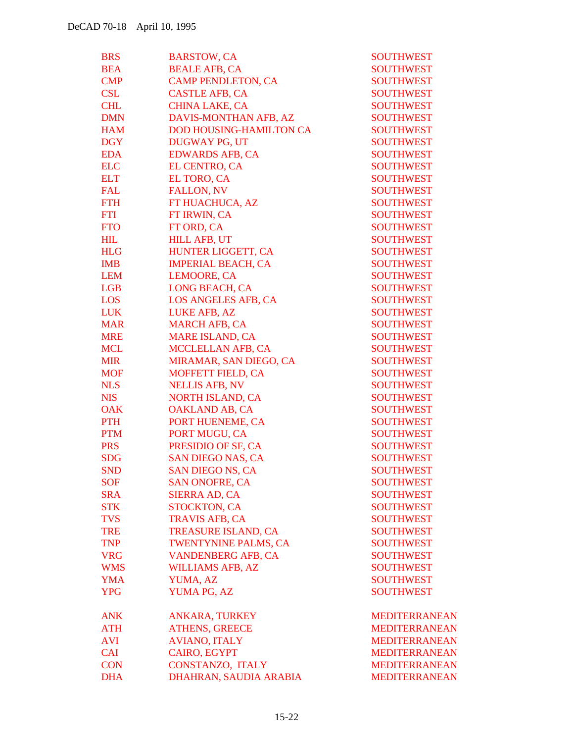| | | |
|---|---|---|
| BRS | BARSTOW, CA | SOUTHWEST |
| BEA | BEALE AFB, CA | SOUTHWEST |
| CMP | CAMP PENDLETON, CA | SOUTHWEST |
| CSL | CASTLE AFB, CA | SOUTHWEST |
| CHL | CHINA LAKE, CA | SOUTHWEST |
| DMN | DAVIS-MONTHAN AFB, AZ | SOUTHWEST |
| HAM | DOD HOUSING-HAMILTON CA | SOUTHWEST |
| DGY | DUGWAY PG, UT | SOUTHWEST |
| EDA | EDWARDS AFB, CA | SOUTHWEST |
| ELC | EL CENTRO, CA | SOUTHWEST |
| ELT | EL TORO, CA | SOUTHWEST |
| FAL | FALLON, NV | SOUTHWEST |
| FTH | FT HUACHUCA, AZ | SOUTHWEST |
| FTI | FT IRWIN, CA | SOUTHWEST |
| FTO | FT ORD, CA | SOUTHWEST |
| HIL | HILL AFB, UT | SOUTHWEST |
| HLG | HUNTER LIGGETT, CA | SOUTHWEST |
| IMB | IMPERIAL BEACH, CA | SOUTHWEST |
| LEM | LEMOORE, CA | SOUTHWEST |
| LGB | LONG BEACH, CA | SOUTHWEST |
| LOS | LOS ANGELES AFB, CA | SOUTHWEST |
| LUK | LUKE AFB, AZ | SOUTHWEST |
| MAR | MARCH AFB, CA | SOUTHWEST |
| MRE | MARE ISLAND, CA | SOUTHWEST |
| MCL | MCCLELLAN AFB, CA | SOUTHWEST |
| MIR | MIRAMAR, SAN DIEGO, CA | SOUTHWEST |
| MOF | MOFFETT FIELD, CA | SOUTHWEST |
| NLS | NELLIS AFB, NV | SOUTHWEST |
| NIS | NORTH ISLAND, CA | SOUTHWEST |
| OAK | OAKLAND AB, CA | SOUTHWEST |
| PTH | PORT HUENEME, CA | SOUTHWEST |
| PTM | PORT MUGU, CA | SOUTHWEST |
| PRS | PRESIDIO OF SF, CA | SOUTHWEST |
| SDG | SAN DIEGO NAS, CA | SOUTHWEST |
| SND | SAN DIEGO NS, CA | SOUTHWEST |
| SOF | SAN ONOFRE, CA | SOUTHWEST |
| SRA | SIERRA AD, CA | SOUTHWEST |
| STK | STOCKTON, CA | SOUTHWEST |
| TVS | TRAVIS AFB, CA | SOUTHWEST |
| TRE | TREASURE ISLAND, CA | SOUTHWEST |
| TNP | TWENTYNINE PALMS, CA | SOUTHWEST |
| VRG | VANDENBERG AFB, CA | SOUTHWEST |
| WMS | WILLIAMS AFB, AZ | SOUTHWEST |
| YMA | YUMA, AZ | SOUTHWEST |
| YPG | YUMA PG, AZ | SOUTHWEST |
| ANK | ANKARA, TURKEY | MEDITERRANEAN |
| ATH | ATHENS, GREECE | MEDITERRANEAN |
| AVI | AVIANO, ITALY | MEDITERRANEAN |
| CAI | CAIRO, EGYPT | MEDITERRANEAN |
| CON | CONSTANZO, ITALY | MEDITERRANEAN |
| DHA | DHAHRAN, SAUDIA ARABIA | MEDITERRANEAN |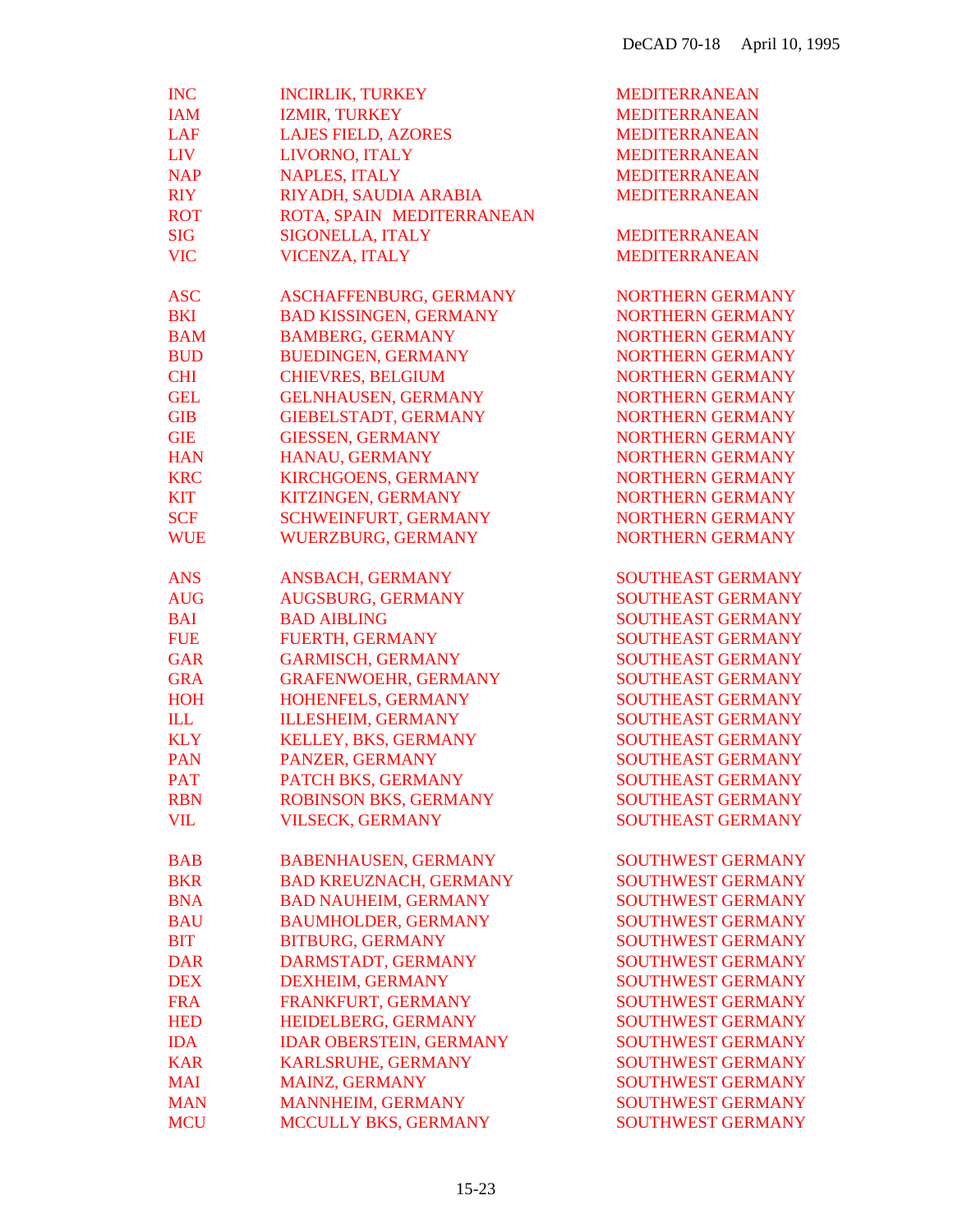| | | |
|---|---|---|
| INC | INCIRLIK, TURKEY | MEDITERRANEAN |
| IAM | IZMIR, TURKEY | MEDITERRANEAN |
| LAF | LAJES FIELD, AZORES | MEDITERRANEAN |
| LIV | LIVORNO, ITALY | MEDITERRANEAN |
| NAP | NAPLES, ITALY | MEDITERRANEAN |
| RIY | RIYADH, SAUDIA ARABIA | MEDITERRANEAN |
| ROT | ROTA, SPAIN MEDITERRANEAN | |
| SIG | SIGONELLA, ITALY | MEDITERRANEAN |
| VIC | VICENZA, ITALY | MEDITERRANEAN |
| | | |
| ASC | ASCHAFFENBURG, GERMANY | NORTHERN GERMANY |
| BKI | BAD KISSINGEN, GERMANY | NORTHERN GERMANY |
| BAM | BAMBERG, GERMANY | NORTHERN GERMANY |
| BUD | BUEDINGEN, GERMANY | NORTHERN GERMANY |
| CHI | CHIEVRES, BELGIUM | NORTHERN GERMANY |
| GEL | GELNHAUSEN, GERMANY | NORTHERN GERMANY |
| GIB | GIEBELSTADT, GERMANY | NORTHERN GERMANY |
| GIE | GIESSEN, GERMANY | NORTHERN GERMANY |
| HAN | HANAU, GERMANY | NORTHERN GERMANY |
| KRC | KIRCHGOENS, GERMANY | NORTHERN GERMANY |
| KIT | KITZINGEN, GERMANY | NORTHERN GERMANY |
| SCF | SCHWEINFURT, GERMANY | NORTHERN GERMANY |
| WUE | WUERZBURG, GERMANY | NORTHERN GERMANY |
| | | |
| ANS | ANSBACH, GERMANY | SOUTHEAST GERMANY |
| AUG | AUGSBURG, GERMANY | SOUTHEAST GERMANY |
| BAI | BAD AIBLING | SOUTHEAST GERMANY |
| FUE | FUERTH, GERMANY | SOUTHEAST GERMANY |
| GAR | GARMISCH, GERMANY | SOUTHEAST GERMANY |
| GRA | GRAFENWOEHR, GERMANY | SOUTHEAST GERMANY |
| HOH | HOHENFELS, GERMANY | SOUTHEAST GERMANY |
| ILL | ILLESHEIM, GERMANY | SOUTHEAST GERMANY |
| KLY | KELLEY, BKS, GERMANY | SOUTHEAST GERMANY |
| PAN | PANZER, GERMANY | SOUTHEAST GERMANY |
| PAT | PATCH BKS, GERMANY | SOUTHEAST GERMANY |
| RBN | ROBINSON BKS, GERMANY | SOUTHEAST GERMANY |
| VIL | VILSECK, GERMANY | SOUTHEAST GERMANY |
| | | |
| BAB | BABENHAUSEN, GERMANY | SOUTHWEST GERMANY |
| BKR | BAD KREUZNACH, GERMANY | SOUTHWEST GERMANY |
| BNA | BAD NAUHEIM, GERMANY | SOUTHWEST GERMANY |
| BAU | BAUMHOLDER, GERMANY | SOUTHWEST GERMANY |
| BIT | BITBURG, GERMANY | SOUTHWEST GERMANY |
| DAR | DARMSTADT, GERMANY | SOUTHWEST GERMANY |
| DEX | DEXHEIM, GERMANY | SOUTHWEST GERMANY |
| FRA | FRANKFURT, GERMANY | SOUTHWEST GERMANY |
| HED | HEIDELBERG, GERMANY | SOUTHWEST GERMANY |
| IDA | IDAR OBERSTEIN, GERMANY | SOUTHWEST GERMANY |
| KAR | KARLSRUHE, GERMANY | SOUTHWEST GERMANY |
| MAI | MAINZ, GERMANY | SOUTHWEST GERMANY |
| MAN | MANNHEIM, GERMANY | SOUTHWEST GERMANY |
| MCU | MCCULLY BKS, GERMANY | SOUTHWEST GERMANY |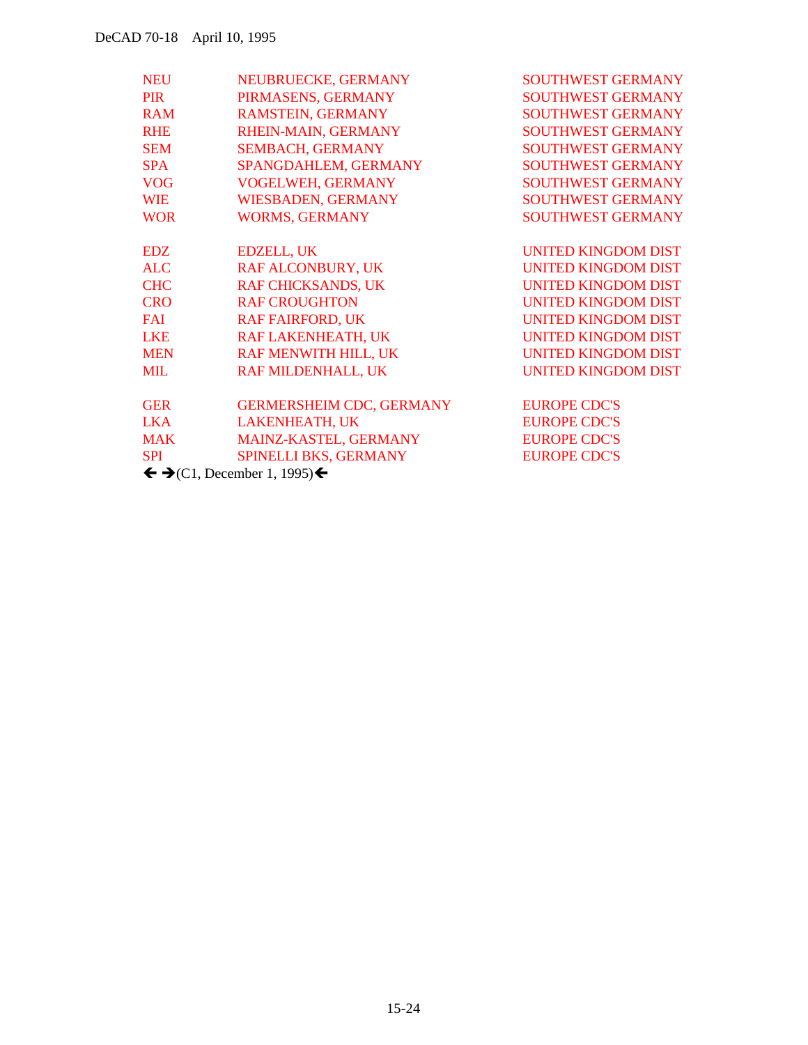| | | |
|---|---|---|
| NEU | NEUBRUECKE, GERMANY | SOUTHWEST GERMANY |
| PIR | PIRMASENS, GERMANY | SOUTHWEST GERMANY |
| RAM | RAMSTEIN, GERMANY | SOUTHWEST GERMANY |
| RHE | RHEIN-MAIN, GERMANY | SOUTHWEST GERMANY |
| SEM | SEMBACH, GERMANY | SOUTHWEST GERMANY |
| SPA | SPANGDAHLEM, GERMANY | SOUTHWEST GERMANY |
| VOG | VOGELWEH, GERMANY | SOUTHWEST GERMANY |
| WIE | WIESBADEN, GERMANY | SOUTHWEST GERMANY |
| WOR | WORMS, GERMANY | SOUTHWEST GERMANY |
| EDZ | EDZELL, UK | UNITED KINGDOM DIST |
| ALC | RAF ALCONBURY, UK | UNITED KINGDOM DIST |
| CHC | RAF CHICKSANDS, UK | UNITED KINGDOM DIST |
| CRO | RAF CROUGHTON | UNITED KINGDOM DIST |
| FAI | RAF FAIRFORD, UK | UNITED KINGDOM DIST |
| LKE | RAF LAKENHEATH, UK | UNITED KINGDOM DIST |
| MEN | RAF MENWITH HILL, UK | UNITED KINGDOM DIST |
| MIL | RAF MILDENHALL, UK | UNITED KINGDOM DIST |
| GER | GERMERSHEIM CDC, GERMANY | EUROPE CDC'S |
| LKA | LAKENHEATH, UK | EUROPE CDC'S |
| MAK | MAINZ-KASTEL, GERMANY | EUROPE CDC'S |
| SPI | SPINELLI BKS, GERMANY | EUROPE CDC'S |

← →(C1, December 1, 1995)←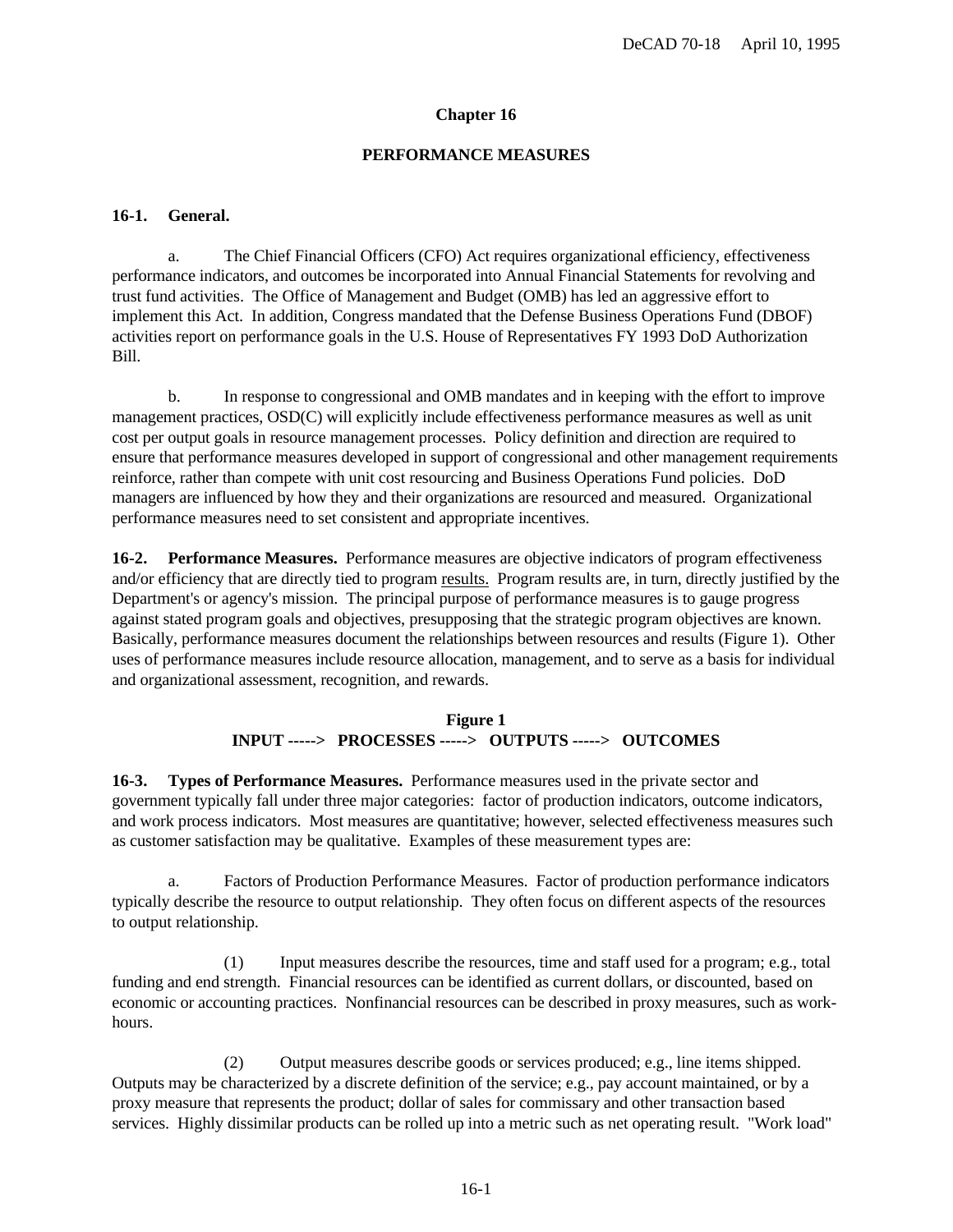# Chapter 16

## PERFORMANCE MEASURES

**16-1. General.**

a. The Chief Financial Officers (CFO) Act requires organizational efficiency, effectiveness performance indicators, and outcomes be incorporated into Annual Financial Statements for revolving and trust fund activities. The Office of Management and Budget (OMB) has led an aggressive effort to implement this Act. In addition, Congress mandated that the Defense Business Operations Fund (DBOF) activities report on performance goals in the U.S. House of Representatives FY 1993 DoD Authorization Bill.

b. In response to congressional and OMB mandates and in keeping with the effort to improve management practices, OSD(C) will explicitly include effectiveness performance measures as well as unit cost per output goals in resource management processes. Policy definition and direction are required to ensure that performance measures developed in support of congressional and other management requirements reinforce, rather than compete with unit cost resourcing and Business Operations Fund policies. DoD managers are influenced by how they and their organizations are resourced and measured. Organizational performance measures need to set consistent and appropriate incentives.

**16-2. Performance Measures.** Performance measures are objective indicators of program effectiveness and/or efficiency that are directly tied to program results. Program results are, in turn, directly justified by the Department's or agency's mission. The principal purpose of performance measures is to gauge progress against stated program goals and objectives, presupposing that the strategic program objectives are known. Basically, performance measures document the relationships between resources and results (Figure 1). Other uses of performance measures include resource allocation, management, and to serve as a basis for individual and organizational assessment, recognition, and rewards.

**Figure 1**

**INPUT -----> PROCESSES -----> OUTPUTS -----> OUTCOMES**

**16-3. Types of Performance Measures.** Performance measures used in the private sector and government typically fall under three major categories: factor of production indicators, outcome indicators, and work process indicators. Most measures are quantitative; however, selected effectiveness measures such as customer satisfaction may be qualitative. Examples of these measurement types are:

a. Factors of Production Performance Measures. Factor of production performance indicators typically describe the resource to output relationship. They often focus on different aspects of the resources to output relationship.

(1) Input measures describe the resources, time and staff used for a program; e.g., total funding and end strength. Financial resources can be identified as current dollars, or discounted, based on economic or accounting practices. Nonfinancial resources can be described in proxy measures, such as work-hours.

(2) Output measures describe goods or services produced; e.g., line items shipped. Outputs may be characterized by a discrete definition of the service; e.g., pay account maintained, or by a proxy measure that represents the product; dollar of sales for commissary and other transaction based services. Highly dissimilar products can be rolled up into a metric such as net operating result. "Work load"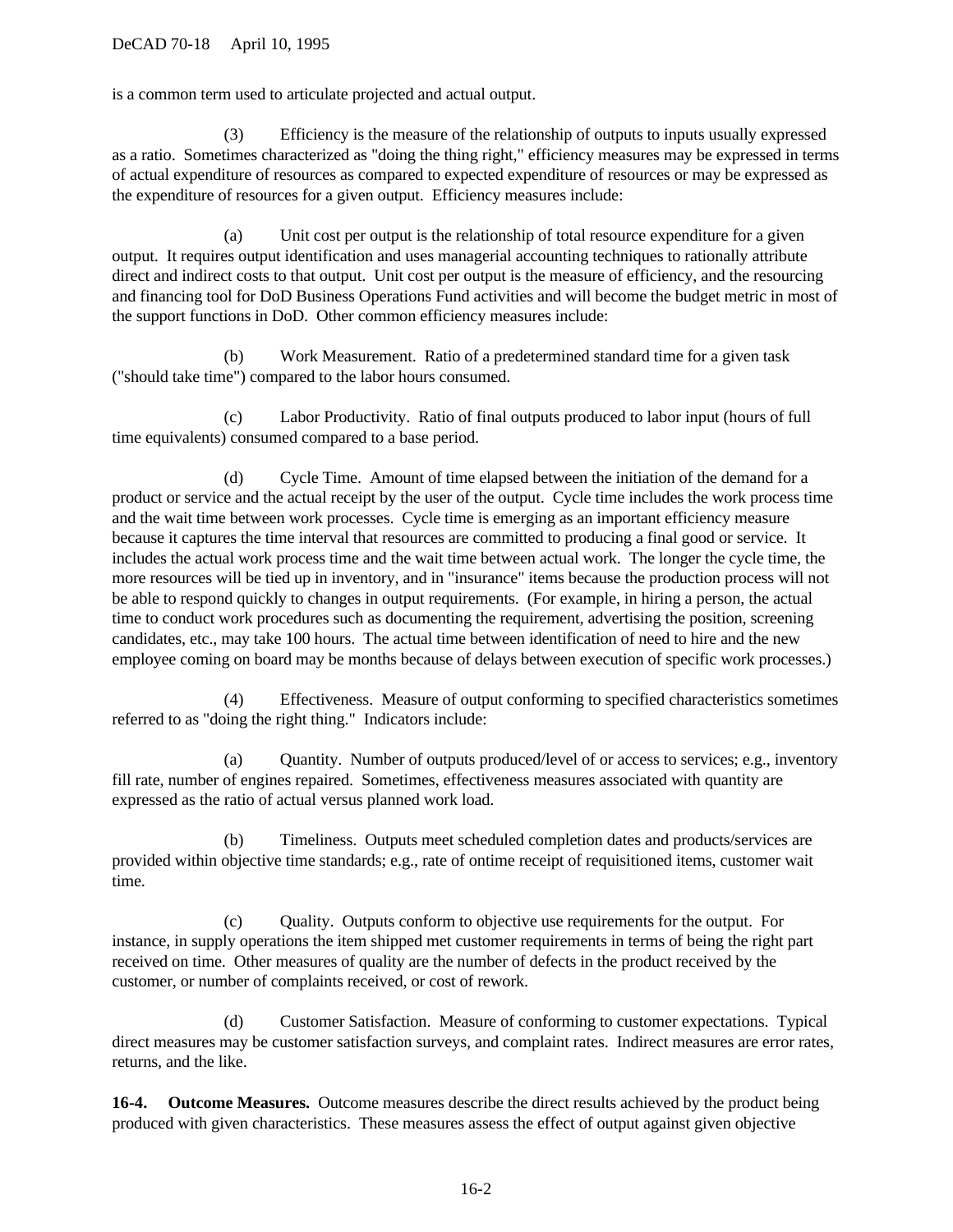is a common term used to articulate projected and actual output.

(3) Efficiency is the measure of the relationship of outputs to inputs usually expressed as a ratio. Sometimes characterized as "doing the thing right," efficiency measures may be expressed in terms of actual expenditure of resources as compared to expected expenditure of resources or may be expressed as the expenditure of resources for a given output. Efficiency measures include:

(a) Unit cost per output is the relationship of total resource expenditure for a given output. It requires output identification and uses managerial accounting techniques to rationally attribute direct and indirect costs to that output. Unit cost per output is the measure of efficiency, and the resourcing and financing tool for DoD Business Operations Fund activities and will become the budget metric in most of the support functions in DoD. Other common efficiency measures include:

(b) Work Measurement. Ratio of a predetermined standard time for a given task ("should take time") compared to the labor hours consumed.

(c) Labor Productivity. Ratio of final outputs produced to labor input (hours of full time equivalents) consumed compared to a base period.

(d) Cycle Time. Amount of time elapsed between the initiation of the demand for a product or service and the actual receipt by the user of the output. Cycle time includes the work process time and the wait time between work processes. Cycle time is emerging as an important efficiency measure because it captures the time interval that resources are committed to producing a final good or service. It includes the actual work process time and the wait time between actual work. The longer the cycle time, the more resources will be tied up in inventory, and in "insurance" items because the production process will not be able to respond quickly to changes in output requirements. (For example, in hiring a person, the actual time to conduct work procedures such as documenting the requirement, advertising the position, screening candidates, etc., may take 100 hours. The actual time between identification of need to hire and the new employee coming on board may be months because of delays between execution of specific work processes.)

(4) Effectiveness. Measure of output conforming to specified characteristics sometimes referred to as "doing the right thing." Indicators include:

(a) Quantity. Number of outputs produced/level of or access to services; e.g., inventory fill rate, number of engines repaired. Sometimes, effectiveness measures associated with quantity are expressed as the ratio of actual versus planned work load.

(b) Timeliness. Outputs meet scheduled completion dates and products/services are provided within objective time standards; e.g., rate of ontime receipt of requisitioned items, customer wait time.

(c) Quality. Outputs conform to objective use requirements for the output. For instance, in supply operations the item shipped met customer requirements in terms of being the right part received on time. Other measures of quality are the number of defects in the product received by the customer, or number of complaints received, or cost of rework.

(d) Customer Satisfaction. Measure of conforming to customer expectations. Typical direct measures may be customer satisfaction surveys, and complaint rates. Indirect measures are error rates, returns, and the like.

**16-4. Outcome Measures.** Outcome measures describe the direct results achieved by the product being produced with given characteristics. These measures assess the effect of output against given objective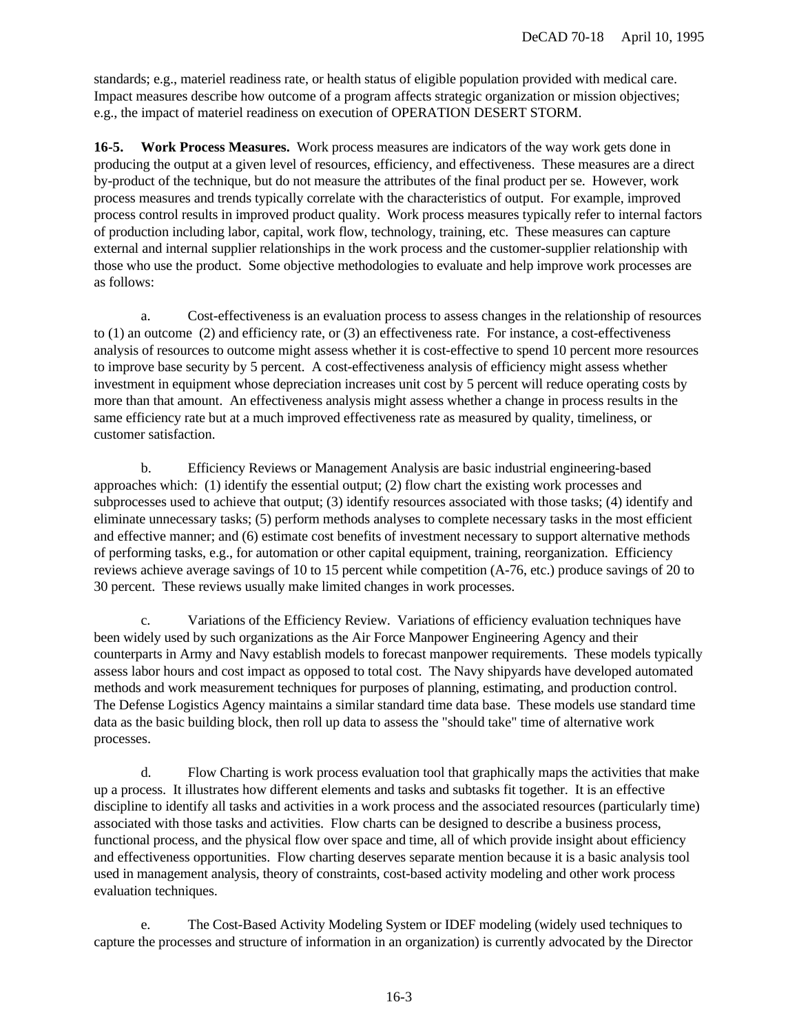standards; e.g., materiel readiness rate, or health status of eligible population provided with medical care. Impact measures describe how outcome of a program affects strategic organization or mission objectives; e.g., the impact of materiel readiness on execution of OPERATION DESERT STORM.

**16-5. Work Process Measures.** Work process measures are indicators of the way work gets done in producing the output at a given level of resources, efficiency, and effectiveness. These measures are a direct by-product of the technique, but do not measure the attributes of the final product per se. However, work process measures and trends typically correlate with the characteristics of output. For example, improved process control results in improved product quality. Work process measures typically refer to internal factors of production including labor, capital, work flow, technology, training, etc. These measures can capture external and internal supplier relationships in the work process and the customer-supplier relationship with those who use the product. Some objective methodologies to evaluate and help improve work processes are as follows:

a. Cost-effectiveness is an evaluation process to assess changes in the relationship of resources to (1) an outcome (2) and efficiency rate, or (3) an effectiveness rate. For instance, a cost-effectiveness analysis of resources to outcome might assess whether it is cost-effective to spend 10 percent more resources to improve base security by 5 percent. A cost-effectiveness analysis of efficiency might assess whether investment in equipment whose depreciation increases unit cost by 5 percent will reduce operating costs by more than that amount. An effectiveness analysis might assess whether a change in process results in the same efficiency rate but at a much improved effectiveness rate as measured by quality, timeliness, or customer satisfaction.

b. Efficiency Reviews or Management Analysis are basic industrial engineering-based approaches which: (1) identify the essential output; (2) flow chart the existing work processes and subprocesses used to achieve that output; (3) identify resources associated with those tasks; (4) identify and eliminate unnecessary tasks; (5) perform methods analyses to complete necessary tasks in the most efficient and effective manner; and (6) estimate cost benefits of investment necessary to support alternative methods of performing tasks, e.g., for automation or other capital equipment, training, reorganization. Efficiency reviews achieve average savings of 10 to 15 percent while competition (A-76, etc.) produce savings of 20 to 30 percent. These reviews usually make limited changes in work processes.

c. Variations of the Efficiency Review. Variations of efficiency evaluation techniques have been widely used by such organizations as the Air Force Manpower Engineering Agency and their counterparts in Army and Navy establish models to forecast manpower requirements. These models typically assess labor hours and cost impact as opposed to total cost. The Navy shipyards have developed automated methods and work measurement techniques for purposes of planning, estimating, and production control. The Defense Logistics Agency maintains a similar standard time data base. These models use standard time data as the basic building block, then roll up data to assess the "should take" time of alternative work processes.

d. Flow Charting is work process evaluation tool that graphically maps the activities that make up a process. It illustrates how different elements and tasks and subtasks fit together. It is an effective discipline to identify all tasks and activities in a work process and the associated resources (particularly time) associated with those tasks and activities. Flow charts can be designed to describe a business process, functional process, and the physical flow over space and time, all of which provide insight about efficiency and effectiveness opportunities. Flow charting deserves separate mention because it is a basic analysis tool used in management analysis, theory of constraints, cost-based activity modeling and other work process evaluation techniques.

e. The Cost-Based Activity Modeling System or IDEF modeling (widely used techniques to capture the processes and structure of information in an organization) is currently advocated by the Director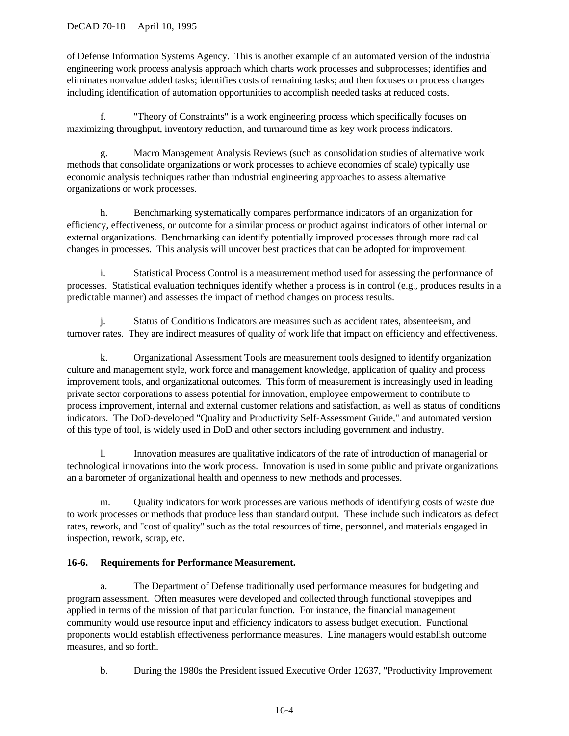of Defense Information Systems Agency. This is another example of an automated version of the industrial engineering work process analysis approach which charts work processes and subprocesses; identifies and eliminates nonvalue added tasks; identifies costs of remaining tasks; and then focuses on process changes including identification of automation opportunities to accomplish needed tasks at reduced costs.

f. "Theory of Constraints" is a work engineering process which specifically focuses on maximizing throughput, inventory reduction, and turnaround time as key work process indicators.

g. Macro Management Analysis Reviews (such as consolidation studies of alternative work methods that consolidate organizations or work processes to achieve economies of scale) typically use economic analysis techniques rather than industrial engineering approaches to assess alternative organizations or work processes.

h. Benchmarking systematically compares performance indicators of an organization for efficiency, effectiveness, or outcome for a similar process or product against indicators of other internal or external organizations. Benchmarking can identify potentially improved processes through more radical changes in processes. This analysis will uncover best practices that can be adopted for improvement.

i. Statistical Process Control is a measurement method used for assessing the performance of processes. Statistical evaluation techniques identify whether a process is in control (e.g., produces results in a predictable manner) and assesses the impact of method changes on process results.

j. Status of Conditions Indicators are measures such as accident rates, absenteeism, and turnover rates. They are indirect measures of quality of work life that impact on efficiency and effectiveness.

k. Organizational Assessment Tools are measurement tools designed to identify organization culture and management style, work force and management knowledge, application of quality and process improvement tools, and organizational outcomes. This form of measurement is increasingly used in leading private sector corporations to assess potential for innovation, employee empowerment to contribute to process improvement, internal and external customer relations and satisfaction, as well as status of conditions indicators. The DoD-developed "Quality and Productivity Self-Assessment Guide," and automated version of this type of tool, is widely used in DoD and other sectors including government and industry.

l. Innovation measures are qualitative indicators of the rate of introduction of managerial or technological innovations into the work process. Innovation is used in some public and private organizations an a barometer of organizational health and openness to new methods and processes.

m. Quality indicators for work processes are various methods of identifying costs of waste due to work processes or methods that produce less than standard output. These include such indicators as defect rates, rework, and "cost of quality" such as the total resources of time, personnel, and materials engaged in inspection, rework, scrap, etc.

### 16-6. Requirements for Performance Measurement.

a. The Department of Defense traditionally used performance measures for budgeting and program assessment. Often measures were developed and collected through functional stovepipes and applied in terms of the mission of that particular function. For instance, the financial management community would use resource input and efficiency indicators to assess budget execution. Functional proponents would establish effectiveness performance measures. Line managers would establish outcome measures, and so forth.

b. During the 1980s the President issued Executive Order 12637, "Productivity Improvement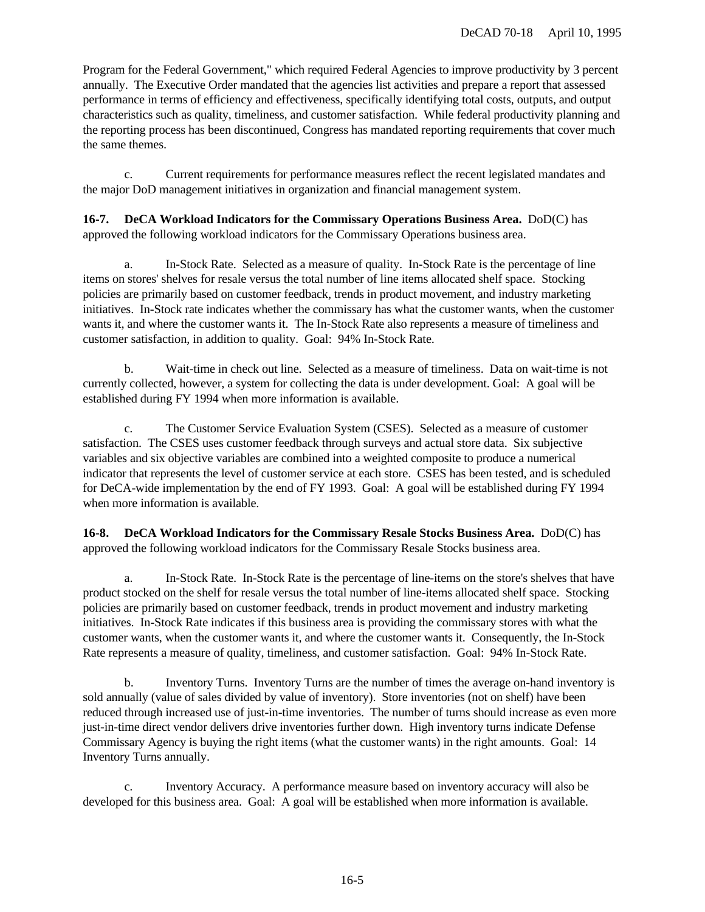Program for the Federal Government," which required Federal Agencies to improve productivity by 3 percent annually. The Executive Order mandated that the agencies list activities and prepare a report that assessed performance in terms of efficiency and effectiveness, specifically identifying total costs, outputs, and output characteristics such as quality, timeliness, and customer satisfaction. While federal productivity planning and the reporting process has been discontinued, Congress has mandated reporting requirements that cover much the same themes.

c. Current requirements for performance measures reflect the recent legislated mandates and the major DoD management initiatives in organization and financial management system.

**16-7. DeCA Workload Indicators for the Commissary Operations Business Area.** DoD(C) has approved the following workload indicators for the Commissary Operations business area.

a. In-Stock Rate. Selected as a measure of quality. In-Stock Rate is the percentage of line items on stores' shelves for resale versus the total number of line items allocated shelf space. Stocking policies are primarily based on customer feedback, trends in product movement, and industry marketing initiatives. In-Stock rate indicates whether the commissary has what the customer wants, when the customer wants it, and where the customer wants it. The In-Stock Rate also represents a measure of timeliness and customer satisfaction, in addition to quality. Goal: 94% In-Stock Rate.

b. Wait-time in check out line. Selected as a measure of timeliness. Data on wait-time is not currently collected, however, a system for collecting the data is under development. Goal: A goal will be established during FY 1994 when more information is available.

c. The Customer Service Evaluation System (CSES). Selected as a measure of customer satisfaction. The CSES uses customer feedback through surveys and actual store data. Six subjective variables and six objective variables are combined into a weighted composite to produce a numerical indicator that represents the level of customer service at each store. CSES has been tested, and is scheduled for DeCA-wide implementation by the end of FY 1993. Goal: A goal will be established during FY 1994 when more information is available.

**16-8. DeCA Workload Indicators for the Commissary Resale Stocks Business Area.** DoD(C) has approved the following workload indicators for the Commissary Resale Stocks business area.

a. In-Stock Rate. In-Stock Rate is the percentage of line-items on the store's shelves that have product stocked on the shelf for resale versus the total number of line-items allocated shelf space. Stocking policies are primarily based on customer feedback, trends in product movement and industry marketing initiatives. In-Stock Rate indicates if this business area is providing the commissary stores with what the customer wants, when the customer wants it, and where the customer wants it. Consequently, the In-Stock Rate represents a measure of quality, timeliness, and customer satisfaction. Goal: 94% In-Stock Rate.

b. Inventory Turns. Inventory Turns are the number of times the average on-hand inventory is sold annually (value of sales divided by value of inventory). Store inventories (not on shelf) have been reduced through increased use of just-in-time inventories. The number of turns should increase as even more just-in-time direct vendor delivers drive inventories further down. High inventory turns indicate Defense Commissary Agency is buying the right items (what the customer wants) in the right amounts. Goal: 14 Inventory Turns annually.

c. Inventory Accuracy. A performance measure based on inventory accuracy will also be developed for this business area. Goal: A goal will be established when more information is available.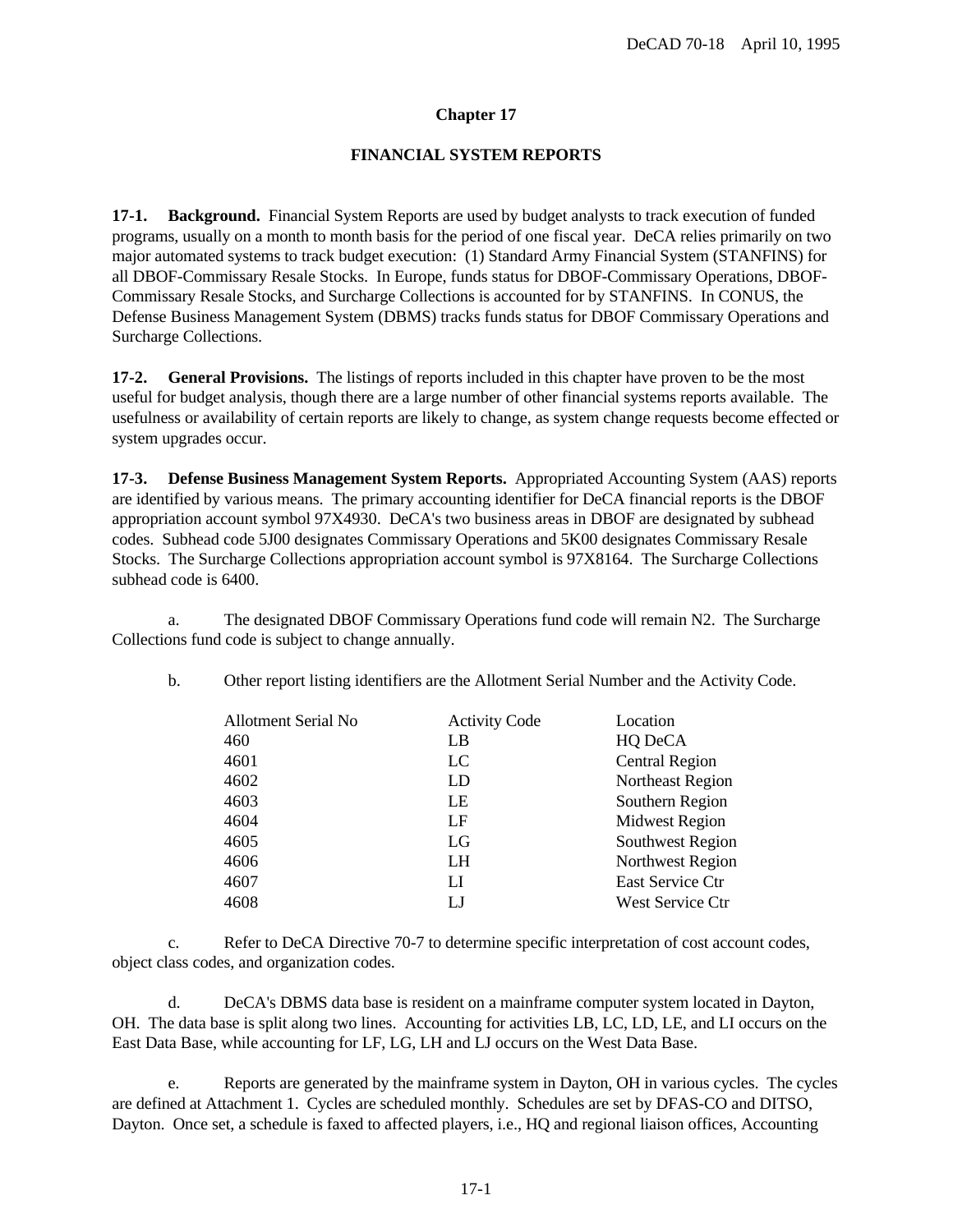# Chapter 17

## FINANCIAL SYSTEM REPORTS

**17-1. Background.** Financial System Reports are used by budget analysts to track execution of funded programs, usually on a month to month basis for the period of one fiscal year. DeCA relies primarily on two major automated systems to track budget execution: (1) Standard Army Financial System (STANFINS) for all DBOF-Commissary Resale Stocks. In Europe, funds status for DBOF-Commissary Operations, DBOF-Commissary Resale Stocks, and Surcharge Collections is accounted for by STANFINS. In CONUS, the Defense Business Management System (DBMS) tracks funds status for DBOF Commissary Operations and Surcharge Collections.

**17-2. General Provisions.** The listings of reports included in this chapter have proven to be the most useful for budget analysis, though there are a large number of other financial systems reports available. The usefulness or availability of certain reports are likely to change, as system change requests become effected or system upgrades occur.

**17-3. Defense Business Management System Reports.** Appropriated Accounting System (AAS) reports are identified by various means. The primary accounting identifier for DeCA financial reports is the DBOF appropriation account symbol 97X4930. DeCA's two business areas in DBOF are designated by subhead codes. Subhead code 5J00 designates Commissary Operations and 5K00 designates Commissary Resale Stocks. The Surcharge Collections appropriation account symbol is 97X8164. The Surcharge Collections subhead code is 6400.

a. The designated DBOF Commissary Operations fund code will remain N2. The Surcharge Collections fund code is subject to change annually.

b. Other report listing identifiers are the Allotment Serial Number and the Activity Code.

| Allotment Serial No | Activity Code | Location |
|---|---|---|
| 460 | LB | HQ DeCA |
| 4601 | LC | Central Region |
| 4602 | LD | Northeast Region |
| 4603 | LE | Southern Region |
| 4604 | LF | Midwest Region |
| 4605 | LG | Southwest Region |
| 4606 | LH | Northwest Region |
| 4607 | LI | East Service Ctr |
| 4608 | LJ | West Service Ctr |

c. Refer to DeCA Directive 70-7 to determine specific interpretation of cost account codes, object class codes, and organization codes.

d. DeCA's DBMS data base is resident on a mainframe computer system located in Dayton, OH. The data base is split along two lines. Accounting for activities LB, LC, LD, LE, and LI occurs on the East Data Base, while accounting for LF, LG, LH and LJ occurs on the West Data Base.

e. Reports are generated by the mainframe system in Dayton, OH in various cycles. The cycles are defined at Attachment 1. Cycles are scheduled monthly. Schedules are set by DFAS-CO and DITSO, Dayton. Once set, a schedule is faxed to affected players, i.e., HQ and regional liaison offices, Accounting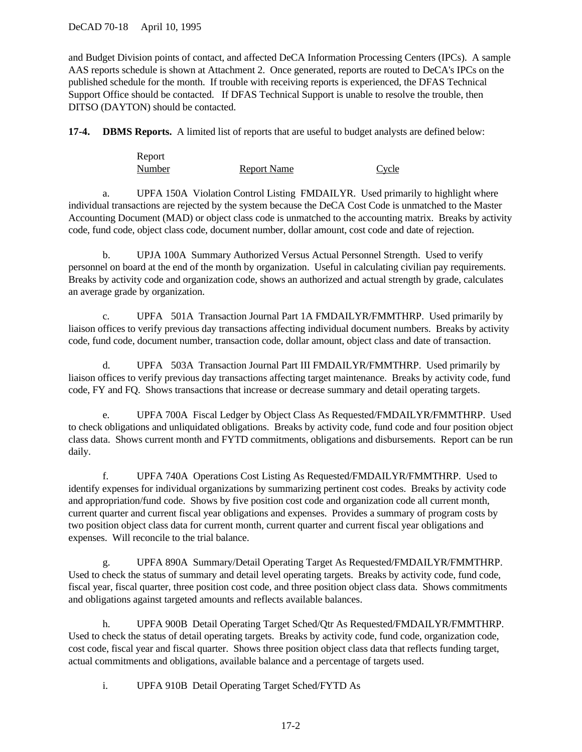and Budget Division points of contact, and affected DeCA Information Processing Centers (IPCs). A sample AAS reports schedule is shown at Attachment 2. Once generated, reports are routed to DeCA's IPCs on the published schedule for the month. If trouble with receiving reports is experienced, the DFAS Technical Support Office should be contacted. If DFAS Technical Support is unable to resolve the trouble, then DITSO (DAYTON) should be contacted.

**17-4. DBMS Reports.** A limited list of reports that are useful to budget analysts are defined below:

| Report Number | Report Name | Cycle |
|---|---|---|

a. UPFA 150A Violation Control Listing FMDAILYR. Used primarily to highlight where individual transactions are rejected by the system because the DeCA Cost Code is unmatched to the Master Accounting Document (MAD) or object class code is unmatched to the accounting matrix. Breaks by activity code, fund code, object class code, document number, dollar amount, cost code and date of rejection.

b. UPJA 100A Summary Authorized Versus Actual Personnel Strength. Used to verify personnel on board at the end of the month by organization. Useful in calculating civilian pay requirements. Breaks by activity code and organization code, shows an authorized and actual strength by grade, calculates an average grade by organization.

c. UPFA 501A Transaction Journal Part 1A FMDAILYR/FMMTHRP. Used primarily by liaison offices to verify previous day transactions affecting individual document numbers. Breaks by activity code, fund code, document number, transaction code, dollar amount, object class and date of transaction.

d. UPFA 503A Transaction Journal Part III FMDAILYR/FMMTHRP. Used primarily by liaison offices to verify previous day transactions affecting target maintenance. Breaks by activity code, fund code, FY and FQ. Shows transactions that increase or decrease summary and detail operating targets.

e. UPFA 700A Fiscal Ledger by Object Class As Requested/FMDAILYR/FMMTHRP. Used to check obligations and unliquidated obligations. Breaks by activity code, fund code and four position object class data. Shows current month and FYTD commitments, obligations and disbursements. Report can be run daily.

f. UPFA 740A Operations Cost Listing As Requested/FMDAILYR/FMMTHRP. Used to identify expenses for individual organizations by summarizing pertinent cost codes. Breaks by activity code and appropriation/fund code. Shows by five position cost code and organization code all current month, current quarter and current fiscal year obligations and expenses. Provides a summary of program costs by two position object class data for current month, current quarter and current fiscal year obligations and expenses. Will reconcile to the trial balance.

g. UPFA 890A Summary/Detail Operating Target As Requested/FMDAILYR/FMMTHRP. Used to check the status of summary and detail level operating targets. Breaks by activity code, fund code, fiscal year, fiscal quarter, three position cost code, and three position object class data. Shows commitments and obligations against targeted amounts and reflects available balances.

h. UPFA 900B Detail Operating Target Sched/Qtr As Requested/FMDAILYR/FMMTHRP. Used to check the status of detail operating targets. Breaks by activity code, fund code, organization code, cost code, fiscal year and fiscal quarter. Shows three position object class data that reflects funding target, actual commitments and obligations, available balance and a percentage of targets used.

i. UPFA 910B Detail Operating Target Sched/FYTD As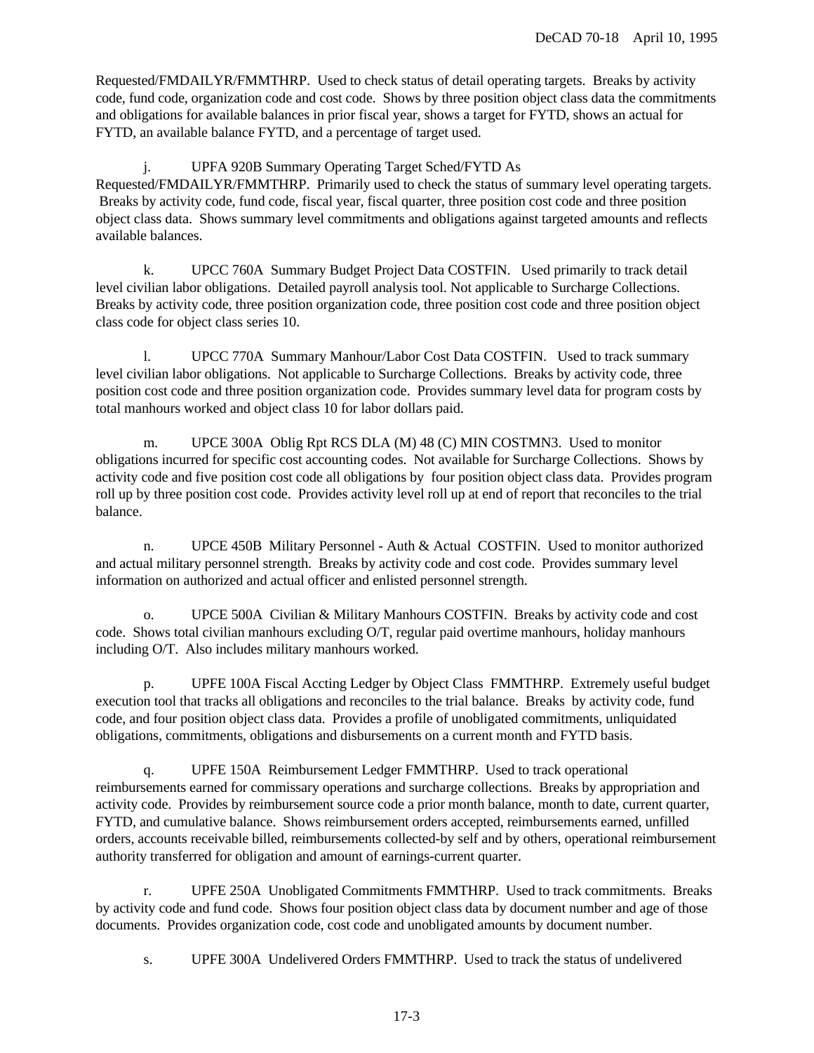Requested/FMDAILYR/FMMTHRP. Used to check status of detail operating targets. Breaks by activity code, fund code, organization code and cost code. Shows by three position object class data the commitments and obligations for available balances in prior fiscal year, shows a target for FYTD, shows an actual for FYTD, an available balance FYTD, and a percentage of target used.

j. UPFA 920B Summary Operating Target Sched/FYTD As Requested/FMDAILYR/FMMTHRP. Primarily used to check the status of summary level operating targets. Breaks by activity code, fund code, fiscal year, fiscal quarter, three position cost code and three position object class data. Shows summary level commitments and obligations against targeted amounts and reflects available balances.

k. UPCC 760A Summary Budget Project Data COSTFIN. Used primarily to track detail level civilian labor obligations. Detailed payroll analysis tool. Not applicable to Surcharge Collections. Breaks by activity code, three position organization code, three position cost code and three position object class code for object class series 10.

l. UPCC 770A Summary Manhour/Labor Cost Data COSTFIN. Used to track summary level civilian labor obligations. Not applicable to Surcharge Collections. Breaks by activity code, three position cost code and three position organization code. Provides summary level data for program costs by total manhours worked and object class 10 for labor dollars paid.

m. UPCE 300A Oblig Rpt RCS DLA (M) 48 (C) MIN COSTMN3. Used to monitor obligations incurred for specific cost accounting codes. Not available for Surcharge Collections. Shows by activity code and five position cost code all obligations by four position object class data. Provides program roll up by three position cost code. Provides activity level roll up at end of report that reconciles to the trial balance.

n. UPCE 450B Military Personnel - Auth & Actual COSTFIN. Used to monitor authorized and actual military personnel strength. Breaks by activity code and cost code. Provides summary level information on authorized and actual officer and enlisted personnel strength.

o. UPCE 500A Civilian & Military Manhours COSTFIN. Breaks by activity code and cost code. Shows total civilian manhours excluding O/T, regular paid overtime manhours, holiday manhours including O/T. Also includes military manhours worked.

p. UPFE 100A Fiscal Accting Ledger by Object Class FMMTHRP. Extremely useful budget execution tool that tracks all obligations and reconciles to the trial balance. Breaks by activity code, fund code, and four position object class data. Provides a profile of unobligated commitments, unliquidated obligations, commitments, obligations and disbursements on a current month and FYTD basis.

q. UPFE 150A Reimbursement Ledger FMMTHRP. Used to track operational reimbursements earned for commissary operations and surcharge collections. Breaks by appropriation and activity code. Provides by reimbursement source code a prior month balance, month to date, current quarter, FYTD, and cumulative balance. Shows reimbursement orders accepted, reimbursements earned, unfilled orders, accounts receivable billed, reimbursements collected-by self and by others, operational reimbursement authority transferred for obligation and amount of earnings-current quarter.

r. UPFE 250A Unobligated Commitments FMMTHRP. Used to track commitments. Breaks by activity code and fund code. Shows four position object class data by document number and age of those documents. Provides organization code, cost code and unobligated amounts by document number.

s. UPFE 300A Undelivered Orders FMMTHRP. Used to track the status of undelivered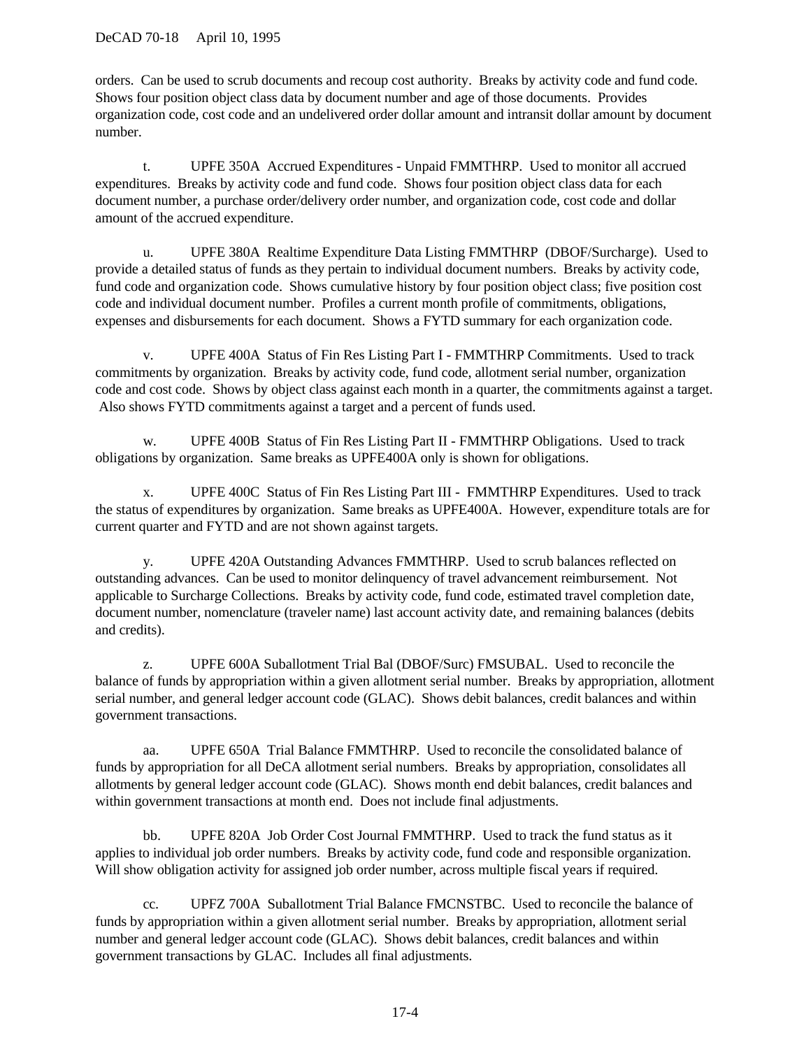orders. Can be used to scrub documents and recoup cost authority. Breaks by activity code and fund code. Shows four position object class data by document number and age of those documents. Provides organization code, cost code and an undelivered order dollar amount and intransit dollar amount by document number.

t. UPFE 350A Accrued Expenditures - Unpaid FMMTHRP. Used to monitor all accrued expenditures. Breaks by activity code and fund code. Shows four position object class data for each document number, a purchase order/delivery order number, and organization code, cost code and dollar amount of the accrued expenditure.

u. UPFE 380A Realtime Expenditure Data Listing FMMTHRP (DBOF/Surcharge). Used to provide a detailed status of funds as they pertain to individual document numbers. Breaks by activity code, fund code and organization code. Shows cumulative history by four position object class; five position cost code and individual document number. Profiles a current month profile of commitments, obligations, expenses and disbursements for each document. Shows a FYTD summary for each organization code.

v. UPFE 400A Status of Fin Res Listing Part I - FMMTHRP Commitments. Used to track commitments by organization. Breaks by activity code, fund code, allotment serial number, organization code and cost code. Shows by object class against each month in a quarter, the commitments against a target. Also shows FYTD commitments against a target and a percent of funds used.

w. UPFE 400B Status of Fin Res Listing Part II - FMMTHRP Obligations. Used to track obligations by organization. Same breaks as UPFE400A only is shown for obligations.

x. UPFE 400C Status of Fin Res Listing Part III - FMMTHRP Expenditures. Used to track the status of expenditures by organization. Same breaks as UPFE400A. However, expenditure totals are for current quarter and FYTD and are not shown against targets.

y. UPFE 420A Outstanding Advances FMMTHRP. Used to scrub balances reflected on outstanding advances. Can be used to monitor delinquency of travel advancement reimbursement. Not applicable to Surcharge Collections. Breaks by activity code, fund code, estimated travel completion date, document number, nomenclature (traveler name) last account activity date, and remaining balances (debits and credits).

z. UPFE 600A Suballotment Trial Bal (DBOF/Surc) FMSUBAL. Used to reconcile the balance of funds by appropriation within a given allotment serial number. Breaks by appropriation, allotment serial number, and general ledger account code (GLAC). Shows debit balances, credit balances and within government transactions.

aa. UPFE 650A Trial Balance FMMTHRP. Used to reconcile the consolidated balance of funds by appropriation for all DeCA allotment serial numbers. Breaks by appropriation, consolidates all allotments by general ledger account code (GLAC). Shows month end debit balances, credit balances and within government transactions at month end. Does not include final adjustments.

bb. UPFE 820A Job Order Cost Journal FMMTHRP. Used to track the fund status as it applies to individual job order numbers. Breaks by activity code, fund code and responsible organization. Will show obligation activity for assigned job order number, across multiple fiscal years if required.

cc. UPFZ 700A Suballotment Trial Balance FMCNSTBC. Used to reconcile the balance of funds by appropriation within a given allotment serial number. Breaks by appropriation, allotment serial number and general ledger account code (GLAC). Shows debit balances, credit balances and within government transactions by GLAC. Includes all final adjustments.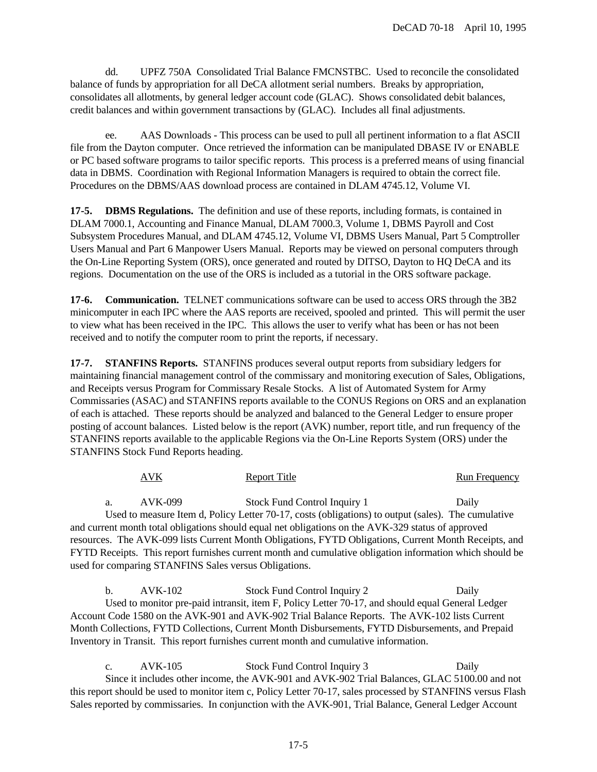dd. UPFZ 750A Consolidated Trial Balance FMCNSTBC. Used to reconcile the consolidated balance of funds by appropriation for all DeCA allotment serial numbers. Breaks by appropriation, consolidates all allotments, by general ledger account code (GLAC). Shows consolidated debit balances, credit balances and within government transactions by (GLAC). Includes all final adjustments.

ee. AAS Downloads - This process can be used to pull all pertinent information to a flat ASCII file from the Dayton computer. Once retrieved the information can be manipulated DBASE IV or ENABLE or PC based software programs to tailor specific reports. This process is a preferred means of using financial data in DBMS. Coordination with Regional Information Managers is required to obtain the correct file. Procedures on the DBMS/AAS download process are contained in DLAM 4745.12, Volume VI.

**17-5. DBMS Regulations.** The definition and use of these reports, including formats, is contained in DLAM 7000.1, Accounting and Finance Manual, DLAM 7000.3, Volume 1, DBMS Payroll and Cost Subsystem Procedures Manual, and DLAM 4745.12, Volume VI, DBMS Users Manual, Part 5 Comptroller Users Manual and Part 6 Manpower Users Manual. Reports may be viewed on personal computers through the On-Line Reporting System (ORS), once generated and routed by DITSO, Dayton to HQ DeCA and its regions. Documentation on the use of the ORS is included as a tutorial in the ORS software package.

**17-6. Communication.** TELNET communications software can be used to access ORS through the 3B2 minicomputer in each IPC where the AAS reports are received, spooled and printed. This will permit the user to view what has been received in the IPC. This allows the user to verify what has been or has not been received and to notify the computer room to print the reports, if necessary.

**17-7. STANFINS Reports.** STANFINS produces several output reports from subsidiary ledgers for maintaining financial management control of the commissary and monitoring execution of Sales, Obligations, and Receipts versus Program for Commissary Resale Stocks. A list of Automated System for Army Commissaries (ASAC) and STANFINS reports available to the CONUS Regions on ORS and an explanation of each is attached. These reports should be analyzed and balanced to the General Ledger to ensure proper posting of account balances. Listed below is the report (AVK) number, report title, and run frequency of the STANFINS reports available to the applicable Regions via the On-Line Reports System (ORS) under the STANFINS Stock Fund Reports heading.

| | AVK | Report Title | Run Frequency |
|---|---|---|---|
| a. | AVK-099 | Stock Fund Control Inquiry 1 | Daily |

Used to measure Item d, Policy Letter 70-17, costs (obligations) to output (sales). The cumulative and current month total obligations should equal net obligations on the AVK-329 status of approved resources. The AVK-099 lists Current Month Obligations, FYTD Obligations, Current Month Receipts, and FYTD Receipts. This report furnishes current month and cumulative obligation information which should be used for comparing STANFINS Sales versus Obligations.

| | | | |
|---|---|---|---|
| b. | AVK-102 | Stock Fund Control Inquiry 2 | Daily |

Used to monitor pre-paid intransit, item F, Policy Letter 70-17, and should equal General Ledger Account Code 1580 on the AVK-901 and AVK-902 Trial Balance Reports. The AVK-102 lists Current Month Collections, FYTD Collections, Current Month Disbursements, FYTD Disbursements, and Prepaid Inventory in Transit. This report furnishes current month and cumulative information.

| | | | |
|---|---|---|---|
| c. | AVK-105 | Stock Fund Control Inquiry 3 | Daily |

Since it includes other income, the AVK-901 and AVK-902 Trial Balances, GLAC 5100.00 and not this report should be used to monitor item c, Policy Letter 70-17, sales processed by STANFINS versus Flash Sales reported by commissaries. In conjunction with the AVK-901, Trial Balance, General Ledger Account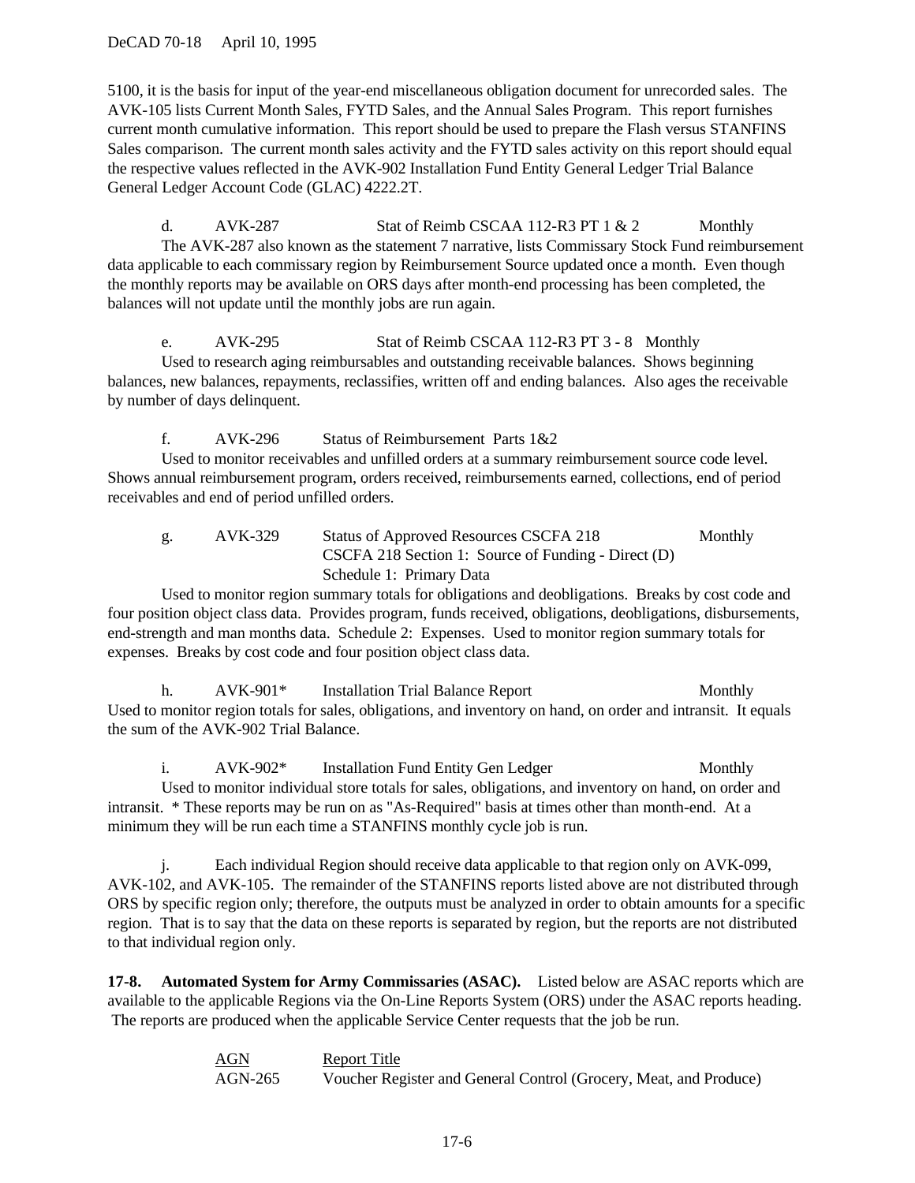5100, it is the basis for input of the year-end miscellaneous obligation document for unrecorded sales. The AVK-105 lists Current Month Sales, FYTD Sales, and the Annual Sales Program. This report furnishes current month cumulative information. This report should be used to prepare the Flash versus STANFINS Sales comparison. The current month sales activity and the FYTD sales activity on this report should equal the respective values reflected in the AVK-902 Installation Fund Entity General Ledger Trial Balance General Ledger Account Code (GLAC) 4222.2T.

d. AVK-287 Stat of Reimb CSCAA 112-R3 PT 1 & 2 Monthly

The AVK-287 also known as the statement 7 narrative, lists Commissary Stock Fund reimbursement data applicable to each commissary region by Reimbursement Source updated once a month. Even though the monthly reports may be available on ORS days after month-end processing has been completed, the balances will not update until the monthly jobs are run again.

e. AVK-295 Stat of Reimb CSCAA 112-R3 PT 3 - 8 Monthly

Used to research aging reimbursables and outstanding receivable balances. Shows beginning balances, new balances, repayments, reclassifies, written off and ending balances. Also ages the receivable by number of days delinquent.

f. AVK-296 Status of Reimbursement Parts 1&2

Used to monitor receivables and unfilled orders at a summary reimbursement source code level. Shows annual reimbursement program, orders received, reimbursements earned, collections, end of period receivables and end of period unfilled orders.

g. AVK-329 Status of Approved Resources CSCFA 218 Monthly
CSCFA 218 Section 1: Source of Funding - Direct (D)
Schedule 1: Primary Data

Used to monitor region summary totals for obligations and deobligations. Breaks by cost code and four position object class data. Provides program, funds received, obligations, deobligations, disbursements, end-strength and man months data. Schedule 2: Expenses. Used to monitor region summary totals for expenses. Breaks by cost code and four position object class data.

h. AVK-901* Installation Trial Balance Report Monthly

Used to monitor region totals for sales, obligations, and inventory on hand, on order and intransit. It equals the sum of the AVK-902 Trial Balance.

i. AVK-902* Installation Fund Entity Gen Ledger Monthly

Used to monitor individual store totals for sales, obligations, and inventory on hand, on order and intransit. * These reports may be run on as "As-Required" basis at times other than month-end. At a minimum they will be run each time a STANFINS monthly cycle job is run.

j. Each individual Region should receive data applicable to that region only on AVK-099, AVK-102, and AVK-105. The remainder of the STANFINS reports listed above are not distributed through ORS by specific region only; therefore, the outputs must be analyzed in order to obtain amounts for a specific region. That is to say that the data on these reports is separated by region, but the reports are not distributed to that individual region only.

**17-8. Automated System for Army Commissaries (ASAC).** Listed below are ASAC reports which are available to the applicable Regions via the On-Line Reports System (ORS) under the ASAC reports heading. The reports are produced when the applicable Service Center requests that the job be run.

| AGN | Report Title |
|---|---|
| AGN-265 | Voucher Register and General Control (Grocery, Meat, and Produce) |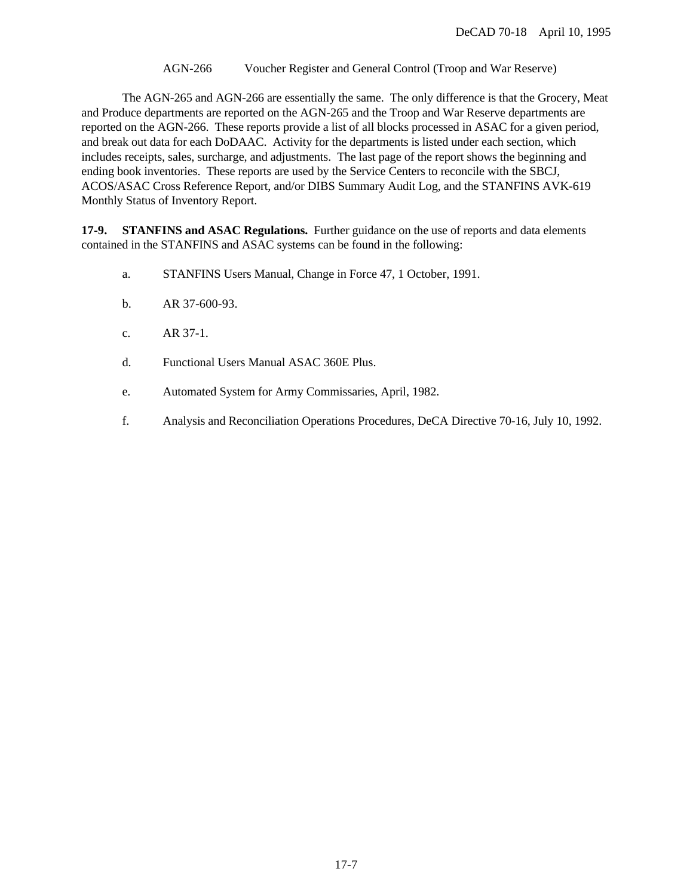AGN-266 Voucher Register and General Control (Troop and War Reserve)

The AGN-265 and AGN-266 are essentially the same. The only difference is that the Grocery, Meat and Produce departments are reported on the AGN-265 and the Troop and War Reserve departments are reported on the AGN-266. These reports provide a list of all blocks processed in ASAC for a given period, and break out data for each DoDAAC. Activity for the departments is listed under each section, which includes receipts, sales, surcharge, and adjustments. The last page of the report shows the beginning and ending book inventories. These reports are used by the Service Centers to reconcile with the SBCJ, ACOS/ASAC Cross Reference Report, and/or DIBS Summary Audit Log, and the STANFINS AVK-619 Monthly Status of Inventory Report.

**17-9. STANFINS and ASAC Regulations.** Further guidance on the use of reports and data elements contained in the STANFINS and ASAC systems can be found in the following:

a. STANFINS Users Manual, Change in Force 47, 1 October, 1991.

b. AR 37-600-93.

c. AR 37-1.

d. Functional Users Manual ASAC 360E Plus.

e. Automated System for Army Commissaries, April, 1982.

f. Analysis and Reconciliation Operations Procedures, DeCA Directive 70-16, July 10, 1992.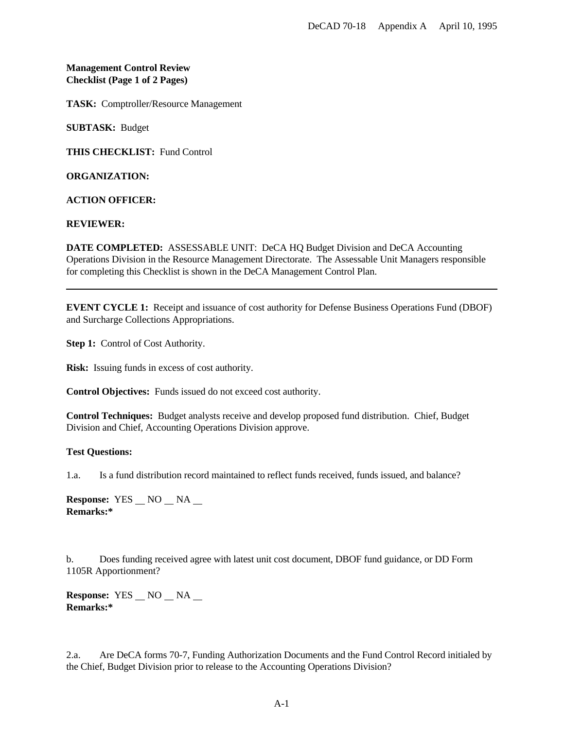**Management Control Review**
**Checklist (Page 1 of 2 Pages)**

**TASK:** Comptroller/Resource Management

**SUBTASK:** Budget

**THIS CHECKLIST:** Fund Control

**ORGANIZATION:**

**ACTION OFFICER:**

**REVIEWER:**

**DATE COMPLETED:** ASSESSABLE UNIT: DeCA HQ Budget Division and DeCA Accounting Operations Division in the Resource Management Directorate. The Assessable Unit Managers responsible for completing this Checklist is shown in the DeCA Management Control Plan.

---

**EVENT CYCLE 1:** Receipt and issuance of cost authority for Defense Business Operations Fund (DBOF) and Surcharge Collections Appropriations.

**Step 1:** Control of Cost Authority.

**Risk:** Issuing funds in excess of cost authority.

**Control Objectives:** Funds issued do not exceed cost authority.

**Control Techniques:** Budget analysts receive and develop proposed fund distribution. Chief, Budget Division and Chief, Accounting Operations Division approve.

**Test Questions:**

1.a. Is a fund distribution record maintained to reflect funds received, funds issued, and balance?

**Response:** YES __ NO __ NA __
**Remarks:***

b. Does funding received agree with latest unit cost document, DBOF fund guidance, or DD Form 1105R Apportionment?

**Response:** YES __ NO __ NA __
**Remarks:***

2.a. Are DeCA forms 70-7, Funding Authorization Documents and the Fund Control Record initialed by the Chief, Budget Division prior to release to the Accounting Operations Division?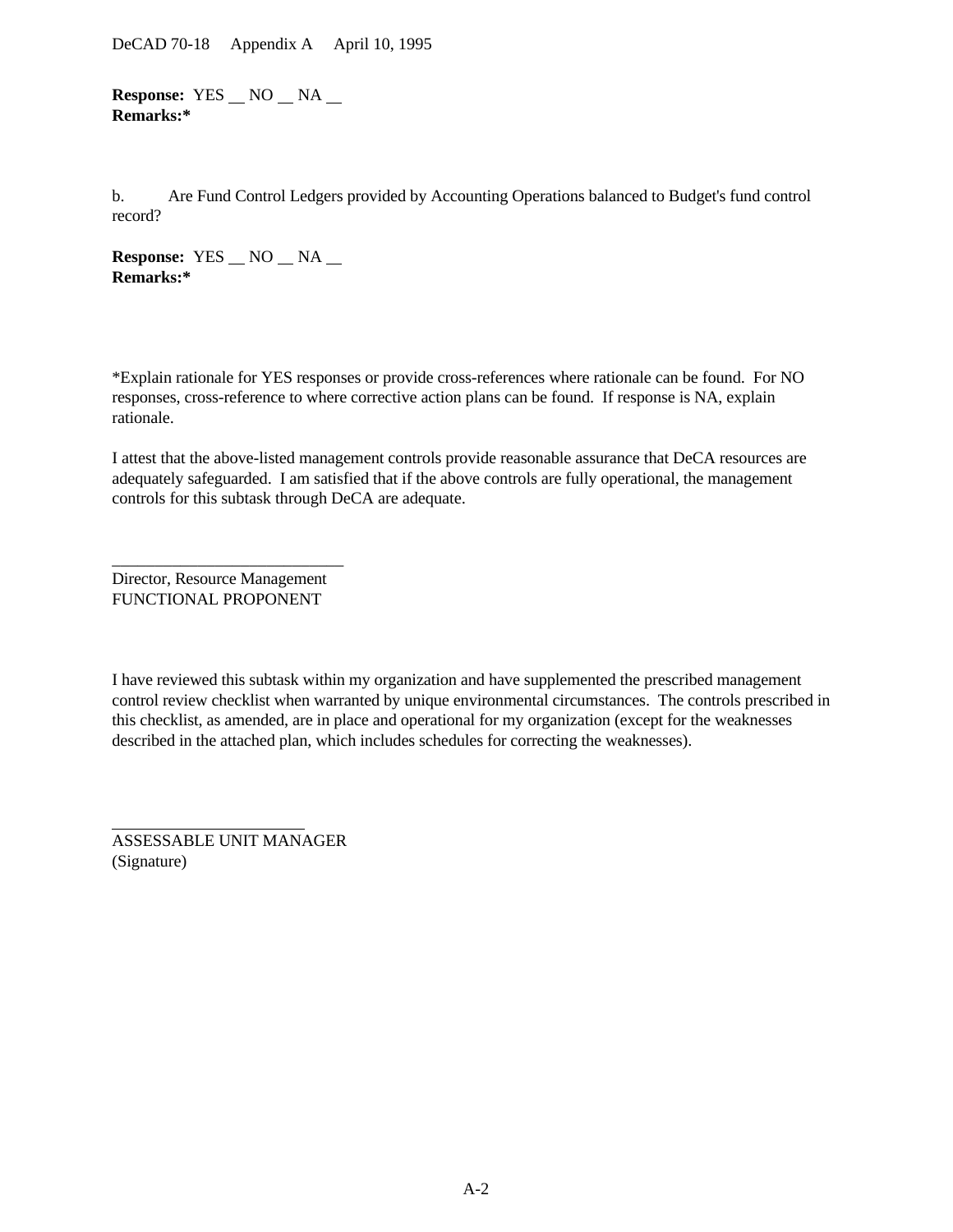**Response:** YES __ NO __ NA __
**Remarks:***

b. Are Fund Control Ledgers provided by Accounting Operations balanced to Budget's fund control record?

**Response:** YES __ NO __ NA __
**Remarks:***

*Explain rationale for YES responses or provide cross-references where rationale can be found. For NO responses, cross-reference to where corrective action plans can be found. If response is NA, explain rationale.

I attest that the above-listed management controls provide reasonable assurance that DeCA resources are adequately safeguarded. I am satisfied that if the above controls are fully operational, the management controls for this subtask through DeCA are adequate.

____________________________
Director, Resource Management
FUNCTIONAL PROPONENT

I have reviewed this subtask within my organization and have supplemented the prescribed management control review checklist when warranted by unique environmental circumstances. The controls prescribed in this checklist, as amended, are in place and operational for my organization (except for the weaknesses described in the attached plan, which includes schedules for correcting the weaknesses).

_______________________
ASSESSABLE UNIT MANAGER
(Signature)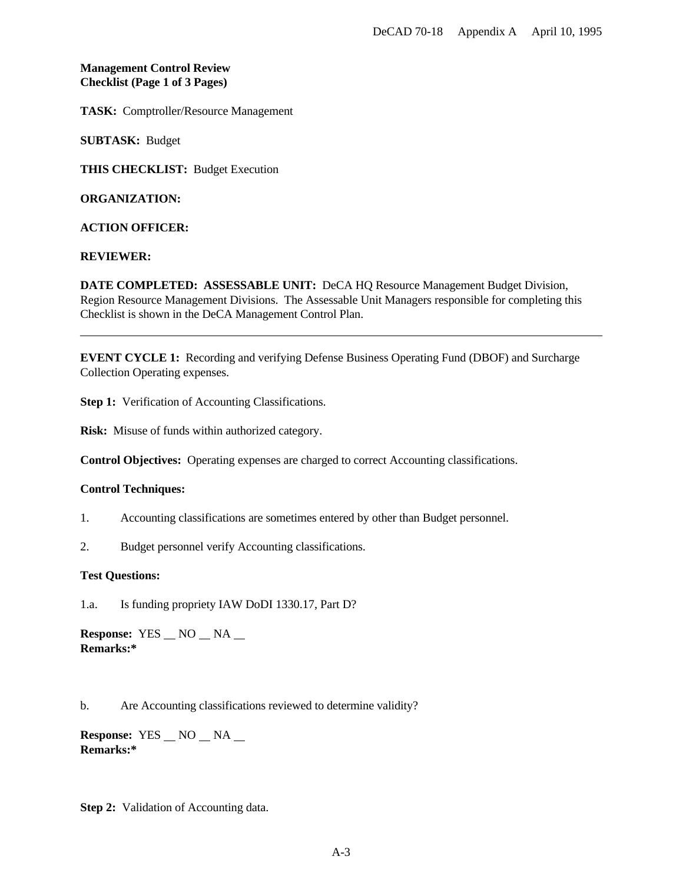**Management Control Review**
**Checklist (Page 1 of 3 Pages)**

**TASK:** Comptroller/Resource Management

**SUBTASK:** Budget

**THIS CHECKLIST:** Budget Execution

**ORGANIZATION:**

**ACTION OFFICER:**

**REVIEWER:**

**DATE COMPLETED:** **ASSESSABLE UNIT:** DeCA HQ Resource Management Budget Division, Region Resource Management Divisions. The Assessable Unit Managers responsible for completing this Checklist is shown in the DeCA Management Control Plan.

---

**EVENT CYCLE 1:** Recording and verifying Defense Business Operating Fund (DBOF) and Surcharge Collection Operating expenses.

**Step 1:** Verification of Accounting Classifications.

**Risk:** Misuse of funds within authorized category.

**Control Objectives:** Operating expenses are charged to correct Accounting classifications.

**Control Techniques:**

1. Accounting classifications are sometimes entered by other than Budget personnel.

2. Budget personnel verify Accounting classifications.

**Test Questions:**

1.a. Is funding propriety IAW DoDI 1330.17, Part D?

**Response:** YES __ NO __ NA __
**Remarks:***

b. Are Accounting classifications reviewed to determine validity?

**Response:** YES __ NO __ NA __
**Remarks:***

**Step 2:** Validation of Accounting data.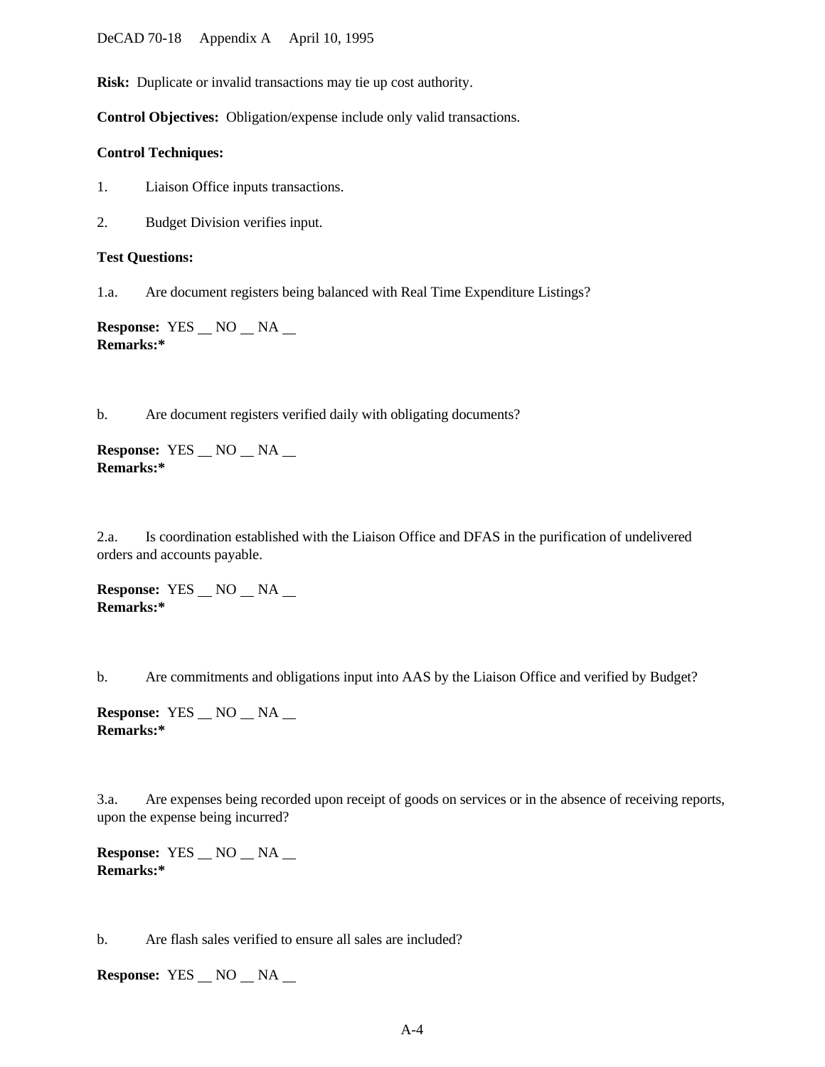**Risk:** Duplicate or invalid transactions may tie up cost authority.

**Control Objectives:** Obligation/expense include only valid transactions.

**Control Techniques:**

1. Liaison Office inputs transactions.

2. Budget Division verifies input.

**Test Questions:**

1.a. Are document registers being balanced with Real Time Expenditure Listings?

**Response:** YES __ NO __ NA __
**Remarks:***

b. Are document registers verified daily with obligating documents?

**Response:** YES __ NO __ NA __
**Remarks:***

2.a. Is coordination established with the Liaison Office and DFAS in the purification of undelivered orders and accounts payable.

**Response:** YES __ NO __ NA __
**Remarks:***

b. Are commitments and obligations input into AAS by the Liaison Office and verified by Budget?

**Response:** YES __ NO __ NA __
**Remarks:***

3.a. Are expenses being recorded upon receipt of goods on services or in the absence of receiving reports, upon the expense being incurred?

**Response:** YES __ NO __ NA __
**Remarks:***

b. Are flash sales verified to ensure all sales are included?

**Response:** YES __ NO __ NA __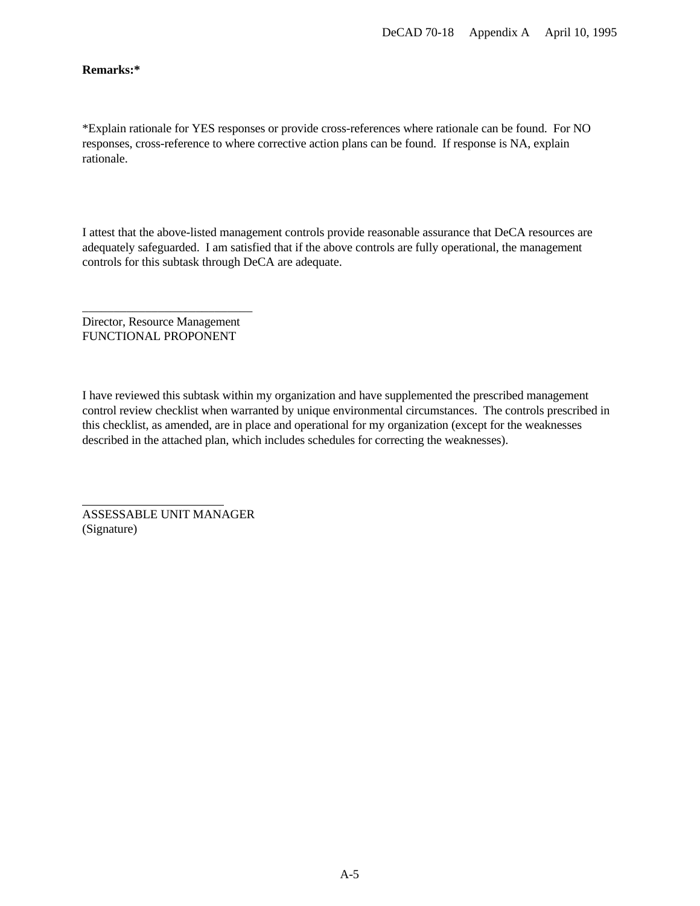**Remarks:***

*Explain rationale for YES responses or provide cross-references where rationale can be found. For NO responses, cross-reference to where corrective action plans can be found. If response is NA, explain rationale.

I attest that the above-listed management controls provide reasonable assurance that DeCA resources are adequately safeguarded. I am satisfied that if the above controls are fully operational, the management controls for this subtask through DeCA are adequate.

____________________________
Director, Resource Management
FUNCTIONAL PROPONENT

I have reviewed this subtask within my organization and have supplemented the prescribed management control review checklist when warranted by unique environmental circumstances. The controls prescribed in this checklist, as amended, are in place and operational for my organization (except for the weaknesses described in the attached plan, which includes schedules for correcting the weaknesses).

________________________
ASSESSABLE UNIT MANAGER
(Signature)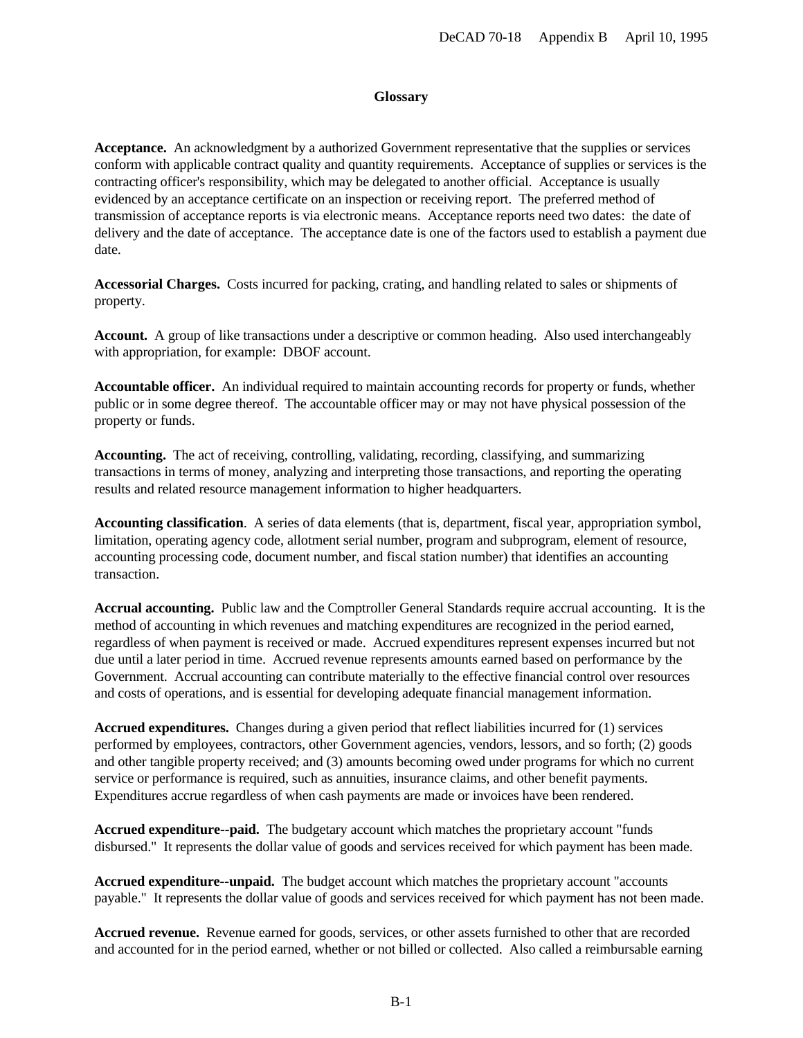## Glossary

**Acceptance.** An acknowledgment by a authorized Government representative that the supplies or services conform with applicable contract quality and quantity requirements. Acceptance of supplies or services is the contracting officer's responsibility, which may be delegated to another official. Acceptance is usually evidenced by an acceptance certificate on an inspection or receiving report. The preferred method of transmission of acceptance reports is via electronic means. Acceptance reports need two dates: the date of delivery and the date of acceptance. The acceptance date is one of the factors used to establish a payment due date.

**Accessorial Charges.** Costs incurred for packing, crating, and handling related to sales or shipments of property.

**Account.** A group of like transactions under a descriptive or common heading. Also used interchangeably with appropriation, for example: DBOF account.

**Accountable officer.** An individual required to maintain accounting records for property or funds, whether public or in some degree thereof. The accountable officer may or may not have physical possession of the property or funds.

**Accounting.** The act of receiving, controlling, validating, recording, classifying, and summarizing transactions in terms of money, analyzing and interpreting those transactions, and reporting the operating results and related resource management information to higher headquarters.

**Accounting classification**. A series of data elements (that is, department, fiscal year, appropriation symbol, limitation, operating agency code, allotment serial number, program and subprogram, element of resource, accounting processing code, document number, and fiscal station number) that identifies an accounting transaction.

**Accrual accounting.** Public law and the Comptroller General Standards require accrual accounting. It is the method of accounting in which revenues and matching expenditures are recognized in the period earned, regardless of when payment is received or made. Accrued expenditures represent expenses incurred but not due until a later period in time. Accrued revenue represents amounts earned based on performance by the Government. Accrual accounting can contribute materially to the effective financial control over resources and costs of operations, and is essential for developing adequate financial management information.

**Accrued expenditures.** Changes during a given period that reflect liabilities incurred for (1) services performed by employees, contractors, other Government agencies, vendors, lessors, and so forth; (2) goods and other tangible property received; and (3) amounts becoming owed under programs for which no current service or performance is required, such as annuities, insurance claims, and other benefit payments. Expenditures accrue regardless of when cash payments are made or invoices have been rendered.

**Accrued expenditure--paid.** The budgetary account which matches the proprietary account "funds disbursed." It represents the dollar value of goods and services received for which payment has been made.

**Accrued expenditure--unpaid.** The budget account which matches the proprietary account "accounts payable." It represents the dollar value of goods and services received for which payment has not been made.

**Accrued revenue.** Revenue earned for goods, services, or other assets furnished to other that are recorded and accounted for in the period earned, whether or not billed or collected. Also called a reimbursable earning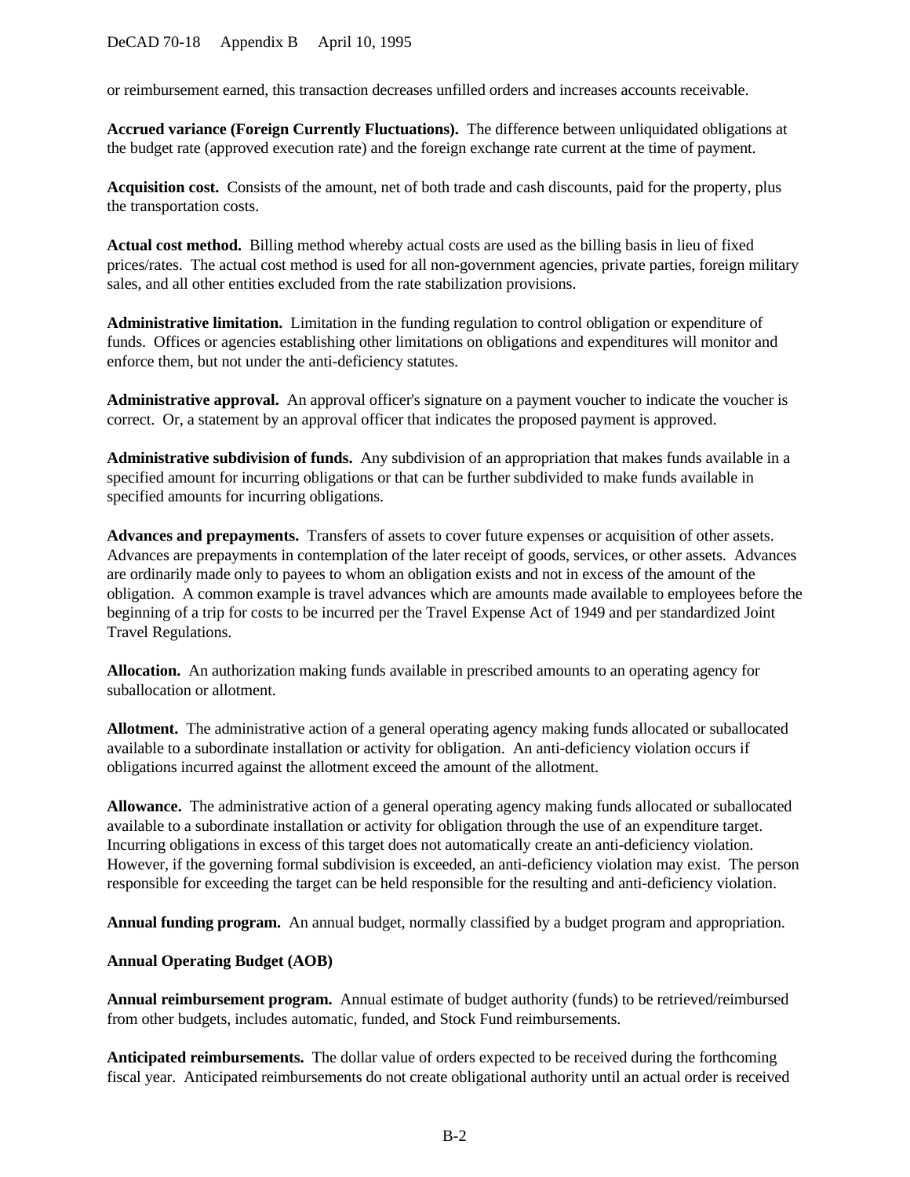or reimbursement earned, this transaction decreases unfilled orders and increases accounts receivable.

**Accrued variance (Foreign Currently Fluctuations).** The difference between unliquidated obligations at the budget rate (approved execution rate) and the foreign exchange rate current at the time of payment.

**Acquisition cost.** Consists of the amount, net of both trade and cash discounts, paid for the property, plus the transportation costs.

**Actual cost method.** Billing method whereby actual costs are used as the billing basis in lieu of fixed prices/rates. The actual cost method is used for all non-government agencies, private parties, foreign military sales, and all other entities excluded from the rate stabilization provisions.

**Administrative limitation.** Limitation in the funding regulation to control obligation or expenditure of funds. Offices or agencies establishing other limitations on obligations and expenditures will monitor and enforce them, but not under the anti-deficiency statutes.

**Administrative approval.** An approval officer's signature on a payment voucher to indicate the voucher is correct. Or, a statement by an approval officer that indicates the proposed payment is approved.

**Administrative subdivision of funds.** Any subdivision of an appropriation that makes funds available in a specified amount for incurring obligations or that can be further subdivided to make funds available in specified amounts for incurring obligations.

**Advances and prepayments.** Transfers of assets to cover future expenses or acquisition of other assets. Advances are prepayments in contemplation of the later receipt of goods, services, or other assets. Advances are ordinarily made only to payees to whom an obligation exists and not in excess of the amount of the obligation. A common example is travel advances which are amounts made available to employees before the beginning of a trip for costs to be incurred per the Travel Expense Act of 1949 and per standardized Joint Travel Regulations.

**Allocation.** An authorization making funds available in prescribed amounts to an operating agency for suballocation or allotment.

**Allotment.** The administrative action of a general operating agency making funds allocated or suballocated available to a subordinate installation or activity for obligation. An anti-deficiency violation occurs if obligations incurred against the allotment exceed the amount of the allotment.

**Allowance.** The administrative action of a general operating agency making funds allocated or suballocated available to a subordinate installation or activity for obligation through the use of an expenditure target. Incurring obligations in excess of this target does not automatically create an anti-deficiency violation. However, if the governing formal subdivision is exceeded, an anti-deficiency violation may exist. The person responsible for exceeding the target can be held responsible for the resulting and anti-deficiency violation.

**Annual funding program.** An annual budget, normally classified by a budget program and appropriation.

**Annual Operating Budget (AOB)**

**Annual reimbursement program.** Annual estimate of budget authority (funds) to be retrieved/reimbursed from other budgets, includes automatic, funded, and Stock Fund reimbursements.

**Anticipated reimbursements.** The dollar value of orders expected to be received during the forthcoming fiscal year. Anticipated reimbursements do not create obligational authority until an actual order is received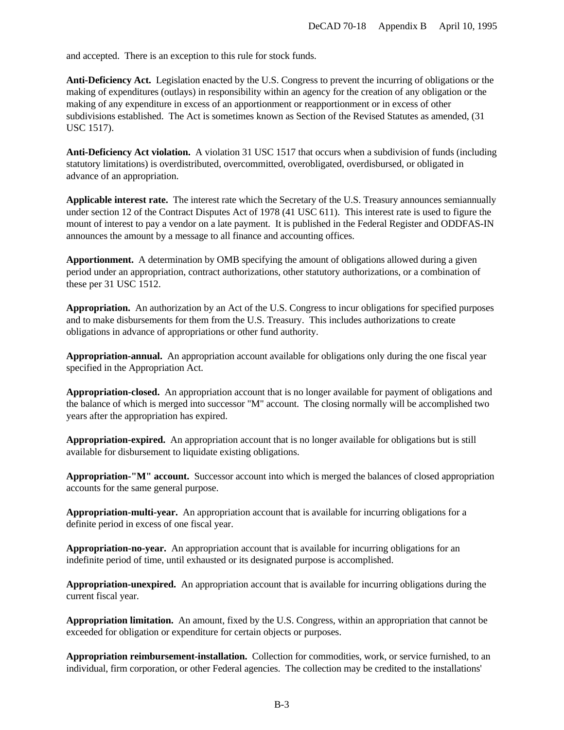and accepted. There is an exception to this rule for stock funds.

**Anti-Deficiency Act.** Legislation enacted by the U.S. Congress to prevent the incurring of obligations or the making of expenditures (outlays) in responsibility within an agency for the creation of any obligation or the making of any expenditure in excess of an apportionment or reapportionment or in excess of other subdivisions established. The Act is sometimes known as Section of the Revised Statutes as amended, (31 USC 1517).

**Anti-Deficiency Act violation.** A violation 31 USC 1517 that occurs when a subdivision of funds (including statutory limitations) is overdistributed, overcommitted, overobligated, overdisbursed, or obligated in advance of an appropriation.

**Applicable interest rate.** The interest rate which the Secretary of the U.S. Treasury announces semiannually under section 12 of the Contract Disputes Act of 1978 (41 USC 611). This interest rate is used to figure the mount of interest to pay a vendor on a late payment. It is published in the Federal Register and ODDFAS-IN announces the amount by a message to all finance and accounting offices.

**Apportionment.** A determination by OMB specifying the amount of obligations allowed during a given period under an appropriation, contract authorizations, other statutory authorizations, or a combination of these per 31 USC 1512.

**Appropriation.** An authorization by an Act of the U.S. Congress to incur obligations for specified purposes and to make disbursements for them from the U.S. Treasury. This includes authorizations to create obligations in advance of appropriations or other fund authority.

**Appropriation-annual.** An appropriation account available for obligations only during the one fiscal year specified in the Appropriation Act.

**Appropriation-closed.** An appropriation account that is no longer available for payment of obligations and the balance of which is merged into successor "M" account. The closing normally will be accomplished two years after the appropriation has expired.

**Appropriation-expired.** An appropriation account that is no longer available for obligations but is still available for disbursement to liquidate existing obligations.

**Appropriation-"M" account.** Successor account into which is merged the balances of closed appropriation accounts for the same general purpose.

**Appropriation-multi-year.** An appropriation account that is available for incurring obligations for a definite period in excess of one fiscal year.

**Appropriation-no-year.** An appropriation account that is available for incurring obligations for an indefinite period of time, until exhausted or its designated purpose is accomplished.

**Appropriation-unexpired.** An appropriation account that is available for incurring obligations during the current fiscal year.

**Appropriation limitation.** An amount, fixed by the U.S. Congress, within an appropriation that cannot be exceeded for obligation or expenditure for certain objects or purposes.

**Appropriation reimbursement-installation.** Collection for commodities, work, or service furnished, to an individual, firm corporation, or other Federal agencies. The collection may be credited to the installations'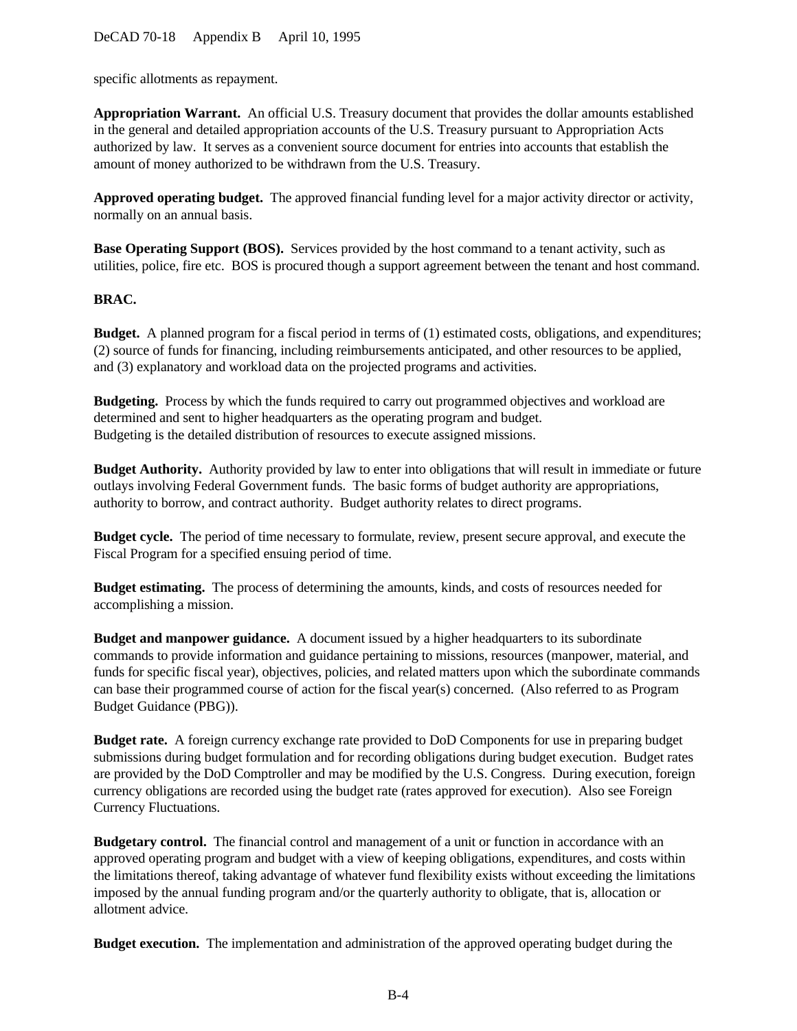specific allotments as repayment.

**Appropriation Warrant.** An official U.S. Treasury document that provides the dollar amounts established in the general and detailed appropriation accounts of the U.S. Treasury pursuant to Appropriation Acts authorized by law. It serves as a convenient source document for entries into accounts that establish the amount of money authorized to be withdrawn from the U.S. Treasury.

**Approved operating budget.** The approved financial funding level for a major activity director or activity, normally on an annual basis.

**Base Operating Support (BOS).** Services provided by the host command to a tenant activity, such as utilities, police, fire etc. BOS is procured though a support agreement between the tenant and host command.

**BRAC.**

**Budget.** A planned program for a fiscal period in terms of (1) estimated costs, obligations, and expenditures; (2) source of funds for financing, including reimbursements anticipated, and other resources to be applied, and (3) explanatory and workload data on the projected programs and activities.

**Budgeting.** Process by which the funds required to carry out programmed objectives and workload are determined and sent to higher headquarters as the operating program and budget.
Budgeting is the detailed distribution of resources to execute assigned missions.

**Budget Authority.** Authority provided by law to enter into obligations that will result in immediate or future outlays involving Federal Government funds. The basic forms of budget authority are appropriations, authority to borrow, and contract authority. Budget authority relates to direct programs.

**Budget cycle.** The period of time necessary to formulate, review, present secure approval, and execute the Fiscal Program for a specified ensuing period of time.

**Budget estimating.** The process of determining the amounts, kinds, and costs of resources needed for accomplishing a mission.

**Budget and manpower guidance.** A document issued by a higher headquarters to its subordinate commands to provide information and guidance pertaining to missions, resources (manpower, material, and funds for specific fiscal year), objectives, policies, and related matters upon which the subordinate commands can base their programmed course of action for the fiscal year(s) concerned. (Also referred to as Program Budget Guidance (PBG)).

**Budget rate.** A foreign currency exchange rate provided to DoD Components for use in preparing budget submissions during budget formulation and for recording obligations during budget execution. Budget rates are provided by the DoD Comptroller and may be modified by the U.S. Congress. During execution, foreign currency obligations are recorded using the budget rate (rates approved for execution). Also see Foreign Currency Fluctuations.

**Budgetary control.** The financial control and management of a unit or function in accordance with an approved operating program and budget with a view of keeping obligations, expenditures, and costs within the limitations thereof, taking advantage of whatever fund flexibility exists without exceeding the limitations imposed by the annual funding program and/or the quarterly authority to obligate, that is, allocation or allotment advice.

**Budget execution.** The implementation and administration of the approved operating budget during the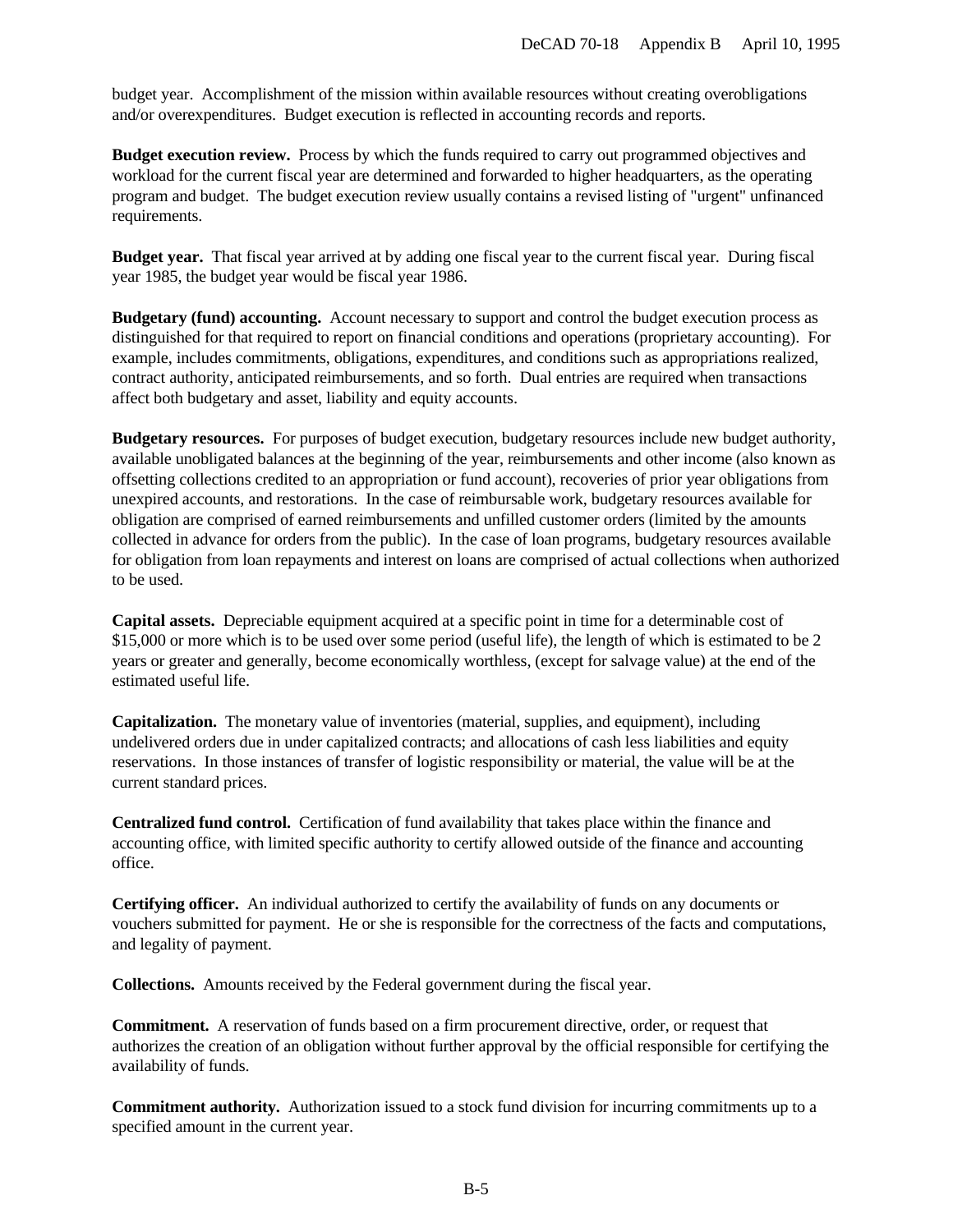budget year. Accomplishment of the mission within available resources without creating overobligations and/or overexpenditures. Budget execution is reflected in accounting records and reports.

**Budget execution review.** Process by which the funds required to carry out programmed objectives and workload for the current fiscal year are determined and forwarded to higher headquarters, as the operating program and budget. The budget execution review usually contains a revised listing of "urgent" unfinanced requirements.

**Budget year.** That fiscal year arrived at by adding one fiscal year to the current fiscal year. During fiscal year 1985, the budget year would be fiscal year 1986.

**Budgetary (fund) accounting.** Account necessary to support and control the budget execution process as distinguished for that required to report on financial conditions and operations (proprietary accounting). For example, includes commitments, obligations, expenditures, and conditions such as appropriations realized, contract authority, anticipated reimbursements, and so forth. Dual entries are required when transactions affect both budgetary and asset, liability and equity accounts.

**Budgetary resources.** For purposes of budget execution, budgetary resources include new budget authority, available unobligated balances at the beginning of the year, reimbursements and other income (also known as offsetting collections credited to an appropriation or fund account), recoveries of prior year obligations from unexpired accounts, and restorations. In the case of reimbursable work, budgetary resources available for obligation are comprised of earned reimbursements and unfilled customer orders (limited by the amounts collected in advance for orders from the public). In the case of loan programs, budgetary resources available for obligation from loan repayments and interest on loans are comprised of actual collections when authorized to be used.

**Capital assets.** Depreciable equipment acquired at a specific point in time for a determinable cost of $15,000 or more which is to be used over some period (useful life), the length of which is estimated to be 2 years or greater and generally, become economically worthless, (except for salvage value) at the end of the estimated useful life.

**Capitalization.** The monetary value of inventories (material, supplies, and equipment), including undelivered orders due in under capitalized contracts; and allocations of cash less liabilities and equity reservations. In those instances of transfer of logistic responsibility or material, the value will be at the current standard prices.

**Centralized fund control.** Certification of fund availability that takes place within the finance and accounting office, with limited specific authority to certify allowed outside of the finance and accounting office.

**Certifying officer.** An individual authorized to certify the availability of funds on any documents or vouchers submitted for payment. He or she is responsible for the correctness of the facts and computations, and legality of payment.

**Collections.** Amounts received by the Federal government during the fiscal year.

**Commitment.** A reservation of funds based on a firm procurement directive, order, or request that authorizes the creation of an obligation without further approval by the official responsible for certifying the availability of funds.

**Commitment authority.** Authorization issued to a stock fund division for incurring commitments up to a specified amount in the current year.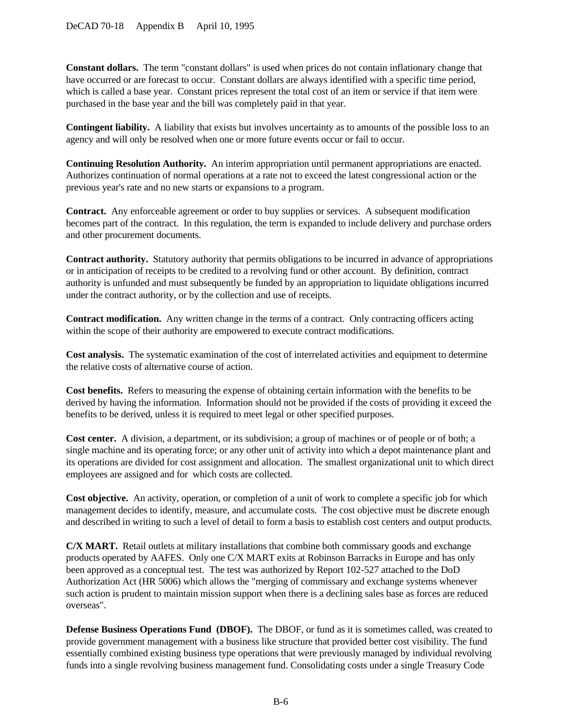**Constant dollars.** The term "constant dollars" is used when prices do not contain inflationary change that have occurred or are forecast to occur. Constant dollars are always identified with a specific time period, which is called a base year. Constant prices represent the total cost of an item or service if that item were purchased in the base year and the bill was completely paid in that year.

**Contingent liability.** A liability that exists but involves uncertainty as to amounts of the possible loss to an agency and will only be resolved when one or more future events occur or fail to occur.

**Continuing Resolution Authority.** An interim appropriation until permanent appropriations are enacted. Authorizes continuation of normal operations at a rate not to exceed the latest congressional action or the previous year's rate and no new starts or expansions to a program.

**Contract.** Any enforceable agreement or order to buy supplies or services. A subsequent modification becomes part of the contract. In this regulation, the term is expanded to include delivery and purchase orders and other procurement documents.

**Contract authority.** Statutory authority that permits obligations to be incurred in advance of appropriations or in anticipation of receipts to be credited to a revolving fund or other account. By definition, contract authority is unfunded and must subsequently be funded by an appropriation to liquidate obligations incurred under the contract authority, or by the collection and use of receipts.

**Contract modification.** Any written change in the terms of a contract. Only contracting officers acting within the scope of their authority are empowered to execute contract modifications.

**Cost analysis.** The systematic examination of the cost of interrelated activities and equipment to determine the relative costs of alternative course of action.

**Cost benefits.** Refers to measuring the expense of obtaining certain information with the benefits to be derived by having the information. Information should not be provided if the costs of providing it exceed the benefits to be derived, unless it is required to meet legal or other specified purposes.

**Cost center.** A division, a department, or its subdivision; a group of machines or of people or of both; a single machine and its operating force; or any other unit of activity into which a depot maintenance plant and its operations are divided for cost assignment and allocation. The smallest organizational unit to which direct employees are assigned and for which costs are collected.

**Cost objective.** An activity, operation, or completion of a unit of work to complete a specific job for which management decides to identify, measure, and accumulate costs. The cost objective must be discrete enough and described in writing to such a level of detail to form a basis to establish cost centers and output products.

**C/X MART.** Retail outlets at military installations that combine both commissary goods and exchange products operated by AAFES. Only one C/X MART exits at Robinson Barracks in Europe and has only been approved as a conceptual test. The test was authorized by Report 102-527 attached to the DoD Authorization Act (HR 5006) which allows the "merging of commissary and exchange systems whenever such action is prudent to maintain mission support when there is a declining sales base as forces are reduced overseas".

**Defense Business Operations Fund (DBOF).** The DBOF, or fund as it is sometimes called, was created to provide government management with a business like structure that provided better cost visibility. The fund essentially combined existing business type operations that were previously managed by individual revolving funds into a single revolving business management fund. Consolidating costs under a single Treasury Code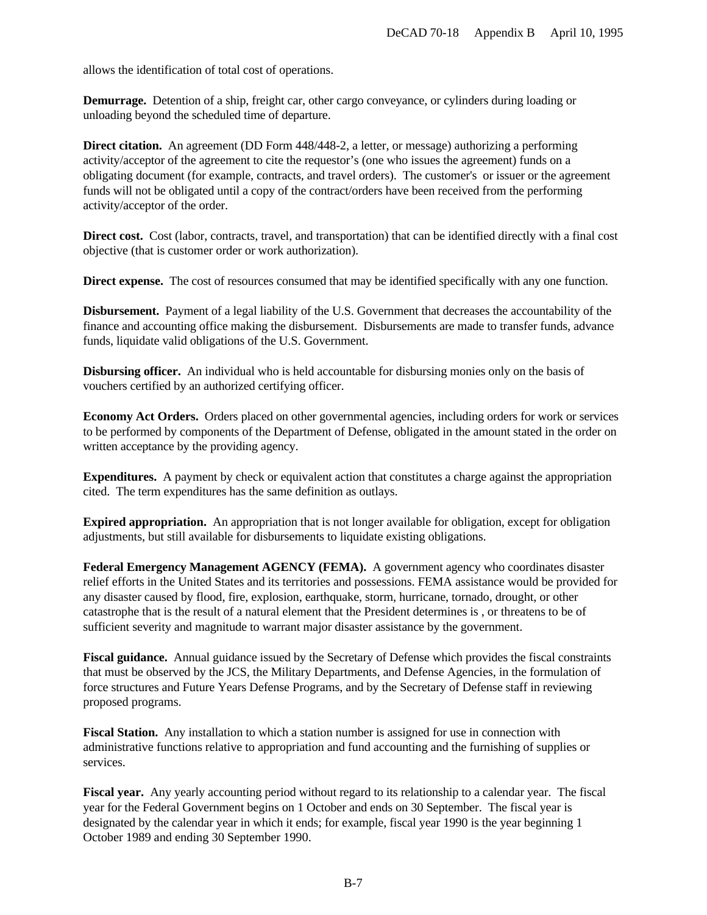allows the identification of total cost of operations.

**Demurrage.** Detention of a ship, freight car, other cargo conveyance, or cylinders during loading or unloading beyond the scheduled time of departure.

**Direct citation.** An agreement (DD Form 448/448-2, a letter, or message) authorizing a performing activity/acceptor of the agreement to cite the requestor's (one who issues the agreement) funds on a obligating document (for example, contracts, and travel orders). The customer's or issuer or the agreement funds will not be obligated until a copy of the contract/orders have been received from the performing activity/acceptor of the order.

**Direct cost.** Cost (labor, contracts, travel, and transportation) that can be identified directly with a final cost objective (that is customer order or work authorization).

**Direct expense.** The cost of resources consumed that may be identified specifically with any one function.

**Disbursement.** Payment of a legal liability of the U.S. Government that decreases the accountability of the finance and accounting office making the disbursement. Disbursements are made to transfer funds, advance funds, liquidate valid obligations of the U.S. Government.

**Disbursing officer.** An individual who is held accountable for disbursing monies only on the basis of vouchers certified by an authorized certifying officer.

**Economy Act Orders.** Orders placed on other governmental agencies, including orders for work or services to be performed by components of the Department of Defense, obligated in the amount stated in the order on written acceptance by the providing agency.

**Expenditures.** A payment by check or equivalent action that constitutes a charge against the appropriation cited. The term expenditures has the same definition as outlays.

**Expired appropriation.** An appropriation that is not longer available for obligation, except for obligation adjustments, but still available for disbursements to liquidate existing obligations.

**Federal Emergency Management AGENCY (FEMA).** A government agency who coordinates disaster relief efforts in the United States and its territories and possessions. FEMA assistance would be provided for any disaster caused by flood, fire, explosion, earthquake, storm, hurricane, tornado, drought, or other catastrophe that is the result of a natural element that the President determines is , or threatens to be of sufficient severity and magnitude to warrant major disaster assistance by the government.

**Fiscal guidance.** Annual guidance issued by the Secretary of Defense which provides the fiscal constraints that must be observed by the JCS, the Military Departments, and Defense Agencies, in the formulation of force structures and Future Years Defense Programs, and by the Secretary of Defense staff in reviewing proposed programs.

**Fiscal Station.** Any installation to which a station number is assigned for use in connection with administrative functions relative to appropriation and fund accounting and the furnishing of supplies or services.

**Fiscal year.** Any yearly accounting period without regard to its relationship to a calendar year. The fiscal year for the Federal Government begins on 1 October and ends on 30 September. The fiscal year is designated by the calendar year in which it ends; for example, fiscal year 1990 is the year beginning 1 October 1989 and ending 30 September 1990.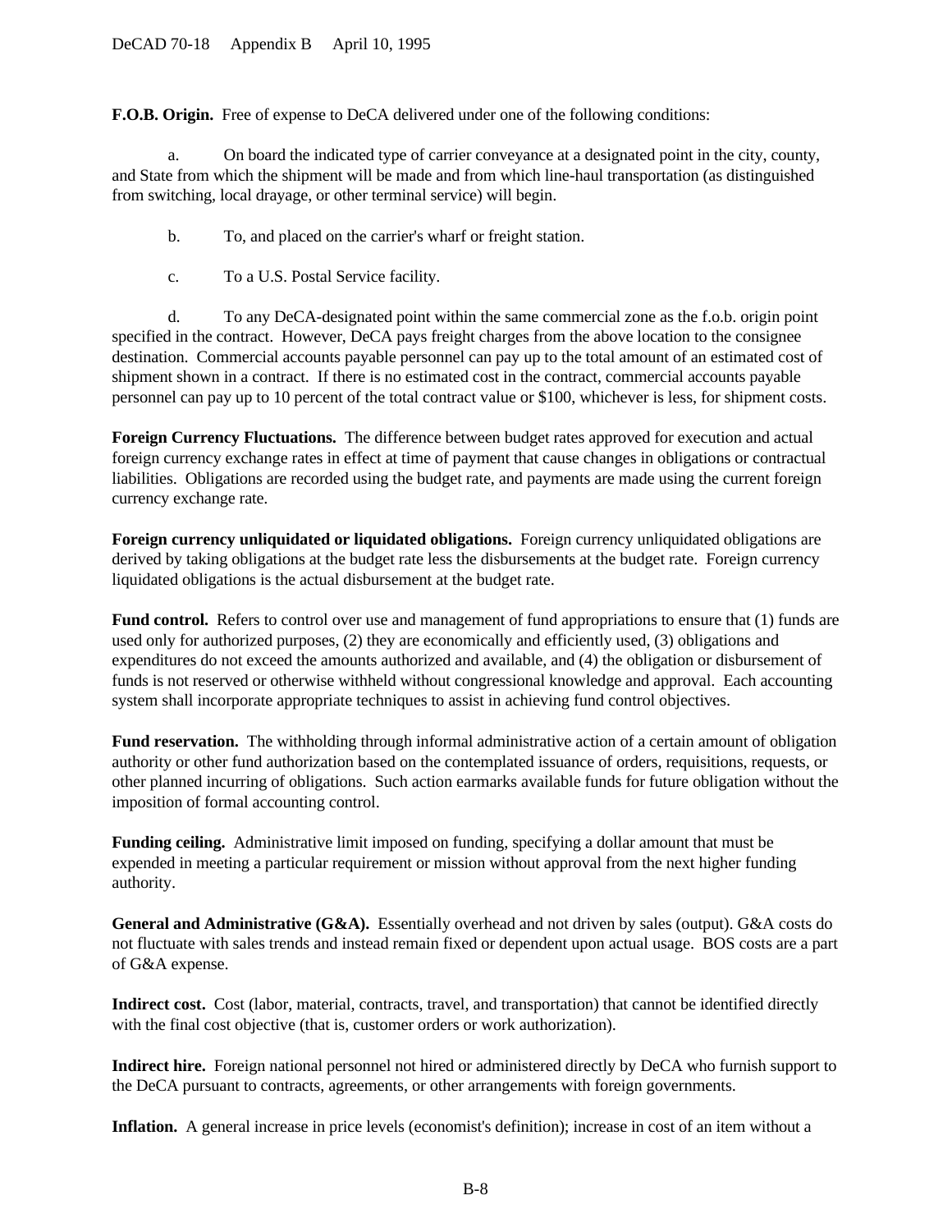**F.O.B. Origin.** Free of expense to DeCA delivered under one of the following conditions:

a. On board the indicated type of carrier conveyance at a designated point in the city, county, and State from which the shipment will be made and from which line-haul transportation (as distinguished from switching, local drayage, or other terminal service) will begin.

b. To, and placed on the carrier's wharf or freight station.

c. To a U.S. Postal Service facility.

d. To any DeCA-designated point within the same commercial zone as the f.o.b. origin point specified in the contract. However, DeCA pays freight charges from the above location to the consignee destination. Commercial accounts payable personnel can pay up to the total amount of an estimated cost of shipment shown in a contract. If there is no estimated cost in the contract, commercial accounts payable personnel can pay up to 10 percent of the total contract value or $100, whichever is less, for shipment costs.

**Foreign Currency Fluctuations.** The difference between budget rates approved for execution and actual foreign currency exchange rates in effect at time of payment that cause changes in obligations or contractual liabilities. Obligations are recorded using the budget rate, and payments are made using the current foreign currency exchange rate.

**Foreign currency unliquidated or liquidated obligations.** Foreign currency unliquidated obligations are derived by taking obligations at the budget rate less the disbursements at the budget rate. Foreign currency liquidated obligations is the actual disbursement at the budget rate.

**Fund control.** Refers to control over use and management of fund appropriations to ensure that (1) funds are used only for authorized purposes, (2) they are economically and efficiently used, (3) obligations and expenditures do not exceed the amounts authorized and available, and (4) the obligation or disbursement of funds is not reserved or otherwise withheld without congressional knowledge and approval. Each accounting system shall incorporate appropriate techniques to assist in achieving fund control objectives.

**Fund reservation.** The withholding through informal administrative action of a certain amount of obligation authority or other fund authorization based on the contemplated issuance of orders, requisitions, requests, or other planned incurring of obligations. Such action earmarks available funds for future obligation without the imposition of formal accounting control.

**Funding ceiling.** Administrative limit imposed on funding, specifying a dollar amount that must be expended in meeting a particular requirement or mission without approval from the next higher funding authority.

**General and Administrative (G&A).** Essentially overhead and not driven by sales (output). G&A costs do not fluctuate with sales trends and instead remain fixed or dependent upon actual usage. BOS costs are a part of G&A expense.

**Indirect cost.** Cost (labor, material, contracts, travel, and transportation) that cannot be identified directly with the final cost objective (that is, customer orders or work authorization).

**Indirect hire.** Foreign national personnel not hired or administered directly by DeCA who furnish support to the DeCA pursuant to contracts, agreements, or other arrangements with foreign governments.

**Inflation.** A general increase in price levels (economist's definition); increase in cost of an item without a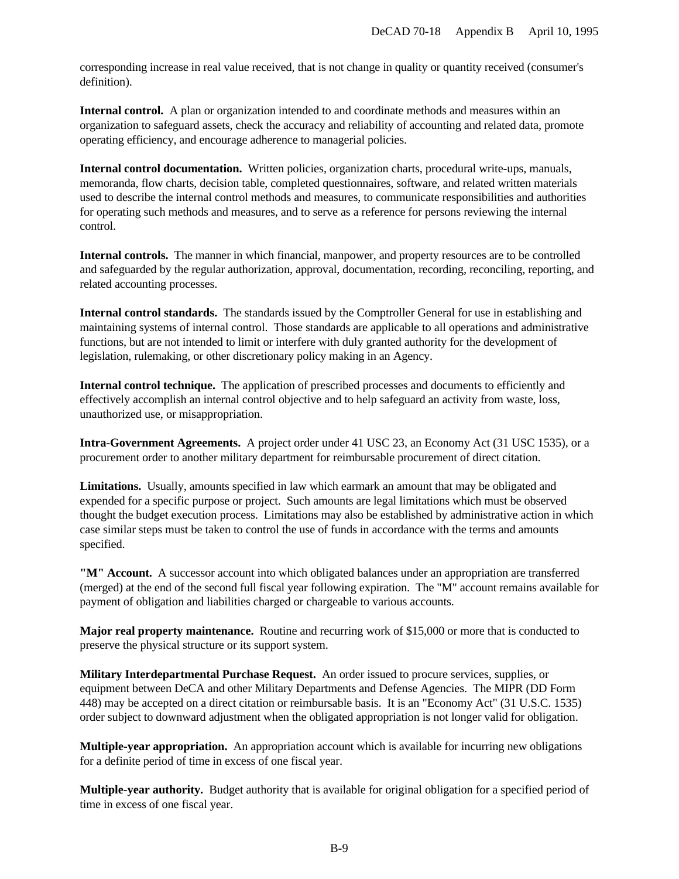corresponding increase in real value received, that is not change in quality or quantity received (consumer's definition).

**Internal control.** A plan or organization intended to and coordinate methods and measures within an organization to safeguard assets, check the accuracy and reliability of accounting and related data, promote operating efficiency, and encourage adherence to managerial policies.

**Internal control documentation.** Written policies, organization charts, procedural write-ups, manuals, memoranda, flow charts, decision table, completed questionnaires, software, and related written materials used to describe the internal control methods and measures, to communicate responsibilities and authorities for operating such methods and measures, and to serve as a reference for persons reviewing the internal control.

**Internal controls.** The manner in which financial, manpower, and property resources are to be controlled and safeguarded by the regular authorization, approval, documentation, recording, reconciling, reporting, and related accounting processes.

**Internal control standards.** The standards issued by the Comptroller General for use in establishing and maintaining systems of internal control. Those standards are applicable to all operations and administrative functions, but are not intended to limit or interfere with duly granted authority for the development of legislation, rulemaking, or other discretionary policy making in an Agency.

**Internal control technique.** The application of prescribed processes and documents to efficiently and effectively accomplish an internal control objective and to help safeguard an activity from waste, loss, unauthorized use, or misappropriation.

**Intra-Government Agreements.** A project order under 41 USC 23, an Economy Act (31 USC 1535), or a procurement order to another military department for reimbursable procurement of direct citation.

**Limitations.** Usually, amounts specified in law which earmark an amount that may be obligated and expended for a specific purpose or project. Such amounts are legal limitations which must be observed thought the budget execution process. Limitations may also be established by administrative action in which case similar steps must be taken to control the use of funds in accordance with the terms and amounts specified.

**"M" Account.** A successor account into which obligated balances under an appropriation are transferred (merged) at the end of the second full fiscal year following expiration. The "M" account remains available for payment of obligation and liabilities charged or chargeable to various accounts.

**Major real property maintenance.** Routine and recurring work of $15,000 or more that is conducted to preserve the physical structure or its support system.

**Military Interdepartmental Purchase Request.** An order issued to procure services, supplies, or equipment between DeCA and other Military Departments and Defense Agencies. The MIPR (DD Form 448) may be accepted on a direct citation or reimbursable basis. It is an "Economy Act" (31 U.S.C. 1535) order subject to downward adjustment when the obligated appropriation is not longer valid for obligation.

**Multiple-year appropriation.** An appropriation account which is available for incurring new obligations for a definite period of time in excess of one fiscal year.

**Multiple-year authority.** Budget authority that is available for original obligation for a specified period of time in excess of one fiscal year.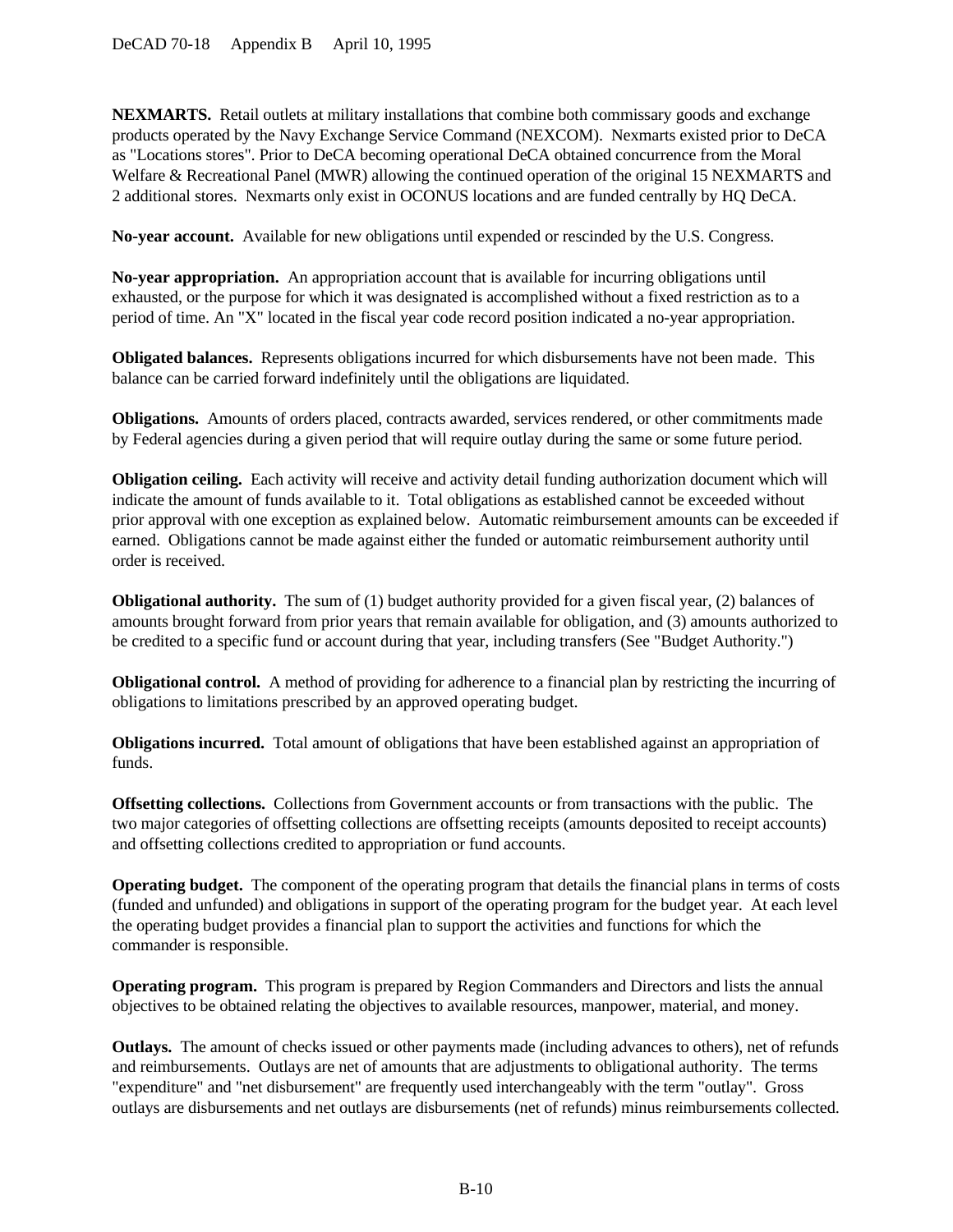**NEXMARTS.** Retail outlets at military installations that combine both commissary goods and exchange products operated by the Navy Exchange Service Command (NEXCOM). Nexmarts existed prior to DeCA as "Locations stores". Prior to DeCA becoming operational DeCA obtained concurrence from the Moral Welfare & Recreational Panel (MWR) allowing the continued operation of the original 15 NEXMARTS and 2 additional stores. Nexmarts only exist in OCONUS locations and are funded centrally by HQ DeCA.

**No-year account.** Available for new obligations until expended or rescinded by the U.S. Congress.

**No-year appropriation.** An appropriation account that is available for incurring obligations until exhausted, or the purpose for which it was designated is accomplished without a fixed restriction as to a period of time. An "X" located in the fiscal year code record position indicated a no-year appropriation.

**Obligated balances.** Represents obligations incurred for which disbursements have not been made. This balance can be carried forward indefinitely until the obligations are liquidated.

**Obligations.** Amounts of orders placed, contracts awarded, services rendered, or other commitments made by Federal agencies during a given period that will require outlay during the same or some future period.

**Obligation ceiling.** Each activity will receive and activity detail funding authorization document which will indicate the amount of funds available to it. Total obligations as established cannot be exceeded without prior approval with one exception as explained below. Automatic reimbursement amounts can be exceeded if earned. Obligations cannot be made against either the funded or automatic reimbursement authority until order is received.

**Obligational authority.** The sum of (1) budget authority provided for a given fiscal year, (2) balances of amounts brought forward from prior years that remain available for obligation, and (3) amounts authorized to be credited to a specific fund or account during that year, including transfers (See "Budget Authority.")

**Obligational control.** A method of providing for adherence to a financial plan by restricting the incurring of obligations to limitations prescribed by an approved operating budget.

**Obligations incurred.** Total amount of obligations that have been established against an appropriation of funds.

**Offsetting collections.** Collections from Government accounts or from transactions with the public. The two major categories of offsetting collections are offsetting receipts (amounts deposited to receipt accounts) and offsetting collections credited to appropriation or fund accounts.

**Operating budget.** The component of the operating program that details the financial plans in terms of costs (funded and unfunded) and obligations in support of the operating program for the budget year. At each level the operating budget provides a financial plan to support the activities and functions for which the commander is responsible.

**Operating program.** This program is prepared by Region Commanders and Directors and lists the annual objectives to be obtained relating the objectives to available resources, manpower, material, and money.

**Outlays.** The amount of checks issued or other payments made (including advances to others), net of refunds and reimbursements. Outlays are net of amounts that are adjustments to obligational authority. The terms "expenditure" and "net disbursement" are frequently used interchangeably with the term "outlay". Gross outlays are disbursements and net outlays are disbursements (net of refunds) minus reimbursements collected.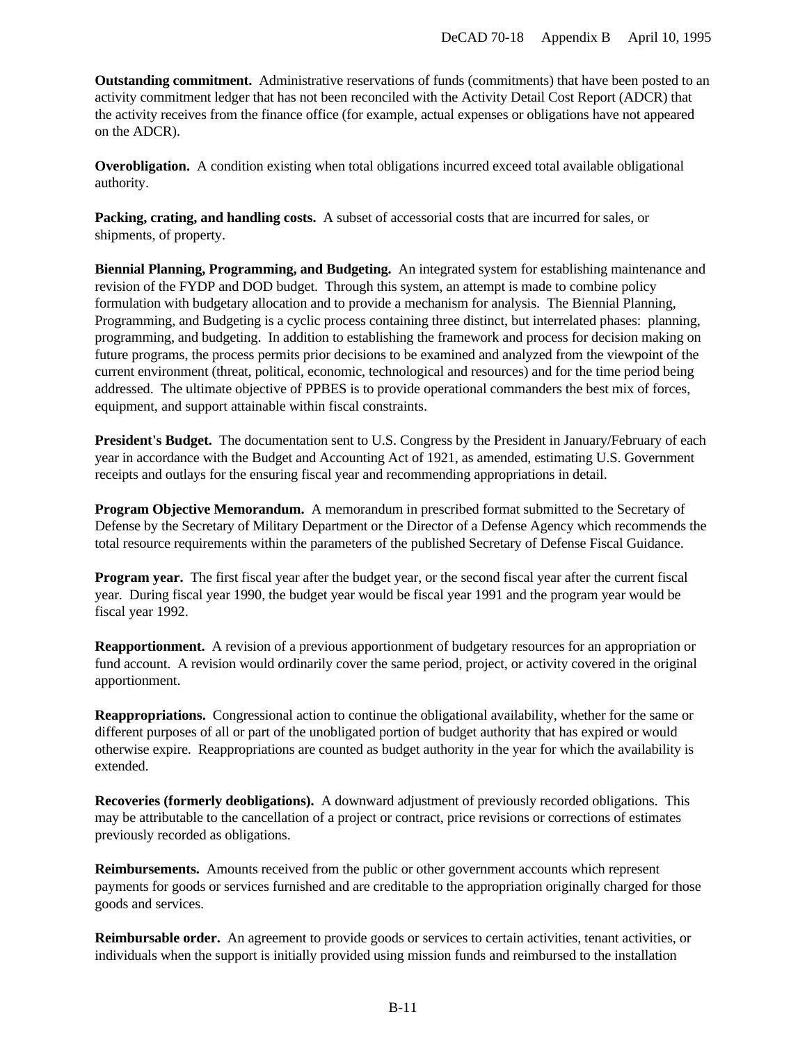**Outstanding commitment.** Administrative reservations of funds (commitments) that have been posted to an activity commitment ledger that has not been reconciled with the Activity Detail Cost Report (ADCR) that the activity receives from the finance office (for example, actual expenses or obligations have not appeared on the ADCR).

**Overobligation.** A condition existing when total obligations incurred exceed total available obligational authority.

**Packing, crating, and handling costs.** A subset of accessorial costs that are incurred for sales, or shipments, of property.

**Biennial Planning, Programming, and Budgeting.** An integrated system for establishing maintenance and revision of the FYDP and DOD budget. Through this system, an attempt is made to combine policy formulation with budgetary allocation and to provide a mechanism for analysis. The Biennial Planning, Programming, and Budgeting is a cyclic process containing three distinct, but interrelated phases: planning, programming, and budgeting. In addition to establishing the framework and process for decision making on future programs, the process permits prior decisions to be examined and analyzed from the viewpoint of the current environment (threat, political, economic, technological and resources) and for the time period being addressed. The ultimate objective of PPBES is to provide operational commanders the best mix of forces, equipment, and support attainable within fiscal constraints.

**President's Budget.** The documentation sent to U.S. Congress by the President in January/February of each year in accordance with the Budget and Accounting Act of 1921, as amended, estimating U.S. Government receipts and outlays for the ensuring fiscal year and recommending appropriations in detail.

**Program Objective Memorandum.** A memorandum in prescribed format submitted to the Secretary of Defense by the Secretary of Military Department or the Director of a Defense Agency which recommends the total resource requirements within the parameters of the published Secretary of Defense Fiscal Guidance.

**Program year.** The first fiscal year after the budget year, or the second fiscal year after the current fiscal year. During fiscal year 1990, the budget year would be fiscal year 1991 and the program year would be fiscal year 1992.

**Reapportionment.** A revision of a previous apportionment of budgetary resources for an appropriation or fund account. A revision would ordinarily cover the same period, project, or activity covered in the original apportionment.

**Reappropriations.** Congressional action to continue the obligational availability, whether for the same or different purposes of all or part of the unobligated portion of budget authority that has expired or would otherwise expire. Reappropriations are counted as budget authority in the year for which the availability is extended.

**Recoveries (formerly deobligations).** A downward adjustment of previously recorded obligations. This may be attributable to the cancellation of a project or contract, price revisions or corrections of estimates previously recorded as obligations.

**Reimbursements.** Amounts received from the public or other government accounts which represent payments for goods or services furnished and are creditable to the appropriation originally charged for those goods and services.

**Reimbursable order.** An agreement to provide goods or services to certain activities, tenant activities, or individuals when the support is initially provided using mission funds and reimbursed to the installation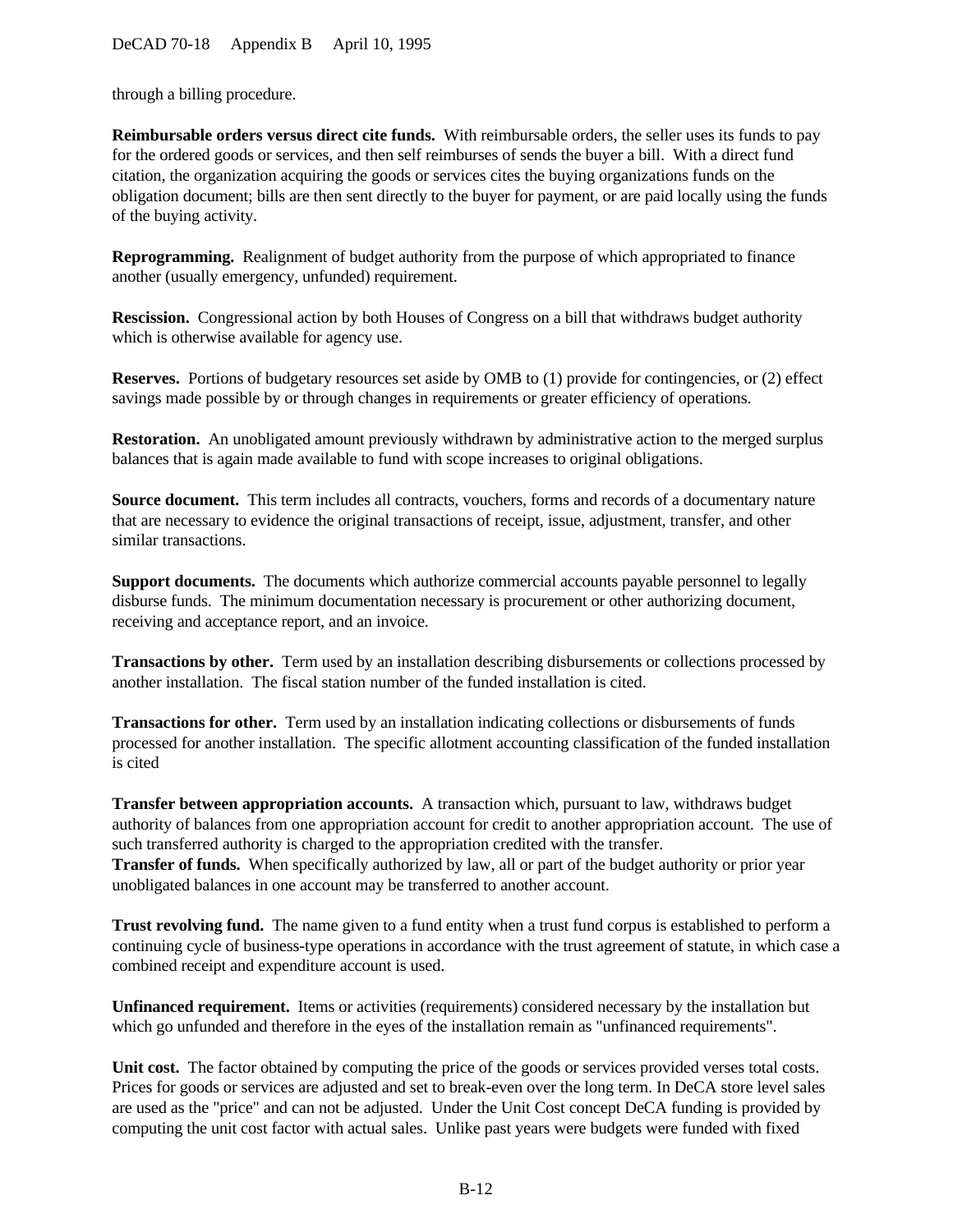through a billing procedure.

**Reimbursable orders versus direct cite funds.** With reimbursable orders, the seller uses its funds to pay for the ordered goods or services, and then self reimburses of sends the buyer a bill. With a direct fund citation, the organization acquiring the goods or services cites the buying organizations funds on the obligation document; bills are then sent directly to the buyer for payment, or are paid locally using the funds of the buying activity.

**Reprogramming.** Realignment of budget authority from the purpose of which appropriated to finance another (usually emergency, unfunded) requirement.

**Rescission.** Congressional action by both Houses of Congress on a bill that withdraws budget authority which is otherwise available for agency use.

**Reserves.** Portions of budgetary resources set aside by OMB to (1) provide for contingencies, or (2) effect savings made possible by or through changes in requirements or greater efficiency of operations.

**Restoration.** An unobligated amount previously withdrawn by administrative action to the merged surplus balances that is again made available to fund with scope increases to original obligations.

**Source document.** This term includes all contracts, vouchers, forms and records of a documentary nature that are necessary to evidence the original transactions of receipt, issue, adjustment, transfer, and other similar transactions.

**Support documents.** The documents which authorize commercial accounts payable personnel to legally disburse funds. The minimum documentation necessary is procurement or other authorizing document, receiving and acceptance report, and an invoice.

**Transactions by other.** Term used by an installation describing disbursements or collections processed by another installation. The fiscal station number of the funded installation is cited.

**Transactions for other.** Term used by an installation indicating collections or disbursements of funds processed for another installation. The specific allotment accounting classification of the funded installation is cited

**Transfer between appropriation accounts.** A transaction which, pursuant to law, withdraws budget authority of balances from one appropriation account for credit to another appropriation account. The use of such transferred authority is charged to the appropriation credited with the transfer.

**Transfer of funds.** When specifically authorized by law, all or part of the budget authority or prior year unobligated balances in one account may be transferred to another account.

**Trust revolving fund.** The name given to a fund entity when a trust fund corpus is established to perform a continuing cycle of business-type operations in accordance with the trust agreement of statute, in which case a combined receipt and expenditure account is used.

**Unfinanced requirement.** Items or activities (requirements) considered necessary by the installation but which go unfunded and therefore in the eyes of the installation remain as "unfinanced requirements".

**Unit cost.** The factor obtained by computing the price of the goods or services provided verses total costs. Prices for goods or services are adjusted and set to break-even over the long term. In DeCA store level sales are used as the "price" and can not be adjusted. Under the Unit Cost concept DeCA funding is provided by computing the unit cost factor with actual sales. Unlike past years were budgets were funded with fixed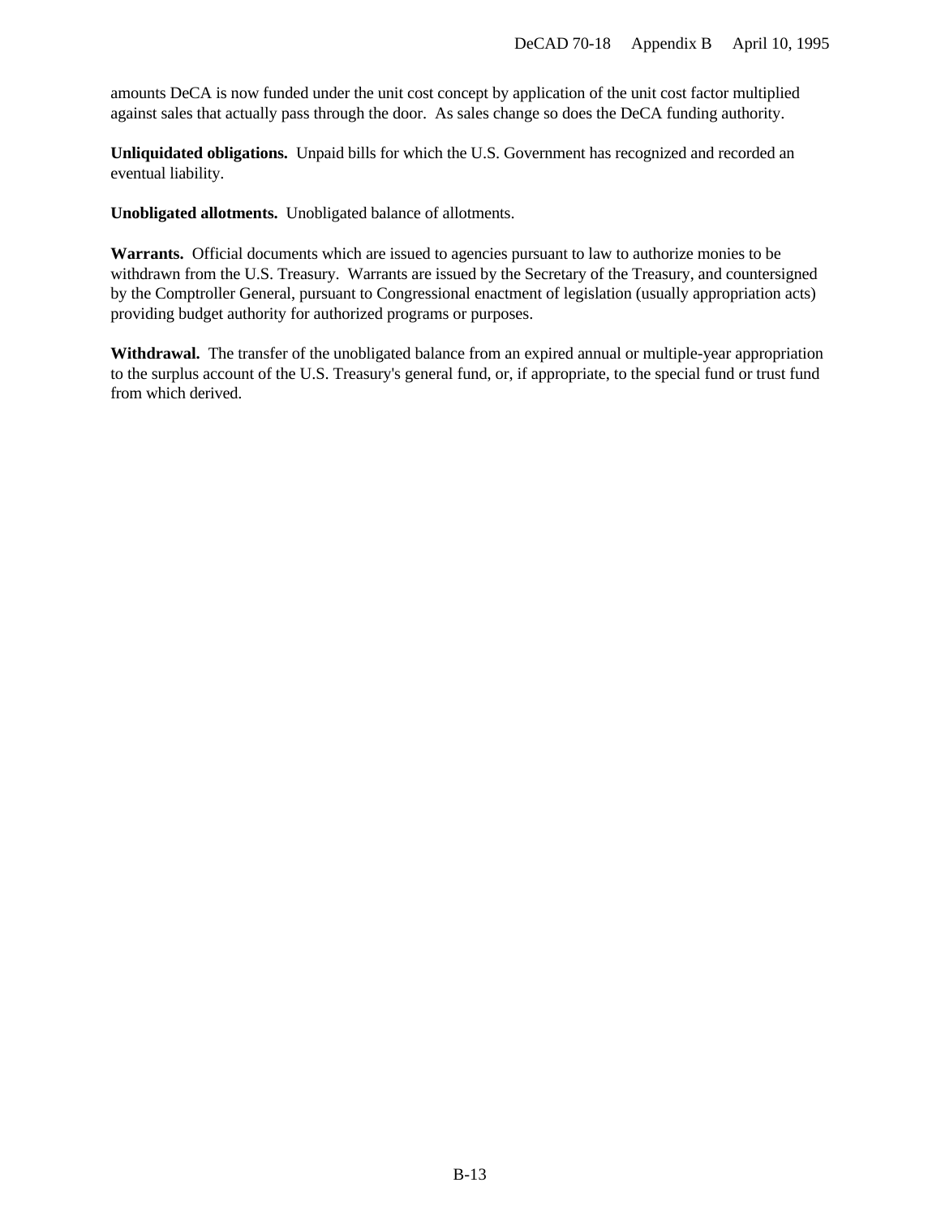amounts DeCA is now funded under the unit cost concept by application of the unit cost factor multiplied against sales that actually pass through the door. As sales change so does the DeCA funding authority.

**Unliquidated obligations.** Unpaid bills for which the U.S. Government has recognized and recorded an eventual liability.

**Unobligated allotments.** Unobligated balance of allotments.

**Warrants.** Official documents which are issued to agencies pursuant to law to authorize monies to be withdrawn from the U.S. Treasury. Warrants are issued by the Secretary of the Treasury, and countersigned by the Comptroller General, pursuant to Congressional enactment of legislation (usually appropriation acts) providing budget authority for authorized programs or purposes.

**Withdrawal.** The transfer of the unobligated balance from an expired annual or multiple-year appropriation to the surplus account of the U.S. Treasury's general fund, or, if appropriate, to the special fund or trust fund from which derived.